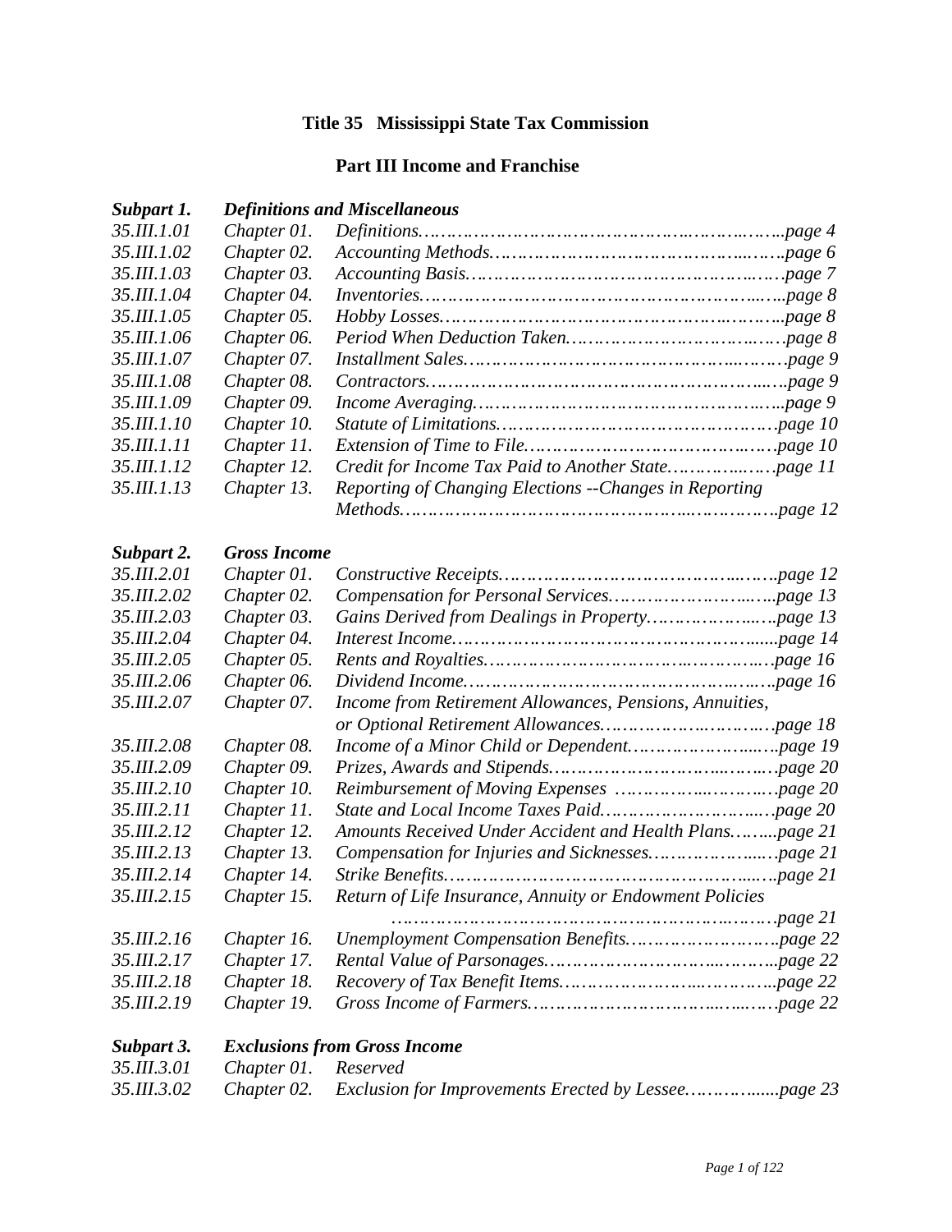# Title 35 Mississippi State Tax Commission

## Part III Income and Franchise

| | | |
|---|---|---|
| ***Subpart 1.*** | ***Definitions and Miscellaneous*** | |
| *35.III.1.01* | *Chapter 01.* | *Definitions……………………………………………………page 4* |
| *35.III.1.02* | *Chapter 02.* | *Accounting Methods……………………………………………page 6* |
| *35.III.1.03* | *Chapter 03.* | *Accounting Basis………………………………………………page 7* |
| *35.III.1.04* | *Chapter 04.* | *Inventories……………………………………………………page 8* |
| *35.III.1.05* | *Chapter 05.* | *Hobby Losses…………………………………………………page 8* |
| *35.III.1.06* | *Chapter 06.* | *Period When Deduction Taken…………………………………page 8* |
| *35.III.1.07* | *Chapter 07.* | *Installment Sales………………………………………………page 9* |
| *35.III.1.08* | *Chapter 08.* | *Contractors……………………………………………………page 9* |
| *35.III.1.09* | *Chapter 09.* | *Income Averaging………………………………………………page 9* |
| *35.III.1.10* | *Chapter 10.* | *Statute of Limitations…………………………………………page 10* |
| *35.III.1.11* | *Chapter 11.* | *Extension of Time to File………………………………………page 10* |
| *35.III.1.12* | *Chapter 12.* | *Credit for Income Tax Paid to Another State…………………page 11* |
| *35.III.1.13* | *Chapter 13.* | *Reporting of Changing Elections --Changes in Reporting Methods…………………………………………………………page 12* |
| ***Subpart 2.*** | ***Gross Income*** | |
| *35.III.2.01* | *Chapter 01.* | *Constructive Receipts…………………………………………page 12* |
| *35.III.2.02* | *Chapter 02.* | *Compensation for Personal Services……………………………page 13* |
| *35.III.2.03* | *Chapter 03.* | *Gains Derived from Dealings in Property………………………page 13* |
| *35.III.2.04* | *Chapter 04.* | *Interest Income…………………………………………………page 14* |
| *35.III.2.05* | *Chapter 05.* | *Rents and Royalties……………………………………………page 16* |
| *35.III.2.06* | *Chapter 06.* | *Dividend Income………………………………………………page 16* |
| *35.III.2.07* | *Chapter 07.* | *Income from Retirement Allowances, Pensions, Annuities, or Optional Retirement Allowances……………………………page 18* |
| *35.III.2.08* | *Chapter 08.* | *Income of a Minor Child or Dependent…………………………page 19* |
| *35.III.2.09* | *Chapter 09.* | *Prizes, Awards and Stipends……………………………………page 20* |
| *35.III.2.10* | *Chapter 10.* | *Reimbursement of Moving Expenses …………………………page 20* |
| *35.III.2.11* | *Chapter 11.* | *State and Local Income Taxes Paid……………………………page 20* |
| *35.III.2.12* | *Chapter 12.* | *Amounts Received Under Accident and Health Plans…………page 21* |
| *35.III.2.13* | *Chapter 13.* | *Compensation for Injuries and Sicknesses………………………page 21* |
| *35.III.2.14* | *Chapter 14.* | *Strike Benefits…………………………………………………page 21* |
| *35.III.2.15* | *Chapter 15.* | *Return of Life Insurance, Annuity or Endowment Policies ………………………………………………………………page 21* |
| *35.III.2.16* | *Chapter 16.* | *Unemployment Compensation Benefits…………………………page 22* |
| *35.III.2.17* | *Chapter 17.* | *Rental Value of Parsonages……………………………………page 22* |
| *35.III.2.18* | *Chapter 18.* | *Recovery of Tax Benefit Items…………………………………page 22* |
| *35.III.2.19* | *Chapter 19.* | *Gross Income of Farmers………………………………………page 22* |
| ***Subpart 3.*** | ***Exclusions from Gross Income*** | |
| *35.III.3.01* | *Chapter 01.* | *Reserved* |
| *35.III.3.02* | *Chapter 02.* | *Exclusion for Improvements Erected by Lessee…………………page 23* |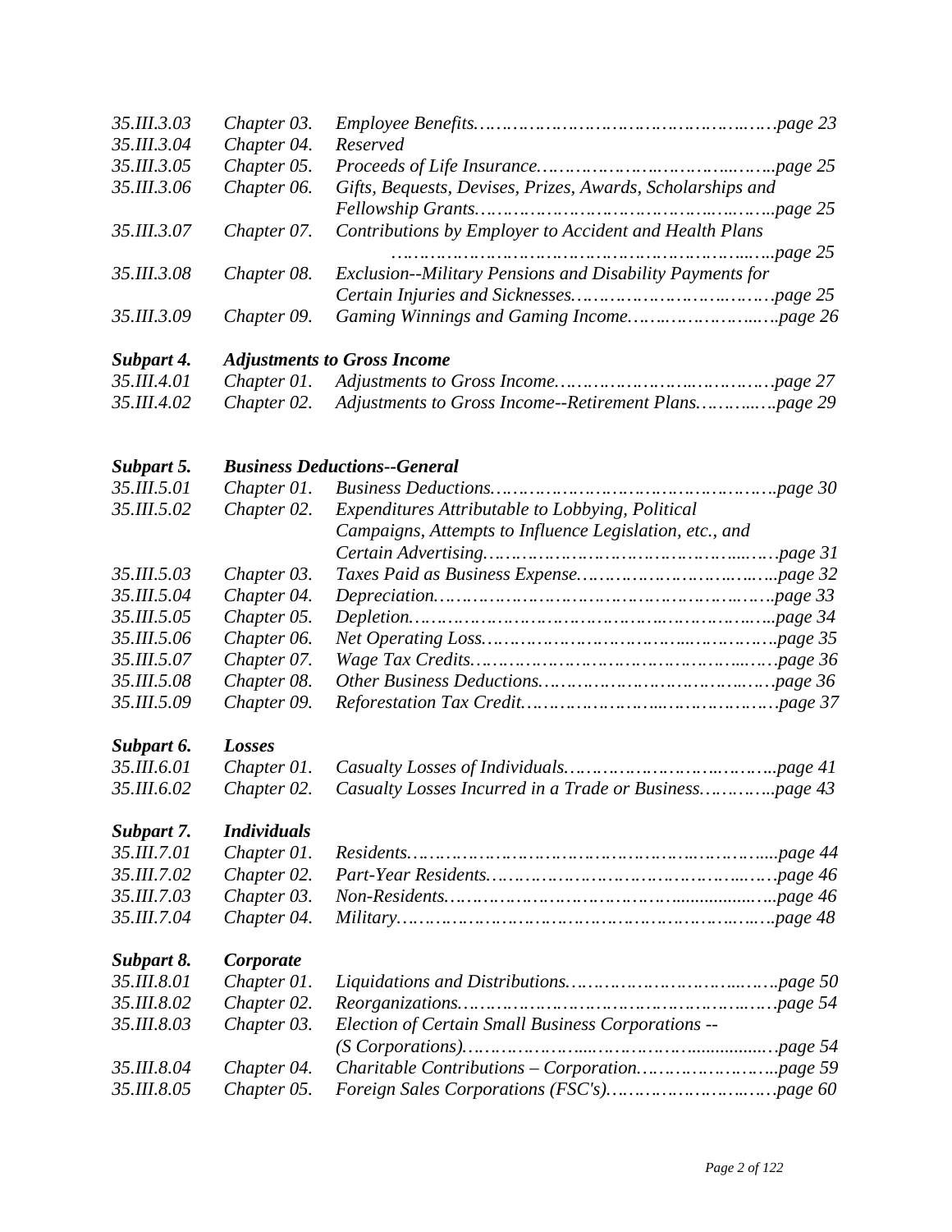| | | |
|---|---|---|
| *35.III.3.03* | *Chapter 03.* | *Employee Benefits……………………………………………page 23* |
| *35.III.3.04* | *Chapter 04.* | *Reserved* |
| *35.III.3.05* | *Chapter 05.* | *Proceeds of Life Insurance…………………………………page 25* |
| *35.III.3.06* | *Chapter 06.* | *Gifts, Bequests, Devises, Prizes, Awards, Scholarships and Fellowship Grants……………………………………………page 25* |
| *35.III.3.07* | *Chapter 07.* | *Contributions by Employer to Accident and Health Plans ……………………………………………………………page 25* |
| *35.III.3.08* | *Chapter 08.* | *Exclusion--Military Pensions and Disability Payments for Certain Injuries and Sicknesses…………………………page 25* |
| *35.III.3.09* | *Chapter 09.* | *Gaming Winnings and Gaming Income…………………page 26* |

***Subpart 4. Adjustments to Gross Income***

| | | |
|---|---|---|
| *35.III.4.01* | *Chapter 01.* | *Adjustments to Gross Income…………………………page 27* |
| *35.III.4.02* | *Chapter 02.* | *Adjustments to Gross Income--Retirement Plans…………page 29* |

***Subpart 5. Business Deductions--General***

| | | |
|---|---|---|
| *35.III.5.01* | *Chapter 01.* | *Business Deductions……………………………………………page 30* |
| *35.III.5.02* | *Chapter 02.* | *Expenditures Attributable to Lobbying, Political Campaigns, Attempts to Influence Legislation, etc., and Certain Advertising………………………………………page 31* |
| *35.III.5.03* | *Chapter 03.* | *Taxes Paid as Business Expense……………………………page 32* |
| *35.III.5.04* | *Chapter 04.* | *Depreciation……………………………………………………page 33* |
| *35.III.5.05* | *Chapter 05.* | *Depletion………………………………………………………page 34* |
| *35.III.5.06* | *Chapter 06.* | *Net Operating Loss……………………………………………page 35* |
| *35.III.5.07* | *Chapter 07.* | *Wage Tax Credits………………………………………………page 36* |
| *35.III.5.08* | *Chapter 08.* | *Other Business Deductions…………………………………page 36* |
| *35.III.5.09* | *Chapter 09.* | *Reforestation Tax Credit………………………………………page 37* |

***Subpart 6. Losses***

| | | |
|---|---|---|
| *35.III.6.01* | *Chapter 01.* | *Casualty Losses of Individuals……………………………page 41* |
| *35.III.6.02* | *Chapter 02.* | *Casualty Losses Incurred in a Trade or Business…………page 43* |

***Subpart 7. Individuals***

| | | |
|---|---|---|
| *35.III.7.01* | *Chapter 01.* | *Residents………………………………………………………page 44* |
| *35.III.7.02* | *Chapter 02.* | *Part-Year Residents……………………………………………page 46* |
| *35.III.7.03* | *Chapter 03.* | *Non-Residents…………………………………………………page 46* |
| *35.III.7.04* | *Chapter 04.* | *Military…………………………………………………………page 48* |

***Subpart 8. Corporate***

| | | |
|---|---|---|
| *35.III.8.01* | *Chapter 01.* | *Liquidations and Distributions……………………………page 50* |
| *35.III.8.02* | *Chapter 02.* | *Reorganizations………………………………………………page 54* |
| *35.III.8.03* | *Chapter 03.* | *Election of Certain Small Business Corporations -- (S Corporations)……………………………………………page 54* |
| *35.III.8.04* | *Chapter 04.* | *Charitable Contributions – Corporation……………………page 59* |
| *35.III.8.05* | *Chapter 05.* | *Foreign Sales Corporations (FSC's)…………………………page 60* |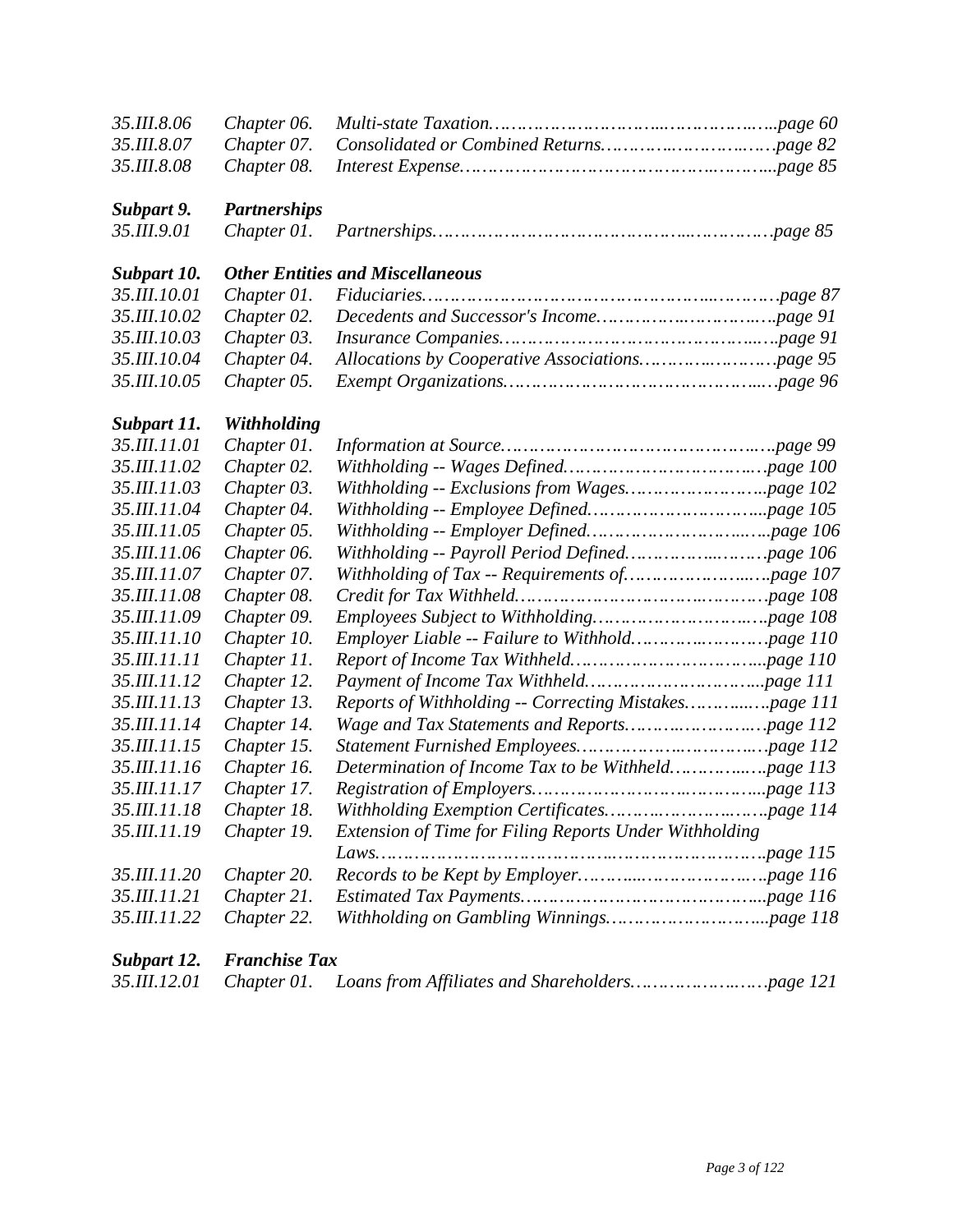*35.III.8.06* *Chapter 06.* *Multi-state Taxation……………………………...…………..…..page 60*
*35.III.8.07* *Chapter 07.* *Consolidated or Combined Returns………….……….…..….page 82*
*35.III.8.08* *Chapter 08.* *Interest Expense……………………………………….……...page 85*

***Subpart 9.*** ***Partnerships***

*35.III.9.01* *Chapter 01.* *Partnerships………………………………………...………….page 85*

***Subpart 10.*** ***Other Entities and Miscellaneous***

*35.III.10.01* *Chapter 01.* *Fiduciaries……………………………………………...……….page 87*
*35.III.10.02* *Chapter 02.* *Decedents and Successor's Income……………….………….page 91*
*35.III.10.03* *Chapter 03.* *Insurance Companies………………………………………...…page 91*
*35.III.10.04* *Chapter 04.* *Allocations by Cooperative Associations…………..……….page 95*
*35.III.10.05* *Chapter 05.* *Exempt Organizations……………………………………...…page 96*

***Subpart 11.*** ***Withholding***

*35.III.11.01* *Chapter 01.* *Information at Source……………………………………….….page 99*
*35.III.11.02* *Chapter 02.* *Withholding -- Wages Defined…………………………….….page 100*
*35.III.11.03* *Chapter 03.* *Withholding -- Exclusions from Wages………………………..page 102*
*35.III.11.04* *Chapter 04.* *Withholding -- Employee Defined…………………………...page 105*
*35.III.11.05* *Chapter 05.* *Withholding -- Employer Defined………………………..…...page 106*
*35.III.11.06* *Chapter 06.* *Withholding -- Payroll Period Defined……………...……….page 106*
*35.III.11.07* *Chapter 07.* *Withholding of Tax -- Requirements of……………………....page 107*
*35.III.11.08* *Chapter 08.* *Credit for Tax Withheld……………………………………….page 108*
*35.III.11.09* *Chapter 09.* *Employees Subject to Withholding………………………..…..page 108*
*35.III.11.10* *Chapter 10.* *Employer Liable -- Failure to Withhold…………..………….page 110*
*35.III.11.11* *Chapter 11.* *Report of Income Tax Withheld…………………………….....page 110*
*35.III.11.12* *Chapter 12.* *Payment of Income Tax Withheld………………………….....page 111*
*35.III.11.13* *Chapter 13.* *Reports of Withholding -- Correcting Mistakes……….…...page 111*
*35.III.11.14* *Chapter 14.* *Wage and Tax Statements and Reports…….…….………..….page 112*
*35.III.11.15* *Chapter 15.* *Statement Furnished Employees……………….………….….page 112*
*35.III.11.16* *Chapter 16.* *Determination of Income Tax to be Withheld…………..….page 113*
*35.III.11.17* *Chapter 17.* *Registration of Employers……………………..…………....page 113*
*35.III.11.18* *Chapter 18.* *Withholding Exemption Certificates………..……………….page 114*
*35.III.11.19* *Chapter 19.* *Extension of Time for Filing Reports Under Withholding Laws…………………………………..……………………..page 115*
*35.III.11.20* *Chapter 20.* *Records to be Kept by Employer…….…..………………..page 116*
*35.III.11.21* *Chapter 21.* *Estimated Tax Payments…………………….……………...page 116*
*35.III.11.22* *Chapter 22.* *Withholding on Gambling Winnings………………………...page 118*

***Subpart 12.*** ***Franchise Tax***

*35.III.12.01* *Chapter 01.* *Loans from Affiliates and Shareholders…………………….page 121*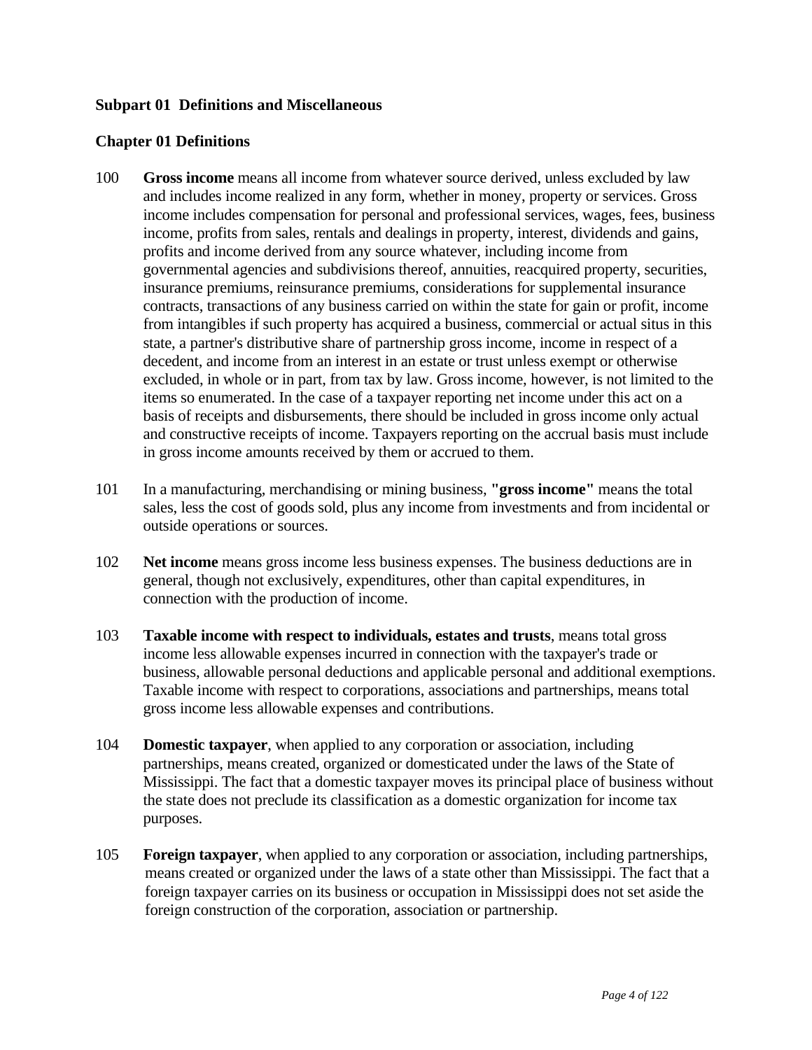## Subpart 01 Definitions and Miscellaneous

### Chapter 01 Definitions

100 **Gross income** means all income from whatever source derived, unless excluded by law and includes income realized in any form, whether in money, property or services. Gross income includes compensation for personal and professional services, wages, fees, business income, profits from sales, rentals and dealings in property, interest, dividends and gains, profits and income derived from any source whatever, including income from governmental agencies and subdivisions thereof, annuities, reacquired property, securities, insurance premiums, reinsurance premiums, considerations for supplemental insurance contracts, transactions of any business carried on within the state for gain or profit, income from intangibles if such property has acquired a business, commercial or actual situs in this state, a partner's distributive share of partnership gross income, income in respect of a decedent, and income from an interest in an estate or trust unless exempt or otherwise excluded, in whole or in part, from tax by law. Gross income, however, is not limited to the items so enumerated. In the case of a taxpayer reporting net income under this act on a basis of receipts and disbursements, there should be included in gross income only actual and constructive receipts of income. Taxpayers reporting on the accrual basis must include in gross income amounts received by them or accrued to them.

101 In a manufacturing, merchandising or mining business, **"gross income"** means the total sales, less the cost of goods sold, plus any income from investments and from incidental or outside operations or sources.

102 **Net income** means gross income less business expenses. The business deductions are in general, though not exclusively, expenditures, other than capital expenditures, in connection with the production of income.

103 **Taxable income with respect to individuals, estates and trusts**, means total gross income less allowable expenses incurred in connection with the taxpayer's trade or business, allowable personal deductions and applicable personal and additional exemptions. Taxable income with respect to corporations, associations and partnerships, means total gross income less allowable expenses and contributions.

104 **Domestic taxpayer**, when applied to any corporation or association, including partnerships, means created, organized or domesticated under the laws of the State of Mississippi. The fact that a domestic taxpayer moves its principal place of business without the state does not preclude its classification as a domestic organization for income tax purposes.

105 **Foreign taxpayer**, when applied to any corporation or association, including partnerships, means created or organized under the laws of a state other than Mississippi. The fact that a foreign taxpayer carries on its business or occupation in Mississippi does not set aside the foreign construction of the corporation, association or partnership.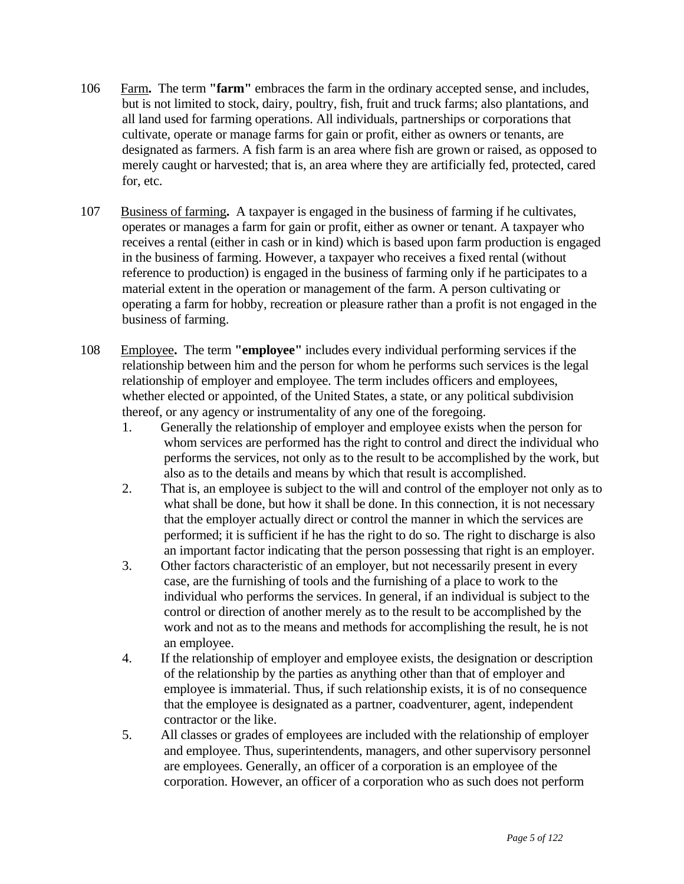106 Farm**.** The term **"farm"** embraces the farm in the ordinary accepted sense, and includes, but is not limited to stock, dairy, poultry, fish, fruit and truck farms; also plantations, and all land used for farming operations. All individuals, partnerships or corporations that cultivate, operate or manage farms for gain or profit, either as owners or tenants, are designated as farmers. A fish farm is an area where fish are grown or raised, as opposed to merely caught or harvested; that is, an area where they are artificially fed, protected, cared for, etc.

107 Business of farming**.** A taxpayer is engaged in the business of farming if he cultivates, operates or manages a farm for gain or profit, either as owner or tenant. A taxpayer who receives a rental (either in cash or in kind) which is based upon farm production is engaged in the business of farming. However, a taxpayer who receives a fixed rental (without reference to production) is engaged in the business of farming only if he participates to a material extent in the operation or management of the farm. A person cultivating or operating a farm for hobby, recreation or pleasure rather than a profit is not engaged in the business of farming.

108 Employee**.** The term **"employee"** includes every individual performing services if the relationship between him and the person for whom he performs such services is the legal relationship of employer and employee. The term includes officers and employees, whether elected or appointed, of the United States, a state, or any political subdivision thereof, or any agency or instrumentality of any one of the foregoing.

1. Generally the relationship of employer and employee exists when the person for whom services are performed has the right to control and direct the individual who performs the services, not only as to the result to be accomplished by the work, but also as to the details and means by which that result is accomplished.
2. That is, an employee is subject to the will and control of the employer not only as to what shall be done, but how it shall be done. In this connection, it is not necessary that the employer actually direct or control the manner in which the services are performed; it is sufficient if he has the right to do so. The right to discharge is also an important factor indicating that the person possessing that right is an employer.
3. Other factors characteristic of an employer, but not necessarily present in every case, are the furnishing of tools and the furnishing of a place to work to the individual who performs the services. In general, if an individual is subject to the control or direction of another merely as to the result to be accomplished by the work and not as to the means and methods for accomplishing the result, he is not an employee.
4. If the relationship of employer and employee exists, the designation or description of the relationship by the parties as anything other than that of employer and employee is immaterial. Thus, if such relationship exists, it is of no consequence that the employee is designated as a partner, coadventurer, agent, independent contractor or the like.
5. All classes or grades of employees are included with the relationship of employer and employee. Thus, superintendents, managers, and other supervisory personnel are employees. Generally, an officer of a corporation is an employee of the corporation. However, an officer of a corporation who as such does not perform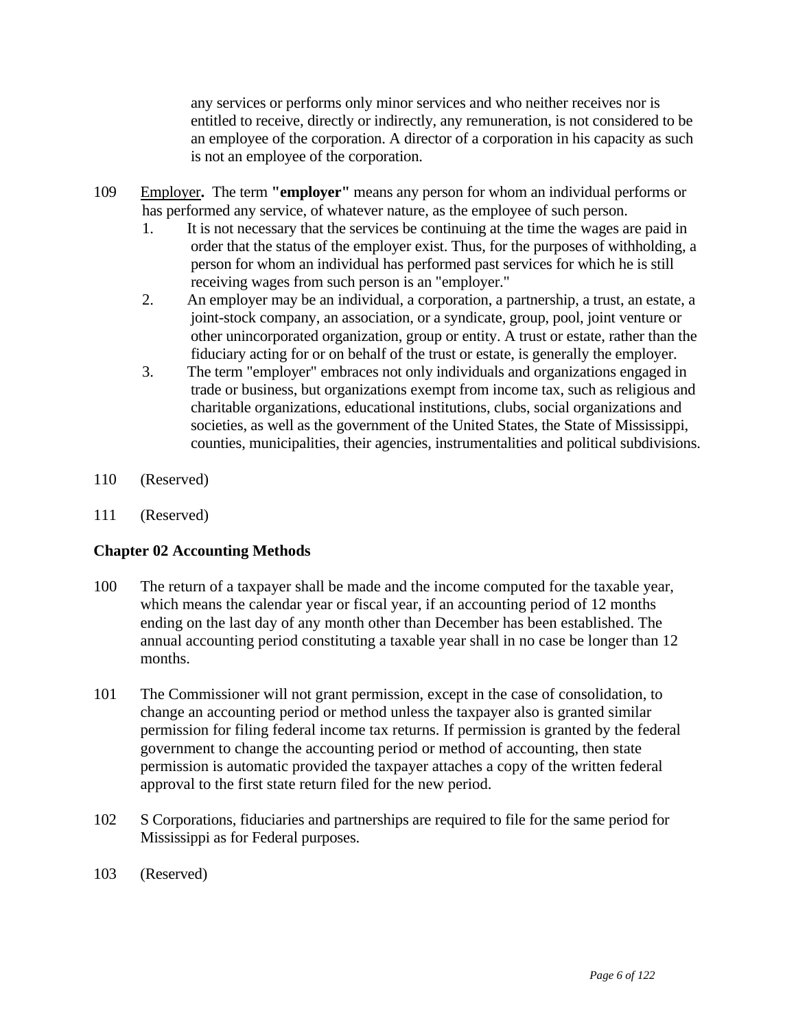any services or performs only minor services and who neither receives nor is entitled to receive, directly or indirectly, any remuneration, is not considered to be an employee of the corporation. A director of a corporation in his capacity as such is not an employee of the corporation.

109 Employer**.** The term **"employer"** means any person for whom an individual performs or has performed any service, of whatever nature, as the employee of such person.

1. It is not necessary that the services be continuing at the time the wages are paid in order that the status of the employer exist. Thus, for the purposes of withholding, a person for whom an individual has performed past services for which he is still receiving wages from such person is an "employer."
2. An employer may be an individual, a corporation, a partnership, a trust, an estate, a joint-stock company, an association, or a syndicate, group, pool, joint venture or other unincorporated organization, group or entity. A trust or estate, rather than the fiduciary acting for or on behalf of the trust or estate, is generally the employer.
3. The term "employer" embraces not only individuals and organizations engaged in trade or business, but organizations exempt from income tax, such as religious and charitable organizations, educational institutions, clubs, social organizations and societies, as well as the government of the United States, the State of Mississippi, counties, municipalities, their agencies, instrumentalities and political subdivisions.

110 (Reserved)

111 (Reserved)

**Chapter 02 Accounting Methods**

100 The return of a taxpayer shall be made and the income computed for the taxable year, which means the calendar year or fiscal year, if an accounting period of 12 months ending on the last day of any month other than December has been established. The annual accounting period constituting a taxable year shall in no case be longer than 12 months.

101 The Commissioner will not grant permission, except in the case of consolidation, to change an accounting period or method unless the taxpayer also is granted similar permission for filing federal income tax returns. If permission is granted by the federal government to change the accounting period or method of accounting, then state permission is automatic provided the taxpayer attaches a copy of the written federal approval to the first state return filed for the new period.

102 S Corporations, fiduciaries and partnerships are required to file for the same period for Mississippi as for Federal purposes.

103 (Reserved)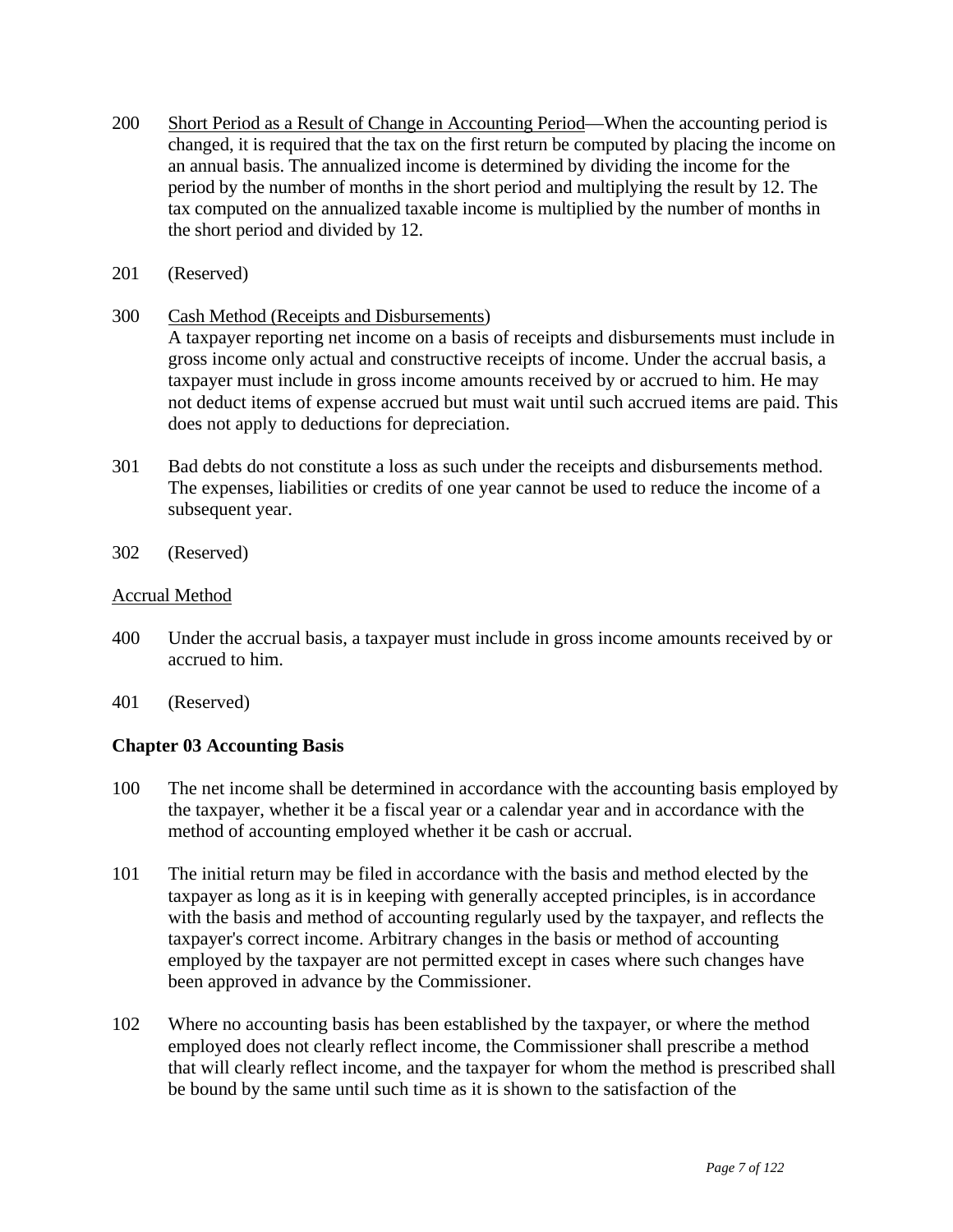200 Short Period as a Result of Change in Accounting Period—When the accounting period is changed, it is required that the tax on the first return be computed by placing the income on an annual basis. The annualized income is determined by dividing the income for the period by the number of months in the short period and multiplying the result by 12. The tax computed on the annualized taxable income is multiplied by the number of months in the short period and divided by 12.

201 (Reserved)

300 Cash Method (Receipts and Disbursements)
A taxpayer reporting net income on a basis of receipts and disbursements must include in gross income only actual and constructive receipts of income. Under the accrual basis, a taxpayer must include in gross income amounts received by or accrued to him. He may not deduct items of expense accrued but must wait until such accrued items are paid. This does not apply to deductions for depreciation.

301 Bad debts do not constitute a loss as such under the receipts and disbursements method. The expenses, liabilities or credits of one year cannot be used to reduce the income of a subsequent year.

302 (Reserved)

Accrual Method

400 Under the accrual basis, a taxpayer must include in gross income amounts received by or accrued to him.

401 (Reserved)

## Chapter 03 Accounting Basis

100 The net income shall be determined in accordance with the accounting basis employed by the taxpayer, whether it be a fiscal year or a calendar year and in accordance with the method of accounting employed whether it be cash or accrual.

101 The initial return may be filed in accordance with the basis and method elected by the taxpayer as long as it is in keeping with generally accepted principles, is in accordance with the basis and method of accounting regularly used by the taxpayer, and reflects the taxpayer's correct income. Arbitrary changes in the basis or method of accounting employed by the taxpayer are not permitted except in cases where such changes have been approved in advance by the Commissioner.

102 Where no accounting basis has been established by the taxpayer, or where the method employed does not clearly reflect income, the Commissioner shall prescribe a method that will clearly reflect income, and the taxpayer for whom the method is prescribed shall be bound by the same until such time as it is shown to the satisfaction of the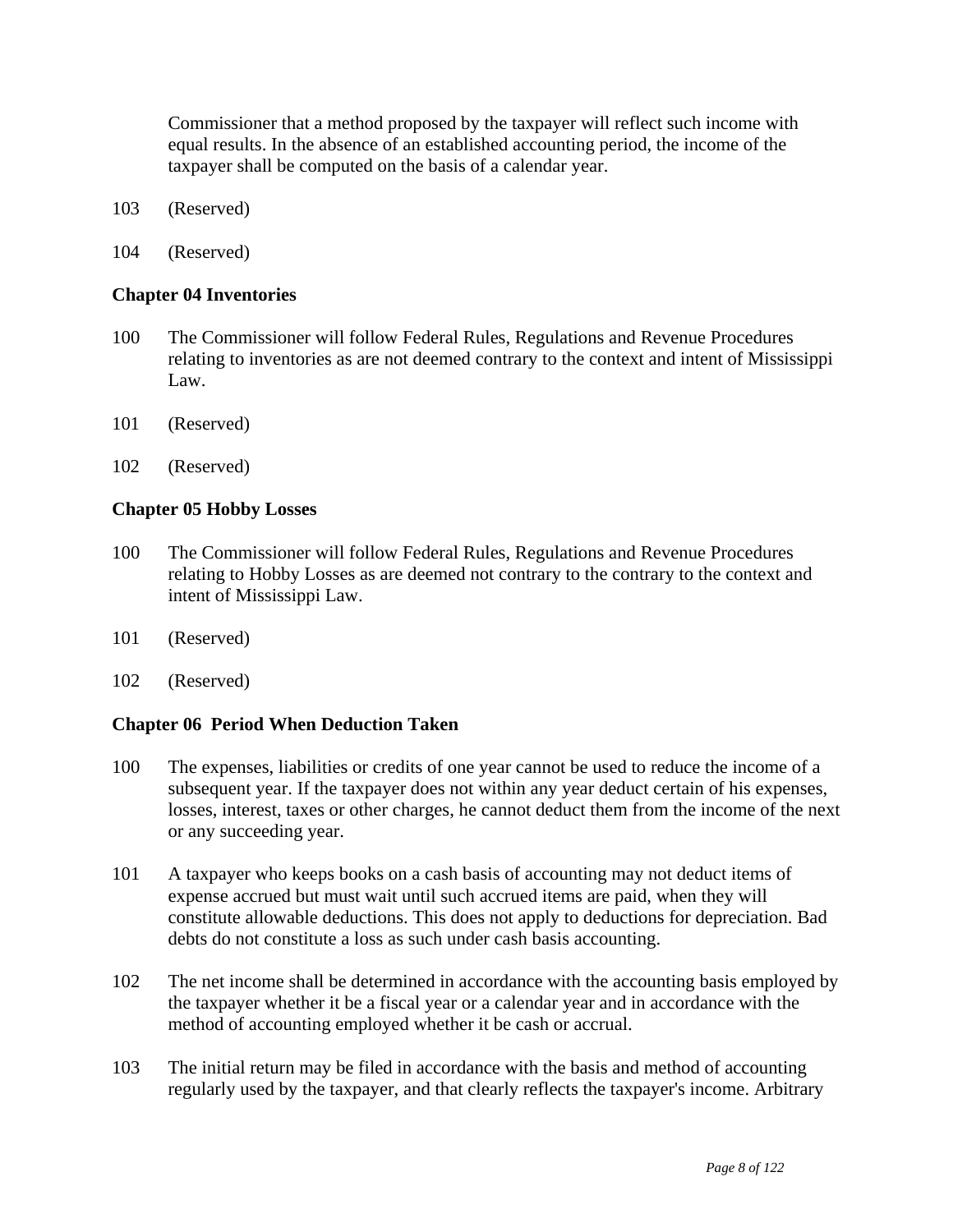Commissioner that a method proposed by the taxpayer will reflect such income with equal results. In the absence of an established accounting period, the income of the taxpayer shall be computed on the basis of a calendar year.

103 (Reserved)

104 (Reserved)

**Chapter 04 Inventories**

100 The Commissioner will follow Federal Rules, Regulations and Revenue Procedures relating to inventories as are not deemed contrary to the context and intent of Mississippi Law.

101 (Reserved)

102 (Reserved)

**Chapter 05 Hobby Losses**

100 The Commissioner will follow Federal Rules, Regulations and Revenue Procedures relating to Hobby Losses as are deemed not contrary to the contrary to the context and intent of Mississippi Law.

101 (Reserved)

102 (Reserved)

**Chapter 06 Period When Deduction Taken**

100 The expenses, liabilities or credits of one year cannot be used to reduce the income of a subsequent year. If the taxpayer does not within any year deduct certain of his expenses, losses, interest, taxes or other charges, he cannot deduct them from the income of the next or any succeeding year.

101 A taxpayer who keeps books on a cash basis of accounting may not deduct items of expense accrued but must wait until such accrued items are paid, when they will constitute allowable deductions. This does not apply to deductions for depreciation. Bad debts do not constitute a loss as such under cash basis accounting.

102 The net income shall be determined in accordance with the accounting basis employed by the taxpayer whether it be a fiscal year or a calendar year and in accordance with the method of accounting employed whether it be cash or accrual.

103 The initial return may be filed in accordance with the basis and method of accounting regularly used by the taxpayer, and that clearly reflects the taxpayer's income. Arbitrary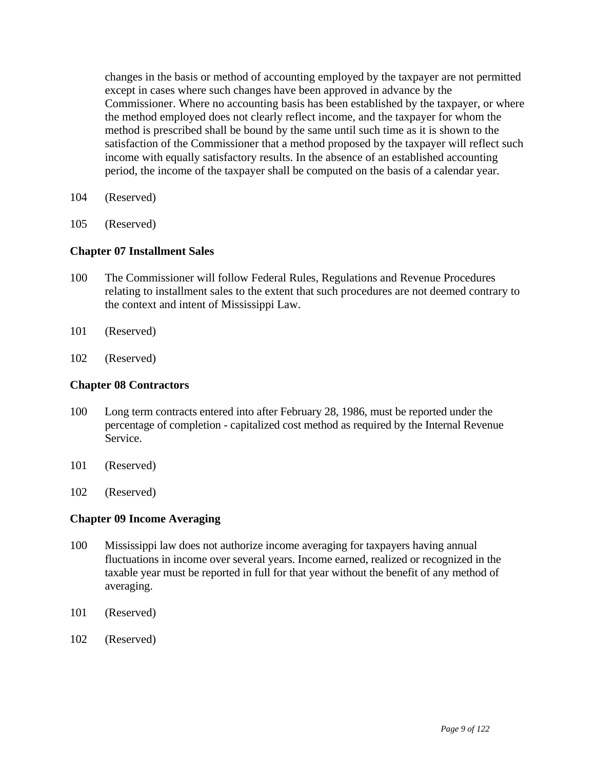changes in the basis or method of accounting employed by the taxpayer are not permitted except in cases where such changes have been approved in advance by the Commissioner. Where no accounting basis has been established by the taxpayer, or where the method employed does not clearly reflect income, and the taxpayer for whom the method is prescribed shall be bound by the same until such time as it is shown to the satisfaction of the Commissioner that a method proposed by the taxpayer will reflect such income with equally satisfactory results. In the absence of an established accounting period, the income of the taxpayer shall be computed on the basis of a calendar year.

104 (Reserved)

105 (Reserved)

**Chapter 07 Installment Sales**

100 The Commissioner will follow Federal Rules, Regulations and Revenue Procedures relating to installment sales to the extent that such procedures are not deemed contrary to the context and intent of Mississippi Law.

101 (Reserved)

102 (Reserved)

**Chapter 08 Contractors**

100 Long term contracts entered into after February 28, 1986, must be reported under the percentage of completion - capitalized cost method as required by the Internal Revenue Service.

101 (Reserved)

102 (Reserved)

**Chapter 09 Income Averaging**

100 Mississippi law does not authorize income averaging for taxpayers having annual fluctuations in income over several years. Income earned, realized or recognized in the taxable year must be reported in full for that year without the benefit of any method of averaging.

101 (Reserved)

102 (Reserved)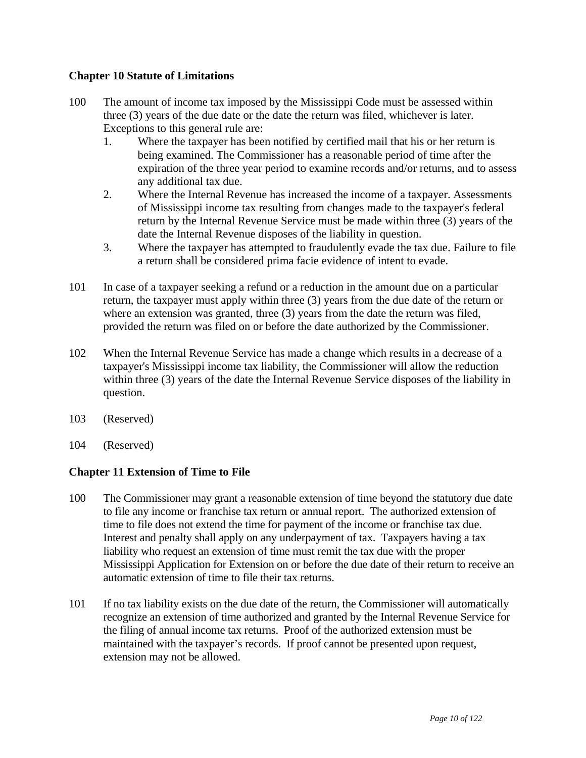**Chapter 10 Statute of Limitations**

100 The amount of income tax imposed by the Mississippi Code must be assessed within three (3) years of the due date or the date the return was filed, whichever is later. Exceptions to this general rule are:

1. Where the taxpayer has been notified by certified mail that his or her return is being examined. The Commissioner has a reasonable period of time after the expiration of the three year period to examine records and/or returns, and to assess any additional tax due.
2. Where the Internal Revenue has increased the income of a taxpayer. Assessments of Mississippi income tax resulting from changes made to the taxpayer's federal return by the Internal Revenue Service must be made within three (3) years of the date the Internal Revenue disposes of the liability in question.
3. Where the taxpayer has attempted to fraudulently evade the tax due. Failure to file a return shall be considered prima facie evidence of intent to evade.

101 In case of a taxpayer seeking a refund or a reduction in the amount due on a particular return, the taxpayer must apply within three (3) years from the due date of the return or where an extension was granted, three (3) years from the date the return was filed, provided the return was filed on or before the date authorized by the Commissioner.

102 When the Internal Revenue Service has made a change which results in a decrease of a taxpayer's Mississippi income tax liability, the Commissioner will allow the reduction within three (3) years of the date the Internal Revenue Service disposes of the liability in question.

103 (Reserved)

104 (Reserved)

**Chapter 11 Extension of Time to File**

100 The Commissioner may grant a reasonable extension of time beyond the statutory due date to file any income or franchise tax return or annual report. The authorized extension of time to file does not extend the time for payment of the income or franchise tax due. Interest and penalty shall apply on any underpayment of tax. Taxpayers having a tax liability who request an extension of time must remit the tax due with the proper Mississippi Application for Extension on or before the due date of their return to receive an automatic extension of time to file their tax returns.

101 If no tax liability exists on the due date of the return, the Commissioner will automatically recognize an extension of time authorized and granted by the Internal Revenue Service for the filing of annual income tax returns. Proof of the authorized extension must be maintained with the taxpayer's records. If proof cannot be presented upon request, extension may not be allowed.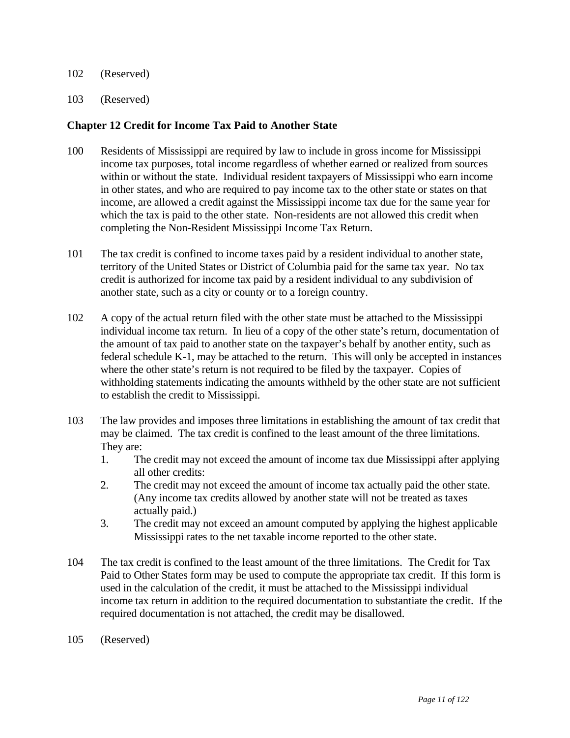102 (Reserved)

103 (Reserved)

**Chapter 12 Credit for Income Tax Paid to Another State**

100 Residents of Mississippi are required by law to include in gross income for Mississippi income tax purposes, total income regardless of whether earned or realized from sources within or without the state. Individual resident taxpayers of Mississippi who earn income in other states, and who are required to pay income tax to the other state or states on that income, are allowed a credit against the Mississippi income tax due for the same year for which the tax is paid to the other state. Non-residents are not allowed this credit when completing the Non-Resident Mississippi Income Tax Return.

101 The tax credit is confined to income taxes paid by a resident individual to another state, territory of the United States or District of Columbia paid for the same tax year. No tax credit is authorized for income tax paid by a resident individual to any subdivision of another state, such as a city or county or to a foreign country.

102 A copy of the actual return filed with the other state must be attached to the Mississippi individual income tax return. In lieu of a copy of the other state's return, documentation of the amount of tax paid to another state on the taxpayer's behalf by another entity, such as federal schedule K-1, may be attached to the return. This will only be accepted in instances where the other state's return is not required to be filed by the taxpayer. Copies of withholding statements indicating the amounts withheld by the other state are not sufficient to establish the credit to Mississippi.

103 The law provides and imposes three limitations in establishing the amount of tax credit that may be claimed. The tax credit is confined to the least amount of the three limitations. They are:

1. The credit may not exceed the amount of income tax due Mississippi after applying all other credits:
2. The credit may not exceed the amount of income tax actually paid the other state. (Any income tax credits allowed by another state will not be treated as taxes actually paid.)
3. The credit may not exceed an amount computed by applying the highest applicable Mississippi rates to the net taxable income reported to the other state.

104 The tax credit is confined to the least amount of the three limitations. The Credit for Tax Paid to Other States form may be used to compute the appropriate tax credit. If this form is used in the calculation of the credit, it must be attached to the Mississippi individual income tax return in addition to the required documentation to substantiate the credit. If the required documentation is not attached, the credit may be disallowed.

105 (Reserved)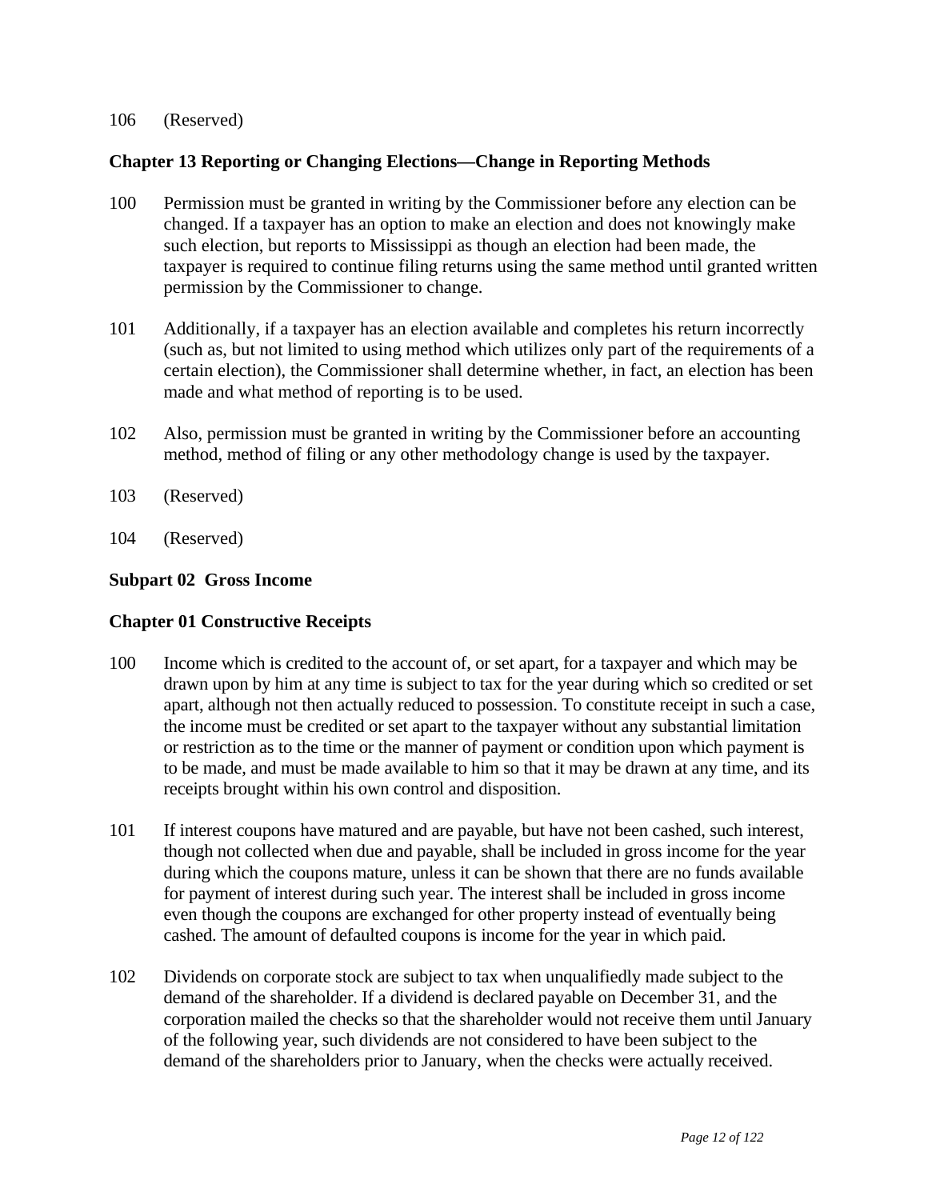106 (Reserved)

**Chapter 13 Reporting or Changing Elections—Change in Reporting Methods**

100 Permission must be granted in writing by the Commissioner before any election can be changed. If a taxpayer has an option to make an election and does not knowingly make such election, but reports to Mississippi as though an election had been made, the taxpayer is required to continue filing returns using the same method until granted written permission by the Commissioner to change.

101 Additionally, if a taxpayer has an election available and completes his return incorrectly (such as, but not limited to using method which utilizes only part of the requirements of a certain election), the Commissioner shall determine whether, in fact, an election has been made and what method of reporting is to be used.

102 Also, permission must be granted in writing by the Commissioner before an accounting method, method of filing or any other methodology change is used by the taxpayer.

103 (Reserved)

104 (Reserved)

**Subpart 02 Gross Income**

**Chapter 01 Constructive Receipts**

100 Income which is credited to the account of, or set apart, for a taxpayer and which may be drawn upon by him at any time is subject to tax for the year during which so credited or set apart, although not then actually reduced to possession. To constitute receipt in such a case, the income must be credited or set apart to the taxpayer without any substantial limitation or restriction as to the time or the manner of payment or condition upon which payment is to be made, and must be made available to him so that it may be drawn at any time, and its receipts brought within his own control and disposition.

101 If interest coupons have matured and are payable, but have not been cashed, such interest, though not collected when due and payable, shall be included in gross income for the year during which the coupons mature, unless it can be shown that there are no funds available for payment of interest during such year. The interest shall be included in gross income even though the coupons are exchanged for other property instead of eventually being cashed. The amount of defaulted coupons is income for the year in which paid.

102 Dividends on corporate stock are subject to tax when unqualifiedly made subject to the demand of the shareholder. If a dividend is declared payable on December 31, and the corporation mailed the checks so that the shareholder would not receive them until January of the following year, such dividends are not considered to have been subject to the demand of the shareholders prior to January, when the checks were actually received.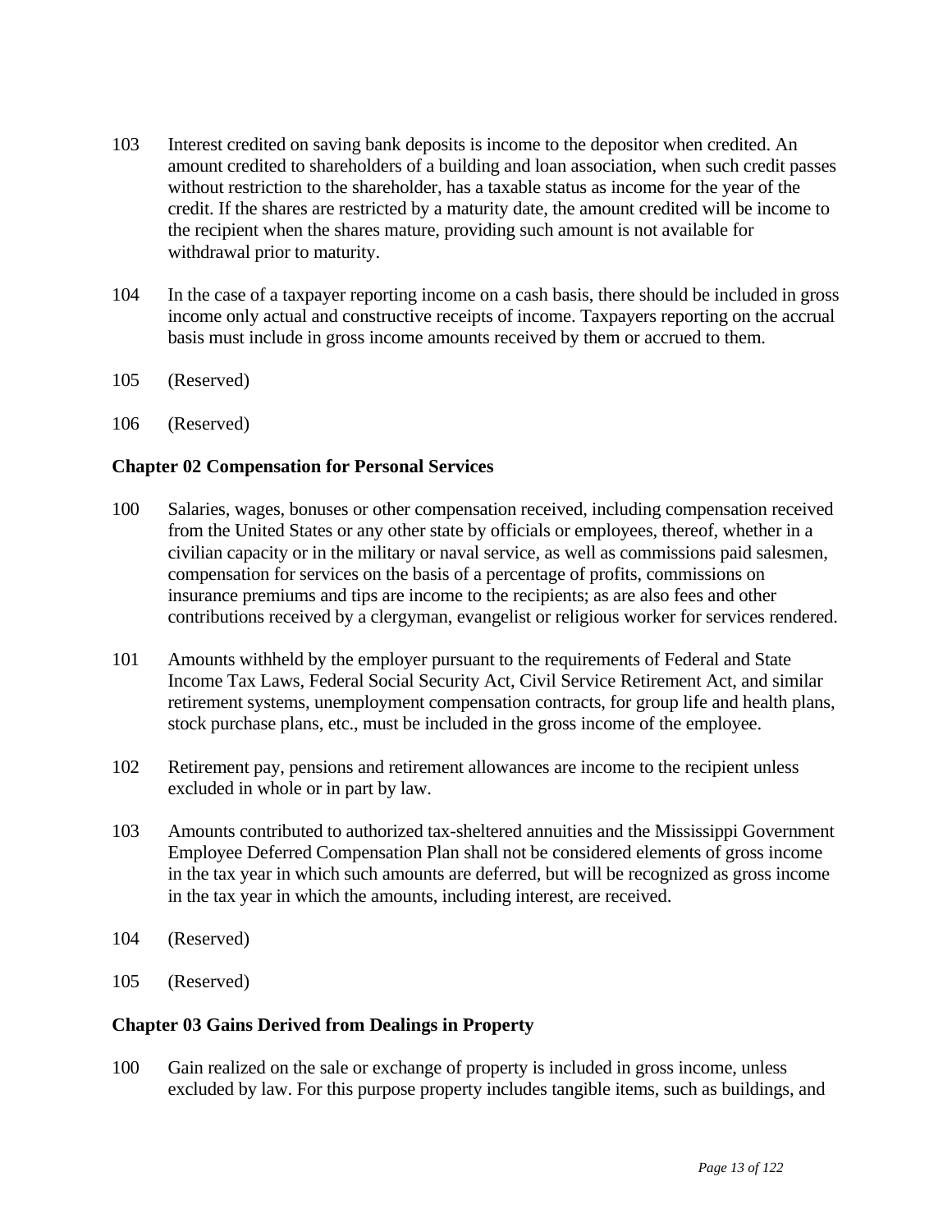103 Interest credited on saving bank deposits is income to the depositor when credited. An amount credited to shareholders of a building and loan association, when such credit passes without restriction to the shareholder, has a taxable status as income for the year of the credit. If the shares are restricted by a maturity date, the amount credited will be income to the recipient when the shares mature, providing such amount is not available for withdrawal prior to maturity.

104 In the case of a taxpayer reporting income on a cash basis, there should be included in gross income only actual and constructive receipts of income. Taxpayers reporting on the accrual basis must include in gross income amounts received by them or accrued to them.

105 (Reserved)

106 (Reserved)

**Chapter 02 Compensation for Personal Services**

100 Salaries, wages, bonuses or other compensation received, including compensation received from the United States or any other state by officials or employees, thereof, whether in a civilian capacity or in the military or naval service, as well as commissions paid salesmen, compensation for services on the basis of a percentage of profits, commissions on insurance premiums and tips are income to the recipients; as are also fees and other contributions received by a clergyman, evangelist or religious worker for services rendered.

101 Amounts withheld by the employer pursuant to the requirements of Federal and State Income Tax Laws, Federal Social Security Act, Civil Service Retirement Act, and similar retirement systems, unemployment compensation contracts, for group life and health plans, stock purchase plans, etc., must be included in the gross income of the employee.

102 Retirement pay, pensions and retirement allowances are income to the recipient unless excluded in whole or in part by law.

103 Amounts contributed to authorized tax-sheltered annuities and the Mississippi Government Employee Deferred Compensation Plan shall not be considered elements of gross income in the tax year in which such amounts are deferred, but will be recognized as gross income in the tax year in which the amounts, including interest, are received.

104 (Reserved)

105 (Reserved)

**Chapter 03 Gains Derived from Dealings in Property**

100 Gain realized on the sale or exchange of property is included in gross income, unless excluded by law. For this purpose property includes tangible items, such as buildings, and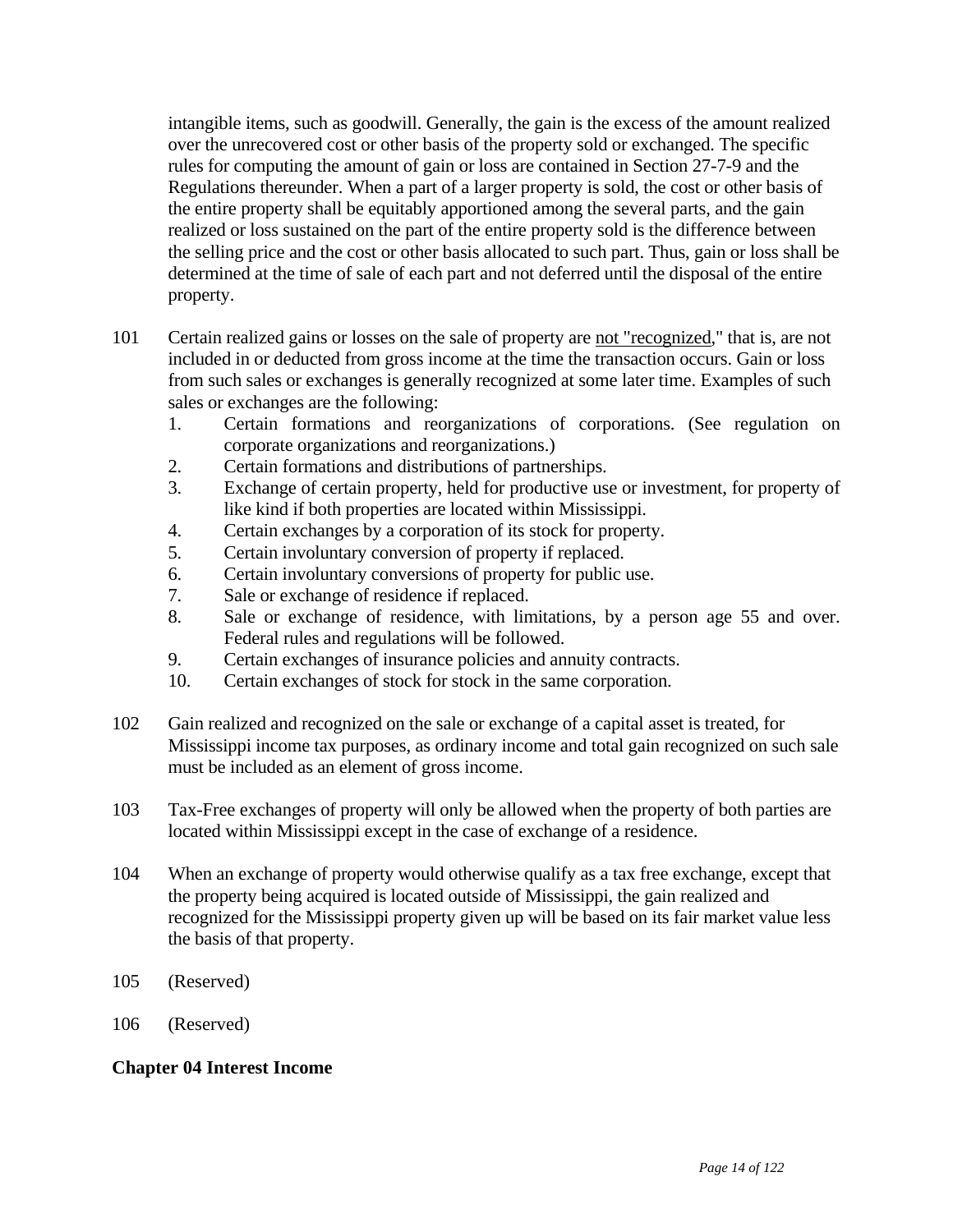intangible items, such as goodwill. Generally, the gain is the excess of the amount realized over the unrecovered cost or other basis of the property sold or exchanged. The specific rules for computing the amount of gain or loss are contained in Section 27-7-9 and the Regulations thereunder. When a part of a larger property is sold, the cost or other basis of the entire property shall be equitably apportioned among the several parts, and the gain realized or loss sustained on the part of the entire property sold is the difference between the selling price and the cost or other basis allocated to such part. Thus, gain or loss shall be determined at the time of sale of each part and not deferred until the disposal of the entire property.

101 Certain realized gains or losses on the sale of property are not "recognized," that is, are not included in or deducted from gross income at the time the transaction occurs. Gain or loss from such sales or exchanges is generally recognized at some later time. Examples of such sales or exchanges are the following:

1. Certain formations and reorganizations of corporations. (See regulation on corporate organizations and reorganizations.)
2. Certain formations and distributions of partnerships.
3. Exchange of certain property, held for productive use or investment, for property of like kind if both properties are located within Mississippi.
4. Certain exchanges by a corporation of its stock for property.
5. Certain involuntary conversion of property if replaced.
6. Certain involuntary conversions of property for public use.
7. Sale or exchange of residence if replaced.
8. Sale or exchange of residence, with limitations, by a person age 55 and over. Federal rules and regulations will be followed.
9. Certain exchanges of insurance policies and annuity contracts.
10. Certain exchanges of stock for stock in the same corporation.

102 Gain realized and recognized on the sale or exchange of a capital asset is treated, for Mississippi income tax purposes, as ordinary income and total gain recognized on such sale must be included as an element of gross income.

103 Tax-Free exchanges of property will only be allowed when the property of both parties are located within Mississippi except in the case of exchange of a residence.

104 When an exchange of property would otherwise qualify as a tax free exchange, except that the property being acquired is located outside of Mississippi, the gain realized and recognized for the Mississippi property given up will be based on its fair market value less the basis of that property.

105 (Reserved)

106 (Reserved)

## Chapter 04 Interest Income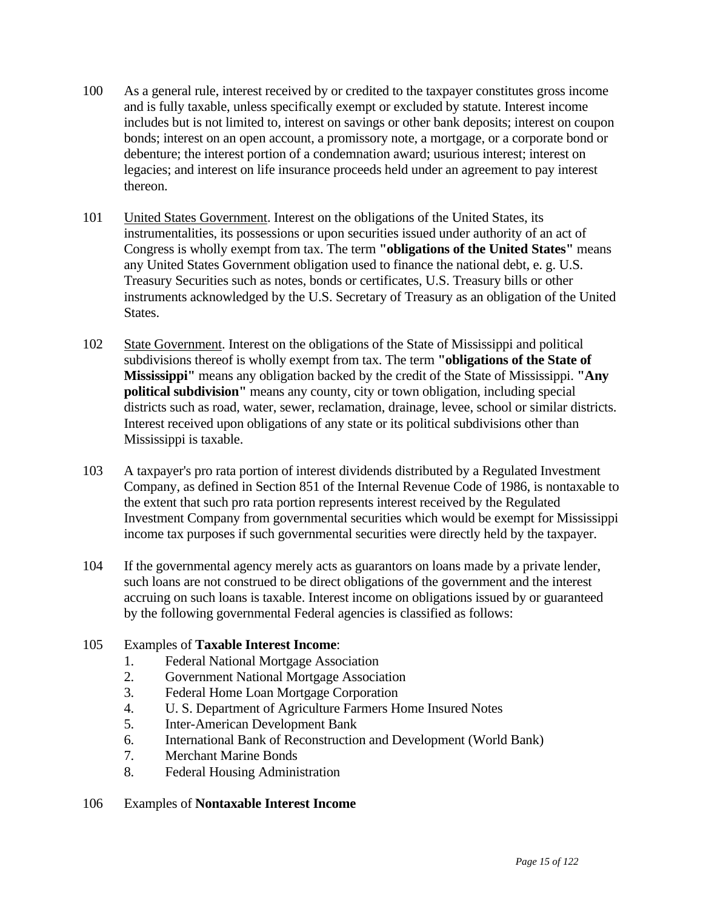100 As a general rule, interest received by or credited to the taxpayer constitutes gross income and is fully taxable, unless specifically exempt or excluded by statute. Interest income includes but is not limited to, interest on savings or other bank deposits; interest on coupon bonds; interest on an open account, a promissory note, a mortgage, or a corporate bond or debenture; the interest portion of a condemnation award; usurious interest; interest on legacies; and interest on life insurance proceeds held under an agreement to pay interest thereon.

101 United States Government. Interest on the obligations of the United States, its instrumentalities, its possessions or upon securities issued under authority of an act of Congress is wholly exempt from tax. The term **"obligations of the United States"** means any United States Government obligation used to finance the national debt, e. g. U.S. Treasury Securities such as notes, bonds or certificates, U.S. Treasury bills or other instruments acknowledged by the U.S. Secretary of Treasury as an obligation of the United States.

102 State Government. Interest on the obligations of the State of Mississippi and political subdivisions thereof is wholly exempt from tax. The term **"obligations of the State of Mississippi"** means any obligation backed by the credit of the State of Mississippi. **"Any political subdivision"** means any county, city or town obligation, including special districts such as road, water, sewer, reclamation, drainage, levee, school or similar districts. Interest received upon obligations of any state or its political subdivisions other than Mississippi is taxable.

103 A taxpayer's pro rata portion of interest dividends distributed by a Regulated Investment Company, as defined in Section 851 of the Internal Revenue Code of 1986, is nontaxable to the extent that such pro rata portion represents interest received by the Regulated Investment Company from governmental securities which would be exempt for Mississippi income tax purposes if such governmental securities were directly held by the taxpayer.

104 If the governmental agency merely acts as guarantors on loans made by a private lender, such loans are not construed to be direct obligations of the government and the interest accruing on such loans is taxable. Interest income on obligations issued by or guaranteed by the following governmental Federal agencies is classified as follows:

105 Examples of **Taxable Interest Income**:

1. Federal National Mortgage Association
2. Government National Mortgage Association
3. Federal Home Loan Mortgage Corporation
4. U. S. Department of Agriculture Farmers Home Insured Notes
5. Inter-American Development Bank
6. International Bank of Reconstruction and Development (World Bank)
7. Merchant Marine Bonds
8. Federal Housing Administration

106 Examples of **Nontaxable Interest Income**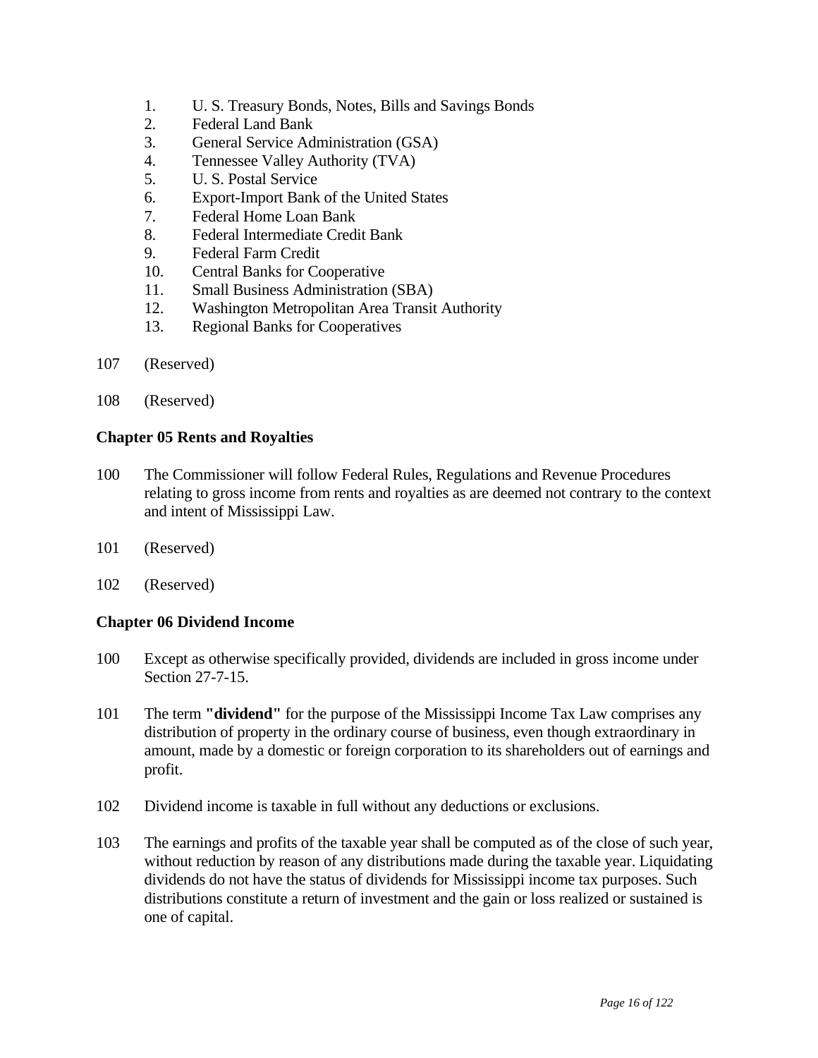1. U. S. Treasury Bonds, Notes, Bills and Savings Bonds
2. Federal Land Bank
3. General Service Administration (GSA)
4. Tennessee Valley Authority (TVA)
5. U. S. Postal Service
6. Export-Import Bank of the United States
7. Federal Home Loan Bank
8. Federal Intermediate Credit Bank
9. Federal Farm Credit
10. Central Banks for Cooperative
11. Small Business Administration (SBA)
12. Washington Metropolitan Area Transit Authority
13. Regional Banks for Cooperatives

107 (Reserved)

108 (Reserved)

**Chapter 05 Rents and Royalties**

100 The Commissioner will follow Federal Rules, Regulations and Revenue Procedures relating to gross income from rents and royalties as are deemed not contrary to the context and intent of Mississippi Law.

101 (Reserved)

102 (Reserved)

**Chapter 06 Dividend Income**

100 Except as otherwise specifically provided, dividends are included in gross income under Section 27-7-15.

101 The term **"dividend"** for the purpose of the Mississippi Income Tax Law comprises any distribution of property in the ordinary course of business, even though extraordinary in amount, made by a domestic or foreign corporation to its shareholders out of earnings and profit.

102 Dividend income is taxable in full without any deductions or exclusions.

103 The earnings and profits of the taxable year shall be computed as of the close of such year, without reduction by reason of any distributions made during the taxable year. Liquidating dividends do not have the status of dividends for Mississippi income tax purposes. Such distributions constitute a return of investment and the gain or loss realized or sustained is one of capital.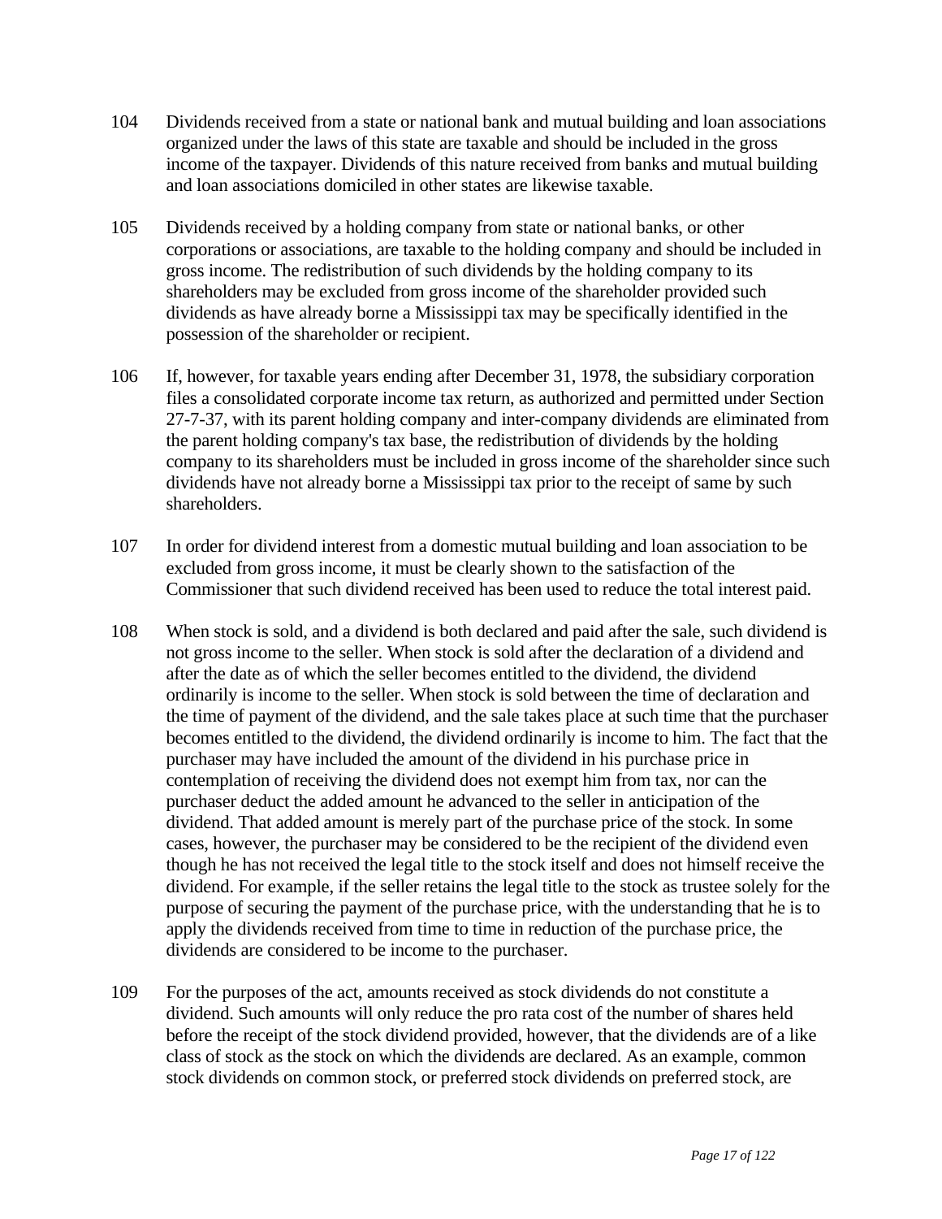104 Dividends received from a state or national bank and mutual building and loan associations organized under the laws of this state are taxable and should be included in the gross income of the taxpayer. Dividends of this nature received from banks and mutual building and loan associations domiciled in other states are likewise taxable.

105 Dividends received by a holding company from state or national banks, or other corporations or associations, are taxable to the holding company and should be included in gross income. The redistribution of such dividends by the holding company to its shareholders may be excluded from gross income of the shareholder provided such dividends as have already borne a Mississippi tax may be specifically identified in the possession of the shareholder or recipient.

106 If, however, for taxable years ending after December 31, 1978, the subsidiary corporation files a consolidated corporate income tax return, as authorized and permitted under Section 27-7-37, with its parent holding company and inter-company dividends are eliminated from the parent holding company's tax base, the redistribution of dividends by the holding company to its shareholders must be included in gross income of the shareholder since such dividends have not already borne a Mississippi tax prior to the receipt of same by such shareholders.

107 In order for dividend interest from a domestic mutual building and loan association to be excluded from gross income, it must be clearly shown to the satisfaction of the Commissioner that such dividend received has been used to reduce the total interest paid.

108 When stock is sold, and a dividend is both declared and paid after the sale, such dividend is not gross income to the seller. When stock is sold after the declaration of a dividend and after the date as of which the seller becomes entitled to the dividend, the dividend ordinarily is income to the seller. When stock is sold between the time of declaration and the time of payment of the dividend, and the sale takes place at such time that the purchaser becomes entitled to the dividend, the dividend ordinarily is income to him. The fact that the purchaser may have included the amount of the dividend in his purchase price in contemplation of receiving the dividend does not exempt him from tax, nor can the purchaser deduct the added amount he advanced to the seller in anticipation of the dividend. That added amount is merely part of the purchase price of the stock. In some cases, however, the purchaser may be considered to be the recipient of the dividend even though he has not received the legal title to the stock itself and does not himself receive the dividend. For example, if the seller retains the legal title to the stock as trustee solely for the purpose of securing the payment of the purchase price, with the understanding that he is to apply the dividends received from time to time in reduction of the purchase price, the dividends are considered to be income to the purchaser.

109 For the purposes of the act, amounts received as stock dividends do not constitute a dividend. Such amounts will only reduce the pro rata cost of the number of shares held before the receipt of the stock dividend provided, however, that the dividends are of a like class of stock as the stock on which the dividends are declared. As an example, common stock dividends on common stock, or preferred stock dividends on preferred stock, are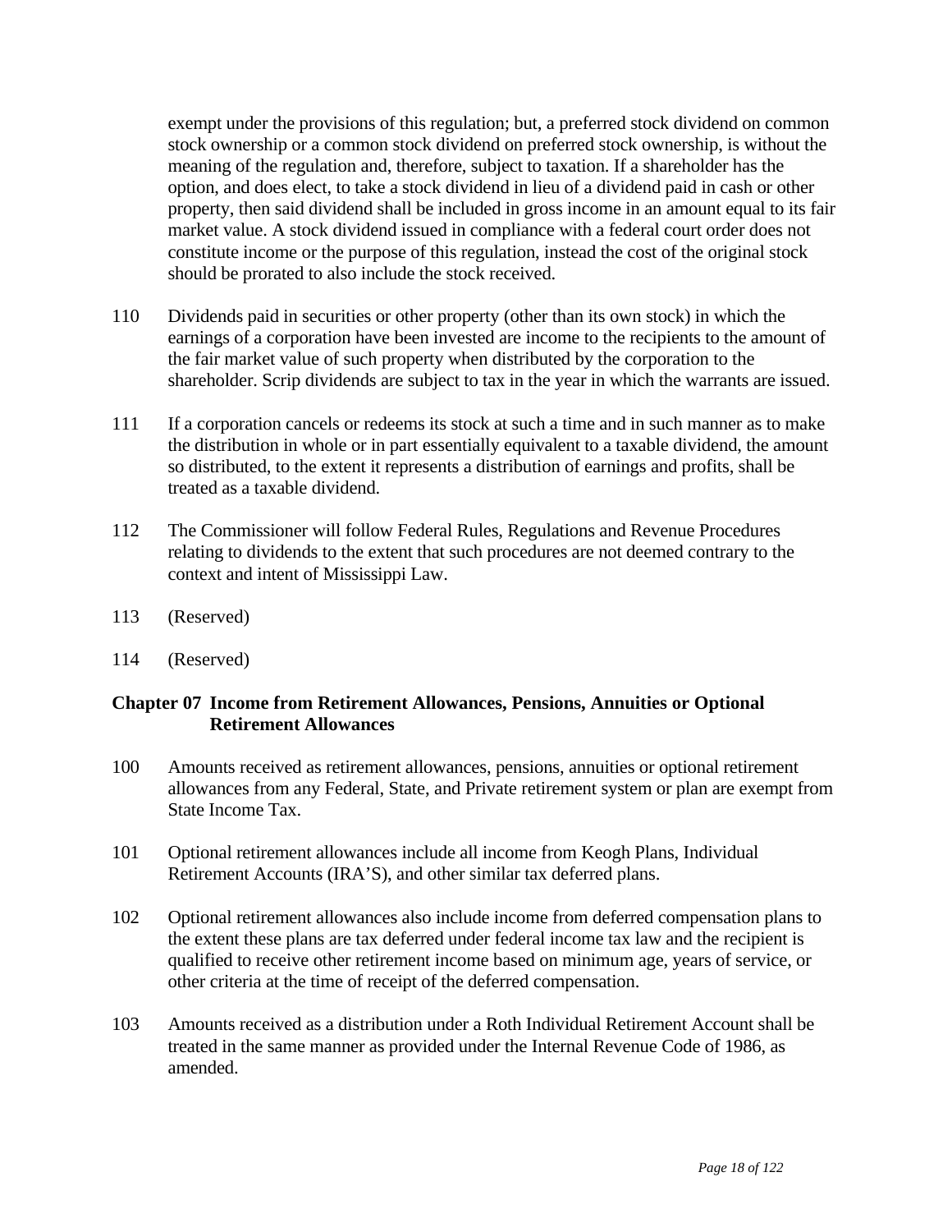exempt under the provisions of this regulation; but, a preferred stock dividend on common stock ownership or a common stock dividend on preferred stock ownership, is without the meaning of the regulation and, therefore, subject to taxation. If a shareholder has the option, and does elect, to take a stock dividend in lieu of a dividend paid in cash or other property, then said dividend shall be included in gross income in an amount equal to its fair market value. A stock dividend issued in compliance with a federal court order does not constitute income or the purpose of this regulation, instead the cost of the original stock should be prorated to also include the stock received.

110 Dividends paid in securities or other property (other than its own stock) in which the earnings of a corporation have been invested are income to the recipients to the amount of the fair market value of such property when distributed by the corporation to the shareholder. Scrip dividends are subject to tax in the year in which the warrants are issued.

111 If a corporation cancels or redeems its stock at such a time and in such manner as to make the distribution in whole or in part essentially equivalent to a taxable dividend, the amount so distributed, to the extent it represents a distribution of earnings and profits, shall be treated as a taxable dividend.

112 The Commissioner will follow Federal Rules, Regulations and Revenue Procedures relating to dividends to the extent that such procedures are not deemed contrary to the context and intent of Mississippi Law.

113 (Reserved)

114 (Reserved)

## Chapter 07 Income from Retirement Allowances, Pensions, Annuities or Optional Retirement Allowances

100 Amounts received as retirement allowances, pensions, annuities or optional retirement allowances from any Federal, State, and Private retirement system or plan are exempt from State Income Tax.

101 Optional retirement allowances include all income from Keogh Plans, Individual Retirement Accounts (IRA'S), and other similar tax deferred plans.

102 Optional retirement allowances also include income from deferred compensation plans to the extent these plans are tax deferred under federal income tax law and the recipient is qualified to receive other retirement income based on minimum age, years of service, or other criteria at the time of receipt of the deferred compensation.

103 Amounts received as a distribution under a Roth Individual Retirement Account shall be treated in the same manner as provided under the Internal Revenue Code of 1986, as amended.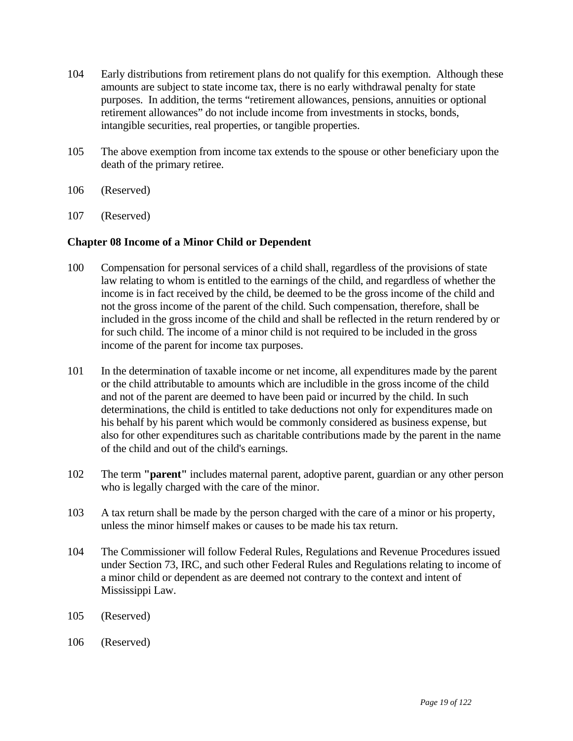104 Early distributions from retirement plans do not qualify for this exemption. Although these amounts are subject to state income tax, there is no early withdrawal penalty for state purposes. In addition, the terms "retirement allowances, pensions, annuities or optional retirement allowances" do not include income from investments in stocks, bonds, intangible securities, real properties, or tangible properties.

105 The above exemption from income tax extends to the spouse or other beneficiary upon the death of the primary retiree.

106 (Reserved)

107 (Reserved)

### Chapter 08 Income of a Minor Child or Dependent

100 Compensation for personal services of a child shall, regardless of the provisions of state law relating to whom is entitled to the earnings of the child, and regardless of whether the income is in fact received by the child, be deemed to be the gross income of the child and not the gross income of the parent of the child. Such compensation, therefore, shall be included in the gross income of the child and shall be reflected in the return rendered by or for such child. The income of a minor child is not required to be included in the gross income of the parent for income tax purposes.

101 In the determination of taxable income or net income, all expenditures made by the parent or the child attributable to amounts which are includible in the gross income of the child and not of the parent are deemed to have been paid or incurred by the child. In such determinations, the child is entitled to take deductions not only for expenditures made on his behalf by his parent which would be commonly considered as business expense, but also for other expenditures such as charitable contributions made by the parent in the name of the child and out of the child's earnings.

102 The term **"parent"** includes maternal parent, adoptive parent, guardian or any other person who is legally charged with the care of the minor.

103 A tax return shall be made by the person charged with the care of a minor or his property, unless the minor himself makes or causes to be made his tax return.

104 The Commissioner will follow Federal Rules, Regulations and Revenue Procedures issued under Section 73, IRC, and such other Federal Rules and Regulations relating to income of a minor child or dependent as are deemed not contrary to the context and intent of Mississippi Law.

105 (Reserved)

106 (Reserved)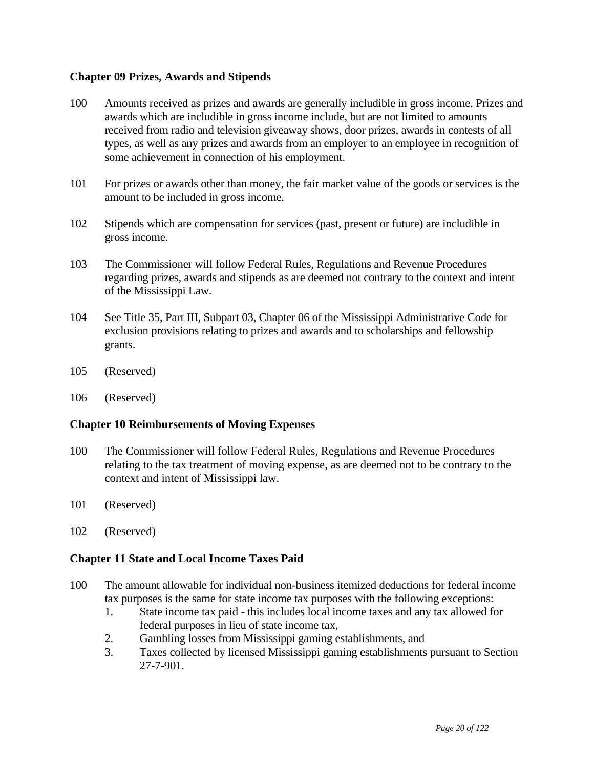**Chapter 09 Prizes, Awards and Stipends**

100 Amounts received as prizes and awards are generally includible in gross income. Prizes and awards which are includible in gross income include, but are not limited to amounts received from radio and television giveaway shows, door prizes, awards in contests of all types, as well as any prizes and awards from an employer to an employee in recognition of some achievement in connection of his employment.

101 For prizes or awards other than money, the fair market value of the goods or services is the amount to be included in gross income.

102 Stipends which are compensation for services (past, present or future) are includible in gross income.

103 The Commissioner will follow Federal Rules, Regulations and Revenue Procedures regarding prizes, awards and stipends as are deemed not contrary to the context and intent of the Mississippi Law.

104 See Title 35, Part III, Subpart 03, Chapter 06 of the Mississippi Administrative Code for exclusion provisions relating to prizes and awards and to scholarships and fellowship grants.

105 (Reserved)

106 (Reserved)

**Chapter 10 Reimbursements of Moving Expenses**

100 The Commissioner will follow Federal Rules, Regulations and Revenue Procedures relating to the tax treatment of moving expense, as are deemed not to be contrary to the context and intent of Mississippi law.

101 (Reserved)

102 (Reserved)

**Chapter 11 State and Local Income Taxes Paid**

100 The amount allowable for individual non-business itemized deductions for federal income tax purposes is the same for state income tax purposes with the following exceptions:

1. State income tax paid - this includes local income taxes and any tax allowed for federal purposes in lieu of state income tax,
2. Gambling losses from Mississippi gaming establishments, and
3. Taxes collected by licensed Mississippi gaming establishments pursuant to Section 27-7-901.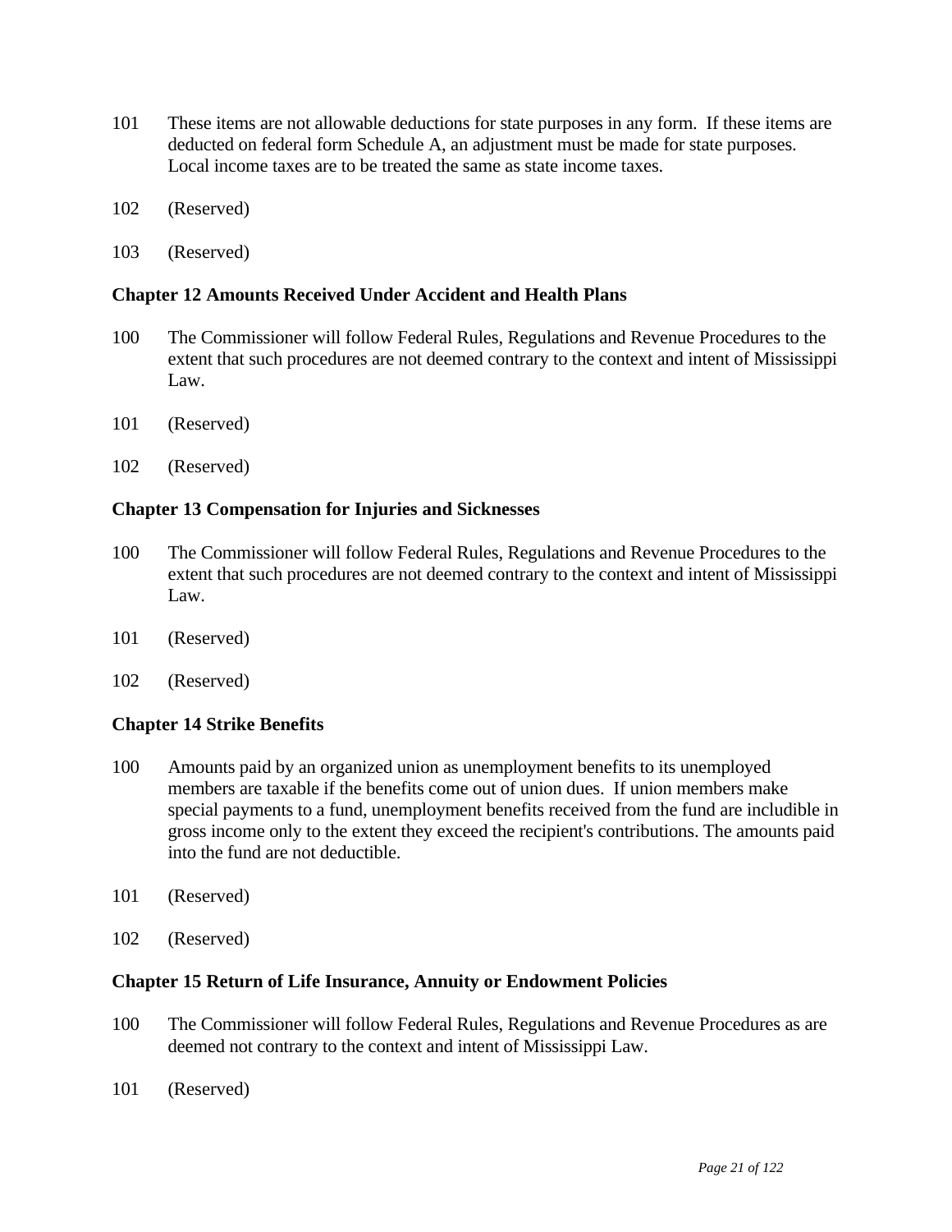101 These items are not allowable deductions for state purposes in any form. If these items are deducted on federal form Schedule A, an adjustment must be made for state purposes. Local income taxes are to be treated the same as state income taxes.

102 (Reserved)

103 (Reserved)

### Chapter 12 Amounts Received Under Accident and Health Plans

100 The Commissioner will follow Federal Rules, Regulations and Revenue Procedures to the extent that such procedures are not deemed contrary to the context and intent of Mississippi Law.

101 (Reserved)

102 (Reserved)

### Chapter 13 Compensation for Injuries and Sicknesses

100 The Commissioner will follow Federal Rules, Regulations and Revenue Procedures to the extent that such procedures are not deemed contrary to the context and intent of Mississippi Law.

101 (Reserved)

102 (Reserved)

### Chapter 14 Strike Benefits

100 Amounts paid by an organized union as unemployment benefits to its unemployed members are taxable if the benefits come out of union dues. If union members make special payments to a fund, unemployment benefits received from the fund are includible in gross income only to the extent they exceed the recipient's contributions. The amounts paid into the fund are not deductible.

101 (Reserved)

102 (Reserved)

### Chapter 15 Return of Life Insurance, Annuity or Endowment Policies

100 The Commissioner will follow Federal Rules, Regulations and Revenue Procedures as are deemed not contrary to the context and intent of Mississippi Law.

101 (Reserved)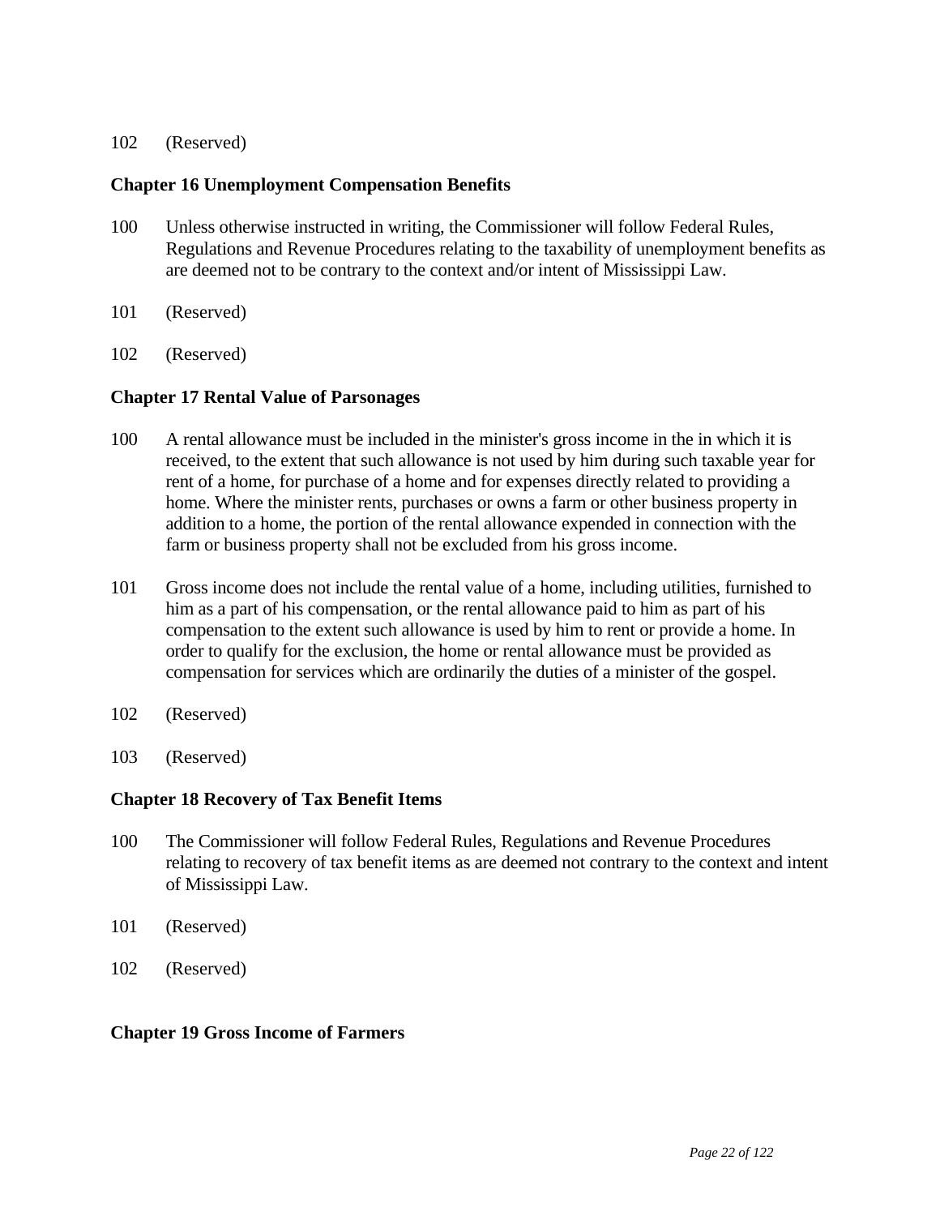102 (Reserved)

**Chapter 16 Unemployment Compensation Benefits**

100 Unless otherwise instructed in writing, the Commissioner will follow Federal Rules, Regulations and Revenue Procedures relating to the taxability of unemployment benefits as are deemed not to be contrary to the context and/or intent of Mississippi Law.

101 (Reserved)

102 (Reserved)

**Chapter 17 Rental Value of Parsonages**

100 A rental allowance must be included in the minister's gross income in the in which it is received, to the extent that such allowance is not used by him during such taxable year for rent of a home, for purchase of a home and for expenses directly related to providing a home. Where the minister rents, purchases or owns a farm or other business property in addition to a home, the portion of the rental allowance expended in connection with the farm or business property shall not be excluded from his gross income.

101 Gross income does not include the rental value of a home, including utilities, furnished to him as a part of his compensation, or the rental allowance paid to him as part of his compensation to the extent such allowance is used by him to rent or provide a home. In order to qualify for the exclusion, the home or rental allowance must be provided as compensation for services which are ordinarily the duties of a minister of the gospel.

102 (Reserved)

103 (Reserved)

**Chapter 18 Recovery of Tax Benefit Items**

100 The Commissioner will follow Federal Rules, Regulations and Revenue Procedures relating to recovery of tax benefit items as are deemed not contrary to the context and intent of Mississippi Law.

101 (Reserved)

102 (Reserved)

**Chapter 19 Gross Income of Farmers**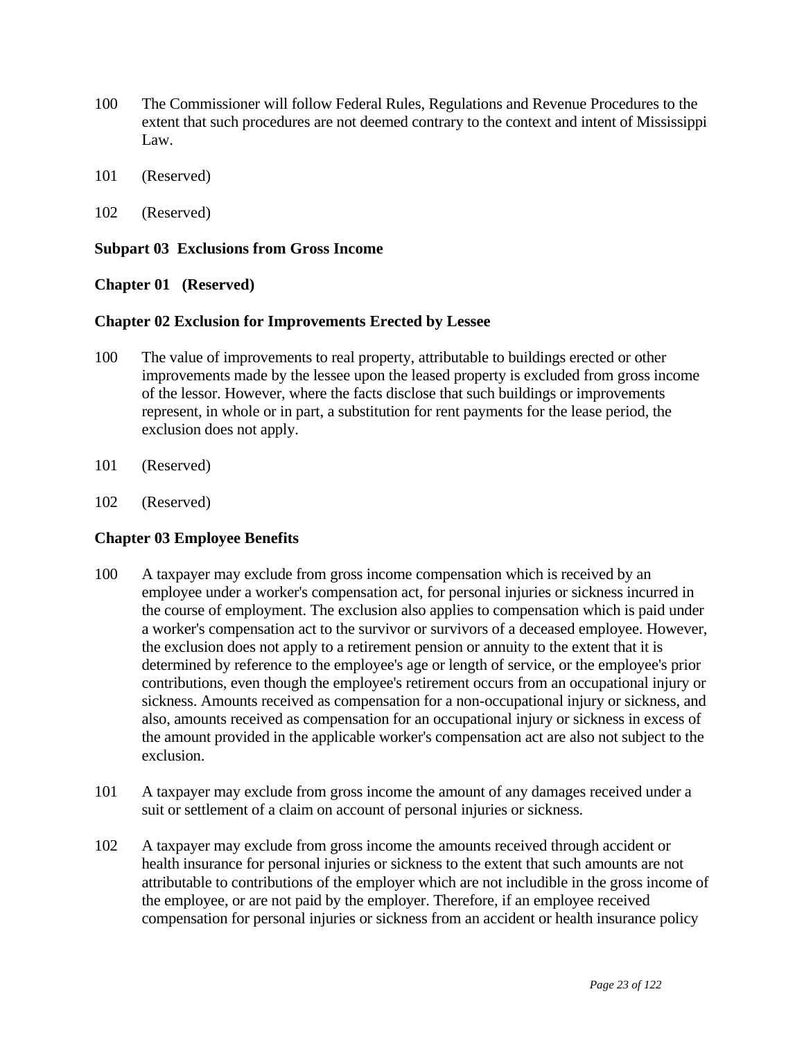100 The Commissioner will follow Federal Rules, Regulations and Revenue Procedures to the extent that such procedures are not deemed contrary to the context and intent of Mississippi Law.

101 (Reserved)

102 (Reserved)

**Subpart 03 Exclusions from Gross Income**

**Chapter 01 (Reserved)**

**Chapter 02 Exclusion for Improvements Erected by Lessee**

100 The value of improvements to real property, attributable to buildings erected or other improvements made by the lessee upon the leased property is excluded from gross income of the lessor. However, where the facts disclose that such buildings or improvements represent, in whole or in part, a substitution for rent payments for the lease period, the exclusion does not apply.

101 (Reserved)

102 (Reserved)

**Chapter 03 Employee Benefits**

100 A taxpayer may exclude from gross income compensation which is received by an employee under a worker's compensation act, for personal injuries or sickness incurred in the course of employment. The exclusion also applies to compensation which is paid under a worker's compensation act to the survivor or survivors of a deceased employee. However, the exclusion does not apply to a retirement pension or annuity to the extent that it is determined by reference to the employee's age or length of service, or the employee's prior contributions, even though the employee's retirement occurs from an occupational injury or sickness. Amounts received as compensation for a non-occupational injury or sickness, and also, amounts received as compensation for an occupational injury or sickness in excess of the amount provided in the applicable worker's compensation act are also not subject to the exclusion.

101 A taxpayer may exclude from gross income the amount of any damages received under a suit or settlement of a claim on account of personal injuries or sickness.

102 A taxpayer may exclude from gross income the amounts received through accident or health insurance for personal injuries or sickness to the extent that such amounts are not attributable to contributions of the employer which are not includible in the gross income of the employee, or are not paid by the employer. Therefore, if an employee received compensation for personal injuries or sickness from an accident or health insurance policy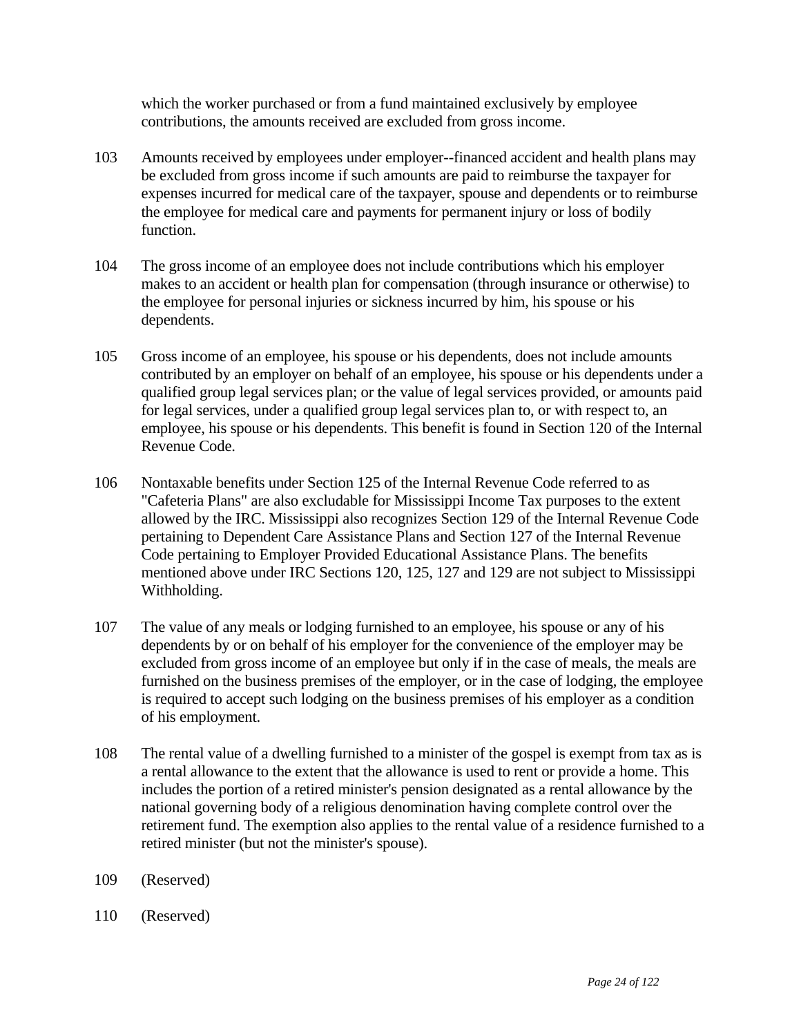which the worker purchased or from a fund maintained exclusively by employee contributions, the amounts received are excluded from gross income.

103 Amounts received by employees under employer--financed accident and health plans may be excluded from gross income if such amounts are paid to reimburse the taxpayer for expenses incurred for medical care of the taxpayer, spouse and dependents or to reimburse the employee for medical care and payments for permanent injury or loss of bodily function.

104 The gross income of an employee does not include contributions which his employer makes to an accident or health plan for compensation (through insurance or otherwise) to the employee for personal injuries or sickness incurred by him, his spouse or his dependents.

105 Gross income of an employee, his spouse or his dependents, does not include amounts contributed by an employer on behalf of an employee, his spouse or his dependents under a qualified group legal services plan; or the value of legal services provided, or amounts paid for legal services, under a qualified group legal services plan to, or with respect to, an employee, his spouse or his dependents. This benefit is found in Section 120 of the Internal Revenue Code.

106 Nontaxable benefits under Section 125 of the Internal Revenue Code referred to as "Cafeteria Plans" are also excludable for Mississippi Income Tax purposes to the extent allowed by the IRC. Mississippi also recognizes Section 129 of the Internal Revenue Code pertaining to Dependent Care Assistance Plans and Section 127 of the Internal Revenue Code pertaining to Employer Provided Educational Assistance Plans. The benefits mentioned above under IRC Sections 120, 125, 127 and 129 are not subject to Mississippi Withholding.

107 The value of any meals or lodging furnished to an employee, his spouse or any of his dependents by or on behalf of his employer for the convenience of the employer may be excluded from gross income of an employee but only if in the case of meals, the meals are furnished on the business premises of the employer, or in the case of lodging, the employee is required to accept such lodging on the business premises of his employer as a condition of his employment.

108 The rental value of a dwelling furnished to a minister of the gospel is exempt from tax as is a rental allowance to the extent that the allowance is used to rent or provide a home. This includes the portion of a retired minister's pension designated as a rental allowance by the national governing body of a religious denomination having complete control over the retirement fund. The exemption also applies to the rental value of a residence furnished to a retired minister (but not the minister's spouse).

109 (Reserved)

110 (Reserved)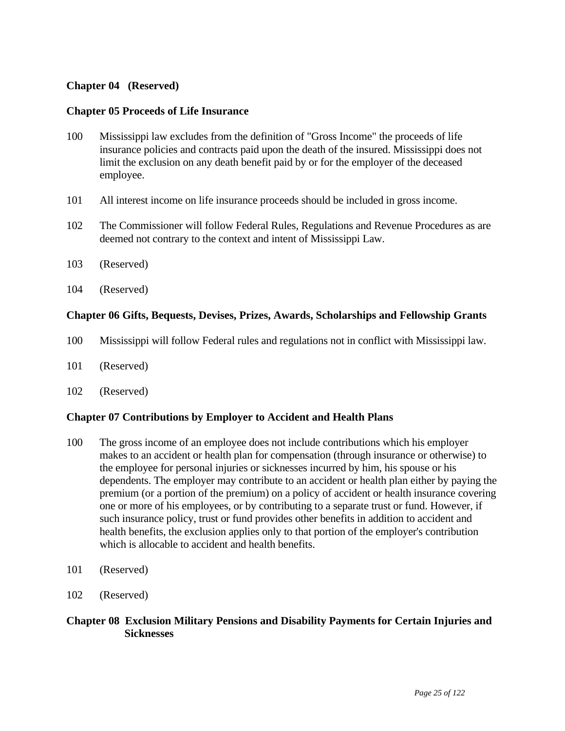**Chapter 04 (Reserved)**

**Chapter 05 Proceeds of Life Insurance**

100 Mississippi law excludes from the definition of "Gross Income" the proceeds of life insurance policies and contracts paid upon the death of the insured. Mississippi does not limit the exclusion on any death benefit paid by or for the employer of the deceased employee.

101 All interest income on life insurance proceeds should be included in gross income.

102 The Commissioner will follow Federal Rules, Regulations and Revenue Procedures as are deemed not contrary to the context and intent of Mississippi Law.

103 (Reserved)

104 (Reserved)

**Chapter 06 Gifts, Bequests, Devises, Prizes, Awards, Scholarships and Fellowship Grants**

100 Mississippi will follow Federal rules and regulations not in conflict with Mississippi law.

101 (Reserved)

102 (Reserved)

**Chapter 07 Contributions by Employer to Accident and Health Plans**

100 The gross income of an employee does not include contributions which his employer makes to an accident or health plan for compensation (through insurance or otherwise) to the employee for personal injuries or sicknesses incurred by him, his spouse or his dependents. The employer may contribute to an accident or health plan either by paying the premium (or a portion of the premium) on a policy of accident or health insurance covering one or more of his employees, or by contributing to a separate trust or fund. However, if such insurance policy, trust or fund provides other benefits in addition to accident and health benefits, the exclusion applies only to that portion of the employer's contribution which is allocable to accident and health benefits.

101 (Reserved)

102 (Reserved)

**Chapter 08 Exclusion Military Pensions and Disability Payments for Certain Injuries and Sicknesses**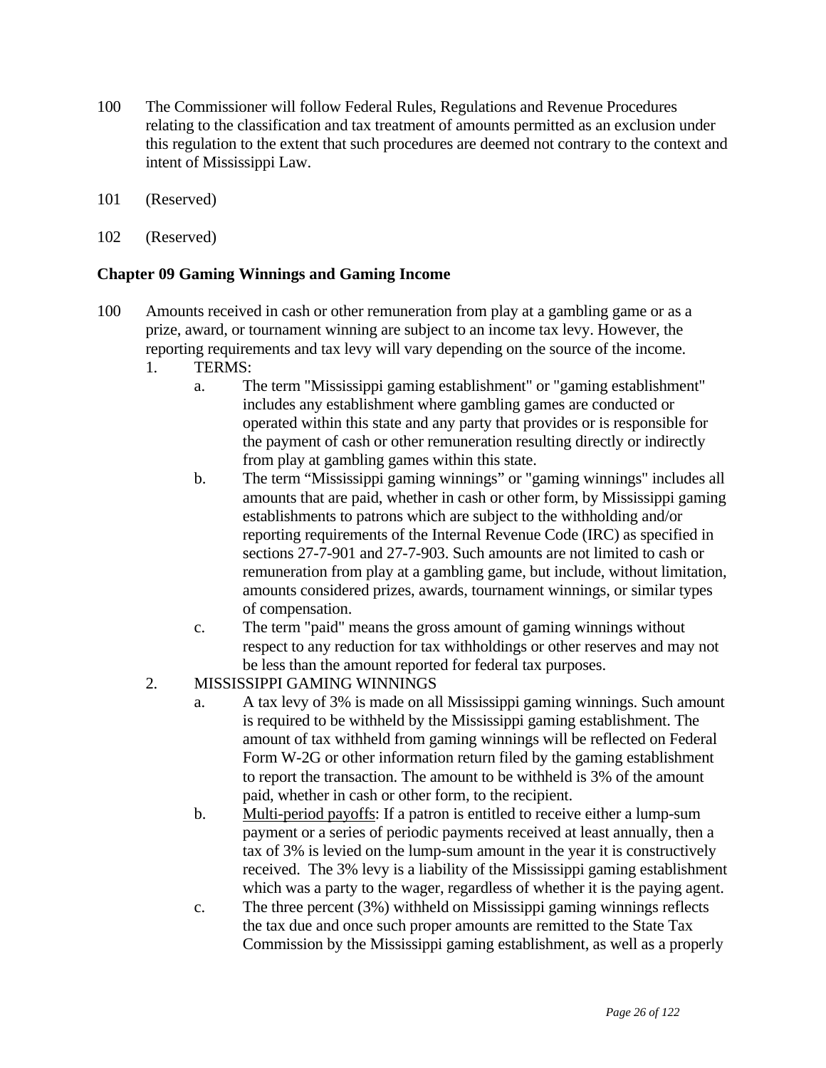100 The Commissioner will follow Federal Rules, Regulations and Revenue Procedures relating to the classification and tax treatment of amounts permitted as an exclusion under this regulation to the extent that such procedures are deemed not contrary to the context and intent of Mississippi Law.

101 (Reserved)

102 (Reserved)

## Chapter 09 Gaming Winnings and Gaming Income

100 Amounts received in cash or other remuneration from play at a gambling game or as a prize, award, or tournament winning are subject to an income tax levy. However, the reporting requirements and tax levy will vary depending on the source of the income.

1. TERMS:
    a. The term "Mississippi gaming establishment" or "gaming establishment" includes any establishment where gambling games are conducted or operated within this state and any party that provides or is responsible for the payment of cash or other remuneration resulting directly or indirectly from play at gambling games within this state.
    b. The term "Mississippi gaming winnings" or "gaming winnings" includes all amounts that are paid, whether in cash or other form, by Mississippi gaming establishments to patrons which are subject to the withholding and/or reporting requirements of the Internal Revenue Code (IRC) as specified in sections 27-7-901 and 27-7-903. Such amounts are not limited to cash or remuneration from play at a gambling game, but include, without limitation, amounts considered prizes, awards, tournament winnings, or similar types of compensation.
    c. The term "paid" means the gross amount of gaming winnings without respect to any reduction for tax withholdings or other reserves and may not be less than the amount reported for federal tax purposes.
2. MISSISSIPPI GAMING WINNINGS
    a. A tax levy of 3% is made on all Mississippi gaming winnings. Such amount is required to be withheld by the Mississippi gaming establishment. The amount of tax withheld from gaming winnings will be reflected on Federal Form W-2G or other information return filed by the gaming establishment to report the transaction. The amount to be withheld is 3% of the amount paid, whether in cash or other form, to the recipient.
    b. <u>Multi-period payoffs</u>: If a patron is entitled to receive either a lump-sum payment or a series of periodic payments received at least annually, then a tax of 3% is levied on the lump-sum amount in the year it is constructively received. The 3% levy is a liability of the Mississippi gaming establishment which was a party to the wager, regardless of whether it is the paying agent.
    c. The three percent (3%) withheld on Mississippi gaming winnings reflects the tax due and once such proper amounts are remitted to the State Tax Commission by the Mississippi gaming establishment, as well as a properly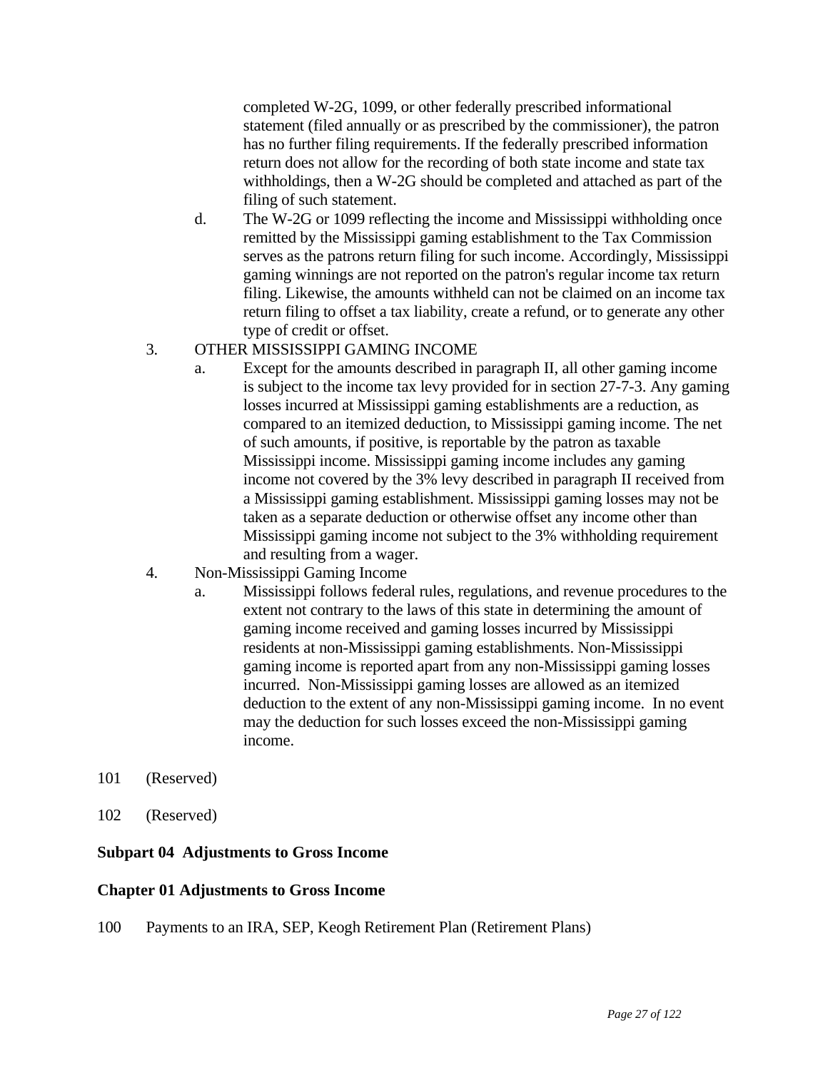completed W-2G, 1099, or other federally prescribed informational statement (filed annually or as prescribed by the commissioner), the patron has no further filing requirements. If the federally prescribed information return does not allow for the recording of both state income and state tax withholdings, then a W-2G should be completed and attached as part of the filing of such statement.

d. The W-2G or 1099 reflecting the income and Mississippi withholding once remitted by the Mississippi gaming establishment to the Tax Commission serves as the patrons return filing for such income. Accordingly, Mississippi gaming winnings are not reported on the patron's regular income tax return filing. Likewise, the amounts withheld can not be claimed on an income tax return filing to offset a tax liability, create a refund, or to generate any other type of credit or offset.

3. OTHER MISSISSIPPI GAMING INCOME

   a. Except for the amounts described in paragraph II, all other gaming income is subject to the income tax levy provided for in section 27-7-3. Any gaming losses incurred at Mississippi gaming establishments are a reduction, as compared to an itemized deduction, to Mississippi gaming income. The net of such amounts, if positive, is reportable by the patron as taxable Mississippi income. Mississippi gaming income includes any gaming income not covered by the 3% levy described in paragraph II received from a Mississippi gaming establishment. Mississippi gaming losses may not be taken as a separate deduction or otherwise offset any income other than Mississippi gaming income not subject to the 3% withholding requirement and resulting from a wager.

4. Non-Mississippi Gaming Income

   a. Mississippi follows federal rules, regulations, and revenue procedures to the extent not contrary to the laws of this state in determining the amount of gaming income received and gaming losses incurred by Mississippi residents at non-Mississippi gaming establishments. Non-Mississippi gaming income is reported apart from any non-Mississippi gaming losses incurred. Non-Mississippi gaming losses are allowed as an itemized deduction to the extent of any non-Mississippi gaming income. In no event may the deduction for such losses exceed the non-Mississippi gaming income.

101 (Reserved)

102 (Reserved)

**Subpart 04 Adjustments to Gross Income**

**Chapter 01 Adjustments to Gross Income**

100 Payments to an IRA, SEP, Keogh Retirement Plan (Retirement Plans)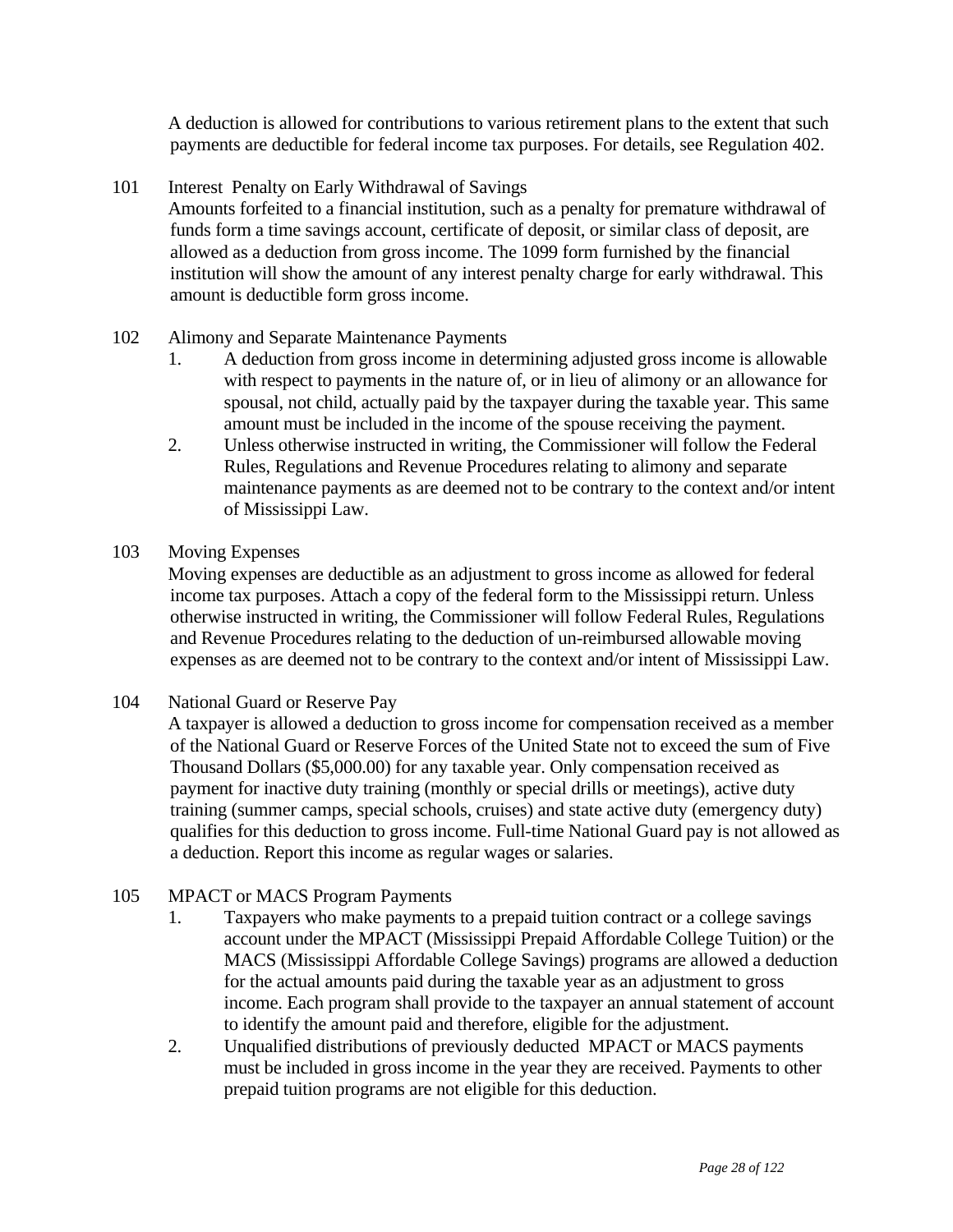A deduction is allowed for contributions to various retirement plans to the extent that such payments are deductible for federal income tax purposes. For details, see Regulation 402.

101 Interest Penalty on Early Withdrawal of Savings

Amounts forfeited to a financial institution, such as a penalty for premature withdrawal of funds form a time savings account, certificate of deposit, or similar class of deposit, are allowed as a deduction from gross income. The 1099 form furnished by the financial institution will show the amount of any interest penalty charge for early withdrawal. This amount is deductible form gross income.

102 Alimony and Separate Maintenance Payments

1. A deduction from gross income in determining adjusted gross income is allowable with respect to payments in the nature of, or in lieu of alimony or an allowance for spousal, not child, actually paid by the taxpayer during the taxable year. This same amount must be included in the income of the spouse receiving the payment.
2. Unless otherwise instructed in writing, the Commissioner will follow the Federal Rules, Regulations and Revenue Procedures relating to alimony and separate maintenance payments as are deemed not to be contrary to the context and/or intent of Mississippi Law.

103 Moving Expenses

Moving expenses are deductible as an adjustment to gross income as allowed for federal income tax purposes. Attach a copy of the federal form to the Mississippi return. Unless otherwise instructed in writing, the Commissioner will follow Federal Rules, Regulations and Revenue Procedures relating to the deduction of un-reimbursed allowable moving expenses as are deemed not to be contrary to the context and/or intent of Mississippi Law.

104 National Guard or Reserve Pay

A taxpayer is allowed a deduction to gross income for compensation received as a member of the National Guard or Reserve Forces of the United State not to exceed the sum of Five Thousand Dollars ($5,000.00) for any taxable year. Only compensation received as payment for inactive duty training (monthly or special drills or meetings), active duty training (summer camps, special schools, cruises) and state active duty (emergency duty) qualifies for this deduction to gross income. Full-time National Guard pay is not allowed as a deduction. Report this income as regular wages or salaries.

105 MPACT or MACS Program Payments

1. Taxpayers who make payments to a prepaid tuition contract or a college savings account under the MPACT (Mississippi Prepaid Affordable College Tuition) or the MACS (Mississippi Affordable College Savings) programs are allowed a deduction for the actual amounts paid during the taxable year as an adjustment to gross income. Each program shall provide to the taxpayer an annual statement of account to identify the amount paid and therefore, eligible for the adjustment.
2. Unqualified distributions of previously deducted MPACT or MACS payments must be included in gross income in the year they are received. Payments to other prepaid tuition programs are not eligible for this deduction.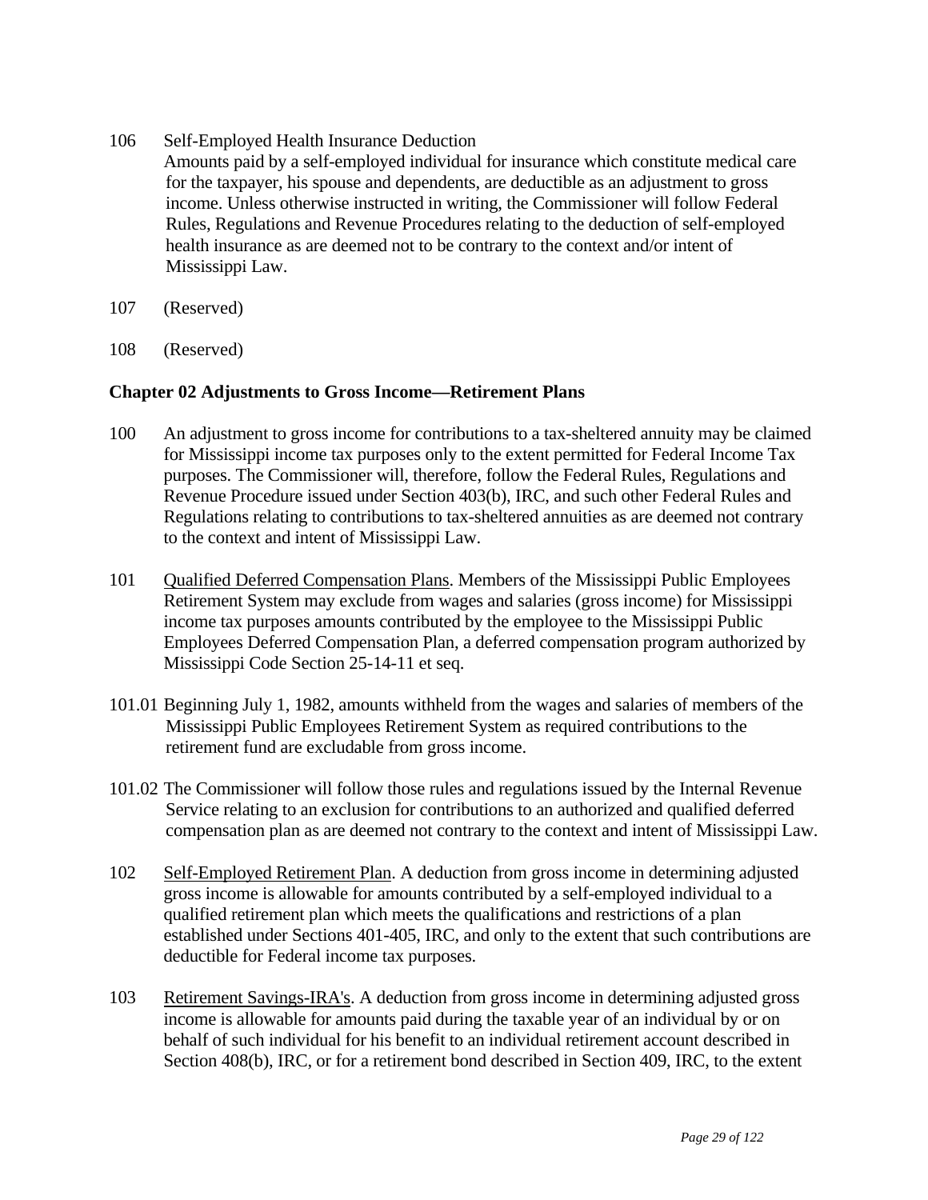106 Self-Employed Health Insurance Deduction
Amounts paid by a self-employed individual for insurance which constitute medical care for the taxpayer, his spouse and dependents, are deductible as an adjustment to gross income. Unless otherwise instructed in writing, the Commissioner will follow Federal Rules, Regulations and Revenue Procedures relating to the deduction of self-employed health insurance as are deemed not to be contrary to the context and/or intent of Mississippi Law.

107 (Reserved)

108 (Reserved)

### Chapter 02 Adjustments to Gross Income—Retirement Plans

100 An adjustment to gross income for contributions to a tax-sheltered annuity may be claimed for Mississippi income tax purposes only to the extent permitted for Federal Income Tax purposes. The Commissioner will, therefore, follow the Federal Rules, Regulations and Revenue Procedure issued under Section 403(b), IRC, and such other Federal Rules and Regulations relating to contributions to tax-sheltered annuities as are deemed not contrary to the context and intent of Mississippi Law.

101 Qualified Deferred Compensation Plans. Members of the Mississippi Public Employees Retirement System may exclude from wages and salaries (gross income) for Mississippi income tax purposes amounts contributed by the employee to the Mississippi Public Employees Deferred Compensation Plan, a deferred compensation program authorized by Mississippi Code Section 25-14-11 et seq.

101.01 Beginning July 1, 1982, amounts withheld from the wages and salaries of members of the Mississippi Public Employees Retirement System as required contributions to the retirement fund are excludable from gross income.

101.02 The Commissioner will follow those rules and regulations issued by the Internal Revenue Service relating to an exclusion for contributions to an authorized and qualified deferred compensation plan as are deemed not contrary to the context and intent of Mississippi Law.

102 Self-Employed Retirement Plan. A deduction from gross income in determining adjusted gross income is allowable for amounts contributed by a self-employed individual to a qualified retirement plan which meets the qualifications and restrictions of a plan established under Sections 401-405, IRC, and only to the extent that such contributions are deductible for Federal income tax purposes.

103 Retirement Savings-IRA's. A deduction from gross income in determining adjusted gross income is allowable for amounts paid during the taxable year of an individual by or on behalf of such individual for his benefit to an individual retirement account described in Section 408(b), IRC, or for a retirement bond described in Section 409, IRC, to the extent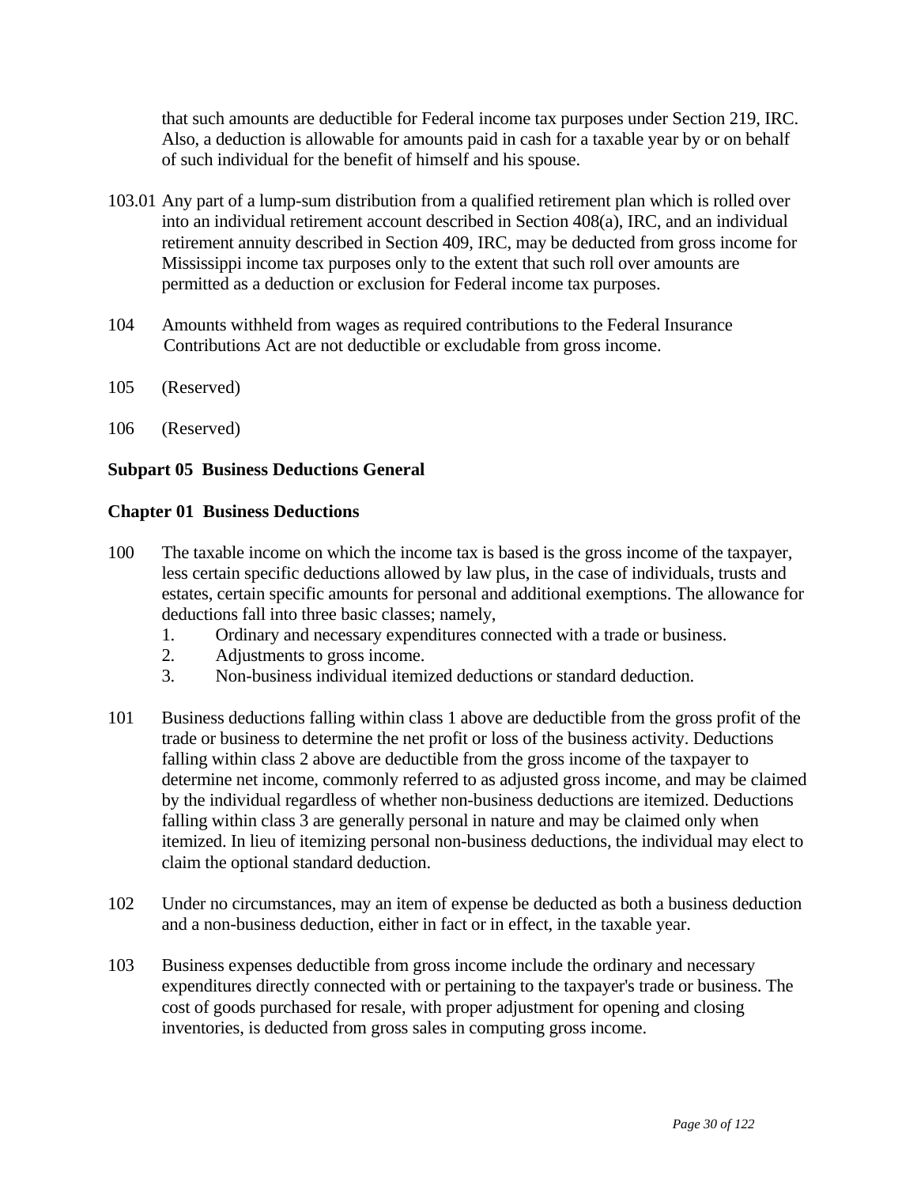that such amounts are deductible for Federal income tax purposes under Section 219, IRC. Also, a deduction is allowable for amounts paid in cash for a taxable year by or on behalf of such individual for the benefit of himself and his spouse.

103.01 Any part of a lump-sum distribution from a qualified retirement plan which is rolled over into an individual retirement account described in Section 408(a), IRC, and an individual retirement annuity described in Section 409, IRC, may be deducted from gross income for Mississippi income tax purposes only to the extent that such roll over amounts are permitted as a deduction or exclusion for Federal income tax purposes.

104 Amounts withheld from wages as required contributions to the Federal Insurance Contributions Act are not deductible or excludable from gross income.

105 (Reserved)

106 (Reserved)

**Subpart 05 Business Deductions General**

**Chapter 01 Business Deductions**

100 The taxable income on which the income tax is based is the gross income of the taxpayer, less certain specific deductions allowed by law plus, in the case of individuals, trusts and estates, certain specific amounts for personal and additional exemptions. The allowance for deductions fall into three basic classes; namely,

1. Ordinary and necessary expenditures connected with a trade or business.
2. Adjustments to gross income.
3. Non-business individual itemized deductions or standard deduction.

101 Business deductions falling within class 1 above are deductible from the gross profit of the trade or business to determine the net profit or loss of the business activity. Deductions falling within class 2 above are deductible from the gross income of the taxpayer to determine net income, commonly referred to as adjusted gross income, and may be claimed by the individual regardless of whether non-business deductions are itemized. Deductions falling within class 3 are generally personal in nature and may be claimed only when itemized. In lieu of itemizing personal non-business deductions, the individual may elect to claim the optional standard deduction.

102 Under no circumstances, may an item of expense be deducted as both a business deduction and a non-business deduction, either in fact or in effect, in the taxable year.

103 Business expenses deductible from gross income include the ordinary and necessary expenditures directly connected with or pertaining to the taxpayer's trade or business. The cost of goods purchased for resale, with proper adjustment for opening and closing inventories, is deducted from gross sales in computing gross income.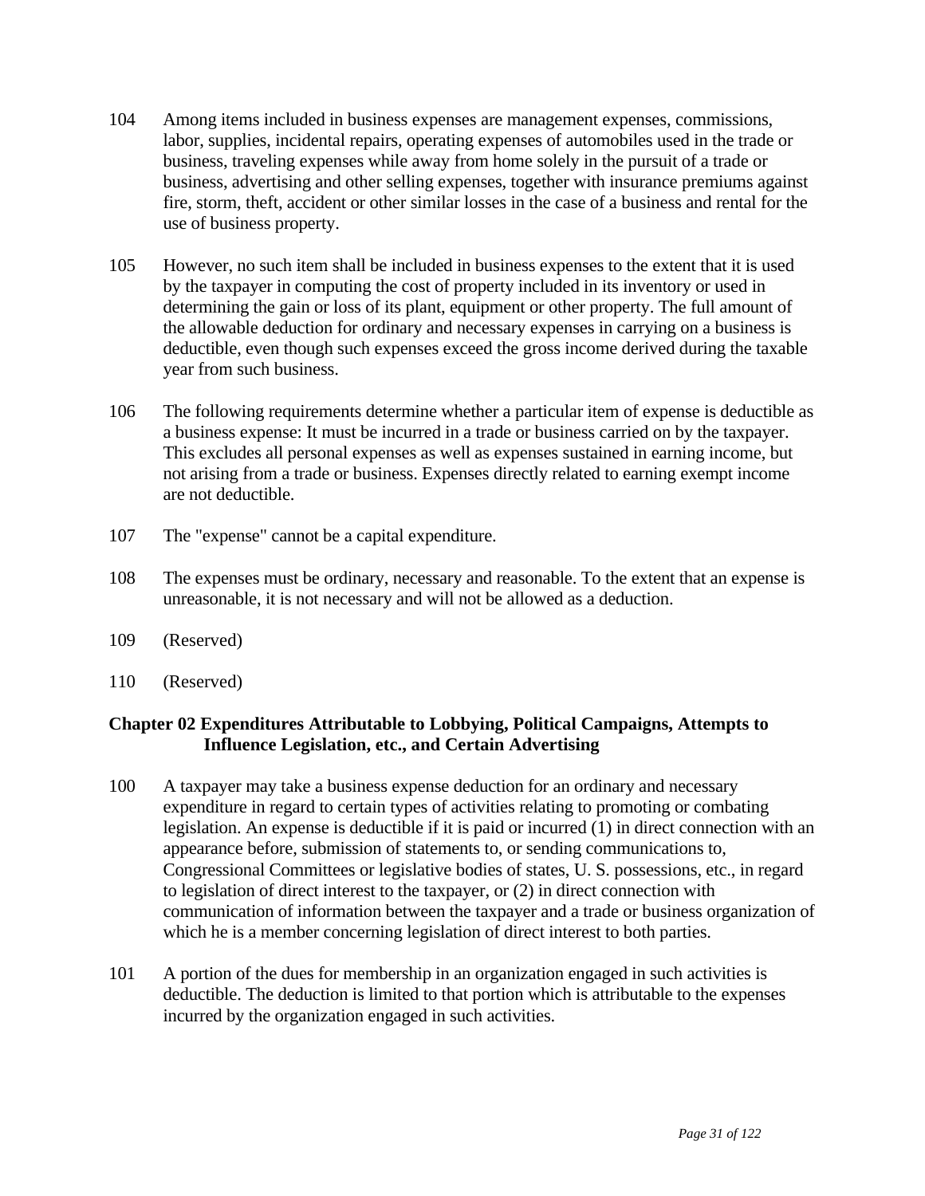104 Among items included in business expenses are management expenses, commissions, labor, supplies, incidental repairs, operating expenses of automobiles used in the trade or business, traveling expenses while away from home solely in the pursuit of a trade or business, advertising and other selling expenses, together with insurance premiums against fire, storm, theft, accident or other similar losses in the case of a business and rental for the use of business property.

105 However, no such item shall be included in business expenses to the extent that it is used by the taxpayer in computing the cost of property included in its inventory or used in determining the gain or loss of its plant, equipment or other property. The full amount of the allowable deduction for ordinary and necessary expenses in carrying on a business is deductible, even though such expenses exceed the gross income derived during the taxable year from such business.

106 The following requirements determine whether a particular item of expense is deductible as a business expense: It must be incurred in a trade or business carried on by the taxpayer. This excludes all personal expenses as well as expenses sustained in earning income, but not arising from a trade or business. Expenses directly related to earning exempt income are not deductible.

107 The "expense" cannot be a capital expenditure.

108 The expenses must be ordinary, necessary and reasonable. To the extent that an expense is unreasonable, it is not necessary and will not be allowed as a deduction.

109 (Reserved)

110 (Reserved)

## Chapter 02 Expenditures Attributable to Lobbying, Political Campaigns, Attempts to Influence Legislation, etc., and Certain Advertising

100 A taxpayer may take a business expense deduction for an ordinary and necessary expenditure in regard to certain types of activities relating to promoting or combating legislation. An expense is deductible if it is paid or incurred (1) in direct connection with an appearance before, submission of statements to, or sending communications to, Congressional Committees or legislative bodies of states, U. S. possessions, etc., in regard to legislation of direct interest to the taxpayer, or (2) in direct connection with communication of information between the taxpayer and a trade or business organization of which he is a member concerning legislation of direct interest to both parties.

101 A portion of the dues for membership in an organization engaged in such activities is deductible. The deduction is limited to that portion which is attributable to the expenses incurred by the organization engaged in such activities.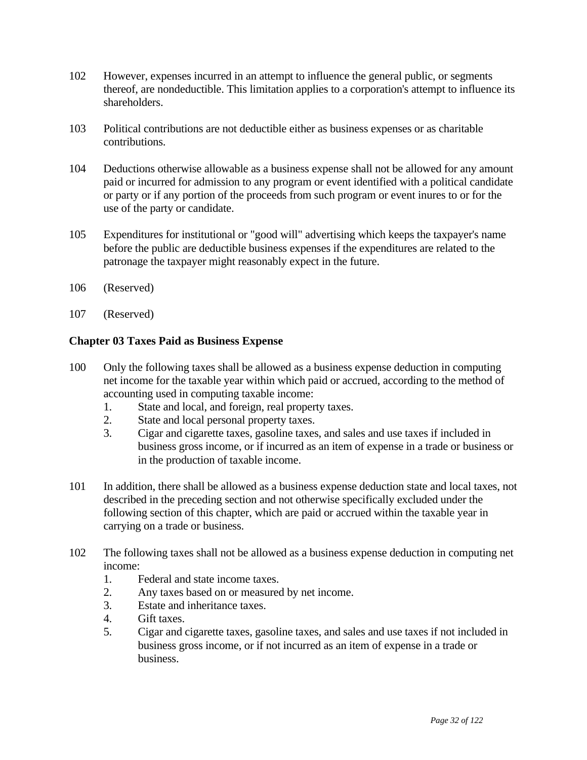102 However, expenses incurred in an attempt to influence the general public, or segments thereof, are nondeductible. This limitation applies to a corporation's attempt to influence its shareholders.

103 Political contributions are not deductible either as business expenses or as charitable contributions.

104 Deductions otherwise allowable as a business expense shall not be allowed for any amount paid or incurred for admission to any program or event identified with a political candidate or party or if any portion of the proceeds from such program or event inures to or for the use of the party or candidate.

105 Expenditures for institutional or "good will" advertising which keeps the taxpayer's name before the public are deductible business expenses if the expenditures are related to the patronage the taxpayer might reasonably expect in the future.

106 (Reserved)

107 (Reserved)

### Chapter 03 Taxes Paid as Business Expense

100 Only the following taxes shall be allowed as a business expense deduction in computing net income for the taxable year within which paid or accrued, according to the method of accounting used in computing taxable income:

1. State and local, and foreign, real property taxes.
2. State and local personal property taxes.
3. Cigar and cigarette taxes, gasoline taxes, and sales and use taxes if included in business gross income, or if incurred as an item of expense in a trade or business or in the production of taxable income.

101 In addition, there shall be allowed as a business expense deduction state and local taxes, not described in the preceding section and not otherwise specifically excluded under the following section of this chapter, which are paid or accrued within the taxable year in carrying on a trade or business.

102 The following taxes shall not be allowed as a business expense deduction in computing net income:

1. Federal and state income taxes.
2. Any taxes based on or measured by net income.
3. Estate and inheritance taxes.
4. Gift taxes.
5. Cigar and cigarette taxes, gasoline taxes, and sales and use taxes if not included in business gross income, or if not incurred as an item of expense in a trade or business.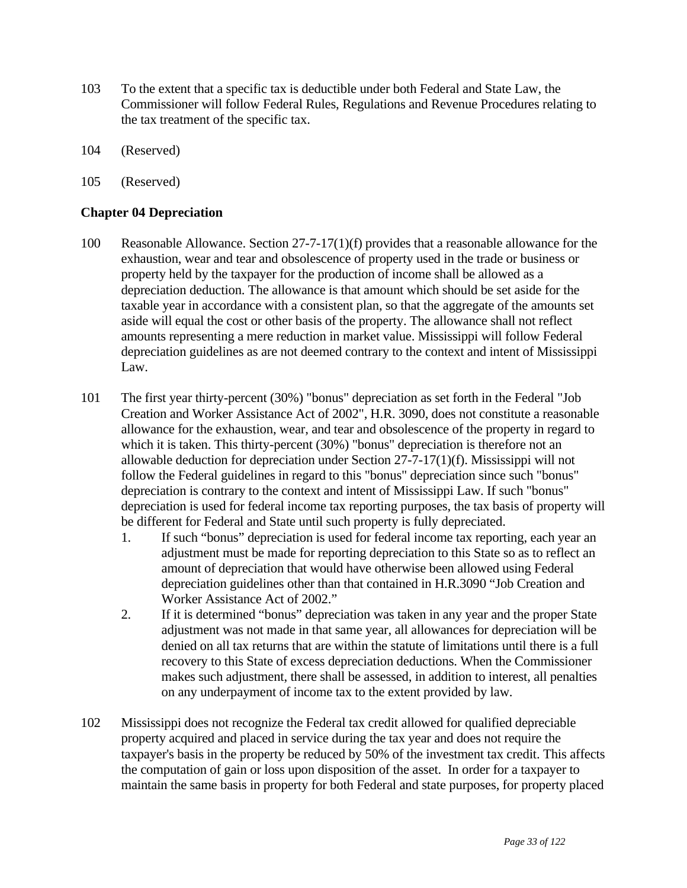103 To the extent that a specific tax is deductible under both Federal and State Law, the Commissioner will follow Federal Rules, Regulations and Revenue Procedures relating to the tax treatment of the specific tax.

104 (Reserved)

105 (Reserved)

### Chapter 04 Depreciation

100 Reasonable Allowance. Section 27-7-17(1)(f) provides that a reasonable allowance for the exhaustion, wear and tear and obsolescence of property used in the trade or business or property held by the taxpayer for the production of income shall be allowed as a depreciation deduction. The allowance is that amount which should be set aside for the taxable year in accordance with a consistent plan, so that the aggregate of the amounts set aside will equal the cost or other basis of the property. The allowance shall not reflect amounts representing a mere reduction in market value. Mississippi will follow Federal depreciation guidelines as are not deemed contrary to the context and intent of Mississippi Law.

101 The first year thirty-percent (30%) "bonus" depreciation as set forth in the Federal "Job Creation and Worker Assistance Act of 2002", H.R. 3090, does not constitute a reasonable allowance for the exhaustion, wear, and tear and obsolescence of the property in regard to which it is taken. This thirty-percent (30%) "bonus" depreciation is therefore not an allowable deduction for depreciation under Section 27-7-17(1)(f). Mississippi will not follow the Federal guidelines in regard to this "bonus" depreciation since such "bonus" depreciation is contrary to the context and intent of Mississippi Law. If such "bonus" depreciation is used for federal income tax reporting purposes, the tax basis of property will be different for Federal and State until such property is fully depreciated.

1. If such "bonus" depreciation is used for federal income tax reporting, each year an adjustment must be made for reporting depreciation to this State so as to reflect an amount of depreciation that would have otherwise been allowed using Federal depreciation guidelines other than that contained in H.R.3090 "Job Creation and Worker Assistance Act of 2002."
2. If it is determined "bonus" depreciation was taken in any year and the proper State adjustment was not made in that same year, all allowances for depreciation will be denied on all tax returns that are within the statute of limitations until there is a full recovery to this State of excess depreciation deductions. When the Commissioner makes such adjustment, there shall be assessed, in addition to interest, all penalties on any underpayment of income tax to the extent provided by law.

102 Mississippi does not recognize the Federal tax credit allowed for qualified depreciable property acquired and placed in service during the tax year and does not require the taxpayer's basis in the property be reduced by 50% of the investment tax credit. This affects the computation of gain or loss upon disposition of the asset. In order for a taxpayer to maintain the same basis in property for both Federal and state purposes, for property placed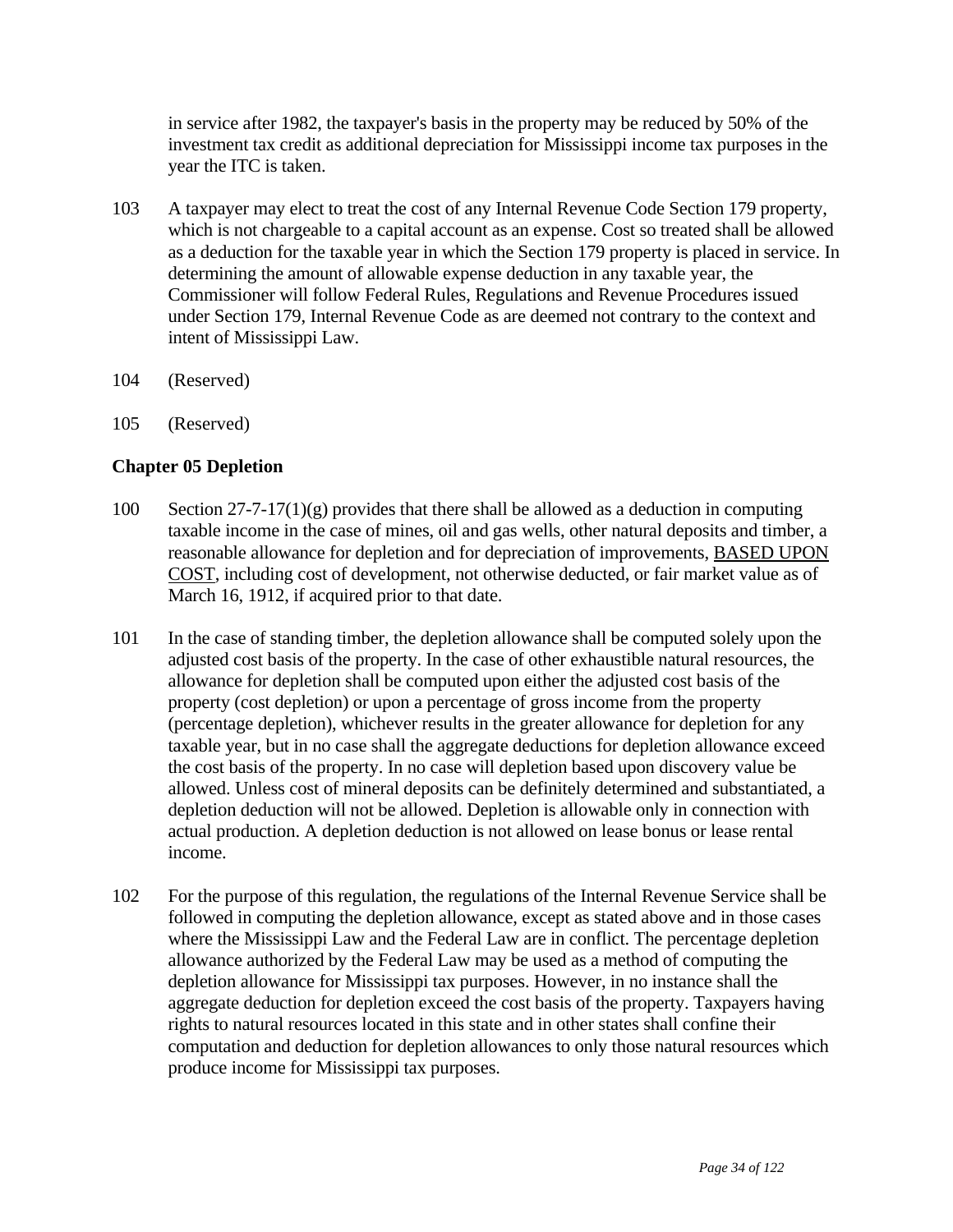in service after 1982, the taxpayer's basis in the property may be reduced by 50% of the investment tax credit as additional depreciation for Mississippi income tax purposes in the year the ITC is taken.

103 A taxpayer may elect to treat the cost of any Internal Revenue Code Section 179 property, which is not chargeable to a capital account as an expense. Cost so treated shall be allowed as a deduction for the taxable year in which the Section 179 property is placed in service. In determining the amount of allowable expense deduction in any taxable year, the Commissioner will follow Federal Rules, Regulations and Revenue Procedures issued under Section 179, Internal Revenue Code as are deemed not contrary to the context and intent of Mississippi Law.

104 (Reserved)

105 (Reserved)

### Chapter 05 Depletion

100 Section 27-7-17(1)(g) provides that there shall be allowed as a deduction in computing taxable income in the case of mines, oil and gas wells, other natural deposits and timber, a reasonable allowance for depletion and for depreciation of improvements, <u>BASED UPON COST</u>, including cost of development, not otherwise deducted, or fair market value as of March 16, 1912, if acquired prior to that date.

101 In the case of standing timber, the depletion allowance shall be computed solely upon the adjusted cost basis of the property. In the case of other exhaustible natural resources, the allowance for depletion shall be computed upon either the adjusted cost basis of the property (cost depletion) or upon a percentage of gross income from the property (percentage depletion), whichever results in the greater allowance for depletion for any taxable year, but in no case shall the aggregate deductions for depletion allowance exceed the cost basis of the property. In no case will depletion based upon discovery value be allowed. Unless cost of mineral deposits can be definitely determined and substantiated, a depletion deduction will not be allowed. Depletion is allowable only in connection with actual production. A depletion deduction is not allowed on lease bonus or lease rental income.

102 For the purpose of this regulation, the regulations of the Internal Revenue Service shall be followed in computing the depletion allowance, except as stated above and in those cases where the Mississippi Law and the Federal Law are in conflict. The percentage depletion allowance authorized by the Federal Law may be used as a method of computing the depletion allowance for Mississippi tax purposes. However, in no instance shall the aggregate deduction for depletion exceed the cost basis of the property. Taxpayers having rights to natural resources located in this state and in other states shall confine their computation and deduction for depletion allowances to only those natural resources which produce income for Mississippi tax purposes.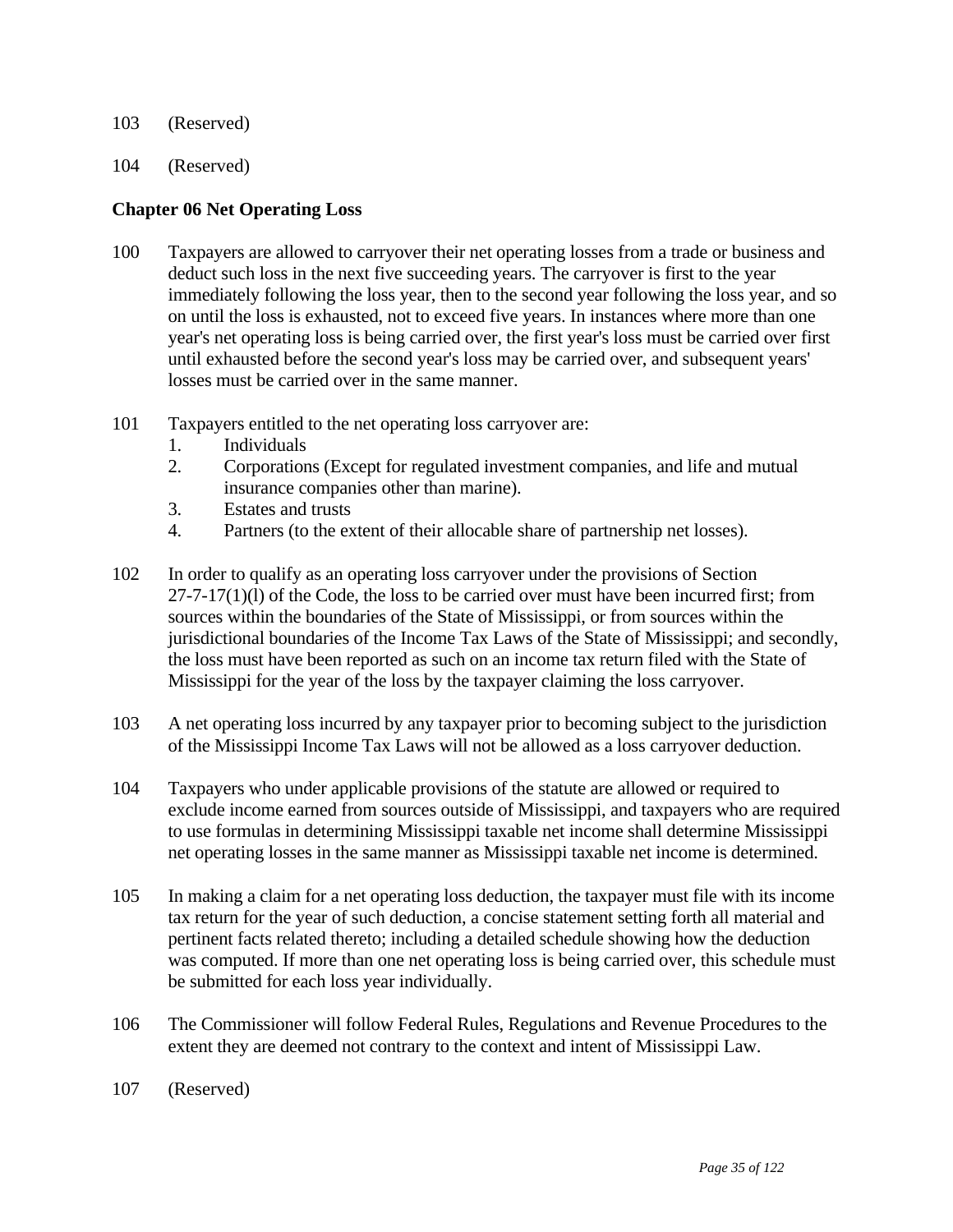103 (Reserved)

104 (Reserved)

**Chapter 06 Net Operating Loss**

100 Taxpayers are allowed to carryover their net operating losses from a trade or business and deduct such loss in the next five succeeding years. The carryover is first to the year immediately following the loss year, then to the second year following the loss year, and so on until the loss is exhausted, not to exceed five years. In instances where more than one year's net operating loss is being carried over, the first year's loss must be carried over first until exhausted before the second year's loss may be carried over, and subsequent years' losses must be carried over in the same manner.

101 Taxpayers entitled to the net operating loss carryover are:

1. Individuals
2. Corporations (Except for regulated investment companies, and life and mutual insurance companies other than marine).
3. Estates and trusts
4. Partners (to the extent of their allocable share of partnership net losses).

102 In order to qualify as an operating loss carryover under the provisions of Section 27-7-17(1)(l) of the Code, the loss to be carried over must have been incurred first; from sources within the boundaries of the State of Mississippi, or from sources within the jurisdictional boundaries of the Income Tax Laws of the State of Mississippi; and secondly, the loss must have been reported as such on an income tax return filed with the State of Mississippi for the year of the loss by the taxpayer claiming the loss carryover.

103 A net operating loss incurred by any taxpayer prior to becoming subject to the jurisdiction of the Mississippi Income Tax Laws will not be allowed as a loss carryover deduction.

104 Taxpayers who under applicable provisions of the statute are allowed or required to exclude income earned from sources outside of Mississippi, and taxpayers who are required to use formulas in determining Mississippi taxable net income shall determine Mississippi net operating losses in the same manner as Mississippi taxable net income is determined.

105 In making a claim for a net operating loss deduction, the taxpayer must file with its income tax return for the year of such deduction, a concise statement setting forth all material and pertinent facts related thereto; including a detailed schedule showing how the deduction was computed. If more than one net operating loss is being carried over, this schedule must be submitted for each loss year individually.

106 The Commissioner will follow Federal Rules, Regulations and Revenue Procedures to the extent they are deemed not contrary to the context and intent of Mississippi Law.

107 (Reserved)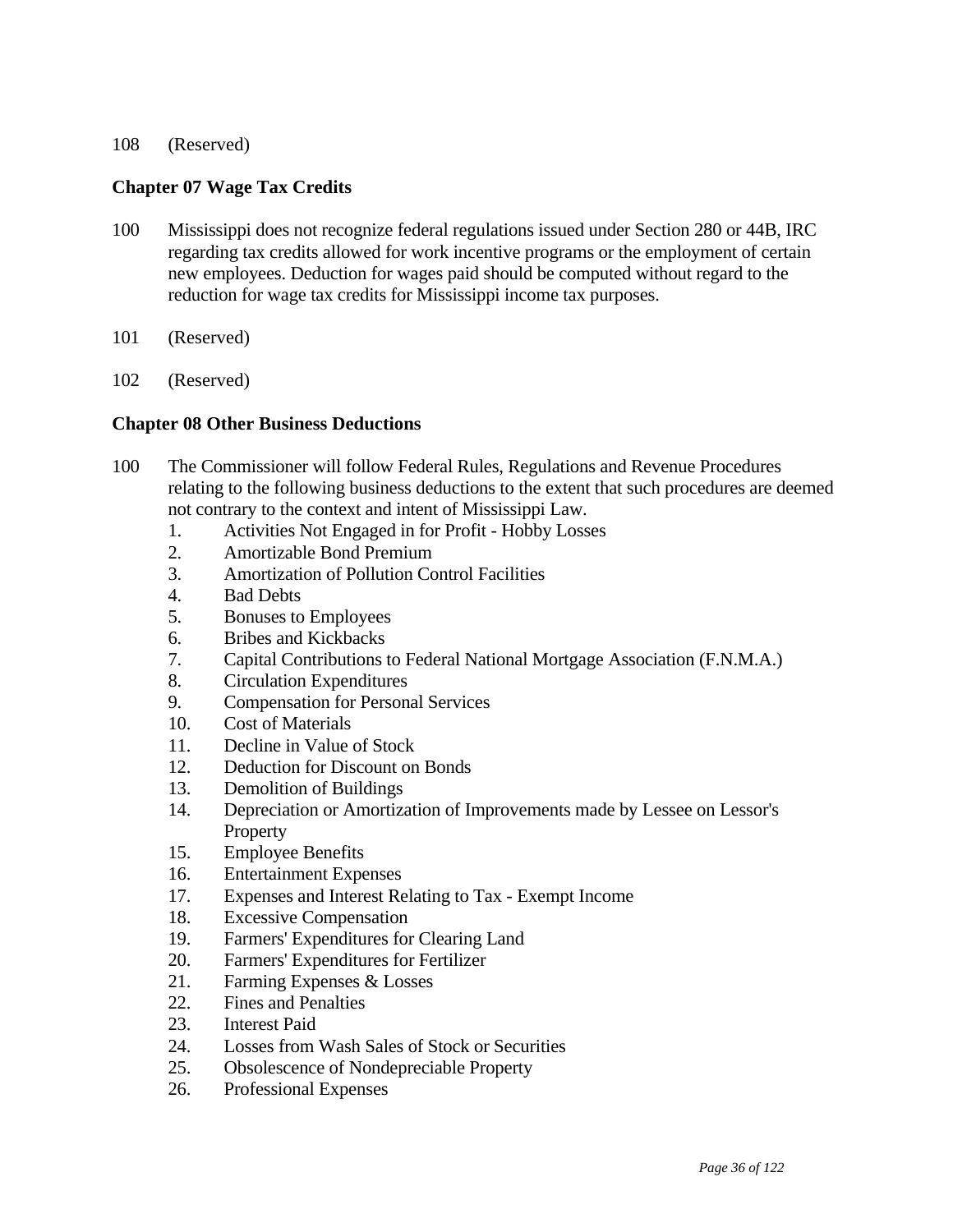108 (Reserved)

**Chapter 07 Wage Tax Credits**

100 Mississippi does not recognize federal regulations issued under Section 280 or 44B, IRC regarding tax credits allowed for work incentive programs or the employment of certain new employees. Deduction for wages paid should be computed without regard to the reduction for wage tax credits for Mississippi income tax purposes.

101 (Reserved)

102 (Reserved)

**Chapter 08 Other Business Deductions**

100 The Commissioner will follow Federal Rules, Regulations and Revenue Procedures relating to the following business deductions to the extent that such procedures are deemed not contrary to the context and intent of Mississippi Law.

1. Activities Not Engaged in for Profit - Hobby Losses
2. Amortizable Bond Premium
3. Amortization of Pollution Control Facilities
4. Bad Debts
5. Bonuses to Employees
6. Bribes and Kickbacks
7. Capital Contributions to Federal National Mortgage Association (F.N.M.A.)
8. Circulation Expenditures
9. Compensation for Personal Services
10. Cost of Materials
11. Decline in Value of Stock
12. Deduction for Discount on Bonds
13. Demolition of Buildings
14. Depreciation or Amortization of Improvements made by Lessee on Lessor's Property
15. Employee Benefits
16. Entertainment Expenses
17. Expenses and Interest Relating to Tax - Exempt Income
18. Excessive Compensation
19. Farmers' Expenditures for Clearing Land
20. Farmers' Expenditures for Fertilizer
21. Farming Expenses & Losses
22. Fines and Penalties
23. Interest Paid
24. Losses from Wash Sales of Stock or Securities
25. Obsolescence of Nondepreciable Property
26. Professional Expenses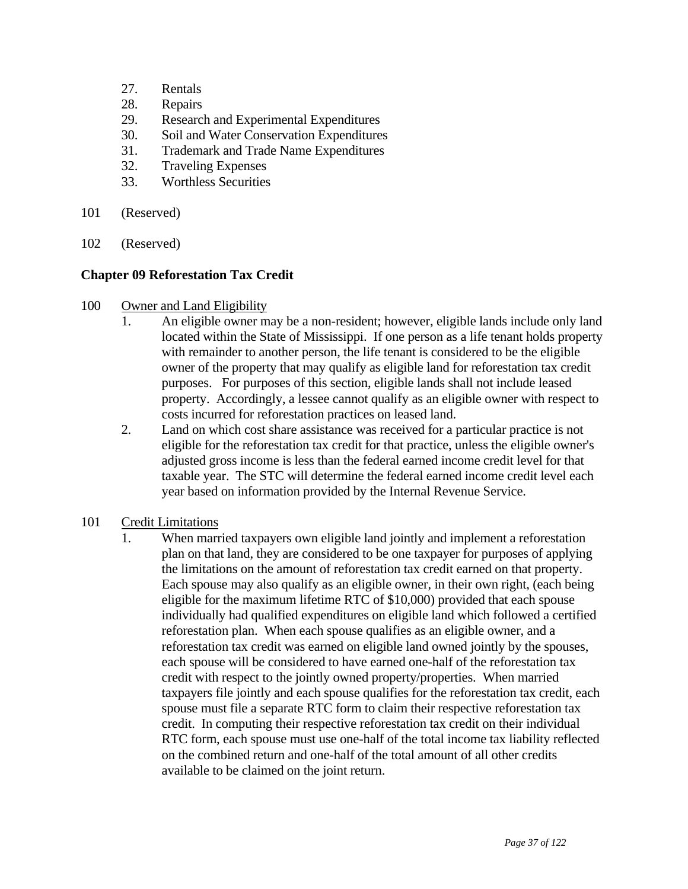27. Rentals
28. Repairs
29. Research and Experimental Expenditures
30. Soil and Water Conservation Expenditures
31. Trademark and Trade Name Expenditures
32. Traveling Expenses
33. Worthless Securities

101 (Reserved)

102 (Reserved)

**Chapter 09 Reforestation Tax Credit**

100 Owner and Land Eligibility

1. An eligible owner may be a non-resident; however, eligible lands include only land located within the State of Mississippi. If one person as a life tenant holds property with remainder to another person, the life tenant is considered to be the eligible owner of the property that may qualify as eligible land for reforestation tax credit purposes. For purposes of this section, eligible lands shall not include leased property. Accordingly, a lessee cannot qualify as an eligible owner with respect to costs incurred for reforestation practices on leased land.
2. Land on which cost share assistance was received for a particular practice is not eligible for the reforestation tax credit for that practice, unless the eligible owner's adjusted gross income is less than the federal earned income credit level for that taxable year. The STC will determine the federal earned income credit level each year based on information provided by the Internal Revenue Service.

101 Credit Limitations

1. When married taxpayers own eligible land jointly and implement a reforestation plan on that land, they are considered to be one taxpayer for purposes of applying the limitations on the amount of reforestation tax credit earned on that property. Each spouse may also qualify as an eligible owner, in their own right, (each being eligible for the maximum lifetime RTC of $10,000) provided that each spouse individually had qualified expenditures on eligible land which followed a certified reforestation plan. When each spouse qualifies as an eligible owner, and a reforestation tax credit was earned on eligible land owned jointly by the spouses, each spouse will be considered to have earned one-half of the reforestation tax credit with respect to the jointly owned property/properties. When married taxpayers file jointly and each spouse qualifies for the reforestation tax credit, each spouse must file a separate RTC form to claim their respective reforestation tax credit. In computing their respective reforestation tax credit on their individual RTC form, each spouse must use one-half of the total income tax liability reflected on the combined return and one-half of the total amount of all other credits available to be claimed on the joint return.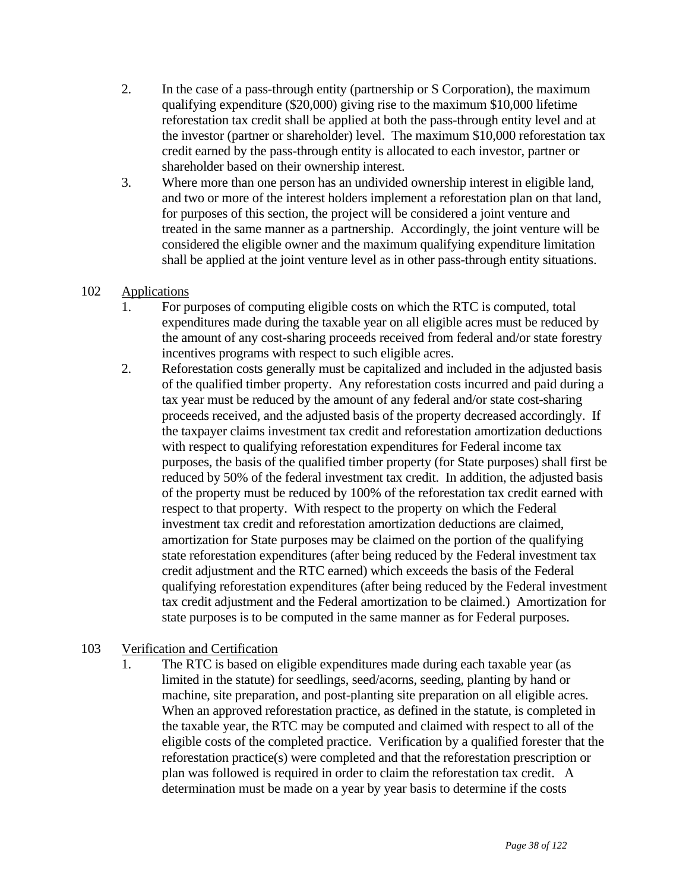2. In the case of a pass-through entity (partnership or S Corporation), the maximum qualifying expenditure ($20,000) giving rise to the maximum $10,000 lifetime reforestation tax credit shall be applied at both the pass-through entity level and at the investor (partner or shareholder) level. The maximum $10,000 reforestation tax credit earned by the pass-through entity is allocated to each investor, partner or shareholder based on their ownership interest.
3. Where more than one person has an undivided ownership interest in eligible land, and two or more of the interest holders implement a reforestation plan on that land, for purposes of this section, the project will be considered a joint venture and treated in the same manner as a partnership. Accordingly, the joint venture will be considered the eligible owner and the maximum qualifying expenditure limitation shall be applied at the joint venture level as in other pass-through entity situations.

102 <u>Applications</u>

1. For purposes of computing eligible costs on which the RTC is computed, total expenditures made during the taxable year on all eligible acres must be reduced by the amount of any cost-sharing proceeds received from federal and/or state forestry incentives programs with respect to such eligible acres.
2. Reforestation costs generally must be capitalized and included in the adjusted basis of the qualified timber property. Any reforestation costs incurred and paid during a tax year must be reduced by the amount of any federal and/or state cost-sharing proceeds received, and the adjusted basis of the property decreased accordingly. If the taxpayer claims investment tax credit and reforestation amortization deductions with respect to qualifying reforestation expenditures for Federal income tax purposes, the basis of the qualified timber property (for State purposes) shall first be reduced by 50% of the federal investment tax credit. In addition, the adjusted basis of the property must be reduced by 100% of the reforestation tax credit earned with respect to that property. With respect to the property on which the Federal investment tax credit and reforestation amortization deductions are claimed, amortization for State purposes may be claimed on the portion of the qualifying state reforestation expenditures (after being reduced by the Federal investment tax credit adjustment and the RTC earned) which exceeds the basis of the Federal qualifying reforestation expenditures (after being reduced by the Federal investment tax credit adjustment and the Federal amortization to be claimed.) Amortization for state purposes is to be computed in the same manner as for Federal purposes.

103 <u>Verification and Certification</u>

1. The RTC is based on eligible expenditures made during each taxable year (as limited in the statute) for seedlings, seed/acorns, seeding, planting by hand or machine, site preparation, and post-planting site preparation on all eligible acres. When an approved reforestation practice, as defined in the statute, is completed in the taxable year, the RTC may be computed and claimed with respect to all of the eligible costs of the completed practice. Verification by a qualified forester that the reforestation practice(s) were completed and that the reforestation prescription or plan was followed is required in order to claim the reforestation tax credit. A determination must be made on a year by year basis to determine if the costs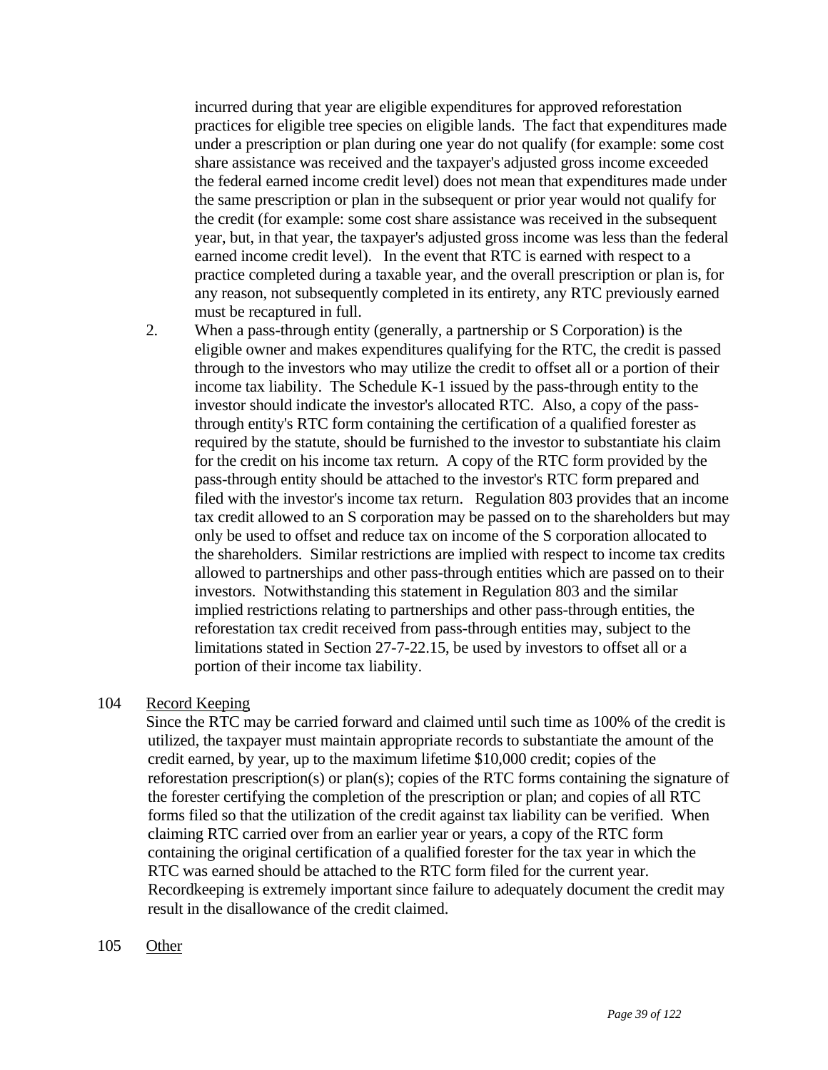incurred during that year are eligible expenditures for approved reforestation practices for eligible tree species on eligible lands. The fact that expenditures made under a prescription or plan during one year do not qualify (for example: some cost share assistance was received and the taxpayer's adjusted gross income exceeded the federal earned income credit level) does not mean that expenditures made under the same prescription or plan in the subsequent or prior year would not qualify for the credit (for example: some cost share assistance was received in the subsequent year, but, in that year, the taxpayer's adjusted gross income was less than the federal earned income credit level). In the event that RTC is earned with respect to a practice completed during a taxable year, and the overall prescription or plan is, for any reason, not subsequently completed in its entirety, any RTC previously earned must be recaptured in full.

2. When a pass-through entity (generally, a partnership or S Corporation) is the eligible owner and makes expenditures qualifying for the RTC, the credit is passed through to the investors who may utilize the credit to offset all or a portion of their income tax liability. The Schedule K-1 issued by the pass-through entity to the investor should indicate the investor's allocated RTC. Also, a copy of the pass-through entity's RTC form containing the certification of a qualified forester as required by the statute, should be furnished to the investor to substantiate his claim for the credit on his income tax return. A copy of the RTC form provided by the pass-through entity should be attached to the investor's RTC form prepared and filed with the investor's income tax return. Regulation 803 provides that an income tax credit allowed to an S corporation may be passed on to the shareholders but may only be used to offset and reduce tax on income of the S corporation allocated to the shareholders. Similar restrictions are implied with respect to income tax credits allowed to partnerships and other pass-through entities which are passed on to their investors. Notwithstanding this statement in Regulation 803 and the similar implied restrictions relating to partnerships and other pass-through entities, the reforestation tax credit received from pass-through entities may, subject to the limitations stated in Section 27-7-22.15, be used by investors to offset all or a portion of their income tax liability.

104 <u>Record Keeping</u>

Since the RTC may be carried forward and claimed until such time as 100% of the credit is utilized, the taxpayer must maintain appropriate records to substantiate the amount of the credit earned, by year, up to the maximum lifetime $10,000 credit; copies of the reforestation prescription(s) or plan(s); copies of the RTC forms containing the signature of the forester certifying the completion of the prescription or plan; and copies of all RTC forms filed so that the utilization of the credit against tax liability can be verified. When claiming RTC carried over from an earlier year or years, a copy of the RTC form containing the original certification of a qualified forester for the tax year in which the RTC was earned should be attached to the RTC form filed for the current year. Recordkeeping is extremely important since failure to adequately document the credit may result in the disallowance of the credit claimed.

105 <u>Other</u>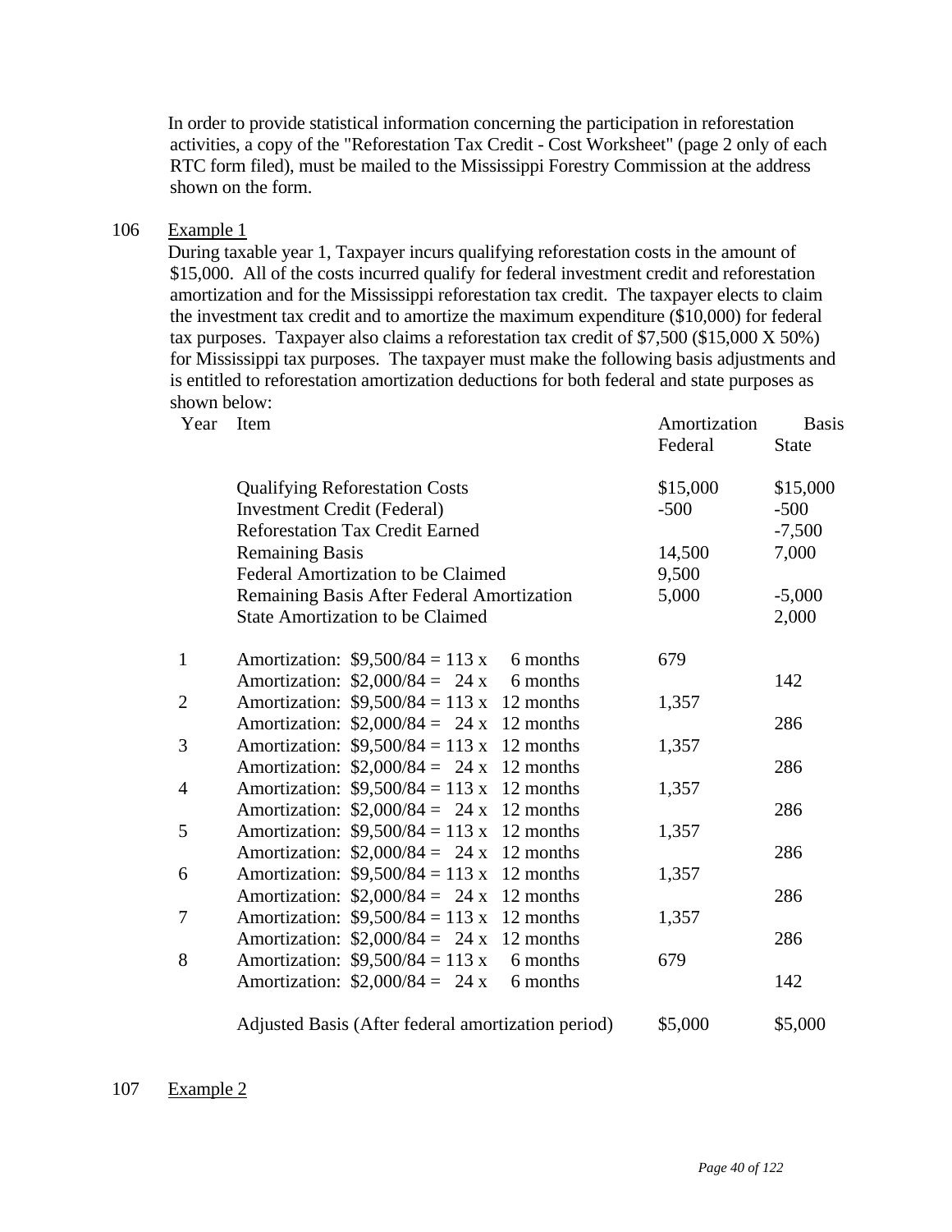In order to provide statistical information concerning the participation in reforestation activities, a copy of the "Reforestation Tax Credit - Cost Worksheet" (page 2 only of each RTC form filed), must be mailed to the Mississippi Forestry Commission at the address shown on the form.

106 Example 1

During taxable year 1, Taxpayer incurs qualifying reforestation costs in the amount of $15,000. All of the costs incurred qualify for federal investment credit and reforestation amortization and for the Mississippi reforestation tax credit. The taxpayer elects to claim the investment tax credit and to amortize the maximum expenditure ($10,000) for federal tax purposes. Taxpayer also claims a reforestation tax credit of $7,500 ($15,000 X 50%) for Mississippi tax purposes. The taxpayer must make the following basis adjustments and is entitled to reforestation amortization deductions for both federal and state purposes as shown below:

| Year | Item | Amortization Federal | Basis State |
|---|---|---|---|
| | Qualifying Reforestation Costs | $15,000 | $15,000 |
| | Investment Credit (Federal) | -500 | -500 |
| | Reforestation Tax Credit Earned | | -7,500 |
| | Remaining Basis | 14,500 | 7,000 |
| | Federal Amortization to be Claimed | 9,500 | |
| | Remaining Basis After Federal Amortization | 5,000 | -5,000 |
| | State Amortization to be Claimed | | 2,000 |
| 1 | Amortization: $9,500/84 = 113 x 6 months | 679 | |
| | Amortization: $2,000/84 = 24 x 6 months | | 142 |
| 2 | Amortization: $9,500/84 = 113 x 12 months | 1,357 | |
| | Amortization: $2,000/84 = 24 x 12 months | | 286 |
| 3 | Amortization: $9,500/84 = 113 x 12 months | 1,357 | |
| | Amortization: $2,000/84 = 24 x 12 months | | 286 |
| 4 | Amortization: $9,500/84 = 113 x 12 months | 1,357 | |
| | Amortization: $2,000/84 = 24 x 12 months | | 286 |
| 5 | Amortization: $9,500/84 = 113 x 12 months | 1,357 | |
| | Amortization: $2,000/84 = 24 x 12 months | | 286 |
| 6 | Amortization: $9,500/84 = 113 x 12 months | 1,357 | |
| | Amortization: $2,000/84 = 24 x 12 months | | 286 |
| 7 | Amortization: $9,500/84 = 113 x 12 months | 1,357 | |
| | Amortization: $2,000/84 = 24 x 12 months | | 286 |
| 8 | Amortization: $9,500/84 = 113 x 6 months | 679 | |
| | Amortization: $2,000/84 = 24 x 6 months | | 142 |
| | Adjusted Basis (After federal amortization period) | $5,000 | $5,000 |

107 Example 2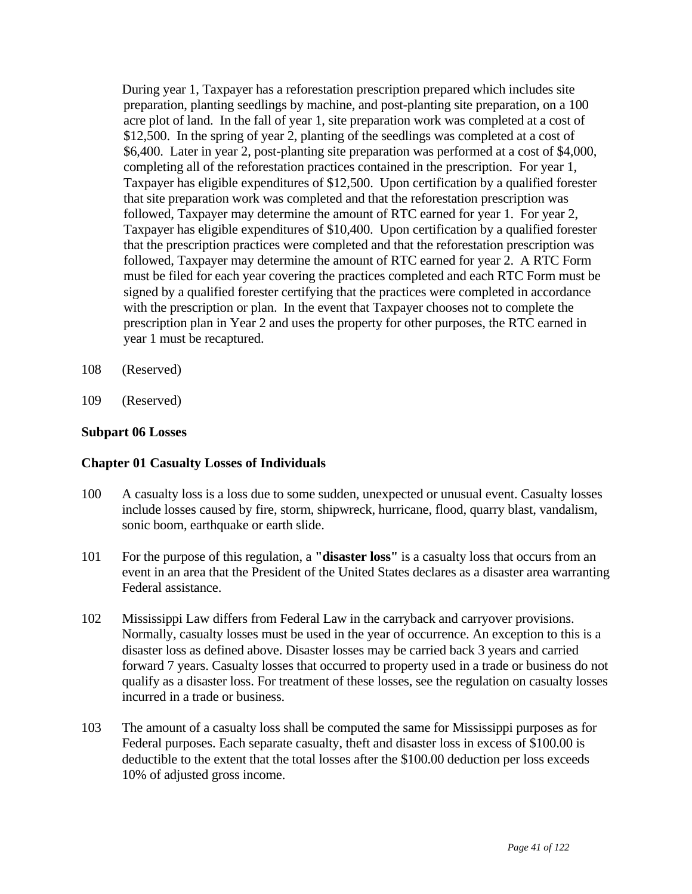During year 1, Taxpayer has a reforestation prescription prepared which includes site preparation, planting seedlings by machine, and post-planting site preparation, on a 100 acre plot of land. In the fall of year 1, site preparation work was completed at a cost of $12,500. In the spring of year 2, planting of the seedlings was completed at a cost of $6,400. Later in year 2, post-planting site preparation was performed at a cost of $4,000, completing all of the reforestation practices contained in the prescription. For year 1, Taxpayer has eligible expenditures of $12,500. Upon certification by a qualified forester that site preparation work was completed and that the reforestation prescription was followed, Taxpayer may determine the amount of RTC earned for year 1. For year 2, Taxpayer has eligible expenditures of $10,400. Upon certification by a qualified forester that the prescription practices were completed and that the reforestation prescription was followed, Taxpayer may determine the amount of RTC earned for year 2. A RTC Form must be filed for each year covering the practices completed and each RTC Form must be signed by a qualified forester certifying that the practices were completed in accordance with the prescription or plan. In the event that Taxpayer chooses not to complete the prescription plan in Year 2 and uses the property for other purposes, the RTC earned in year 1 must be recaptured.

108 (Reserved)

109 (Reserved)

**Subpart 06 Losses**

**Chapter 01 Casualty Losses of Individuals**

100 A casualty loss is a loss due to some sudden, unexpected or unusual event. Casualty losses include losses caused by fire, storm, shipwreck, hurricane, flood, quarry blast, vandalism, sonic boom, earthquake or earth slide.

101 For the purpose of this regulation, a **"disaster loss"** is a casualty loss that occurs from an event in an area that the President of the United States declares as a disaster area warranting Federal assistance.

102 Mississippi Law differs from Federal Law in the carryback and carryover provisions. Normally, casualty losses must be used in the year of occurrence. An exception to this is a disaster loss as defined above. Disaster losses may be carried back 3 years and carried forward 7 years. Casualty losses that occurred to property used in a trade or business do not qualify as a disaster loss. For treatment of these losses, see the regulation on casualty losses incurred in a trade or business.

103 The amount of a casualty loss shall be computed the same for Mississippi purposes as for Federal purposes. Each separate casualty, theft and disaster loss in excess of $100.00 is deductible to the extent that the total losses after the $100.00 deduction per loss exceeds 10% of adjusted gross income.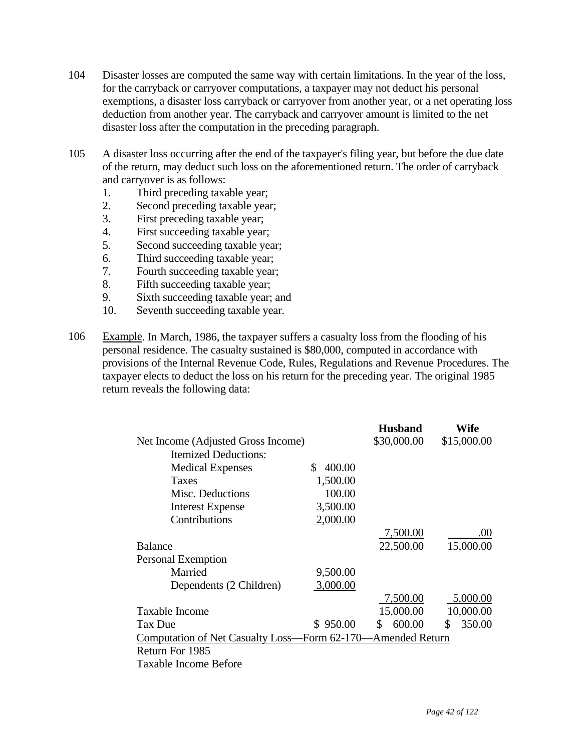104 Disaster losses are computed the same way with certain limitations. In the year of the loss, for the carryback or carryover computations, a taxpayer may not deduct his personal exemptions, a disaster loss carryback or carryover from another year, or a net operating loss deduction from another year. The carryback and carryover amount is limited to the net disaster loss after the computation in the preceding paragraph.

105 A disaster loss occurring after the end of the taxpayer's filing year, but before the due date of the return, may deduct such loss on the aforementioned return. The order of carryback and carryover is as follows:

1. Third preceding taxable year;
2. Second preceding taxable year;
3. First preceding taxable year;
4. First succeeding taxable year;
5. Second succeeding taxable year;
6. Third succeeding taxable year;
7. Fourth succeeding taxable year;
8. Fifth succeeding taxable year;
9. Sixth succeeding taxable year; and
10. Seventh succeeding taxable year.

106 Example. In March, 1986, the taxpayer suffers a casualty loss from the flooding of his personal residence. The casualty sustained is $80,000, computed in accordance with provisions of the Internal Revenue Code, Rules, Regulations and Revenue Procedures. The taxpayer elects to deduct the loss on his return for the preceding year. The original 1985 return reveals the following data:

| | | **Husband** | **Wife** |
|---|---|---|---|
| Net Income (Adjusted Gross Income) | | $30,000.00 | $15,000.00 |
| Itemized Deductions: | | | |
| Medical Expenses | $ 400.00 | | |
| Taxes | 1,500.00 | | |
| Misc. Deductions | 100.00 | | |
| Interest Expense | 3,500.00 | | |
| Contributions | 2,000.00 | | |
| | | 7,500.00 | .00 |
| Balance | | 22,500.00 | 15,000.00 |
| Personal Exemption | | | |
| Married | 9,500.00 | | |
| Dependents (2 Children) | 3,000.00 | | |
| | | 7,500.00 | 5,000.00 |
| Taxable Income | | 15,000.00 | 10,000.00 |
| Tax Due | $ 950.00 | $ 600.00 | $ 350.00 |

Computation of Net Casualty Loss—Form 62-170—Amended Return

Return For 1985

Taxable Income Before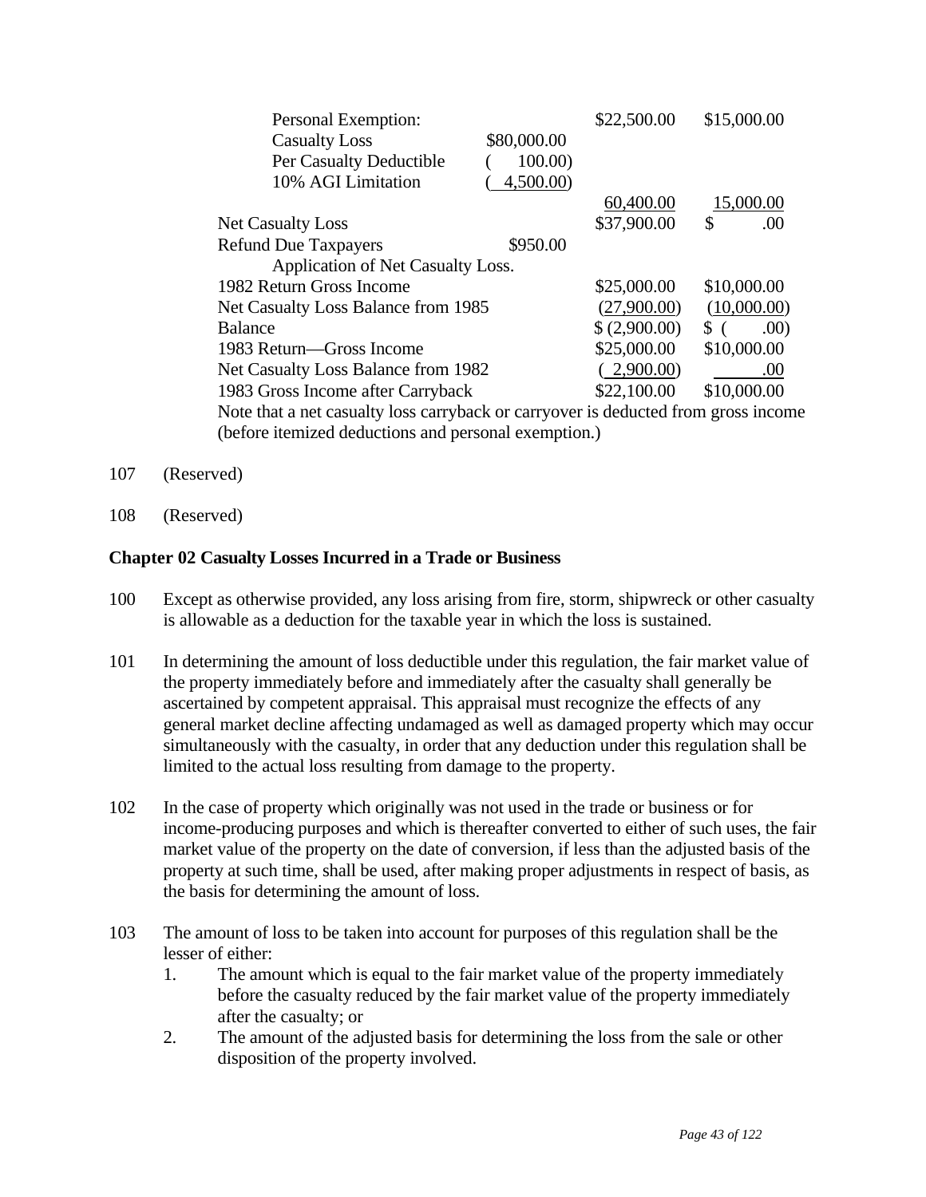| | | | |
|---|---|---|---|
| Personal Exemption: | | $22,500.00 | $15,000.00 |
| Casualty Loss | $80,000.00 | | |
| Per Casualty Deductible | ( 100.00) | | |
| 10% AGI Limitation | ( 4,500.00) | | |
| | | 60,400.00 | 15,000.00 |
| Net Casualty Loss | | $37,900.00 | $ .00 |
| Refund Due Taxpayers | $950.00 | | |
| Application of Net Casualty Loss. | | | |
| 1982 Return Gross Income | | $25,000.00 | $10,000.00 |
| Net Casualty Loss Balance from 1985 | | (27,900.00) | (10,000.00) |
| Balance | | $ (2,900.00) | $ ( .00) |
| 1983 Return—Gross Income | | $25,000.00 | $10,000.00 |
| Net Casualty Loss Balance from 1982 | | ( 2,900.00) | .00 |
| 1983 Gross Income after Carryback | | $22,100.00 | $10,000.00 |

Note that a net casualty loss carryback or carryover is deducted from gross income (before itemized deductions and personal exemption.)

107 (Reserved)

108 (Reserved)

**Chapter 02 Casualty Losses Incurred in a Trade or Business**

100 Except as otherwise provided, any loss arising from fire, storm, shipwreck or other casualty is allowable as a deduction for the taxable year in which the loss is sustained.

101 In determining the amount of loss deductible under this regulation, the fair market value of the property immediately before and immediately after the casualty shall generally be ascertained by competent appraisal. This appraisal must recognize the effects of any general market decline affecting undamaged as well as damaged property which may occur simultaneously with the casualty, in order that any deduction under this regulation shall be limited to the actual loss resulting from damage to the property.

102 In the case of property which originally was not used in the trade or business or for income-producing purposes and which is thereafter converted to either of such uses, the fair market value of the property on the date of conversion, if less than the adjusted basis of the property at such time, shall be used, after making proper adjustments in respect of basis, as the basis for determining the amount of loss.

103 The amount of loss to be taken into account for purposes of this regulation shall be the lesser of either:

1. The amount which is equal to the fair market value of the property immediately before the casualty reduced by the fair market value of the property immediately after the casualty; or
2. The amount of the adjusted basis for determining the loss from the sale or other disposition of the property involved.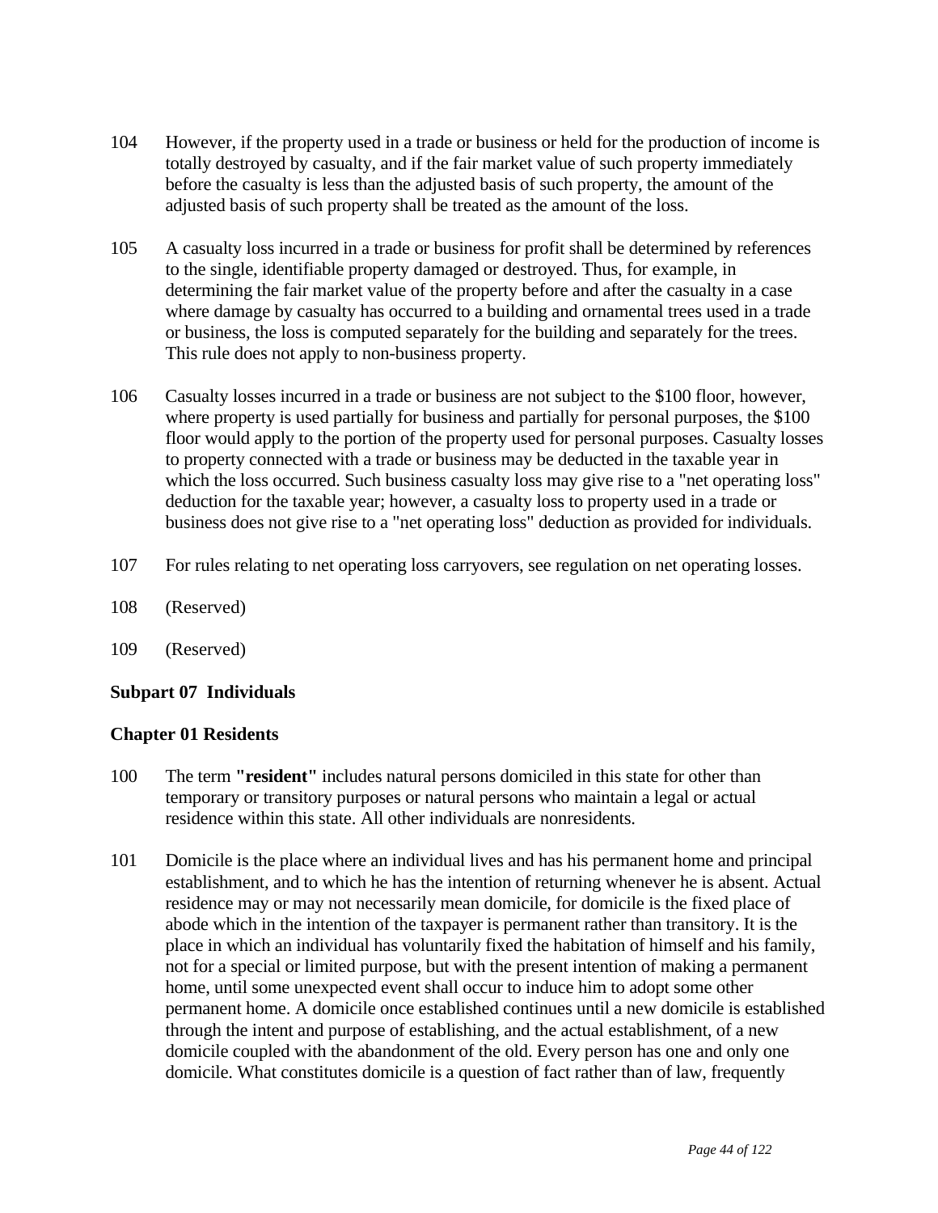104 However, if the property used in a trade or business or held for the production of income is totally destroyed by casualty, and if the fair market value of such property immediately before the casualty is less than the adjusted basis of such property, the amount of the adjusted basis of such property shall be treated as the amount of the loss.

105 A casualty loss incurred in a trade or business for profit shall be determined by references to the single, identifiable property damaged or destroyed. Thus, for example, in determining the fair market value of the property before and after the casualty in a case where damage by casualty has occurred to a building and ornamental trees used in a trade or business, the loss is computed separately for the building and separately for the trees. This rule does not apply to non-business property.

106 Casualty losses incurred in a trade or business are not subject to the $100 floor, however, where property is used partially for business and partially for personal purposes, the $100 floor would apply to the portion of the property used for personal purposes. Casualty losses to property connected with a trade or business may be deducted in the taxable year in which the loss occurred. Such business casualty loss may give rise to a "net operating loss" deduction for the taxable year; however, a casualty loss to property used in a trade or business does not give rise to a "net operating loss" deduction as provided for individuals.

107 For rules relating to net operating loss carryovers, see regulation on net operating losses.

108 (Reserved)

109 (Reserved)

## Subpart 07 Individuals

### Chapter 01 Residents

100 The term **"resident"** includes natural persons domiciled in this state for other than temporary or transitory purposes or natural persons who maintain a legal or actual residence within this state. All other individuals are nonresidents.

101 Domicile is the place where an individual lives and has his permanent home and principal establishment, and to which he has the intention of returning whenever he is absent. Actual residence may or may not necessarily mean domicile, for domicile is the fixed place of abode which in the intention of the taxpayer is permanent rather than transitory. It is the place in which an individual has voluntarily fixed the habitation of himself and his family, not for a special or limited purpose, but with the present intention of making a permanent home, until some unexpected event shall occur to induce him to adopt some other permanent home. A domicile once established continues until a new domicile is established through the intent and purpose of establishing, and the actual establishment, of a new domicile coupled with the abandonment of the old. Every person has one and only one domicile. What constitutes domicile is a question of fact rather than of law, frequently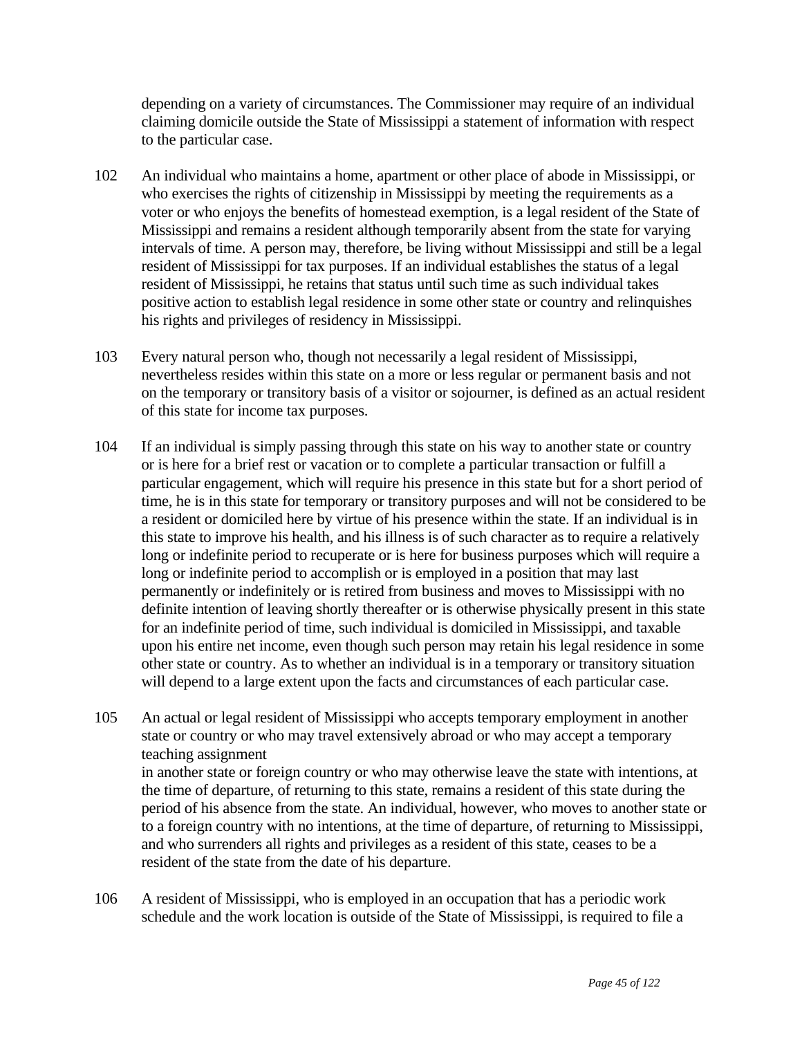depending on a variety of circumstances. The Commissioner may require of an individual claiming domicile outside the State of Mississippi a statement of information with respect to the particular case.

102 An individual who maintains a home, apartment or other place of abode in Mississippi, or who exercises the rights of citizenship in Mississippi by meeting the requirements as a voter or who enjoys the benefits of homestead exemption, is a legal resident of the State of Mississippi and remains a resident although temporarily absent from the state for varying intervals of time. A person may, therefore, be living without Mississippi and still be a legal resident of Mississippi for tax purposes. If an individual establishes the status of a legal resident of Mississippi, he retains that status until such time as such individual takes positive action to establish legal residence in some other state or country and relinquishes his rights and privileges of residency in Mississippi.

103 Every natural person who, though not necessarily a legal resident of Mississippi, nevertheless resides within this state on a more or less regular or permanent basis and not on the temporary or transitory basis of a visitor or sojourner, is defined as an actual resident of this state for income tax purposes.

104 If an individual is simply passing through this state on his way to another state or country or is here for a brief rest or vacation or to complete a particular transaction or fulfill a particular engagement, which will require his presence in this state but for a short period of time, he is in this state for temporary or transitory purposes and will not be considered to be a resident or domiciled here by virtue of his presence within the state. If an individual is in this state to improve his health, and his illness is of such character as to require a relatively long or indefinite period to recuperate or is here for business purposes which will require a long or indefinite period to accomplish or is employed in a position that may last permanently or indefinitely or is retired from business and moves to Mississippi with no definite intention of leaving shortly thereafter or is otherwise physically present in this state for an indefinite period of time, such individual is domiciled in Mississippi, and taxable upon his entire net income, even though such person may retain his legal residence in some other state or country. As to whether an individual is in a temporary or transitory situation will depend to a large extent upon the facts and circumstances of each particular case.

105 An actual or legal resident of Mississippi who accepts temporary employment in another state or country or who may travel extensively abroad or who may accept a temporary teaching assignment in another state or foreign country or who may otherwise leave the state with intentions, at the time of departure, of returning to this state, remains a resident of this state during the period of his absence from the state. An individual, however, who moves to another state or to a foreign country with no intentions, at the time of departure, of returning to Mississippi, and who surrenders all rights and privileges as a resident of this state, ceases to be a resident of the state from the date of his departure.

106 A resident of Mississippi, who is employed in an occupation that has a periodic work schedule and the work location is outside of the State of Mississippi, is required to file a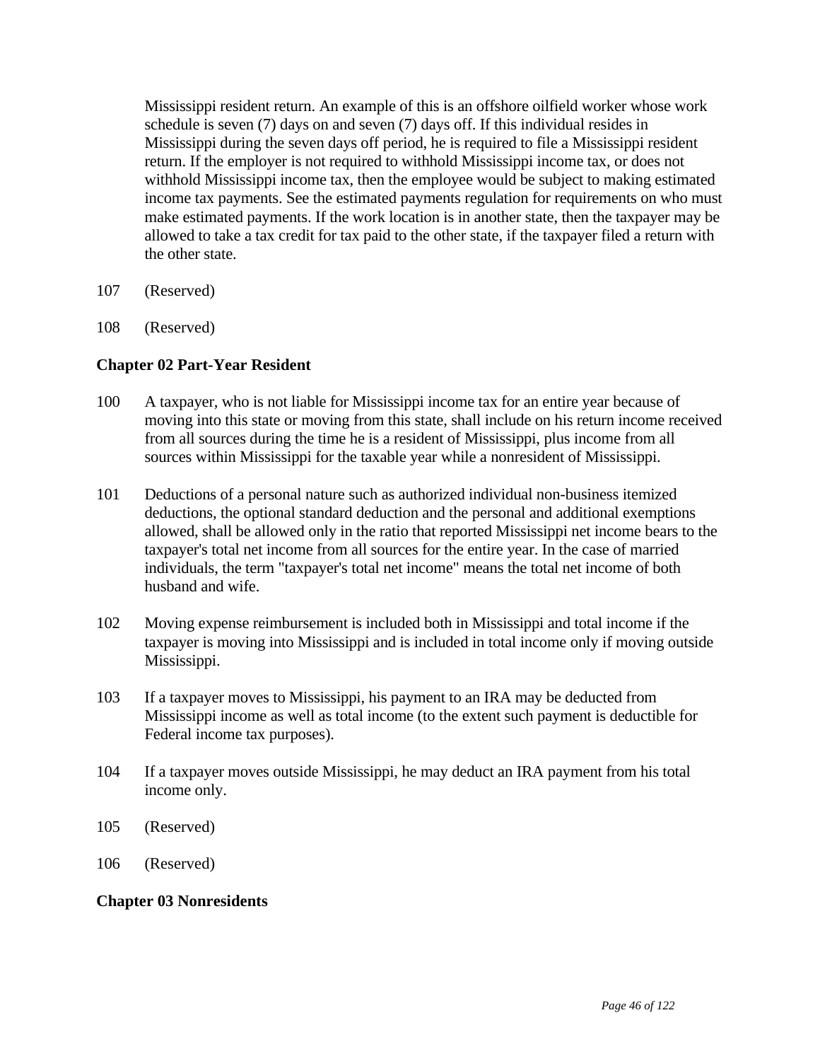Mississippi resident return. An example of this is an offshore oilfield worker whose work schedule is seven (7) days on and seven (7) days off. If this individual resides in Mississippi during the seven days off period, he is required to file a Mississippi resident return. If the employer is not required to withhold Mississippi income tax, or does not withhold Mississippi income tax, then the employee would be subject to making estimated income tax payments. See the estimated payments regulation for requirements on who must make estimated payments. If the work location is in another state, then the taxpayer may be allowed to take a tax credit for tax paid to the other state, if the taxpayer filed a return with the other state.

107 (Reserved)

108 (Reserved)

**Chapter 02 Part-Year Resident**

100 A taxpayer, who is not liable for Mississippi income tax for an entire year because of moving into this state or moving from this state, shall include on his return income received from all sources during the time he is a resident of Mississippi, plus income from all sources within Mississippi for the taxable year while a nonresident of Mississippi.

101 Deductions of a personal nature such as authorized individual non-business itemized deductions, the optional standard deduction and the personal and additional exemptions allowed, shall be allowed only in the ratio that reported Mississippi net income bears to the taxpayer's total net income from all sources for the entire year. In the case of married individuals, the term "taxpayer's total net income" means the total net income of both husband and wife.

102 Moving expense reimbursement is included both in Mississippi and total income if the taxpayer is moving into Mississippi and is included in total income only if moving outside Mississippi.

103 If a taxpayer moves to Mississippi, his payment to an IRA may be deducted from Mississippi income as well as total income (to the extent such payment is deductible for Federal income tax purposes).

104 If a taxpayer moves outside Mississippi, he may deduct an IRA payment from his total income only.

105 (Reserved)

106 (Reserved)

**Chapter 03 Nonresidents**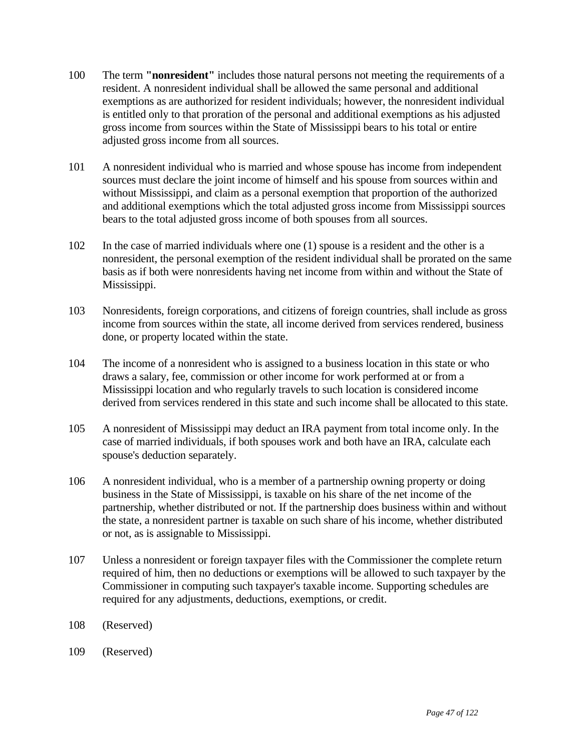100 The term **"nonresident"** includes those natural persons not meeting the requirements of a resident. A nonresident individual shall be allowed the same personal and additional exemptions as are authorized for resident individuals; however, the nonresident individual is entitled only to that proration of the personal and additional exemptions as his adjusted gross income from sources within the State of Mississippi bears to his total or entire adjusted gross income from all sources.

101 A nonresident individual who is married and whose spouse has income from independent sources must declare the joint income of himself and his spouse from sources within and without Mississippi, and claim as a personal exemption that proportion of the authorized and additional exemptions which the total adjusted gross income from Mississippi sources bears to the total adjusted gross income of both spouses from all sources.

102 In the case of married individuals where one (1) spouse is a resident and the other is a nonresident, the personal exemption of the resident individual shall be prorated on the same basis as if both were nonresidents having net income from within and without the State of Mississippi.

103 Nonresidents, foreign corporations, and citizens of foreign countries, shall include as gross income from sources within the state, all income derived from services rendered, business done, or property located within the state.

104 The income of a nonresident who is assigned to a business location in this state or who draws a salary, fee, commission or other income for work performed at or from a Mississippi location and who regularly travels to such location is considered income derived from services rendered in this state and such income shall be allocated to this state.

105 A nonresident of Mississippi may deduct an IRA payment from total income only. In the case of married individuals, if both spouses work and both have an IRA, calculate each spouse's deduction separately.

106 A nonresident individual, who is a member of a partnership owning property or doing business in the State of Mississippi, is taxable on his share of the net income of the partnership, whether distributed or not. If the partnership does business within and without the state, a nonresident partner is taxable on such share of his income, whether distributed or not, as is assignable to Mississippi.

107 Unless a nonresident or foreign taxpayer files with the Commissioner the complete return required of him, then no deductions or exemptions will be allowed to such taxpayer by the Commissioner in computing such taxpayer's taxable income. Supporting schedules are required for any adjustments, deductions, exemptions, or credit.

108 (Reserved)

109 (Reserved)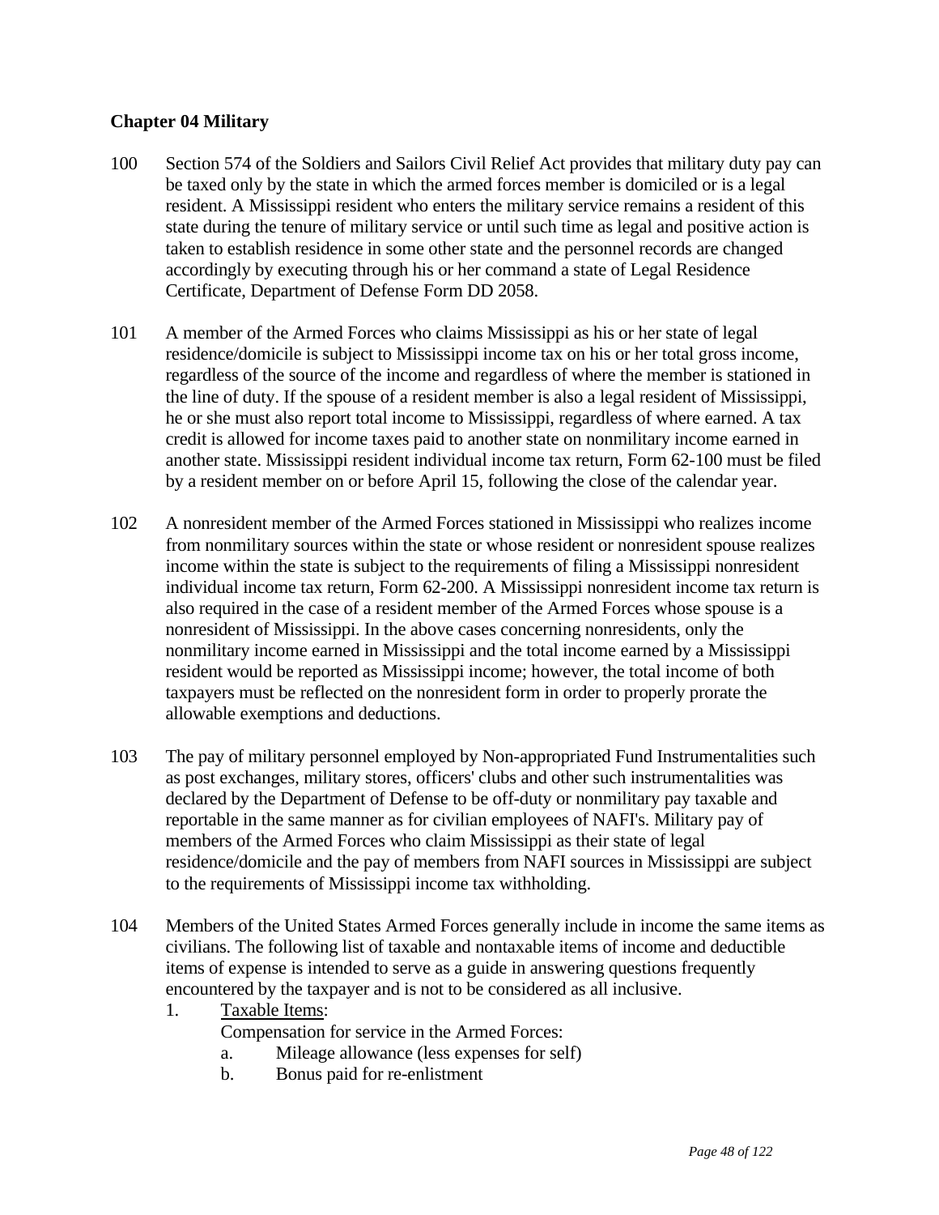**Chapter 04 Military**

100 Section 574 of the Soldiers and Sailors Civil Relief Act provides that military duty pay can be taxed only by the state in which the armed forces member is domiciled or is a legal resident. A Mississippi resident who enters the military service remains a resident of this state during the tenure of military service or until such time as legal and positive action is taken to establish residence in some other state and the personnel records are changed accordingly by executing through his or her command a state of Legal Residence Certificate, Department of Defense Form DD 2058.

101 A member of the Armed Forces who claims Mississippi as his or her state of legal residence/domicile is subject to Mississippi income tax on his or her total gross income, regardless of the source of the income and regardless of where the member is stationed in the line of duty. If the spouse of a resident member is also a legal resident of Mississippi, he or she must also report total income to Mississippi, regardless of where earned. A tax credit is allowed for income taxes paid to another state on nonmilitary income earned in another state. Mississippi resident individual income tax return, Form 62-100 must be filed by a resident member on or before April 15, following the close of the calendar year.

102 A nonresident member of the Armed Forces stationed in Mississippi who realizes income from nonmilitary sources within the state or whose resident or nonresident spouse realizes income within the state is subject to the requirements of filing a Mississippi nonresident individual income tax return, Form 62-200. A Mississippi nonresident income tax return is also required in the case of a resident member of the Armed Forces whose spouse is a nonresident of Mississippi. In the above cases concerning nonresidents, only the nonmilitary income earned in Mississippi and the total income earned by a Mississippi resident would be reported as Mississippi income; however, the total income of both taxpayers must be reflected on the nonresident form in order to properly prorate the allowable exemptions and deductions.

103 The pay of military personnel employed by Non-appropriated Fund Instrumentalities such as post exchanges, military stores, officers' clubs and other such instrumentalities was declared by the Department of Defense to be off-duty or nonmilitary pay taxable and reportable in the same manner as for civilian employees of NAFI's. Military pay of members of the Armed Forces who claim Mississippi as their state of legal residence/domicile and the pay of members from NAFI sources in Mississippi are subject to the requirements of Mississippi income tax withholding.

104 Members of the United States Armed Forces generally include in income the same items as civilians. The following list of taxable and nontaxable items of income and deductible items of expense is intended to serve as a guide in answering questions frequently encountered by the taxpayer and is not to be considered as all inclusive.

1. Taxable Items:

   Compensation for service in the Armed Forces:

   a. Mileage allowance (less expenses for self)
   b. Bonus paid for re-enlistment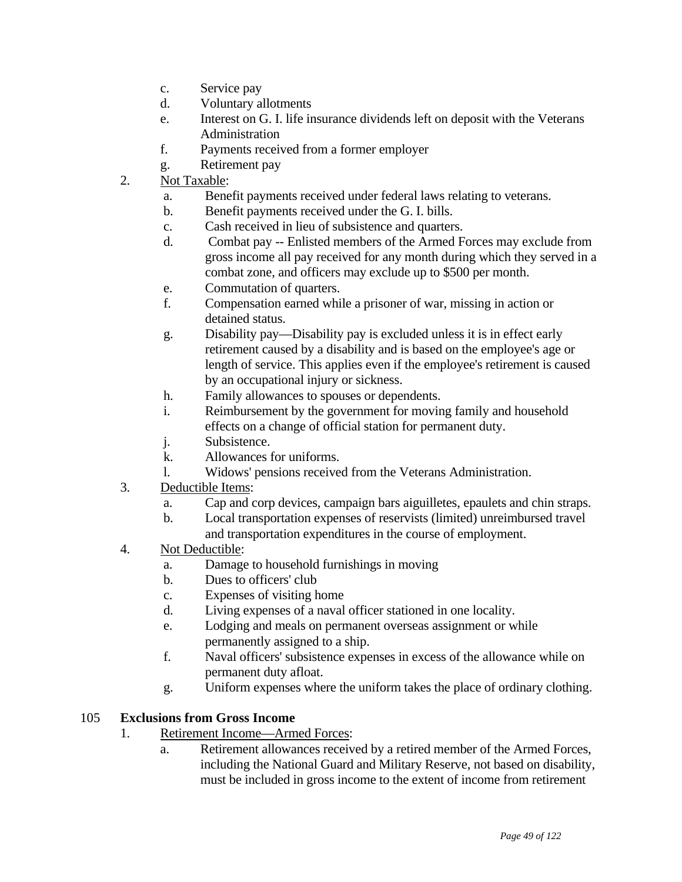c. Service pay
   d. Voluntary allotments
   e. Interest on G. I. life insurance dividends left on deposit with the Veterans Administration
   f. Payments received from a former employer
   g. Retirement pay

2. Not Taxable:
   a. Benefit payments received under federal laws relating to veterans.
   b. Benefit payments received under the G. I. bills.
   c. Cash received in lieu of subsistence and quarters.
   d. Combat pay -- Enlisted members of the Armed Forces may exclude from gross income all pay received for any month during which they served in a combat zone, and officers may exclude up to $500 per month.
   e. Commutation of quarters.
   f. Compensation earned while a prisoner of war, missing in action or detained status.
   g. Disability pay—Disability pay is excluded unless it is in effect early retirement caused by a disability and is based on the employee's age or length of service. This applies even if the employee's retirement is caused by an occupational injury or sickness.
   h. Family allowances to spouses or dependents.
   i. Reimbursement by the government for moving family and household effects on a change of official station for permanent duty.
   j. Subsistence.
   k. Allowances for uniforms.
   l. Widows' pensions received from the Veterans Administration.

3. Deductible Items:
   a. Cap and corp devices, campaign bars aiguilletes, epaulets and chin straps.
   b. Local transportation expenses of reservists (limited) unreimbursed travel and transportation expenditures in the course of employment.

4. Not Deductible:
   a. Damage to household furnishings in moving
   b. Dues to officers' club
   c. Expenses of visiting home
   d. Living expenses of a naval officer stationed in one locality.
   e. Lodging and meals on permanent overseas assignment or while permanently assigned to a ship.
   f. Naval officers' subsistence expenses in excess of the allowance while on permanent duty afloat.
   g. Uniform expenses where the uniform takes the place of ordinary clothing.

## 105 Exclusions from Gross Income

1. Retirement Income—Armed Forces:
   a. Retirement allowances received by a retired member of the Armed Forces, including the National Guard and Military Reserve, not based on disability, must be included in gross income to the extent of income from retirement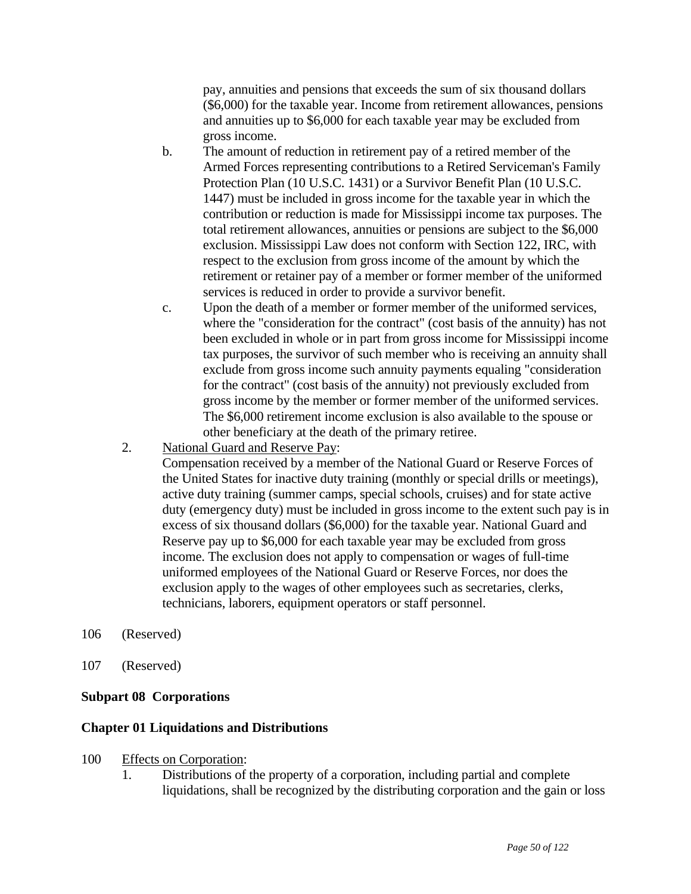pay, annuities and pensions that exceeds the sum of six thousand dollars ($6,000) for the taxable year. Income from retirement allowances, pensions and annuities up to $6,000 for each taxable year may be excluded from gross income.

   b. The amount of reduction in retirement pay of a retired member of the Armed Forces representing contributions to a Retired Serviceman's Family Protection Plan (10 U.S.C. 1431) or a Survivor Benefit Plan (10 U.S.C. 1447) must be included in gross income for the taxable year in which the contribution or reduction is made for Mississippi income tax purposes. The total retirement allowances, annuities or pensions are subject to the $6,000 exclusion. Mississippi Law does not conform with Section 122, IRC, with respect to the exclusion from gross income of the amount by which the retirement or retainer pay of a member or former member of the uniformed services is reduced in order to provide a survivor benefit.

   c. Upon the death of a member or former member of the uniformed services, where the "consideration for the contract" (cost basis of the annuity) has not been excluded in whole or in part from gross income for Mississippi income tax purposes, the survivor of such member who is receiving an annuity shall exclude from gross income such annuity payments equaling "consideration for the contract" (cost basis of the annuity) not previously excluded from gross income by the member or former member of the uniformed services. The $6,000 retirement income exclusion is also available to the spouse or other beneficiary at the death of the primary retiree.

2. National Guard and Reserve Pay:
   Compensation received by a member of the National Guard or Reserve Forces of the United States for inactive duty training (monthly or special drills or meetings), active duty training (summer camps, special schools, cruises) and for state active duty (emergency duty) must be included in gross income to the extent such pay is in excess of six thousand dollars ($6,000) for the taxable year. National Guard and Reserve pay up to $6,000 for each taxable year may be excluded from gross income. The exclusion does not apply to compensation or wages of full-time uniformed employees of the National Guard or Reserve Forces, nor does the exclusion apply to the wages of other employees such as secretaries, clerks, technicians, laborers, equipment operators or staff personnel.

106 (Reserved)

107 (Reserved)

**Subpart 08 Corporations**

**Chapter 01 Liquidations and Distributions**

100 Effects on Corporation:

1. Distributions of the property of a corporation, including partial and complete liquidations, shall be recognized by the distributing corporation and the gain or loss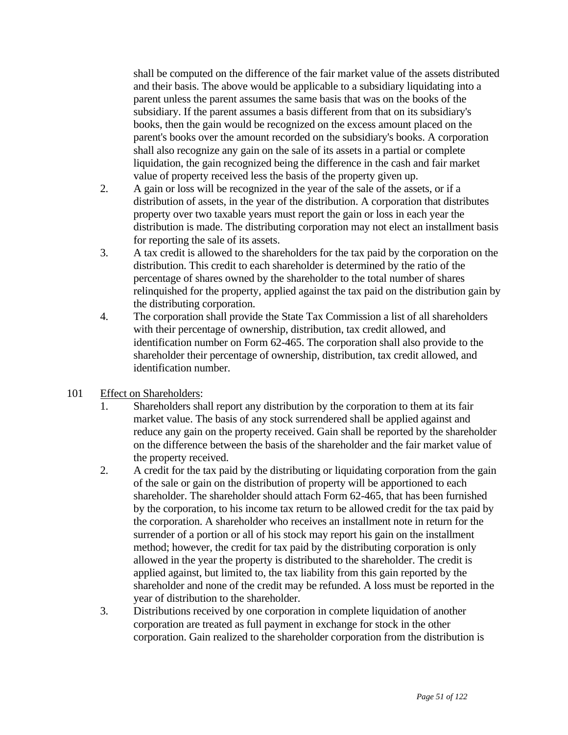shall be computed on the difference of the fair market value of the assets distributed and their basis. The above would be applicable to a subsidiary liquidating into a parent unless the parent assumes the same basis that was on the books of the subsidiary. If the parent assumes a basis different from that on its subsidiary's books, then the gain would be recognized on the excess amount placed on the parent's books over the amount recorded on the subsidiary's books. A corporation shall also recognize any gain on the sale of its assets in a partial or complete liquidation, the gain recognized being the difference in the cash and fair market value of property received less the basis of the property given up.

2. A gain or loss will be recognized in the year of the sale of the assets, or if a distribution of assets, in the year of the distribution. A corporation that distributes property over two taxable years must report the gain or loss in each year the distribution is made. The distributing corporation may not elect an installment basis for reporting the sale of its assets.
3. A tax credit is allowed to the shareholders for the tax paid by the corporation on the distribution. This credit to each shareholder is determined by the ratio of the percentage of shares owned by the shareholder to the total number of shares relinquished for the property, applied against the tax paid on the distribution gain by the distributing corporation.
4. The corporation shall provide the State Tax Commission a list of all shareholders with their percentage of ownership, distribution, tax credit allowed, and identification number on Form 62-465. The corporation shall also provide to the shareholder their percentage of ownership, distribution, tax credit allowed, and identification number.

101 Effect on Shareholders:

1. Shareholders shall report any distribution by the corporation to them at its fair market value. The basis of any stock surrendered shall be applied against and reduce any gain on the property received. Gain shall be reported by the shareholder on the difference between the basis of the shareholder and the fair market value of the property received.
2. A credit for the tax paid by the distributing or liquidating corporation from the gain of the sale or gain on the distribution of property will be apportioned to each shareholder. The shareholder should attach Form 62-465, that has been furnished by the corporation, to his income tax return to be allowed credit for the tax paid by the corporation. A shareholder who receives an installment note in return for the surrender of a portion or all of his stock may report his gain on the installment method; however, the credit for tax paid by the distributing corporation is only allowed in the year the property is distributed to the shareholder. The credit is applied against, but limited to, the tax liability from this gain reported by the shareholder and none of the credit may be refunded. A loss must be reported in the year of distribution to the shareholder.
3. Distributions received by one corporation in complete liquidation of another corporation are treated as full payment in exchange for stock in the other corporation. Gain realized to the shareholder corporation from the distribution is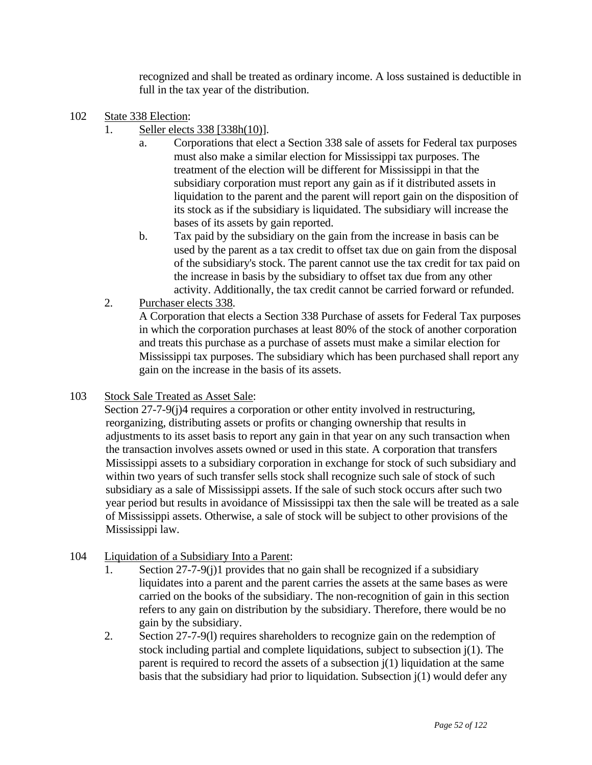recognized and shall be treated as ordinary income. A loss sustained is deductible in full in the tax year of the distribution.

102 State 338 Election:

1. Seller elects 338 [338h(10)].
   a. Corporations that elect a Section 338 sale of assets for Federal tax purposes must also make a similar election for Mississippi tax purposes. The treatment of the election will be different for Mississippi in that the subsidiary corporation must report any gain as if it distributed assets in liquidation to the parent and the parent will report gain on the disposition of its stock as if the subsidiary is liquidated. The subsidiary will increase the bases of its assets by gain reported.
   b. Tax paid by the subsidiary on the gain from the increase in basis can be used by the parent as a tax credit to offset tax due on gain from the disposal of the subsidiary's stock. The parent cannot use the tax credit for tax paid on the increase in basis by the subsidiary to offset tax due from any other activity. Additionally, the tax credit cannot be carried forward or refunded.
2. Purchaser elects 338.
   A Corporation that elects a Section 338 Purchase of assets for Federal Tax purposes in which the corporation purchases at least 80% of the stock of another corporation and treats this purchase as a purchase of assets must make a similar election for Mississippi tax purposes. The subsidiary which has been purchased shall report any gain on the increase in the basis of its assets.

103 Stock Sale Treated as Asset Sale:

Section 27-7-9(j)4 requires a corporation or other entity involved in restructuring, reorganizing, distributing assets or profits or changing ownership that results in adjustments to its asset basis to report any gain in that year on any such transaction when the transaction involves assets owned or used in this state. A corporation that transfers Mississippi assets to a subsidiary corporation in exchange for stock of such subsidiary and within two years of such transfer sells stock shall recognize such sale of stock of such subsidiary as a sale of Mississippi assets. If the sale of such stock occurs after such two year period but results in avoidance of Mississippi tax then the sale will be treated as a sale of Mississippi assets. Otherwise, a sale of stock will be subject to other provisions of the Mississippi law.

104 Liquidation of a Subsidiary Into a Parent:

1. Section 27-7-9(j)1 provides that no gain shall be recognized if a subsidiary liquidates into a parent and the parent carries the assets at the same bases as were carried on the books of the subsidiary. The non-recognition of gain in this section refers to any gain on distribution by the subsidiary. Therefore, there would be no gain by the subsidiary.
2. Section 27-7-9(l) requires shareholders to recognize gain on the redemption of stock including partial and complete liquidations, subject to subsection j(1). The parent is required to record the assets of a subsection j(1) liquidation at the same basis that the subsidiary had prior to liquidation. Subsection j(1) would defer any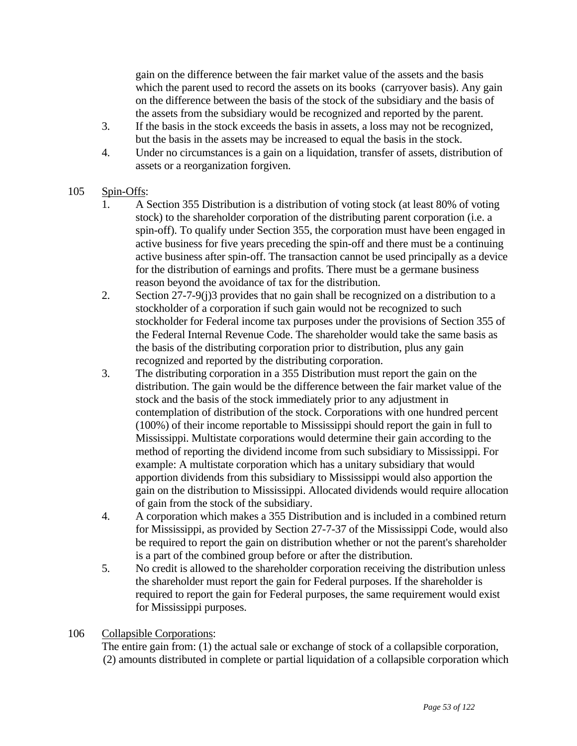gain on the difference between the fair market value of the assets and the basis which the parent used to record the assets on its books (carryover basis). Any gain on the difference between the basis of the stock of the subsidiary and the basis of the assets from the subsidiary would be recognized and reported by the parent.

3. If the basis in the stock exceeds the basis in assets, a loss may not be recognized, but the basis in the assets may be increased to equal the basis in the stock.
4. Under no circumstances is a gain on a liquidation, transfer of assets, distribution of assets or a reorganization forgiven.

105 Spin-Offs:

1. A Section 355 Distribution is a distribution of voting stock (at least 80% of voting stock) to the shareholder corporation of the distributing parent corporation (i.e. a spin-off). To qualify under Section 355, the corporation must have been engaged in active business for five years preceding the spin-off and there must be a continuing active business after spin-off. The transaction cannot be used principally as a device for the distribution of earnings and profits. There must be a germane business reason beyond the avoidance of tax for the distribution.
2. Section 27-7-9(j)3 provides that no gain shall be recognized on a distribution to a stockholder of a corporation if such gain would not be recognized to such stockholder for Federal income tax purposes under the provisions of Section 355 of the Federal Internal Revenue Code. The shareholder would take the same basis as the basis of the distributing corporation prior to distribution, plus any gain recognized and reported by the distributing corporation.
3. The distributing corporation in a 355 Distribution must report the gain on the distribution. The gain would be the difference between the fair market value of the stock and the basis of the stock immediately prior to any adjustment in contemplation of distribution of the stock. Corporations with one hundred percent (100%) of their income reportable to Mississippi should report the gain in full to Mississippi. Multistate corporations would determine their gain according to the method of reporting the dividend income from such subsidiary to Mississippi. For example: A multistate corporation which has a unitary subsidiary that would apportion dividends from this subsidiary to Mississippi would also apportion the gain on the distribution to Mississippi. Allocated dividends would require allocation of gain from the stock of the subsidiary.
4. A corporation which makes a 355 Distribution and is included in a combined return for Mississippi, as provided by Section 27-7-37 of the Mississippi Code, would also be required to report the gain on distribution whether or not the parent's shareholder is a part of the combined group before or after the distribution.
5. No credit is allowed to the shareholder corporation receiving the distribution unless the shareholder must report the gain for Federal purposes. If the shareholder is required to report the gain for Federal purposes, the same requirement would exist for Mississippi purposes.

106 Collapsible Corporations:

The entire gain from: (1) the actual sale or exchange of stock of a collapsible corporation, (2) amounts distributed in complete or partial liquidation of a collapsible corporation which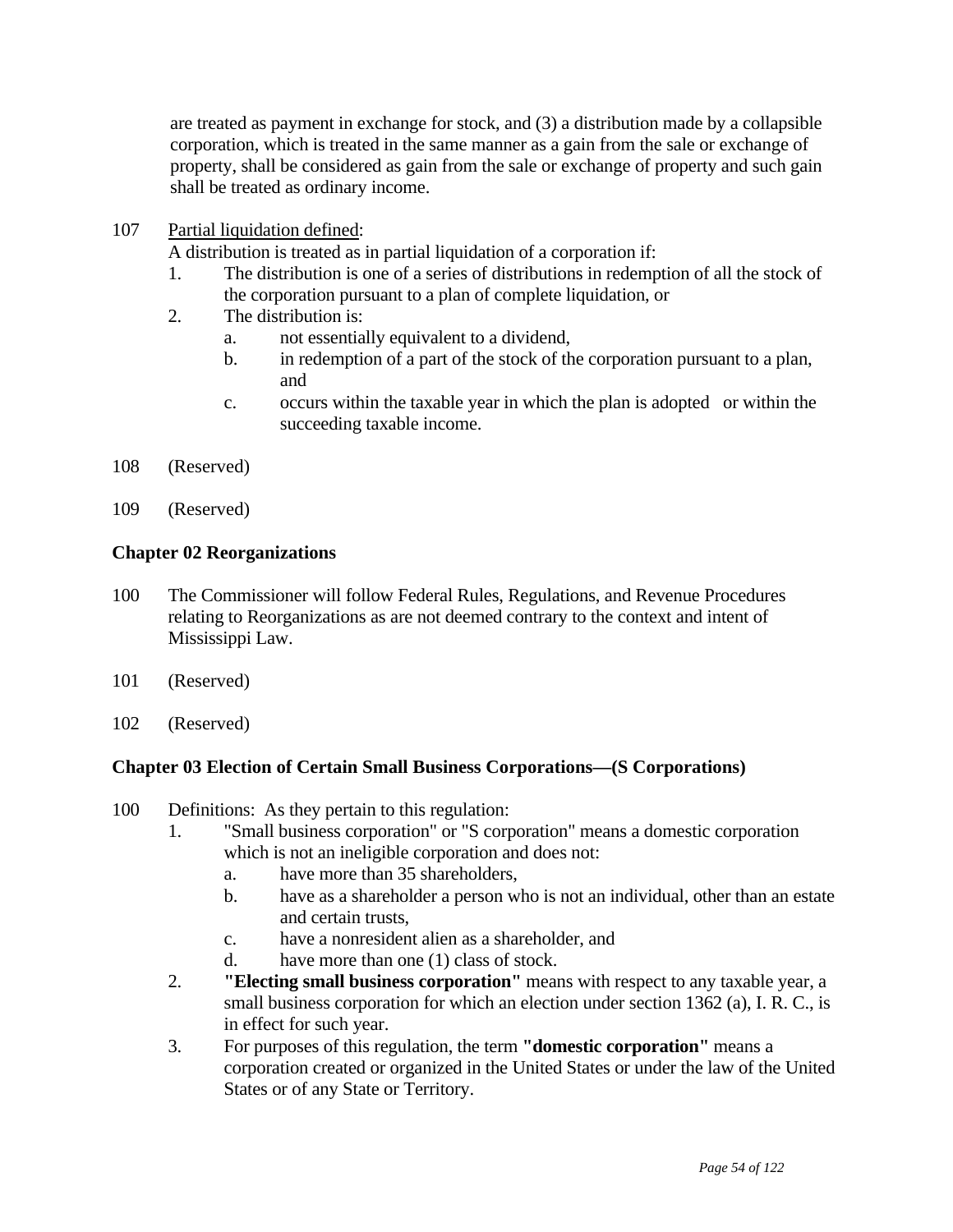are treated as payment in exchange for stock, and (3) a distribution made by a collapsible corporation, which is treated in the same manner as a gain from the sale or exchange of property, shall be considered as gain from the sale or exchange of property and such gain shall be treated as ordinary income.

107 Partial liquidation defined:

A distribution is treated as in partial liquidation of a corporation if:

1. The distribution is one of a series of distributions in redemption of all the stock of the corporation pursuant to a plan of complete liquidation, or
2. The distribution is:
   a. not essentially equivalent to a dividend,
   b. in redemption of a part of the stock of the corporation pursuant to a plan, and
   c. occurs within the taxable year in which the plan is adopted or within the succeeding taxable income.

108 (Reserved)

109 (Reserved)

**Chapter 02 Reorganizations**

100 The Commissioner will follow Federal Rules, Regulations, and Revenue Procedures relating to Reorganizations as are not deemed contrary to the context and intent of Mississippi Law.

101 (Reserved)

102 (Reserved)

**Chapter 03 Election of Certain Small Business Corporations—(S Corporations)**

100 Definitions: As they pertain to this regulation:

1. "Small business corporation" or "S corporation" means a domestic corporation which is not an ineligible corporation and does not:
   a. have more than 35 shareholders,
   b. have as a shareholder a person who is not an individual, other than an estate and certain trusts,
   c. have a nonresident alien as a shareholder, and
   d. have more than one (1) class of stock.
2. **"Electing small business corporation"** means with respect to any taxable year, a small business corporation for which an election under section 1362 (a), I. R. C., is in effect for such year.
3. For purposes of this regulation, the term **"domestic corporation"** means a corporation created or organized in the United States or under the law of the United States or of any State or Territory.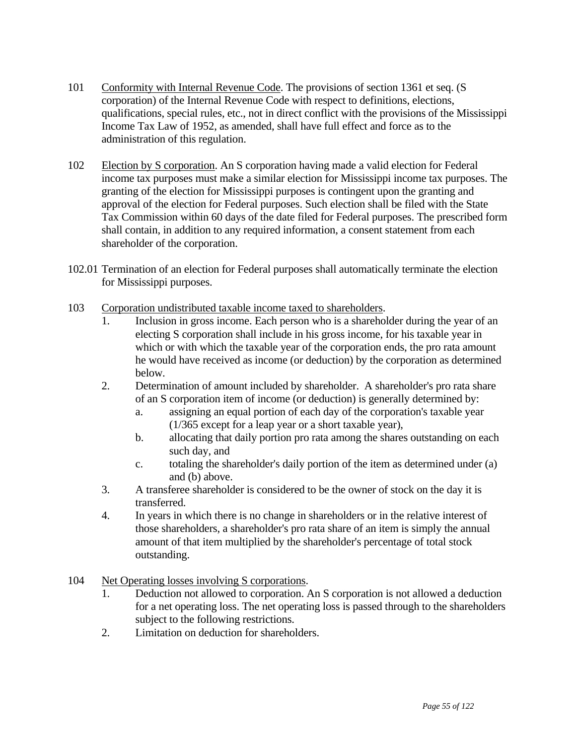101 Conformity with Internal Revenue Code. The provisions of section 1361 et seq. (S corporation) of the Internal Revenue Code with respect to definitions, elections, qualifications, special rules, etc., not in direct conflict with the provisions of the Mississippi Income Tax Law of 1952, as amended, shall have full effect and force as to the administration of this regulation.

102 Election by S corporation. An S corporation having made a valid election for Federal income tax purposes must make a similar election for Mississippi income tax purposes. The granting of the election for Mississippi purposes is contingent upon the granting and approval of the election for Federal purposes. Such election shall be filed with the State Tax Commission within 60 days of the date filed for Federal purposes. The prescribed form shall contain, in addition to any required information, a consent statement from each shareholder of the corporation.

102.01 Termination of an election for Federal purposes shall automatically terminate the election for Mississippi purposes.

103 Corporation undistributed taxable income taxed to shareholders.

1. Inclusion in gross income. Each person who is a shareholder during the year of an electing S corporation shall include in his gross income, for his taxable year in which or with which the taxable year of the corporation ends, the pro rata amount he would have received as income (or deduction) by the corporation as determined below.
2. Determination of amount included by shareholder. A shareholder's pro rata share of an S corporation item of income (or deduction) is generally determined by:
   a. assigning an equal portion of each day of the corporation's taxable year (1/365 except for a leap year or a short taxable year),
   b. allocating that daily portion pro rata among the shares outstanding on each such day, and
   c. totaling the shareholder's daily portion of the item as determined under (a) and (b) above.
3. A transferee shareholder is considered to be the owner of stock on the day it is transferred.
4. In years in which there is no change in shareholders or in the relative interest of those shareholders, a shareholder's pro rata share of an item is simply the annual amount of that item multiplied by the shareholder's percentage of total stock outstanding.

104 Net Operating losses involving S corporations.

1. Deduction not allowed to corporation. An S corporation is not allowed a deduction for a net operating loss. The net operating loss is passed through to the shareholders subject to the following restrictions.
2. Limitation on deduction for shareholders.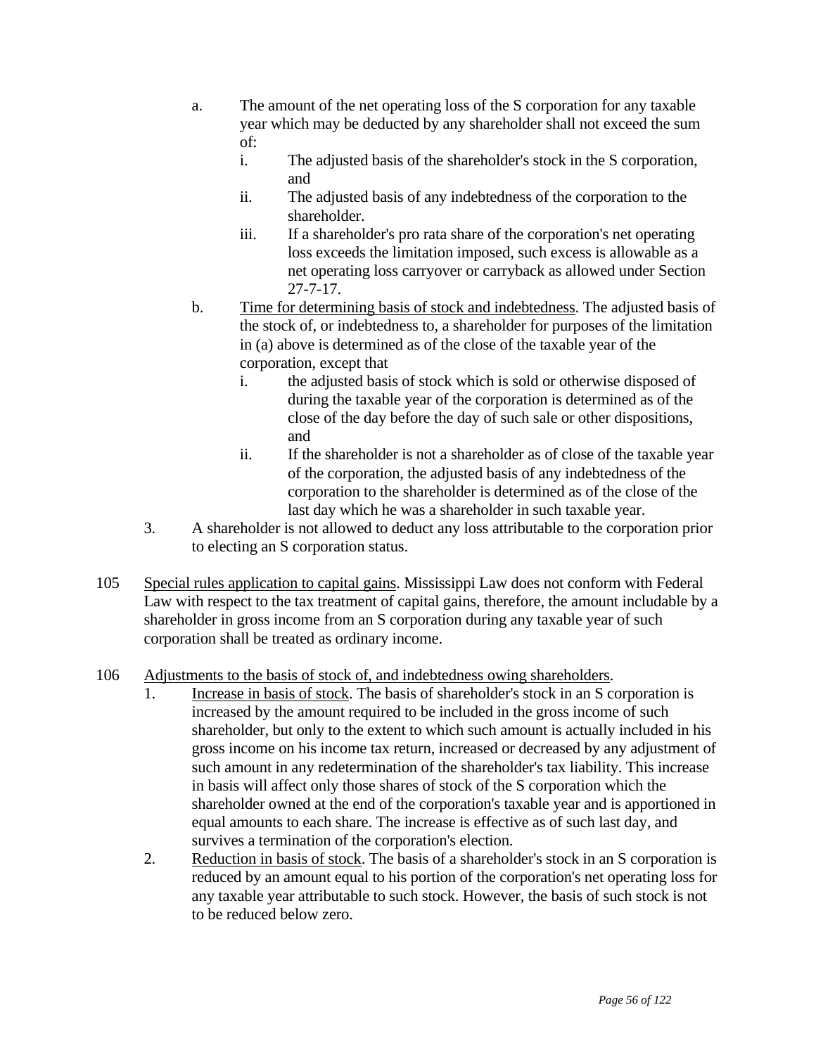a. The amount of the net operating loss of the S corporation for any taxable year which may be deducted by any shareholder shall not exceed the sum of:
    i. The adjusted basis of the shareholder's stock in the S corporation, and
    ii. The adjusted basis of any indebtedness of the corporation to the shareholder.
    iii. If a shareholder's pro rata share of the corporation's net operating loss exceeds the limitation imposed, such excess is allowable as a net operating loss carryover or carryback as allowed under Section 27-7-17.

b. <u>Time for determining basis of stock and indebtedness</u>. The adjusted basis of the stock of, or indebtedness to, a shareholder for purposes of the limitation in (a) above is determined as of the close of the taxable year of the corporation, except that
    i. the adjusted basis of stock which is sold or otherwise disposed of during the taxable year of the corporation is determined as of the close of the day before the day of such sale or other dispositions, and
    ii. If the shareholder is not a shareholder as of close of the taxable year of the corporation, the adjusted basis of any indebtedness of the corporation to the shareholder is determined as of the close of the last day which he was a shareholder in such taxable year.

3. A shareholder is not allowed to deduct any loss attributable to the corporation prior to electing an S corporation status.

105 <u>Special rules application to capital gains</u>. Mississippi Law does not conform with Federal Law with respect to the tax treatment of capital gains, therefore, the amount includable by a shareholder in gross income from an S corporation during any taxable year of such corporation shall be treated as ordinary income.

106 <u>Adjustments to the basis of stock of, and indebtedness owing shareholders</u>.

1. <u>Increase in basis of stock</u>. The basis of shareholder's stock in an S corporation is increased by the amount required to be included in the gross income of such shareholder, but only to the extent to which such amount is actually included in his gross income on his income tax return, increased or decreased by any adjustment of such amount in any redetermination of the shareholder's tax liability. This increase in basis will affect only those shares of stock of the S corporation which the shareholder owned at the end of the corporation's taxable year and is apportioned in equal amounts to each share. The increase is effective as of such last day, and survives a termination of the corporation's election.
2. <u>Reduction in basis of stock</u>. The basis of a shareholder's stock in an S corporation is reduced by an amount equal to his portion of the corporation's net operating loss for any taxable year attributable to such stock. However, the basis of such stock is not to be reduced below zero.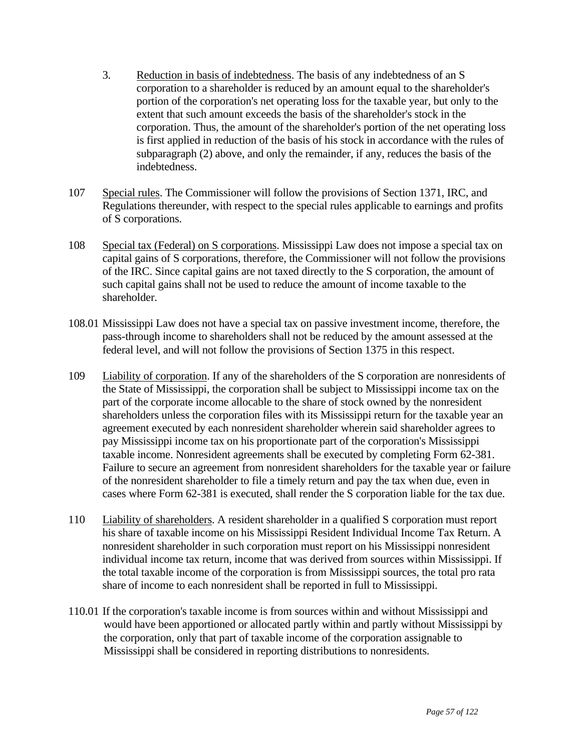3. Reduction in basis of indebtedness. The basis of any indebtedness of an S corporation to a shareholder is reduced by an amount equal to the shareholder's portion of the corporation's net operating loss for the taxable year, but only to the extent that such amount exceeds the basis of the shareholder's stock in the corporation. Thus, the amount of the shareholder's portion of the net operating loss is first applied in reduction of the basis of his stock in accordance with the rules of subparagraph (2) above, and only the remainder, if any, reduces the basis of the indebtedness.

107 Special rules. The Commissioner will follow the provisions of Section 1371, IRC, and Regulations thereunder, with respect to the special rules applicable to earnings and profits of S corporations.

108 Special tax (Federal) on S corporations. Mississippi Law does not impose a special tax on capital gains of S corporations, therefore, the Commissioner will not follow the provisions of the IRC. Since capital gains are not taxed directly to the S corporation, the amount of such capital gains shall not be used to reduce the amount of income taxable to the shareholder.

108.01 Mississippi Law does not have a special tax on passive investment income, therefore, the pass-through income to shareholders shall not be reduced by the amount assessed at the federal level, and will not follow the provisions of Section 1375 in this respect.

109 Liability of corporation. If any of the shareholders of the S corporation are nonresidents of the State of Mississippi, the corporation shall be subject to Mississippi income tax on the part of the corporate income allocable to the share of stock owned by the nonresident shareholders unless the corporation files with its Mississippi return for the taxable year an agreement executed by each nonresident shareholder wherein said shareholder agrees to pay Mississippi income tax on his proportionate part of the corporation's Mississippi taxable income. Nonresident agreements shall be executed by completing Form 62-381. Failure to secure an agreement from nonresident shareholders for the taxable year or failure of the nonresident shareholder to file a timely return and pay the tax when due, even in cases where Form 62-381 is executed, shall render the S corporation liable for the tax due.

110 Liability of shareholders. A resident shareholder in a qualified S corporation must report his share of taxable income on his Mississippi Resident Individual Income Tax Return. A nonresident shareholder in such corporation must report on his Mississippi nonresident individual income tax return, income that was derived from sources within Mississippi. If the total taxable income of the corporation is from Mississippi sources, the total pro rata share of income to each nonresident shall be reported in full to Mississippi.

110.01 If the corporation's taxable income is from sources within and without Mississippi and would have been apportioned or allocated partly within and partly without Mississippi by the corporation, only that part of taxable income of the corporation assignable to Mississippi shall be considered in reporting distributions to nonresidents.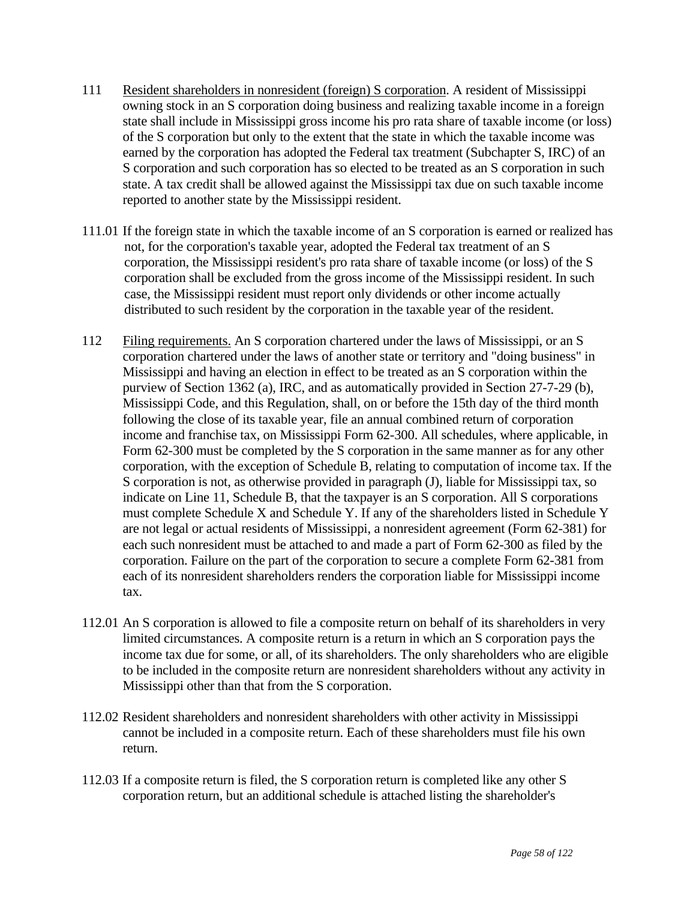111 Resident shareholders in nonresident (foreign) S corporation. A resident of Mississippi owning stock in an S corporation doing business and realizing taxable income in a foreign state shall include in Mississippi gross income his pro rata share of taxable income (or loss) of the S corporation but only to the extent that the state in which the taxable income was earned by the corporation has adopted the Federal tax treatment (Subchapter S, IRC) of an S corporation and such corporation has so elected to be treated as an S corporation in such state. A tax credit shall be allowed against the Mississippi tax due on such taxable income reported to another state by the Mississippi resident.

111.01 If the foreign state in which the taxable income of an S corporation is earned or realized has not, for the corporation's taxable year, adopted the Federal tax treatment of an S corporation, the Mississippi resident's pro rata share of taxable income (or loss) of the S corporation shall be excluded from the gross income of the Mississippi resident. In such case, the Mississippi resident must report only dividends or other income actually distributed to such resident by the corporation in the taxable year of the resident.

112 Filing requirements. An S corporation chartered under the laws of Mississippi, or an S corporation chartered under the laws of another state or territory and "doing business" in Mississippi and having an election in effect to be treated as an S corporation within the purview of Section 1362 (a), IRC, and as automatically provided in Section 27-7-29 (b), Mississippi Code, and this Regulation, shall, on or before the 15th day of the third month following the close of its taxable year, file an annual combined return of corporation income and franchise tax, on Mississippi Form 62-300. All schedules, where applicable, in Form 62-300 must be completed by the S corporation in the same manner as for any other corporation, with the exception of Schedule B, relating to computation of income tax. If the S corporation is not, as otherwise provided in paragraph (J), liable for Mississippi tax, so indicate on Line 11, Schedule B, that the taxpayer is an S corporation. All S corporations must complete Schedule X and Schedule Y. If any of the shareholders listed in Schedule Y are not legal or actual residents of Mississippi, a nonresident agreement (Form 62-381) for each such nonresident must be attached to and made a part of Form 62-300 as filed by the corporation. Failure on the part of the corporation to secure a complete Form 62-381 from each of its nonresident shareholders renders the corporation liable for Mississippi income tax.

112.01 An S corporation is allowed to file a composite return on behalf of its shareholders in very limited circumstances. A composite return is a return in which an S corporation pays the income tax due for some, or all, of its shareholders. The only shareholders who are eligible to be included in the composite return are nonresident shareholders without any activity in Mississippi other than that from the S corporation.

112.02 Resident shareholders and nonresident shareholders with other activity in Mississippi cannot be included in a composite return. Each of these shareholders must file his own return.

112.03 If a composite return is filed, the S corporation return is completed like any other S corporation return, but an additional schedule is attached listing the shareholder's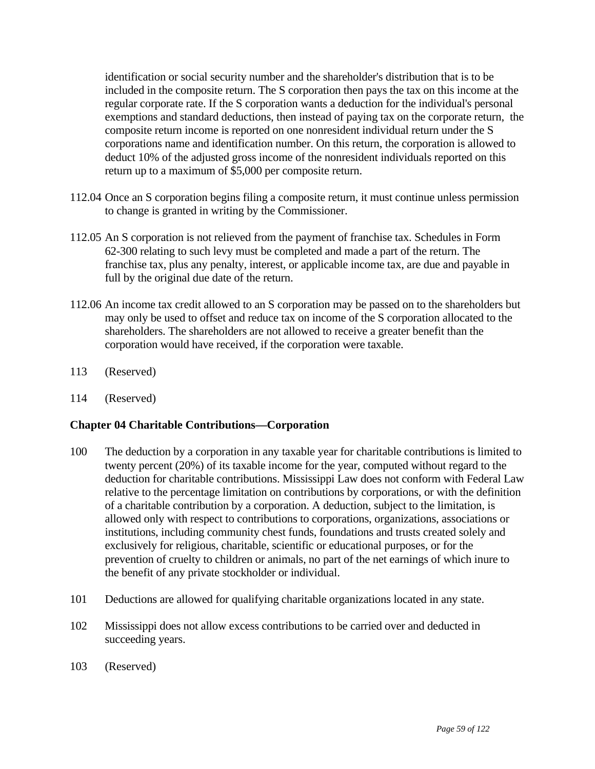identification or social security number and the shareholder's distribution that is to be included in the composite return. The S corporation then pays the tax on this income at the regular corporate rate. If the S corporation wants a deduction for the individual's personal exemptions and standard deductions, then instead of paying tax on the corporate return, the composite return income is reported on one nonresident individual return under the S corporations name and identification number. On this return, the corporation is allowed to deduct 10% of the adjusted gross income of the nonresident individuals reported on this return up to a maximum of $5,000 per composite return.

112.04 Once an S corporation begins filing a composite return, it must continue unless permission to change is granted in writing by the Commissioner.

112.05 An S corporation is not relieved from the payment of franchise tax. Schedules in Form 62-300 relating to such levy must be completed and made a part of the return. The franchise tax, plus any penalty, interest, or applicable income tax, are due and payable in full by the original due date of the return.

112.06 An income tax credit allowed to an S corporation may be passed on to the shareholders but may only be used to offset and reduce tax on income of the S corporation allocated to the shareholders. The shareholders are not allowed to receive a greater benefit than the corporation would have received, if the corporation were taxable.

113 (Reserved)

114 (Reserved)

### Chapter 04 Charitable Contributions—Corporation

100 The deduction by a corporation in any taxable year for charitable contributions is limited to twenty percent (20%) of its taxable income for the year, computed without regard to the deduction for charitable contributions. Mississippi Law does not conform with Federal Law relative to the percentage limitation on contributions by corporations, or with the definition of a charitable contribution by a corporation. A deduction, subject to the limitation, is allowed only with respect to contributions to corporations, organizations, associations or institutions, including community chest funds, foundations and trusts created solely and exclusively for religious, charitable, scientific or educational purposes, or for the prevention of cruelty to children or animals, no part of the net earnings of which inure to the benefit of any private stockholder or individual.

101 Deductions are allowed for qualifying charitable organizations located in any state.

102 Mississippi does not allow excess contributions to be carried over and deducted in succeeding years.

103 (Reserved)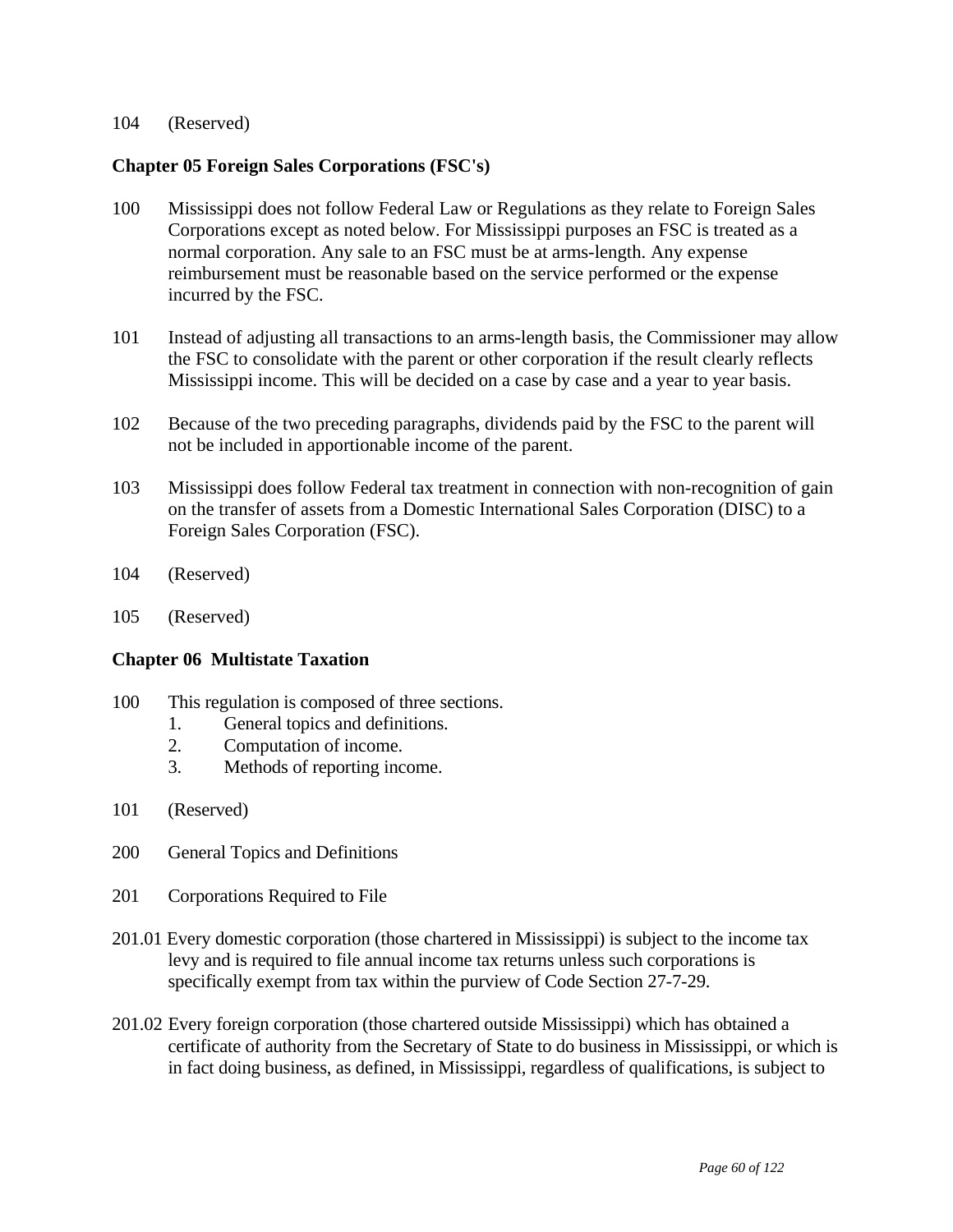104 (Reserved)

**Chapter 05 Foreign Sales Corporations (FSC's)**

100 Mississippi does not follow Federal Law or Regulations as they relate to Foreign Sales Corporations except as noted below. For Mississippi purposes an FSC is treated as a normal corporation. Any sale to an FSC must be at arms-length. Any expense reimbursement must be reasonable based on the service performed or the expense incurred by the FSC.

101 Instead of adjusting all transactions to an arms-length basis, the Commissioner may allow the FSC to consolidate with the parent or other corporation if the result clearly reflects Mississippi income. This will be decided on a case by case and a year to year basis.

102 Because of the two preceding paragraphs, dividends paid by the FSC to the parent will not be included in apportionable income of the parent.

103 Mississippi does follow Federal tax treatment in connection with non-recognition of gain on the transfer of assets from a Domestic International Sales Corporation (DISC) to a Foreign Sales Corporation (FSC).

104 (Reserved)

105 (Reserved)

**Chapter 06 Multistate Taxation**

100 This regulation is composed of three sections.
1. General topics and definitions.
2. Computation of income.
3. Methods of reporting income.

101 (Reserved)

200 General Topics and Definitions

201 Corporations Required to File

201.01 Every domestic corporation (those chartered in Mississippi) is subject to the income tax levy and is required to file annual income tax returns unless such corporations is specifically exempt from tax within the purview of Code Section 27-7-29.

201.02 Every foreign corporation (those chartered outside Mississippi) which has obtained a certificate of authority from the Secretary of State to do business in Mississippi, or which is in fact doing business, as defined, in Mississippi, regardless of qualifications, is subject to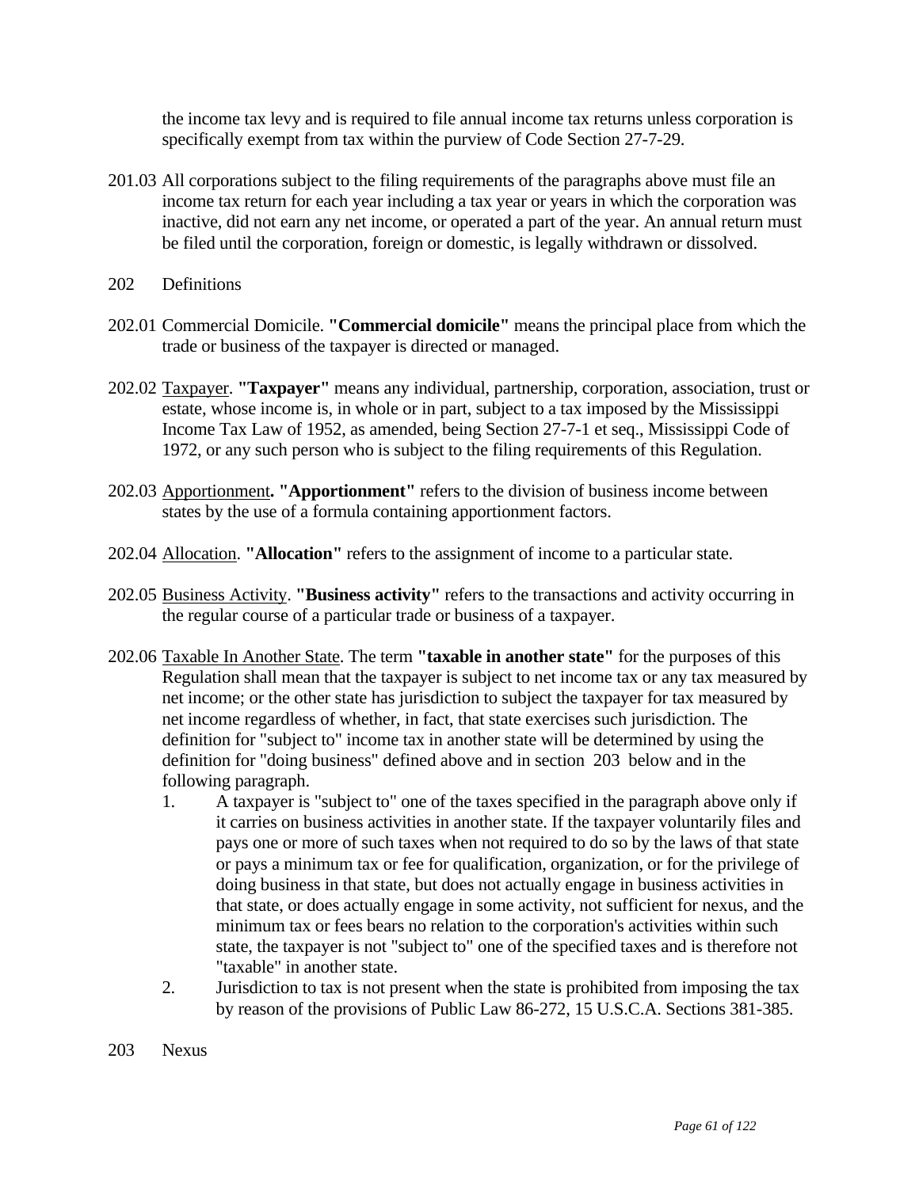the income tax levy and is required to file annual income tax returns unless corporation is specifically exempt from tax within the purview of Code Section 27-7-29.

201.03 All corporations subject to the filing requirements of the paragraphs above must file an income tax return for each year including a tax year or years in which the corporation was inactive, did not earn any net income, or operated a part of the year. An annual return must be filed until the corporation, foreign or domestic, is legally withdrawn or dissolved.

## 202 Definitions

202.01 Commercial Domicile. **"Commercial domicile"** means the principal place from which the trade or business of the taxpayer is directed or managed.

202.02 <u>Taxpayer</u>. **"Taxpayer"** means any individual, partnership, corporation, association, trust or estate, whose income is, in whole or in part, subject to a tax imposed by the Mississippi Income Tax Law of 1952, as amended, being Section 27-7-1 et seq., Mississippi Code of 1972, or any such person who is subject to the filing requirements of this Regulation.

202.03 <u>Apportionment</u>**. "Apportionment"** refers to the division of business income between states by the use of a formula containing apportionment factors.

202.04 <u>Allocation</u>. **"Allocation"** refers to the assignment of income to a particular state.

202.05 <u>Business Activity</u>. **"Business activity"** refers to the transactions and activity occurring in the regular course of a particular trade or business of a taxpayer.

202.06 <u>Taxable In Another State</u>. The term **"taxable in another state"** for the purposes of this Regulation shall mean that the taxpayer is subject to net income tax or any tax measured by net income; or the other state has jurisdiction to subject the taxpayer for tax measured by net income regardless of whether, in fact, that state exercises such jurisdiction. The definition for "subject to" income tax in another state will be determined by using the definition for "doing business" defined above and in section 203 below and in the following paragraph.

1. A taxpayer is "subject to" one of the taxes specified in the paragraph above only if it carries on business activities in another state. If the taxpayer voluntarily files and pays one or more of such taxes when not required to do so by the laws of that state or pays a minimum tax or fee for qualification, organization, or for the privilege of doing business in that state, but does not actually engage in business activities in that state, or does actually engage in some activity, not sufficient for nexus, and the minimum tax or fees bears no relation to the corporation's activities within such state, the taxpayer is not "subject to" one of the specified taxes and is therefore not "taxable" in another state.
2. Jurisdiction to tax is not present when the state is prohibited from imposing the tax by reason of the provisions of Public Law 86-272, 15 U.S.C.A. Sections 381-385.

## 203 Nexus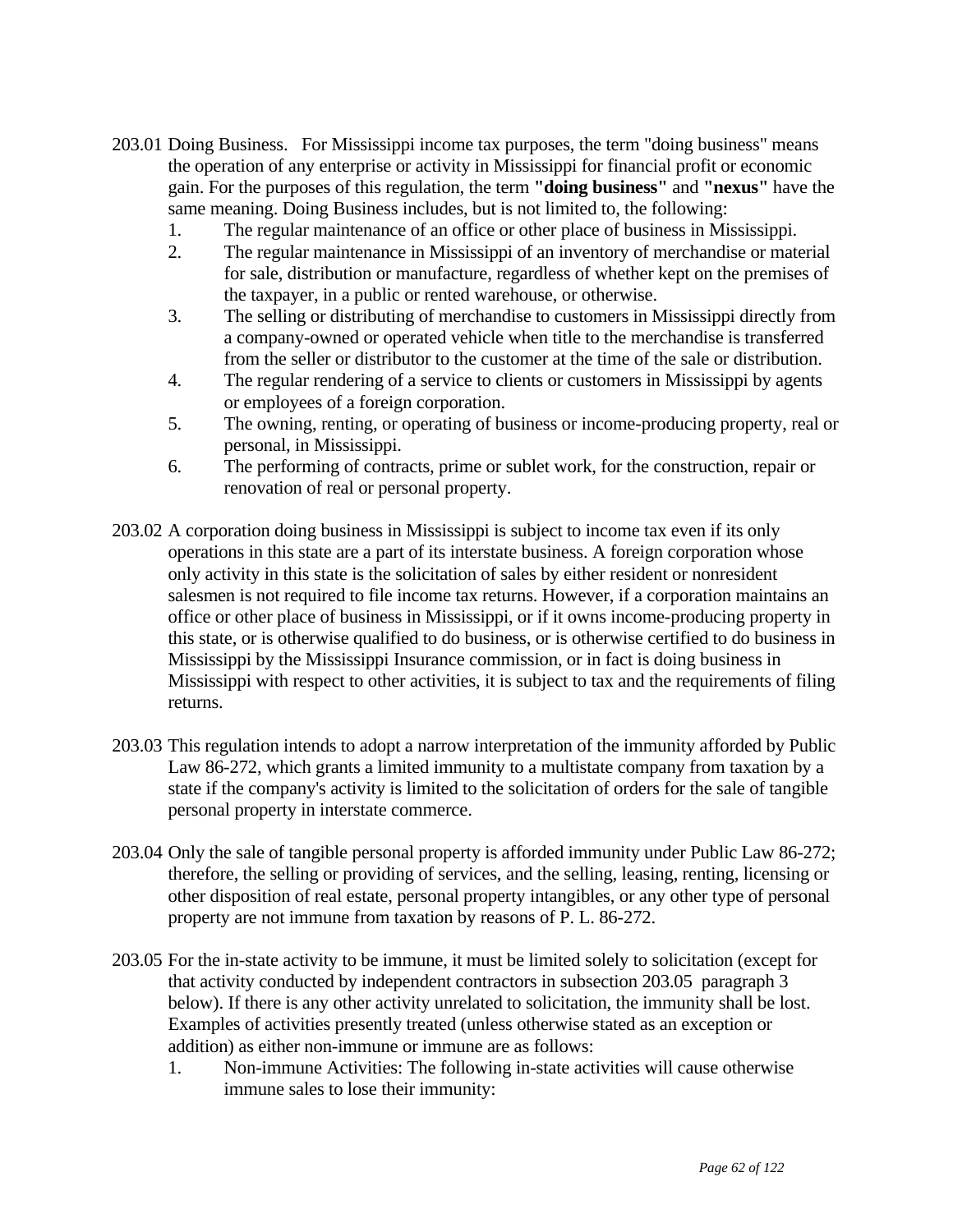203.01 Doing Business. For Mississippi income tax purposes, the term "doing business" means the operation of any enterprise or activity in Mississippi for financial profit or economic gain. For the purposes of this regulation, the term **"doing business"** and **"nexus"** have the same meaning. Doing Business includes, but is not limited to, the following:

1. The regular maintenance of an office or other place of business in Mississippi.
2. The regular maintenance in Mississippi of an inventory of merchandise or material for sale, distribution or manufacture, regardless of whether kept on the premises of the taxpayer, in a public or rented warehouse, or otherwise.
3. The selling or distributing of merchandise to customers in Mississippi directly from a company-owned or operated vehicle when title to the merchandise is transferred from the seller or distributor to the customer at the time of the sale or distribution.
4. The regular rendering of a service to clients or customers in Mississippi by agents or employees of a foreign corporation.
5. The owning, renting, or operating of business or income-producing property, real or personal, in Mississippi.
6. The performing of contracts, prime or sublet work, for the construction, repair or renovation of real or personal property.

203.02 A corporation doing business in Mississippi is subject to income tax even if its only operations in this state are a part of its interstate business. A foreign corporation whose only activity in this state is the solicitation of sales by either resident or nonresident salesmen is not required to file income tax returns. However, if a corporation maintains an office or other place of business in Mississippi, or if it owns income-producing property in this state, or is otherwise qualified to do business, or is otherwise certified to do business in Mississippi by the Mississippi Insurance commission, or in fact is doing business in Mississippi with respect to other activities, it is subject to tax and the requirements of filing returns.

203.03 This regulation intends to adopt a narrow interpretation of the immunity afforded by Public Law 86-272, which grants a limited immunity to a multistate company from taxation by a state if the company's activity is limited to the solicitation of orders for the sale of tangible personal property in interstate commerce.

203.04 Only the sale of tangible personal property is afforded immunity under Public Law 86-272; therefore, the selling or providing of services, and the selling, leasing, renting, licensing or other disposition of real estate, personal property intangibles, or any other type of personal property are not immune from taxation by reasons of P. L. 86-272.

203.05 For the in-state activity to be immune, it must be limited solely to solicitation (except for that activity conducted by independent contractors in subsection 203.05 paragraph 3 below). If there is any other activity unrelated to solicitation, the immunity shall be lost. Examples of activities presently treated (unless otherwise stated as an exception or addition) as either non-immune or immune are as follows:

1. Non-immune Activities: The following in-state activities will cause otherwise immune sales to lose their immunity: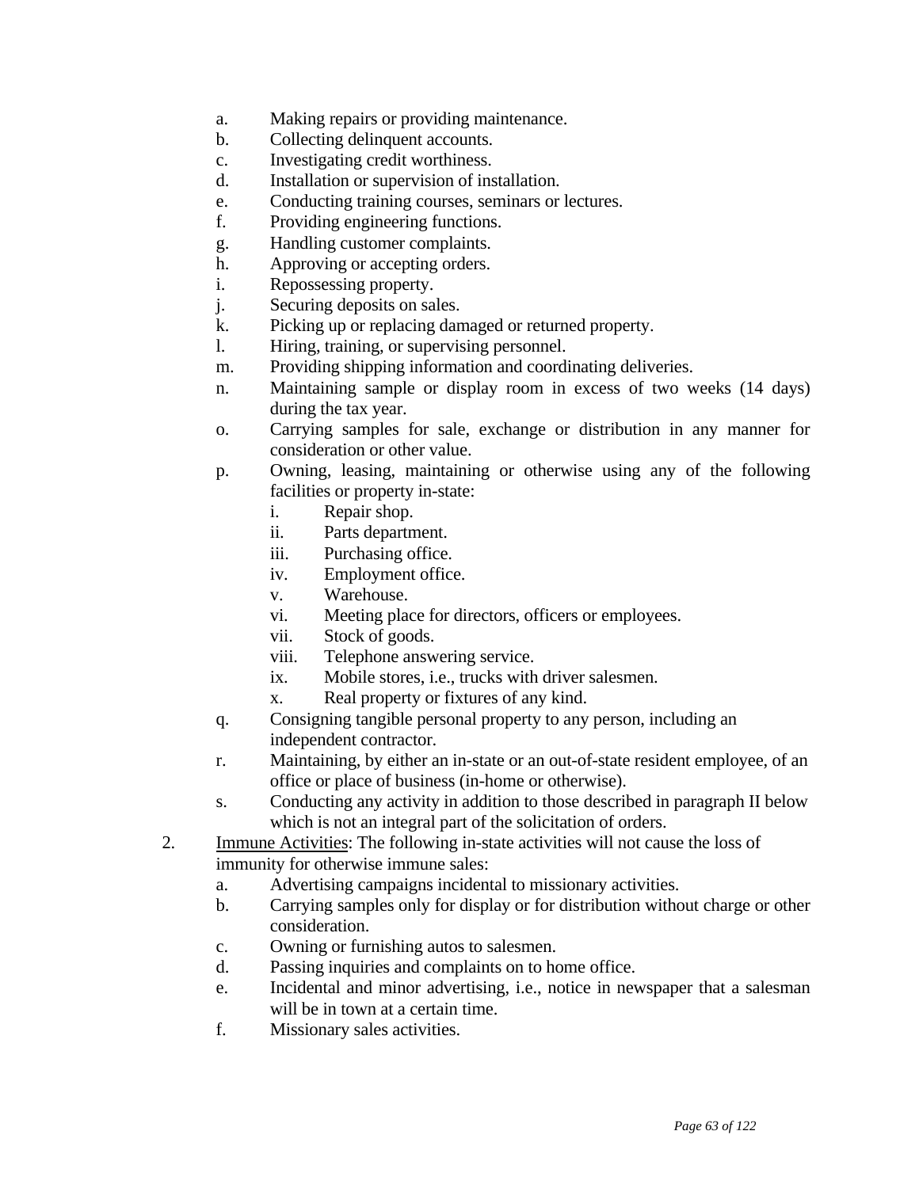a. Making repairs or providing maintenance.
   b. Collecting delinquent accounts.
   c. Investigating credit worthiness.
   d. Installation or supervision of installation.
   e. Conducting training courses, seminars or lectures.
   f. Providing engineering functions.
   g. Handling customer complaints.
   h. Approving or accepting orders.
   i. Repossessing property.
   j. Securing deposits on sales.
   k. Picking up or replacing damaged or returned property.
   l. Hiring, training, or supervising personnel.
   m. Providing shipping information and coordinating deliveries.
   n. Maintaining sample or display room in excess of two weeks (14 days) during the tax year.
   o. Carrying samples for sale, exchange or distribution in any manner for consideration or other value.
   p. Owning, leasing, maintaining or otherwise using any of the following facilities or property in-state:
      i. Repair shop.
      ii. Parts department.
      iii. Purchasing office.
      iv. Employment office.
      v. Warehouse.
      vi. Meeting place for directors, officers or employees.
      vii. Stock of goods.
      viii. Telephone answering service.
      ix. Mobile stores, i.e., trucks with driver salesmen.
      x. Real property or fixtures of any kind.
   q. Consigning tangible personal property to any person, including an independent contractor.
   r. Maintaining, by either an in-state or an out-of-state resident employee, of an office or place of business (in-home or otherwise).
   s. Conducting any activity in addition to those described in paragraph II below which is not an integral part of the solicitation of orders.

2. <u>Immune Activities</u>: The following in-state activities will not cause the loss of immunity for otherwise immune sales:
   a. Advertising campaigns incidental to missionary activities.
   b. Carrying samples only for display or for distribution without charge or other consideration.
   c. Owning or furnishing autos to salesmen.
   d. Passing inquiries and complaints on to home office.
   e. Incidental and minor advertising, i.e., notice in newspaper that a salesman will be in town at a certain time.
   f. Missionary sales activities.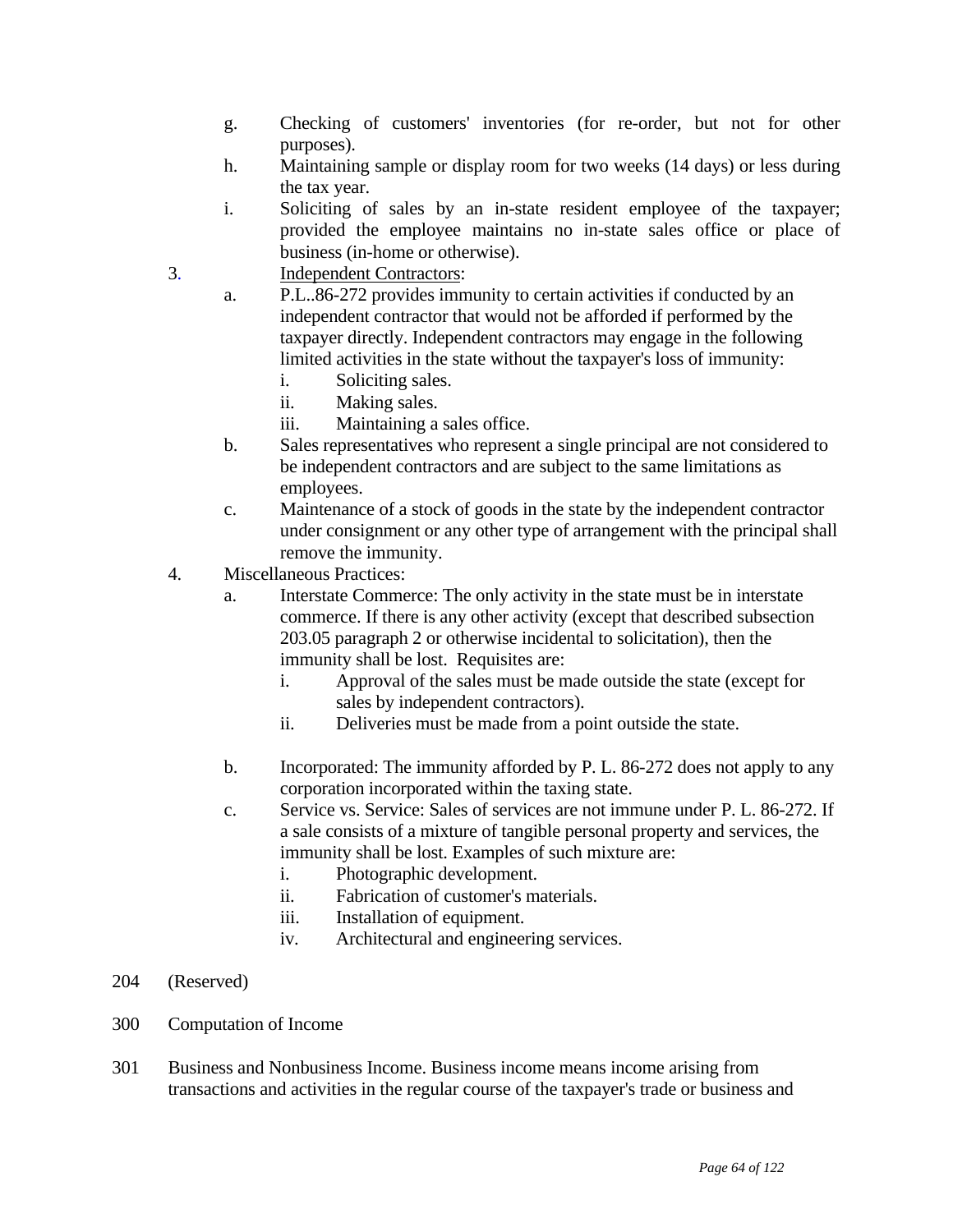g. Checking of customers' inventories (for re-order, but not for other purposes).

h. Maintaining sample or display room for two weeks (14 days) or less during the tax year.

i. Soliciting of sales by an in-state resident employee of the taxpayer; provided the employee maintains no in-state sales office or place of business (in-home or otherwise).

3. Independent Contractors:

   a. P.L..86-272 provides immunity to certain activities if conducted by an independent contractor that would not be afforded if performed by the taxpayer directly. Independent contractors may engage in the following limited activities in the state without the taxpayer's loss of immunity:

      i. Soliciting sales.

      ii. Making sales.

      iii. Maintaining a sales office.

   b. Sales representatives who represent a single principal are not considered to be independent contractors and are subject to the same limitations as employees.

   c. Maintenance of a stock of goods in the state by the independent contractor under consignment or any other type of arrangement with the principal shall remove the immunity.

4. Miscellaneous Practices:

   a. Interstate Commerce: The only activity in the state must be in interstate commerce. If there is any other activity (except that described subsection 203.05 paragraph 2 or otherwise incidental to solicitation), then the immunity shall be lost. Requisites are:

      i. Approval of the sales must be made outside the state (except for sales by independent contractors).

      ii. Deliveries must be made from a point outside the state.

   b. Incorporated: The immunity afforded by P. L. 86-272 does not apply to any corporation incorporated within the taxing state.

   c. Service vs. Service: Sales of services are not immune under P. L. 86-272. If a sale consists of a mixture of tangible personal property and services, the immunity shall be lost. Examples of such mixture are:

      i. Photographic development.

      ii. Fabrication of customer's materials.

      iii. Installation of equipment.

      iv. Architectural and engineering services.

204 (Reserved)

300 Computation of Income

301 Business and Nonbusiness Income. Business income means income arising from transactions and activities in the regular course of the taxpayer's trade or business and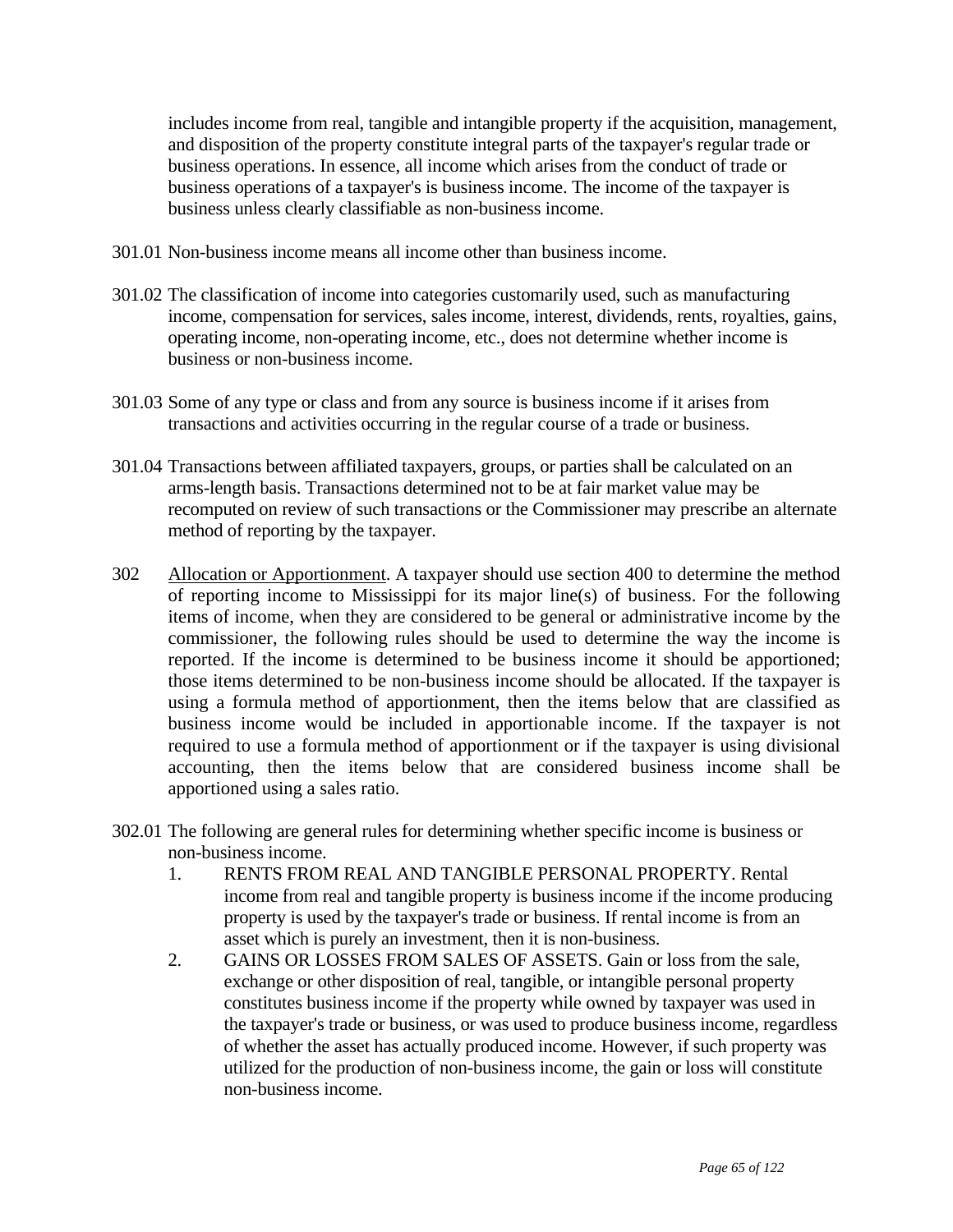includes income from real, tangible and intangible property if the acquisition, management, and disposition of the property constitute integral parts of the taxpayer's regular trade or business operations. In essence, all income which arises from the conduct of trade or business operations of a taxpayer's is business income. The income of the taxpayer is business unless clearly classifiable as non-business income.

301.01 Non-business income means all income other than business income.

301.02 The classification of income into categories customarily used, such as manufacturing income, compensation for services, sales income, interest, dividends, rents, royalties, gains, operating income, non-operating income, etc., does not determine whether income is business or non-business income.

301.03 Some of any type or class and from any source is business income if it arises from transactions and activities occurring in the regular course of a trade or business.

301.04 Transactions between affiliated taxpayers, groups, or parties shall be calculated on an arms-length basis. Transactions determined not to be at fair market value may be recomputed on review of such transactions or the Commissioner may prescribe an alternate method of reporting by the taxpayer.

302 <u>Allocation or Apportionment</u>. A taxpayer should use section 400 to determine the method of reporting income to Mississippi for its major line(s) of business. For the following items of income, when they are considered to be general or administrative income by the commissioner, the following rules should be used to determine the way the income is reported. If the income is determined to be business income it should be apportioned; those items determined to be non-business income should be allocated. If the taxpayer is using a formula method of apportionment, then the items below that are classified as business income would be included in apportionable income. If the taxpayer is not required to use a formula method of apportionment or if the taxpayer is using divisional accounting, then the items below that are considered business income shall be apportioned using a sales ratio.

302.01 The following are general rules for determining whether specific income is business or non-business income.

1. RENTS FROM REAL AND TANGIBLE PERSONAL PROPERTY. Rental income from real and tangible property is business income if the income producing property is used by the taxpayer's trade or business. If rental income is from an asset which is purely an investment, then it is non-business.
2. GAINS OR LOSSES FROM SALES OF ASSETS. Gain or loss from the sale, exchange or other disposition of real, tangible, or intangible personal property constitutes business income if the property while owned by taxpayer was used in the taxpayer's trade or business, or was used to produce business income, regardless of whether the asset has actually produced income. However, if such property was utilized for the production of non-business income, the gain or loss will constitute non-business income.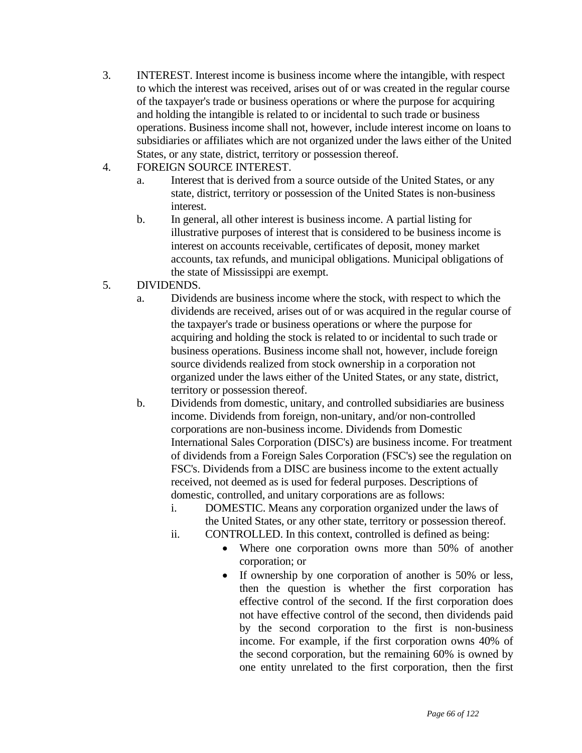3. INTEREST. Interest income is business income where the intangible, with respect to which the interest was received, arises out of or was created in the regular course of the taxpayer's trade or business operations or where the purpose for acquiring and holding the intangible is related to or incidental to such trade or business operations. Business income shall not, however, include interest income on loans to subsidiaries or affiliates which are not organized under the laws either of the United States, or any state, district, territory or possession thereof.
4. FOREIGN SOURCE INTEREST.
   a. Interest that is derived from a source outside of the United States, or any state, district, territory or possession of the United States is non-business interest.
   b. In general, all other interest is business income. A partial listing for illustrative purposes of interest that is considered to be business income is interest on accounts receivable, certificates of deposit, money market accounts, tax refunds, and municipal obligations. Municipal obligations of the state of Mississippi are exempt.
5. DIVIDENDS.
   a. Dividends are business income where the stock, with respect to which the dividends are received, arises out of or was acquired in the regular course of the taxpayer's trade or business operations or where the purpose for acquiring and holding the stock is related to or incidental to such trade or business operations. Business income shall not, however, include foreign source dividends realized from stock ownership in a corporation not organized under the laws either of the United States, or any state, district, territory or possession thereof.
   b. Dividends from domestic, unitary, and controlled subsidiaries are business income. Dividends from foreign, non-unitary, and/or non-controlled corporations are non-business income. Dividends from Domestic International Sales Corporation (DISC's) are business income. For treatment of dividends from a Foreign Sales Corporation (FSC's) see the regulation on FSC's. Dividends from a DISC are business income to the extent actually received, not deemed as is used for federal purposes. Descriptions of domestic, controlled, and unitary corporations are as follows:
      i. DOMESTIC. Means any corporation organized under the laws of the United States, or any other state, territory or possession thereof.
      ii. CONTROLLED. In this context, controlled is defined as being:
         - Where one corporation owns more than 50% of another corporation; or
         - If ownership by one corporation of another is 50% or less, then the question is whether the first corporation has effective control of the second. If the first corporation does not have effective control of the second, then dividends paid by the second corporation to the first is non-business income. For example, if the first corporation owns 40% of the second corporation, but the remaining 60% is owned by one entity unrelated to the first corporation, then the first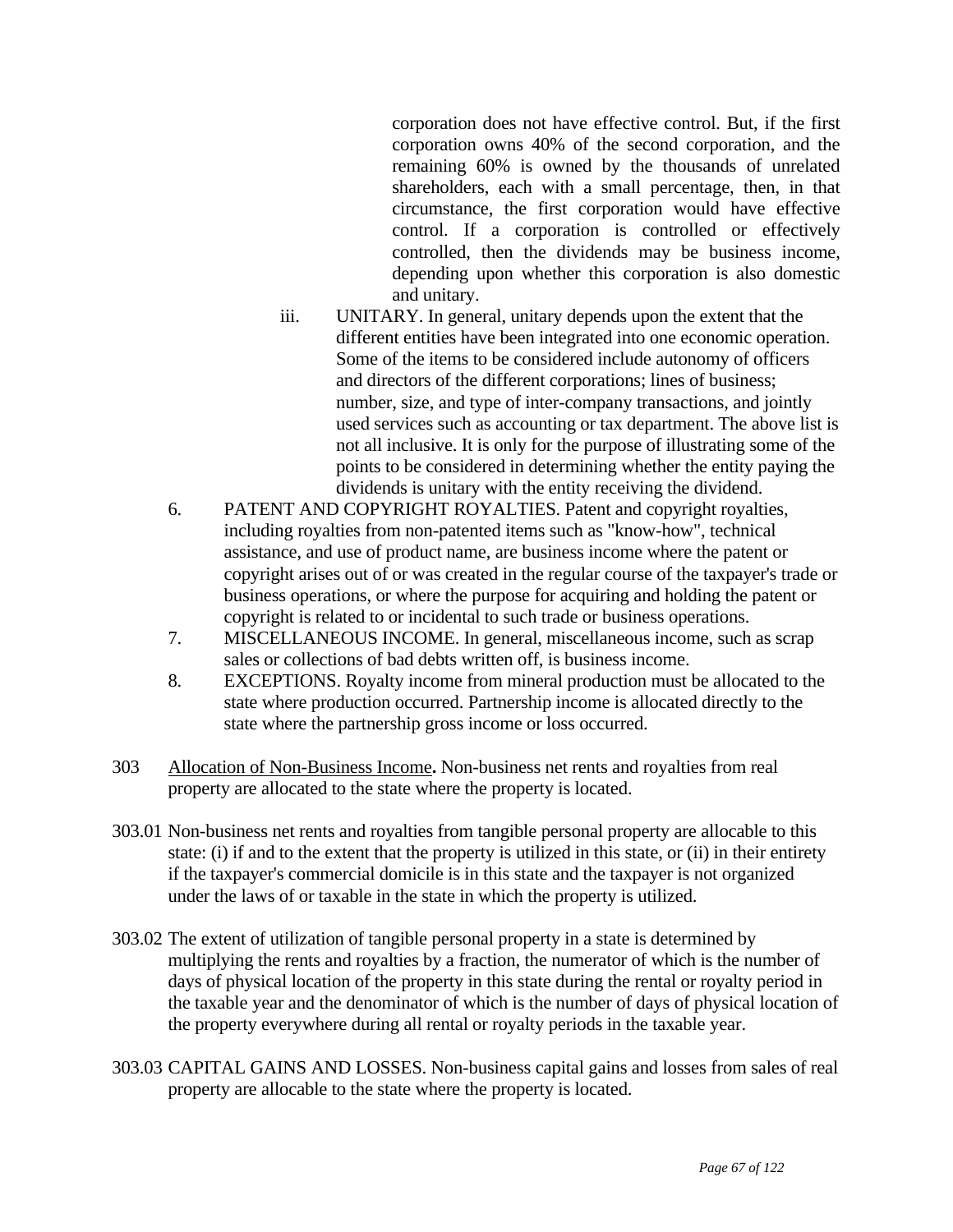corporation does not have effective control. But, if the first corporation owns 40% of the second corporation, and the remaining 60% is owned by the thousands of unrelated shareholders, each with a small percentage, then, in that circumstance, the first corporation would have effective control. If a corporation is controlled or effectively controlled, then the dividends may be business income, depending upon whether this corporation is also domestic and unitary.

iii. UNITARY. In general, unitary depends upon the extent that the different entities have been integrated into one economic operation. Some of the items to be considered include autonomy of officers and directors of the different corporations; lines of business; number, size, and type of inter-company transactions, and jointly used services such as accounting or tax department. The above list is not all inclusive. It is only for the purpose of illustrating some of the points to be considered in determining whether the entity paying the dividends is unitary with the entity receiving the dividend.

6. PATENT AND COPYRIGHT ROYALTIES. Patent and copyright royalties, including royalties from non-patented items such as "know-how", technical assistance, and use of product name, are business income where the patent or copyright arises out of or was created in the regular course of the taxpayer's trade or business operations, or where the purpose for acquiring and holding the patent or copyright is related to or incidental to such trade or business operations.
7. MISCELLANEOUS INCOME. In general, miscellaneous income, such as scrap sales or collections of bad debts written off, is business income.
8. EXCEPTIONS. Royalty income from mineral production must be allocated to the state where production occurred. Partnership income is allocated directly to the state where the partnership gross income or loss occurred.

303 <u>Allocation of Non-Business Income</u>**.** Non-business net rents and royalties from real property are allocated to the state where the property is located.

303.01 Non-business net rents and royalties from tangible personal property are allocable to this state: (i) if and to the extent that the property is utilized in this state, or (ii) in their entirety if the taxpayer's commercial domicile is in this state and the taxpayer is not organized under the laws of or taxable in the state in which the property is utilized.

303.02 The extent of utilization of tangible personal property in a state is determined by multiplying the rents and royalties by a fraction, the numerator of which is the number of days of physical location of the property in this state during the rental or royalty period in the taxable year and the denominator of which is the number of days of physical location of the property everywhere during all rental or royalty periods in the taxable year.

303.03 CAPITAL GAINS AND LOSSES. Non-business capital gains and losses from sales of real property are allocable to the state where the property is located.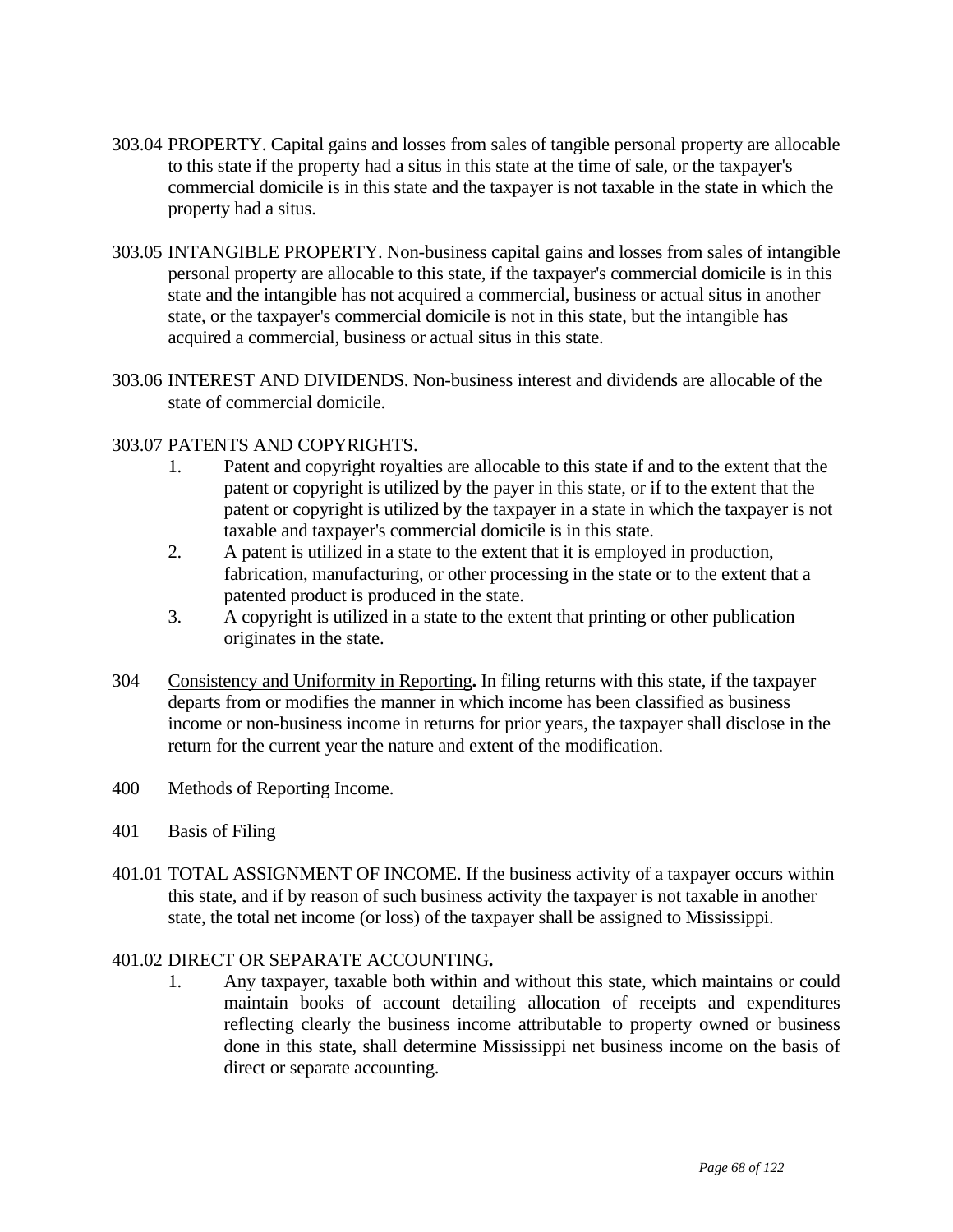303.04 PROPERTY. Capital gains and losses from sales of tangible personal property are allocable to this state if the property had a situs in this state at the time of sale, or the taxpayer's commercial domicile is in this state and the taxpayer is not taxable in the state in which the property had a situs.

303.05 INTANGIBLE PROPERTY. Non-business capital gains and losses from sales of intangible personal property are allocable to this state, if the taxpayer's commercial domicile is in this state and the intangible has not acquired a commercial, business or actual situs in another state, or the taxpayer's commercial domicile is not in this state, but the intangible has acquired a commercial, business or actual situs in this state.

303.06 INTEREST AND DIVIDENDS. Non-business interest and dividends are allocable of the state of commercial domicile.

303.07 PATENTS AND COPYRIGHTS.

1. Patent and copyright royalties are allocable to this state if and to the extent that the patent or copyright is utilized by the payer in this state, or if to the extent that the patent or copyright is utilized by the taxpayer in a state in which the taxpayer is not taxable and taxpayer's commercial domicile is in this state.
2. A patent is utilized in a state to the extent that it is employed in production, fabrication, manufacturing, or other processing in the state or to the extent that a patented product is produced in the state.
3. A copyright is utilized in a state to the extent that printing or other publication originates in the state.

304 Consistency and Uniformity in Reporting**.** In filing returns with this state, if the taxpayer departs from or modifies the manner in which income has been classified as business income or non-business income in returns for prior years, the taxpayer shall disclose in the return for the current year the nature and extent of the modification.

400 Methods of Reporting Income.

401 Basis of Filing

401.01 TOTAL ASSIGNMENT OF INCOME. If the business activity of a taxpayer occurs within this state, and if by reason of such business activity the taxpayer is not taxable in another state, the total net income (or loss) of the taxpayer shall be assigned to Mississippi.

401.02 DIRECT OR SEPARATE ACCOUNTING**.**

1. Any taxpayer, taxable both within and without this state, which maintains or could maintain books of account detailing allocation of receipts and expenditures reflecting clearly the business income attributable to property owned or business done in this state, shall determine Mississippi net business income on the basis of direct or separate accounting.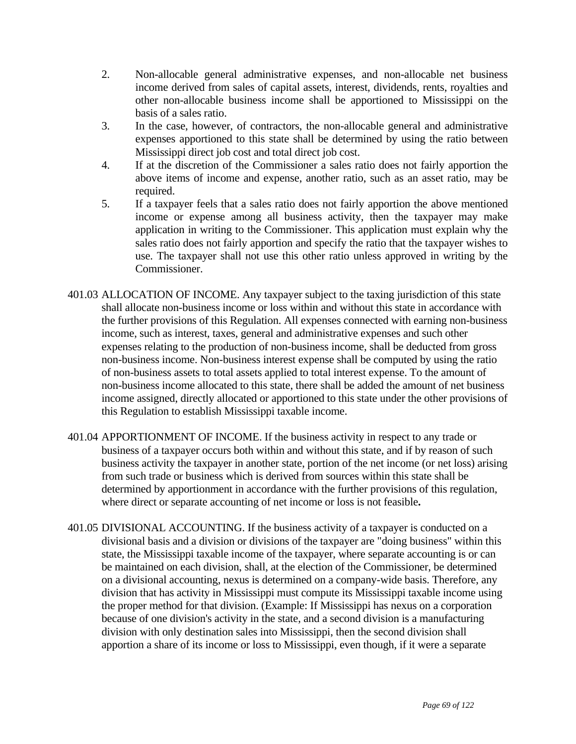2. Non-allocable general administrative expenses, and non-allocable net business income derived from sales of capital assets, interest, dividends, rents, royalties and other non-allocable business income shall be apportioned to Mississippi on the basis of a sales ratio.
3. In the case, however, of contractors, the non-allocable general and administrative expenses apportioned to this state shall be determined by using the ratio between Mississippi direct job cost and total direct job cost.
4. If at the discretion of the Commissioner a sales ratio does not fairly apportion the above items of income and expense, another ratio, such as an asset ratio, may be required.
5. If a taxpayer feels that a sales ratio does not fairly apportion the above mentioned income or expense among all business activity, then the taxpayer may make application in writing to the Commissioner. This application must explain why the sales ratio does not fairly apportion and specify the ratio that the taxpayer wishes to use. The taxpayer shall not use this other ratio unless approved in writing by the Commissioner.

401.03 ALLOCATION OF INCOME. Any taxpayer subject to the taxing jurisdiction of this state shall allocate non-business income or loss within and without this state in accordance with the further provisions of this Regulation. All expenses connected with earning non-business income, such as interest, taxes, general and administrative expenses and such other expenses relating to the production of non-business income, shall be deducted from gross non-business income. Non-business interest expense shall be computed by using the ratio of non-business assets to total assets applied to total interest expense. To the amount of non-business income allocated to this state, there shall be added the amount of net business income assigned, directly allocated or apportioned to this state under the other provisions of this Regulation to establish Mississippi taxable income.

401.04 APPORTIONMENT OF INCOME. If the business activity in respect to any trade or business of a taxpayer occurs both within and without this state, and if by reason of such business activity the taxpayer in another state, portion of the net income (or net loss) arising from such trade or business which is derived from sources within this state shall be determined by apportionment in accordance with the further provisions of this regulation, where direct or separate accounting of net income or loss is not feasible**.**

401.05 DIVISIONAL ACCOUNTING. If the business activity of a taxpayer is conducted on a divisional basis and a division or divisions of the taxpayer are "doing business" within this state, the Mississippi taxable income of the taxpayer, where separate accounting is or can be maintained on each division, shall, at the election of the Commissioner, be determined on a divisional accounting, nexus is determined on a company-wide basis. Therefore, any division that has activity in Mississippi must compute its Mississippi taxable income using the proper method for that division. (Example: If Mississippi has nexus on a corporation because of one division's activity in the state, and a second division is a manufacturing division with only destination sales into Mississippi, then the second division shall apportion a share of its income or loss to Mississippi, even though, if it were a separate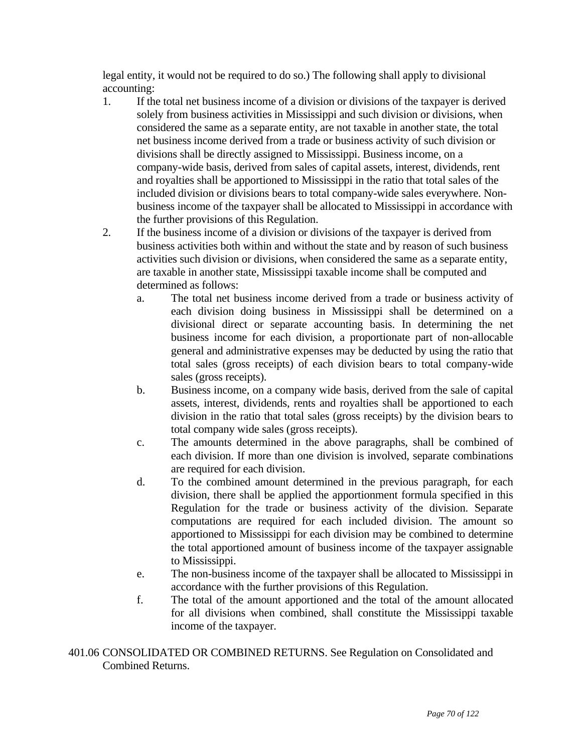legal entity, it would not be required to do so.) The following shall apply to divisional accounting:

1. If the total net business income of a division or divisions of the taxpayer is derived solely from business activities in Mississippi and such division or divisions, when considered the same as a separate entity, are not taxable in another state, the total net business income derived from a trade or business activity of such division or divisions shall be directly assigned to Mississippi. Business income, on a company-wide basis, derived from sales of capital assets, interest, dividends, rent and royalties shall be apportioned to Mississippi in the ratio that total sales of the included division or divisions bears to total company-wide sales everywhere. Non-business income of the taxpayer shall be allocated to Mississippi in accordance with the further provisions of this Regulation.
2. If the business income of a division or divisions of the taxpayer is derived from business activities both within and without the state and by reason of such business activities such division or divisions, when considered the same as a separate entity, are taxable in another state, Mississippi taxable income shall be computed and determined as follows:
   a. The total net business income derived from a trade or business activity of each division doing business in Mississippi shall be determined on a divisional direct or separate accounting basis. In determining the net business income for each division, a proportionate part of non-allocable general and administrative expenses may be deducted by using the ratio that total sales (gross receipts) of each division bears to total company-wide sales (gross receipts).
   b. Business income, on a company wide basis, derived from the sale of capital assets, interest, dividends, rents and royalties shall be apportioned to each division in the ratio that total sales (gross receipts) by the division bears to total company wide sales (gross receipts).
   c. The amounts determined in the above paragraphs, shall be combined of each division. If more than one division is involved, separate combinations are required for each division.
   d. To the combined amount determined in the previous paragraph, for each division, there shall be applied the apportionment formula specified in this Regulation for the trade or business activity of the division. Separate computations are required for each included division. The amount so apportioned to Mississippi for each division may be combined to determine the total apportioned amount of business income of the taxpayer assignable to Mississippi.
   e. The non-business income of the taxpayer shall be allocated to Mississippi in accordance with the further provisions of this Regulation.
   f. The total of the amount apportioned and the total of the amount allocated for all divisions when combined, shall constitute the Mississippi taxable income of the taxpayer.

401.06 CONSOLIDATED OR COMBINED RETURNS. See Regulation on Consolidated and Combined Returns.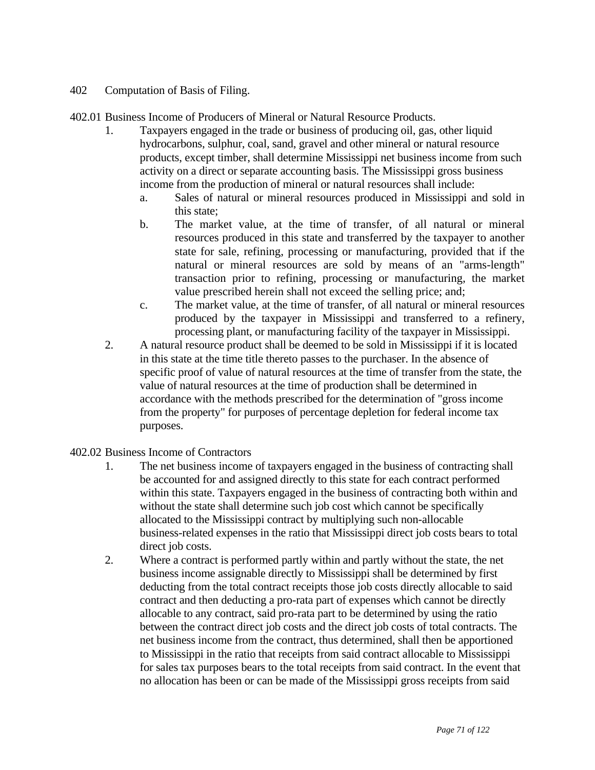# 402 Computation of Basis of Filing.

## 402.01 Business Income of Producers of Mineral or Natural Resource Products.

1. Taxpayers engaged in the trade or business of producing oil, gas, other liquid hydrocarbons, sulphur, coal, sand, gravel and other mineral or natural resource products, except timber, shall determine Mississippi net business income from such activity on a direct or separate accounting basis. The Mississippi gross business income from the production of mineral or natural resources shall include:
   a. Sales of natural or mineral resources produced in Mississippi and sold in this state;
   b. The market value, at the time of transfer, of all natural or mineral resources produced in this state and transferred by the taxpayer to another state for sale, refining, processing or manufacturing, provided that if the natural or mineral resources are sold by means of an "arms-length" transaction prior to refining, processing or manufacturing, the market value prescribed herein shall not exceed the selling price; and;
   c. The market value, at the time of transfer, of all natural or mineral resources produced by the taxpayer in Mississippi and transferred to a refinery, processing plant, or manufacturing facility of the taxpayer in Mississippi.
2. A natural resource product shall be deemed to be sold in Mississippi if it is located in this state at the time title thereto passes to the purchaser. In the absence of specific proof of value of natural resources at the time of transfer from the state, the value of natural resources at the time of production shall be determined in accordance with the methods prescribed for the determination of "gross income from the property" for purposes of percentage depletion for federal income tax purposes.

## 402.02 Business Income of Contractors

1. The net business income of taxpayers engaged in the business of contracting shall be accounted for and assigned directly to this state for each contract performed within this state. Taxpayers engaged in the business of contracting both within and without the state shall determine such job cost which cannot be specifically allocated to the Mississippi contract by multiplying such non-allocable business-related expenses in the ratio that Mississippi direct job costs bears to total direct job costs.
2. Where a contract is performed partly within and partly without the state, the net business income assignable directly to Mississippi shall be determined by first deducting from the total contract receipts those job costs directly allocable to said contract and then deducting a pro-rata part of expenses which cannot be directly allocable to any contract, said pro-rata part to be determined by using the ratio between the contract direct job costs and the direct job costs of total contracts. The net business income from the contract, thus determined, shall then be apportioned to Mississippi in the ratio that receipts from said contract allocable to Mississippi for sales tax purposes bears to the total receipts from said contract. In the event that no allocation has been or can be made of the Mississippi gross receipts from said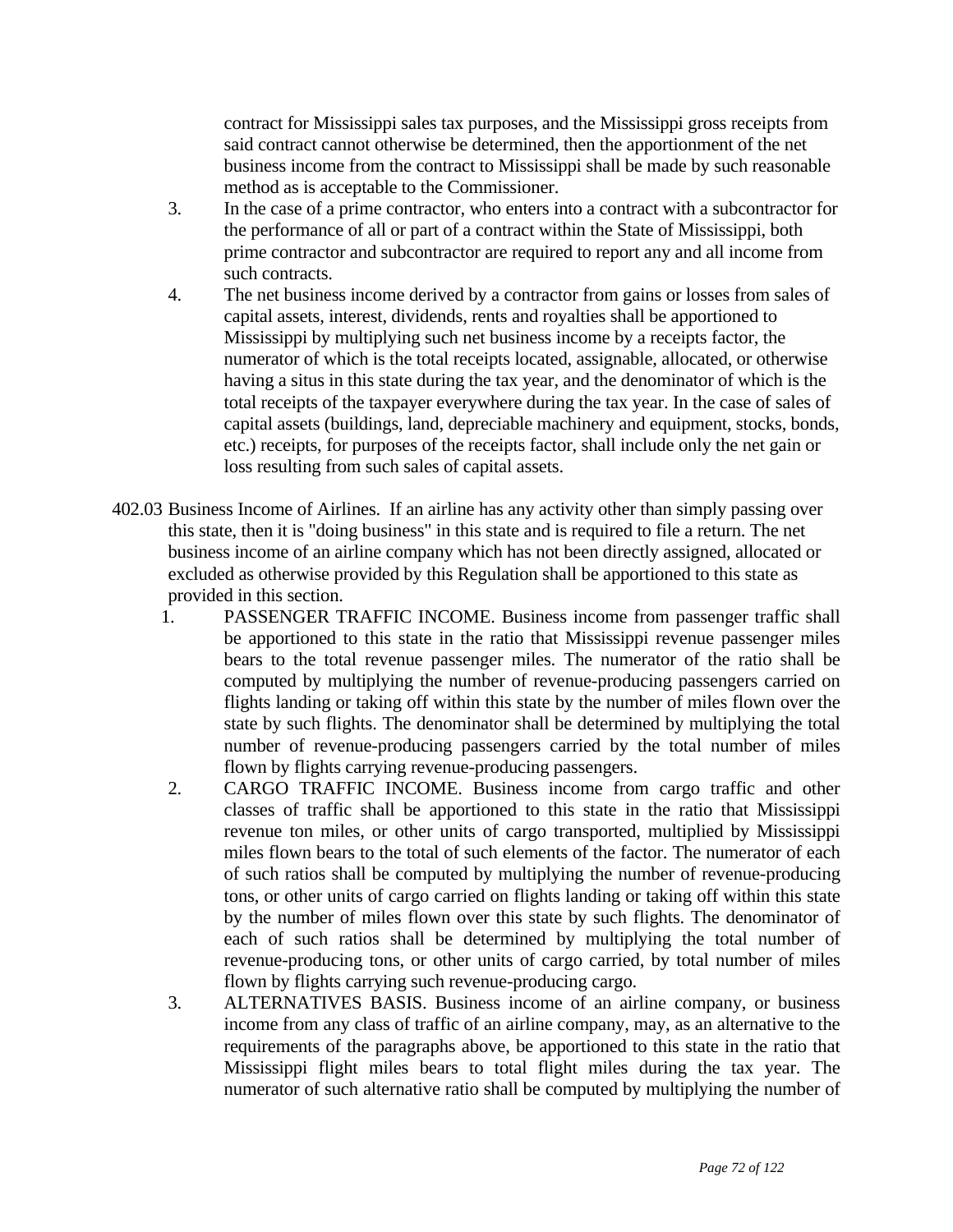contract for Mississippi sales tax purposes, and the Mississippi gross receipts from said contract cannot otherwise be determined, then the apportionment of the net business income from the contract to Mississippi shall be made by such reasonable method as is acceptable to the Commissioner.

3. In the case of a prime contractor, who enters into a contract with a subcontractor for the performance of all or part of a contract within the State of Mississippi, both prime contractor and subcontractor are required to report any and all income from such contracts.
4. The net business income derived by a contractor from gains or losses from sales of capital assets, interest, dividends, rents and royalties shall be apportioned to Mississippi by multiplying such net business income by a receipts factor, the numerator of which is the total receipts located, assignable, allocated, or otherwise having a situs in this state during the tax year, and the denominator of which is the total receipts of the taxpayer everywhere during the tax year. In the case of sales of capital assets (buildings, land, depreciable machinery and equipment, stocks, bonds, etc.) receipts, for purposes of the receipts factor, shall include only the net gain or loss resulting from such sales of capital assets.

402.03 Business Income of Airlines. If an airline has any activity other than simply passing over this state, then it is "doing business" in this state and is required to file a return. The net business income of an airline company which has not been directly assigned, allocated or excluded as otherwise provided by this Regulation shall be apportioned to this state as provided in this section.

1. PASSENGER TRAFFIC INCOME. Business income from passenger traffic shall be apportioned to this state in the ratio that Mississippi revenue passenger miles bears to the total revenue passenger miles. The numerator of the ratio shall be computed by multiplying the number of revenue-producing passengers carried on flights landing or taking off within this state by the number of miles flown over the state by such flights. The denominator shall be determined by multiplying the total number of revenue-producing passengers carried by the total number of miles flown by flights carrying revenue-producing passengers.
2. CARGO TRAFFIC INCOME. Business income from cargo traffic and other classes of traffic shall be apportioned to this state in the ratio that Mississippi revenue ton miles, or other units of cargo transported, multiplied by Mississippi miles flown bears to the total of such elements of the factor. The numerator of each of such ratios shall be computed by multiplying the number of revenue-producing tons, or other units of cargo carried on flights landing or taking off within this state by the number of miles flown over this state by such flights. The denominator of each of such ratios shall be determined by multiplying the total number of revenue-producing tons, or other units of cargo carried, by total number of miles flown by flights carrying such revenue-producing cargo.
3. ALTERNATIVES BASIS. Business income of an airline company, or business income from any class of traffic of an airline company, may, as an alternative to the requirements of the paragraphs above, be apportioned to this state in the ratio that Mississippi flight miles bears to total flight miles during the tax year. The numerator of such alternative ratio shall be computed by multiplying the number of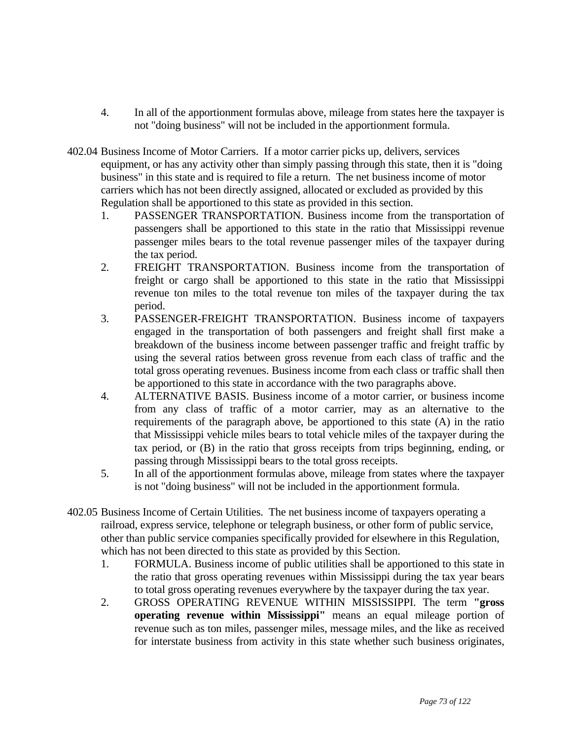4. In all of the apportionment formulas above, mileage from states here the taxpayer is not "doing business" will not be included in the apportionment formula.

402.04 Business Income of Motor Carriers. If a motor carrier picks up, delivers, services equipment, or has any activity other than simply passing through this state, then it is "doing business" in this state and is required to file a return. The net business income of motor carriers which has not been directly assigned, allocated or excluded as provided by this Regulation shall be apportioned to this state as provided in this section.

1. PASSENGER TRANSPORTATION. Business income from the transportation of passengers shall be apportioned to this state in the ratio that Mississippi revenue passenger miles bears to the total revenue passenger miles of the taxpayer during the tax period.
2. FREIGHT TRANSPORTATION. Business income from the transportation of freight or cargo shall be apportioned to this state in the ratio that Mississippi revenue ton miles to the total revenue ton miles of the taxpayer during the tax period.
3. PASSENGER-FREIGHT TRANSPORTATION. Business income of taxpayers engaged in the transportation of both passengers and freight shall first make a breakdown of the business income between passenger traffic and freight traffic by using the several ratios between gross revenue from each class of traffic and the total gross operating revenues. Business income from each class or traffic shall then be apportioned to this state in accordance with the two paragraphs above.
4. ALTERNATIVE BASIS. Business income of a motor carrier, or business income from any class of traffic of a motor carrier, may as an alternative to the requirements of the paragraph above, be apportioned to this state (A) in the ratio that Mississippi vehicle miles bears to total vehicle miles of the taxpayer during the tax period, or (B) in the ratio that gross receipts from trips beginning, ending, or passing through Mississippi bears to the total gross receipts.
5. In all of the apportionment formulas above, mileage from states where the taxpayer is not "doing business" will not be included in the apportionment formula.

402.05 Business Income of Certain Utilities. The net business income of taxpayers operating a railroad, express service, telephone or telegraph business, or other form of public service, other than public service companies specifically provided for elsewhere in this Regulation, which has not been directed to this state as provided by this Section.

1. FORMULA. Business income of public utilities shall be apportioned to this state in the ratio that gross operating revenues within Mississippi during the tax year bears to total gross operating revenues everywhere by the taxpayer during the tax year.
2. GROSS OPERATING REVENUE WITHIN MISSISSIPPI. The term **"gross operating revenue within Mississippi"** means an equal mileage portion of revenue such as ton miles, passenger miles, message miles, and the like as received for interstate business from activity in this state whether such business originates,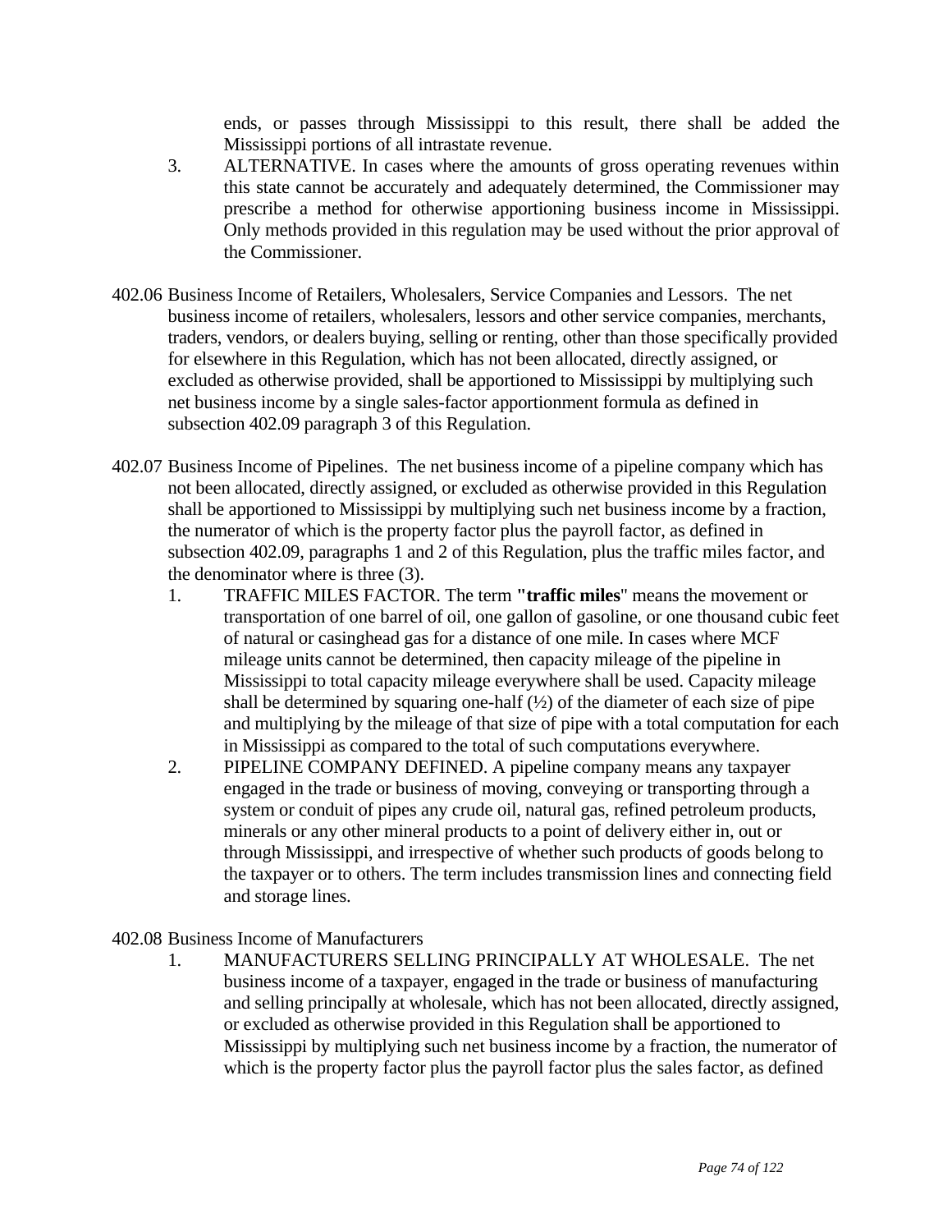ends, or passes through Mississippi to this result, there shall be added the Mississippi portions of all intrastate revenue.

3. ALTERNATIVE. In cases where the amounts of gross operating revenues within this state cannot be accurately and adequately determined, the Commissioner may prescribe a method for otherwise apportioning business income in Mississippi. Only methods provided in this regulation may be used without the prior approval of the Commissioner.

402.06 Business Income of Retailers, Wholesalers, Service Companies and Lessors. The net business income of retailers, wholesalers, lessors and other service companies, merchants, traders, vendors, or dealers buying, selling or renting, other than those specifically provided for elsewhere in this Regulation, which has not been allocated, directly assigned, or excluded as otherwise provided, shall be apportioned to Mississippi by multiplying such net business income by a single sales-factor apportionment formula as defined in subsection 402.09 paragraph 3 of this Regulation.

402.07 Business Income of Pipelines. The net business income of a pipeline company which has not been allocated, directly assigned, or excluded as otherwise provided in this Regulation shall be apportioned to Mississippi by multiplying such net business income by a fraction, the numerator of which is the property factor plus the payroll factor, as defined in subsection 402.09, paragraphs 1 and 2 of this Regulation, plus the traffic miles factor, and the denominator where is three (3).

1. TRAFFIC MILES FACTOR. The term **"traffic miles**" means the movement or transportation of one barrel of oil, one gallon of gasoline, or one thousand cubic feet of natural or casinghead gas for a distance of one mile. In cases where MCF mileage units cannot be determined, then capacity mileage of the pipeline in Mississippi to total capacity mileage everywhere shall be used. Capacity mileage shall be determined by squaring one-half (½) of the diameter of each size of pipe and multiplying by the mileage of that size of pipe with a total computation for each in Mississippi as compared to the total of such computations everywhere.
2. PIPELINE COMPANY DEFINED. A pipeline company means any taxpayer engaged in the trade or business of moving, conveying or transporting through a system or conduit of pipes any crude oil, natural gas, refined petroleum products, minerals or any other mineral products to a point of delivery either in, out or through Mississippi, and irrespective of whether such products of goods belong to the taxpayer or to others. The term includes transmission lines and connecting field and storage lines.

402.08 Business Income of Manufacturers

1. MANUFACTURERS SELLING PRINCIPALLY AT WHOLESALE. The net business income of a taxpayer, engaged in the trade or business of manufacturing and selling principally at wholesale, which has not been allocated, directly assigned, or excluded as otherwise provided in this Regulation shall be apportioned to Mississippi by multiplying such net business income by a fraction, the numerator of which is the property factor plus the payroll factor plus the sales factor, as defined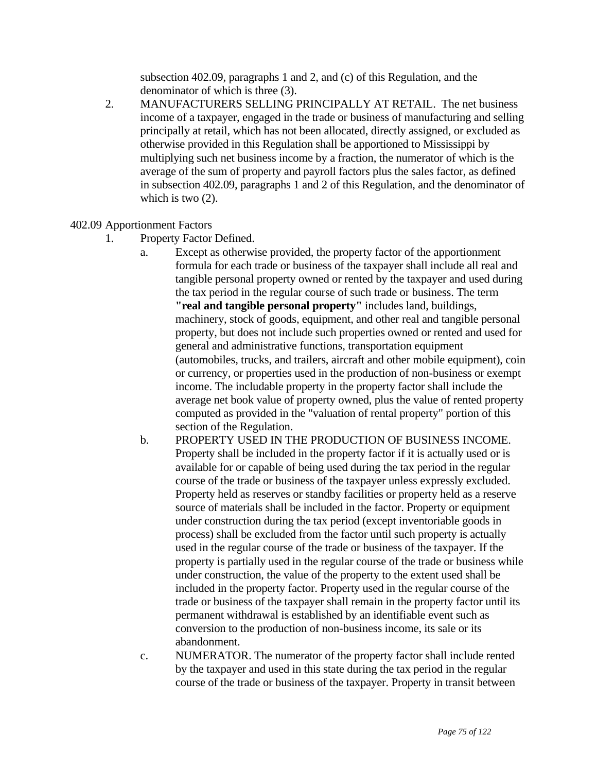subsection 402.09, paragraphs 1 and 2, and (c) of this Regulation, and the denominator of which is three (3).

2. MANUFACTURERS SELLING PRINCIPALLY AT RETAIL. The net business income of a taxpayer, engaged in the trade or business of manufacturing and selling principally at retail, which has not been allocated, directly assigned, or excluded as otherwise provided in this Regulation shall be apportioned to Mississippi by multiplying such net business income by a fraction, the numerator of which is the average of the sum of property and payroll factors plus the sales factor, as defined in subsection 402.09, paragraphs 1 and 2 of this Regulation, and the denominator of which is two (2).

402.09 Apportionment Factors

1. Property Factor Defined.
   a. Except as otherwise provided, the property factor of the apportionment formula for each trade or business of the taxpayer shall include all real and tangible personal property owned or rented by the taxpayer and used during the tax period in the regular course of such trade or business. The term **"real and tangible personal property"** includes land, buildings, machinery, stock of goods, equipment, and other real and tangible personal property, but does not include such properties owned or rented and used for general and administrative functions, transportation equipment (automobiles, trucks, and trailers, aircraft and other mobile equipment), coin or currency, or properties used in the production of non-business or exempt income. The includable property in the property factor shall include the average net book value of property owned, plus the value of rented property computed as provided in the "valuation of rental property" portion of this section of the Regulation.
   b. PROPERTY USED IN THE PRODUCTION OF BUSINESS INCOME. Property shall be included in the property factor if it is actually used or is available for or capable of being used during the tax period in the regular course of the trade or business of the taxpayer unless expressly excluded. Property held as reserves or standby facilities or property held as a reserve source of materials shall be included in the factor. Property or equipment under construction during the tax period (except inventoriable goods in process) shall be excluded from the factor until such property is actually used in the regular course of the trade or business of the taxpayer. If the property is partially used in the regular course of the trade or business while under construction, the value of the property to the extent used shall be included in the property factor. Property used in the regular course of the trade or business of the taxpayer shall remain in the property factor until its permanent withdrawal is established by an identifiable event such as conversion to the production of non-business income, its sale or its abandonment.
   c. NUMERATOR. The numerator of the property factor shall include rented by the taxpayer and used in this state during the tax period in the regular course of the trade or business of the taxpayer. Property in transit between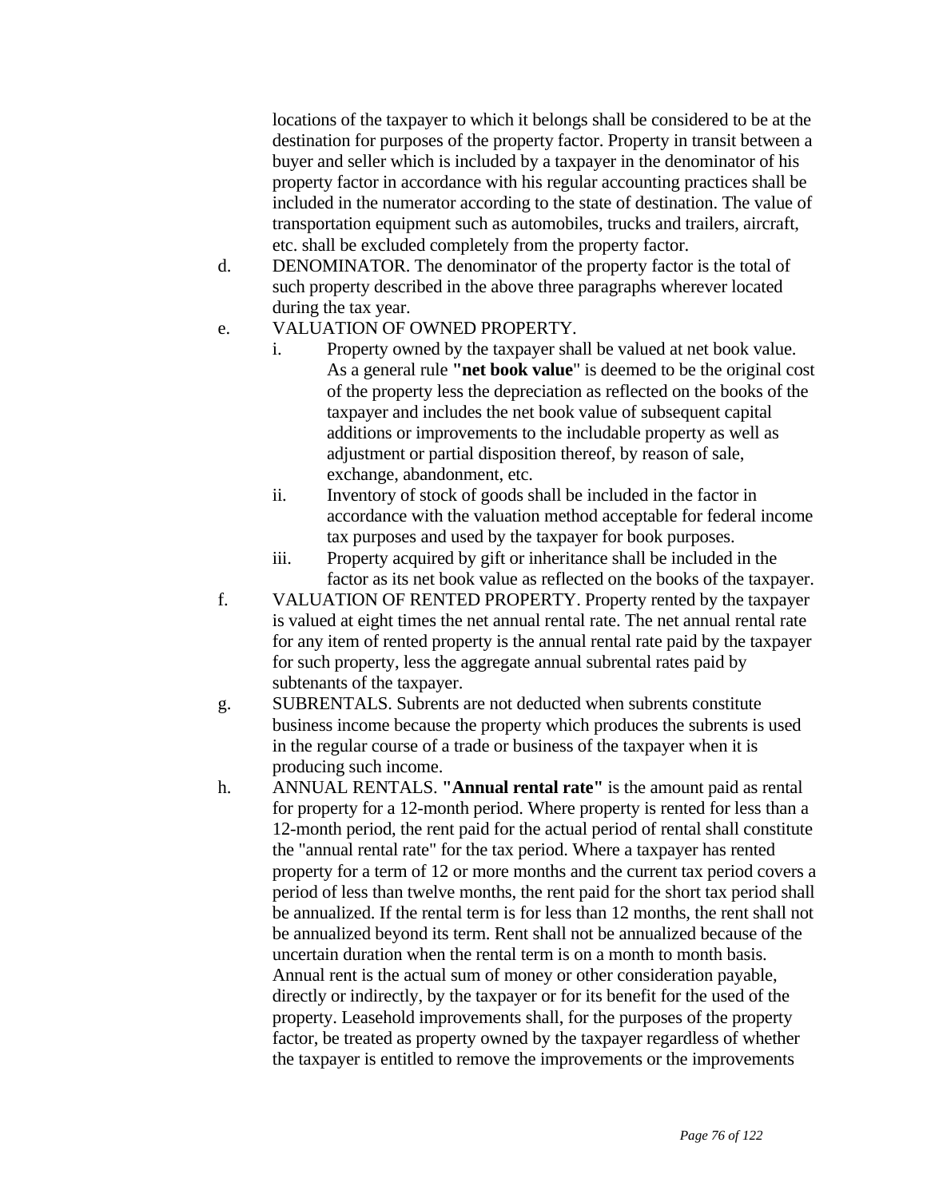locations of the taxpayer to which it belongs shall be considered to be at the destination for purposes of the property factor. Property in transit between a buyer and seller which is included by a taxpayer in the denominator of his property factor in accordance with his regular accounting practices shall be included in the numerator according to the state of destination. The value of transportation equipment such as automobiles, trucks and trailers, aircraft, etc. shall be excluded completely from the property factor.

d. DENOMINATOR. The denominator of the property factor is the total of such property described in the above three paragraphs wherever located during the tax year.

e. VALUATION OF OWNED PROPERTY.

   i. Property owned by the taxpayer shall be valued at net book value. As a general rule **"net book value**" is deemed to be the original cost of the property less the depreciation as reflected on the books of the taxpayer and includes the net book value of subsequent capital additions or improvements to the includable property as well as adjustment or partial disposition thereof, by reason of sale, exchange, abandonment, etc.

   ii. Inventory of stock of goods shall be included in the factor in accordance with the valuation method acceptable for federal income tax purposes and used by the taxpayer for book purposes.

   iii. Property acquired by gift or inheritance shall be included in the factor as its net book value as reflected on the books of the taxpayer.

f. VALUATION OF RENTED PROPERTY. Property rented by the taxpayer is valued at eight times the net annual rental rate. The net annual rental rate for any item of rented property is the annual rental rate paid by the taxpayer for such property, less the aggregate annual subrental rates paid by subtenants of the taxpayer.

g. SUBRENTALS. Subrents are not deducted when subrents constitute business income because the property which produces the subrents is used in the regular course of a trade or business of the taxpayer when it is producing such income.

h. ANNUAL RENTALS. **"Annual rental rate"** is the amount paid as rental for property for a 12-month period. Where property is rented for less than a 12-month period, the rent paid for the actual period of rental shall constitute the "annual rental rate" for the tax period. Where a taxpayer has rented property for a term of 12 or more months and the current tax period covers a period of less than twelve months, the rent paid for the short tax period shall be annualized. If the rental term is for less than 12 months, the rent shall not be annualized beyond its term. Rent shall not be annualized because of the uncertain duration when the rental term is on a month to month basis. Annual rent is the actual sum of money or other consideration payable, directly or indirectly, by the taxpayer or for its benefit for the used of the property. Leasehold improvements shall, for the purposes of the property factor, be treated as property owned by the taxpayer regardless of whether the taxpayer is entitled to remove the improvements or the improvements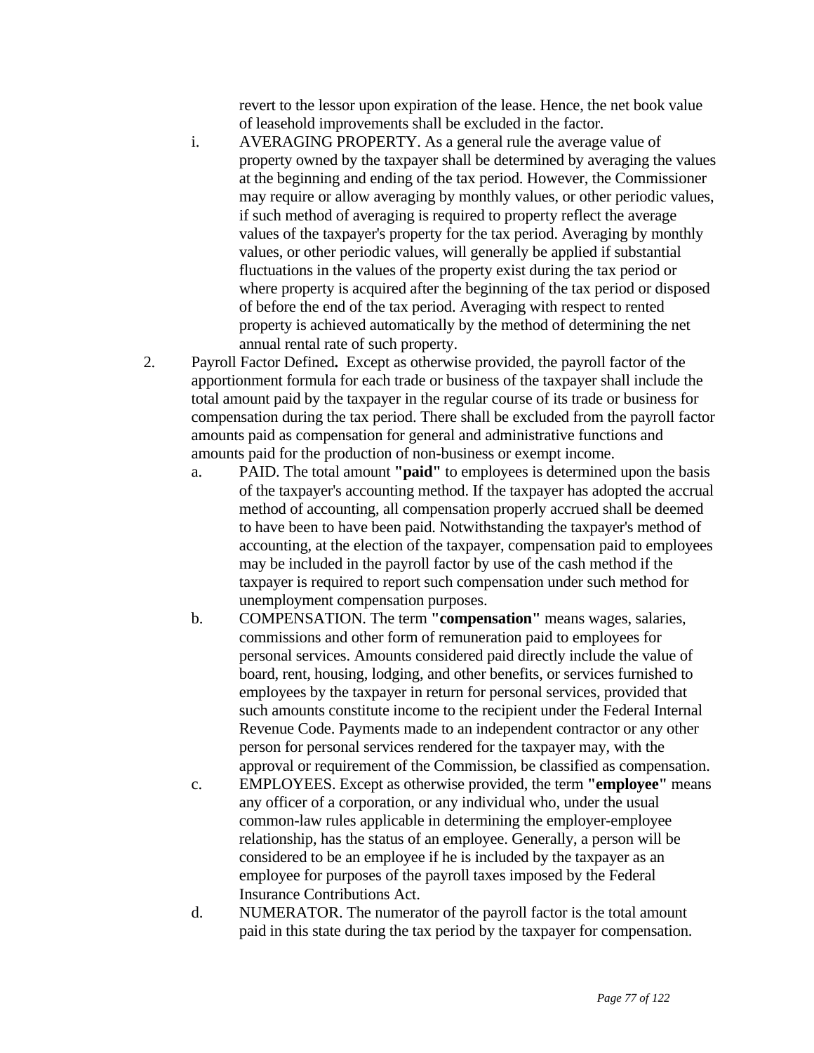revert to the lessor upon expiration of the lease. Hence, the net book value of leasehold improvements shall be excluded in the factor.

i. AVERAGING PROPERTY. As a general rule the average value of property owned by the taxpayer shall be determined by averaging the values at the beginning and ending of the tax period. However, the Commissioner may require or allow averaging by monthly values, or other periodic values, if such method of averaging is required to property reflect the average values of the taxpayer's property for the tax period. Averaging by monthly values, or other periodic values, will generally be applied if substantial fluctuations in the values of the property exist during the tax period or where property is acquired after the beginning of the tax period or disposed of before the end of the tax period. Averaging with respect to rented property is achieved automatically by the method of determining the net annual rental rate of such property.

2. Payroll Factor Defined**.** Except as otherwise provided, the payroll factor of the apportionment formula for each trade or business of the taxpayer shall include the total amount paid by the taxpayer in the regular course of its trade or business for compensation during the tax period. There shall be excluded from the payroll factor amounts paid as compensation for general and administrative functions and amounts paid for the production of non-business or exempt income.

   a. PAID. The total amount **"paid"** to employees is determined upon the basis of the taxpayer's accounting method. If the taxpayer has adopted the accrual method of accounting, all compensation properly accrued shall be deemed to have been to have been paid. Notwithstanding the taxpayer's method of accounting, at the election of the taxpayer, compensation paid to employees may be included in the payroll factor by use of the cash method if the taxpayer is required to report such compensation under such method for unemployment compensation purposes.

   b. COMPENSATION. The term **"compensation"** means wages, salaries, commissions and other form of remuneration paid to employees for personal services. Amounts considered paid directly include the value of board, rent, housing, lodging, and other benefits, or services furnished to employees by the taxpayer in return for personal services, provided that such amounts constitute income to the recipient under the Federal Internal Revenue Code. Payments made to an independent contractor or any other person for personal services rendered for the taxpayer may, with the approval or requirement of the Commission, be classified as compensation.

   c. EMPLOYEES. Except as otherwise provided, the term **"employee"** means any officer of a corporation, or any individual who, under the usual common-law rules applicable in determining the employer-employee relationship, has the status of an employee. Generally, a person will be considered to be an employee if he is included by the taxpayer as an employee for purposes of the payroll taxes imposed by the Federal Insurance Contributions Act.

   d. NUMERATOR. The numerator of the payroll factor is the total amount paid in this state during the tax period by the taxpayer for compensation.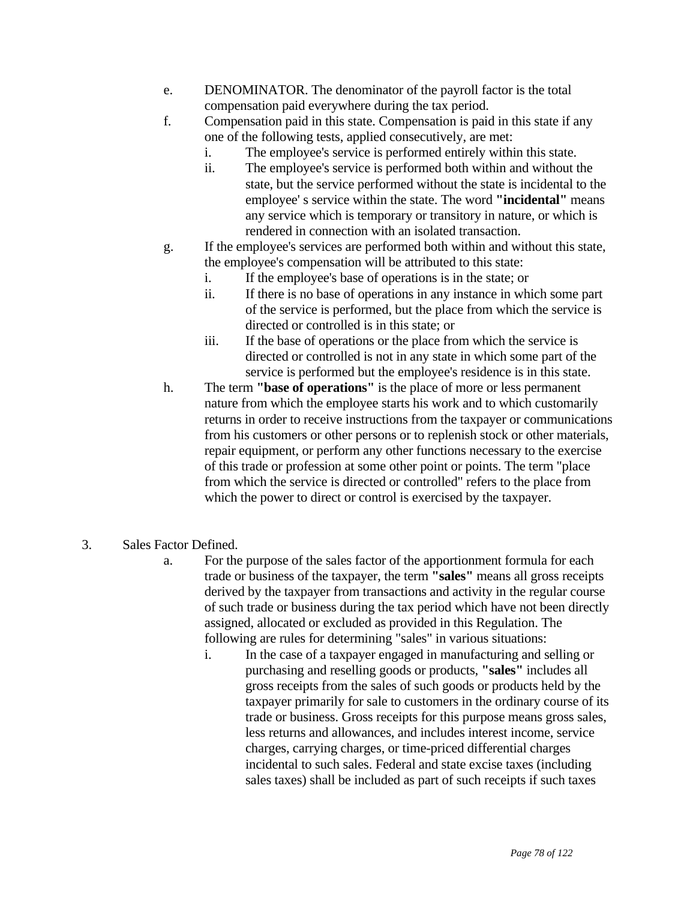e. DENOMINATOR. The denominator of the payroll factor is the total compensation paid everywhere during the tax period.

f. Compensation paid in this state. Compensation is paid in this state if any one of the following tests, applied consecutively, are met:

  i. The employee's service is performed entirely within this state.

  ii. The employee's service is performed both within and without the state, but the service performed without the state is incidental to the employee' s service within the state. The word **"incidental"** means any service which is temporary or transitory in nature, or which is rendered in connection with an isolated transaction.

g. If the employee's services are performed both within and without this state, the employee's compensation will be attributed to this state:

  i. If the employee's base of operations is in the state; or

  ii. If there is no base of operations in any instance in which some part of the service is performed, but the place from which the service is directed or controlled is in this state; or

  iii. If the base of operations or the place from which the service is directed or controlled is not in any state in which some part of the service is performed but the employee's residence is in this state.

h. The term **"base of operations"** is the place of more or less permanent nature from which the employee starts his work and to which customarily returns in order to receive instructions from the taxpayer or communications from his customers or other persons or to replenish stock or other materials, repair equipment, or perform any other functions necessary to the exercise of this trade or profession at some other point or points. The term "place from which the service is directed or controlled" refers to the place from which the power to direct or control is exercised by the taxpayer.

3. Sales Factor Defined.

  a. For the purpose of the sales factor of the apportionment formula for each trade or business of the taxpayer, the term **"sales"** means all gross receipts derived by the taxpayer from transactions and activity in the regular course of such trade or business during the tax period which have not been directly assigned, allocated or excluded as provided in this Regulation. The following are rules for determining "sales" in various situations:

    i. In the case of a taxpayer engaged in manufacturing and selling or purchasing and reselling goods or products, **"sales"** includes all gross receipts from the sales of such goods or products held by the taxpayer primarily for sale to customers in the ordinary course of its trade or business. Gross receipts for this purpose means gross sales, less returns and allowances, and includes interest income, service charges, carrying charges, or time-priced differential charges incidental to such sales. Federal and state excise taxes (including sales taxes) shall be included as part of such receipts if such taxes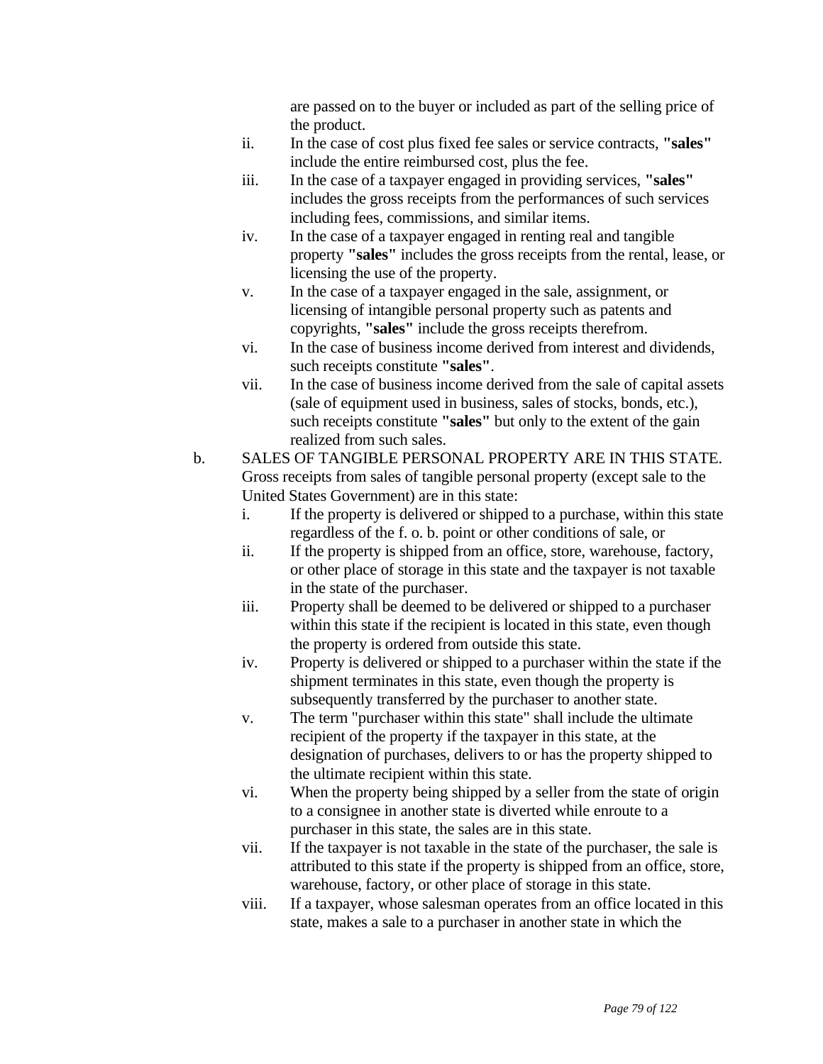are passed on to the buyer or included as part of the selling price of the product.

ii. In the case of cost plus fixed fee sales or service contracts, **"sales"** include the entire reimbursed cost, plus the fee.

iii. In the case of a taxpayer engaged in providing services, **"sales"** includes the gross receipts from the performances of such services including fees, commissions, and similar items.

iv. In the case of a taxpayer engaged in renting real and tangible property **"sales"** includes the gross receipts from the rental, lease, or licensing the use of the property.

v. In the case of a taxpayer engaged in the sale, assignment, or licensing of intangible personal property such as patents and copyrights, **"sales"** include the gross receipts therefrom.

vi. In the case of business income derived from interest and dividends, such receipts constitute **"sales"**.

vii. In the case of business income derived from the sale of capital assets (sale of equipment used in business, sales of stocks, bonds, etc.), such receipts constitute **"sales"** but only to the extent of the gain realized from such sales.

b. SALES OF TANGIBLE PERSONAL PROPERTY ARE IN THIS STATE. Gross receipts from sales of tangible personal property (except sale to the United States Government) are in this state:

i. If the property is delivered or shipped to a purchase, within this state regardless of the f. o. b. point or other conditions of sale, or

ii. If the property is shipped from an office, store, warehouse, factory, or other place of storage in this state and the taxpayer is not taxable in the state of the purchaser.

iii. Property shall be deemed to be delivered or shipped to a purchaser within this state if the recipient is located in this state, even though the property is ordered from outside this state.

iv. Property is delivered or shipped to a purchaser within the state if the shipment terminates in this state, even though the property is subsequently transferred by the purchaser to another state.

v. The term "purchaser within this state" shall include the ultimate recipient of the property if the taxpayer in this state, at the designation of purchases, delivers to or has the property shipped to the ultimate recipient within this state.

vi. When the property being shipped by a seller from the state of origin to a consignee in another state is diverted while enroute to a purchaser in this state, the sales are in this state.

vii. If the taxpayer is not taxable in the state of the purchaser, the sale is attributed to this state if the property is shipped from an office, store, warehouse, factory, or other place of storage in this state.

viii. If a taxpayer, whose salesman operates from an office located in this state, makes a sale to a purchaser in another state in which the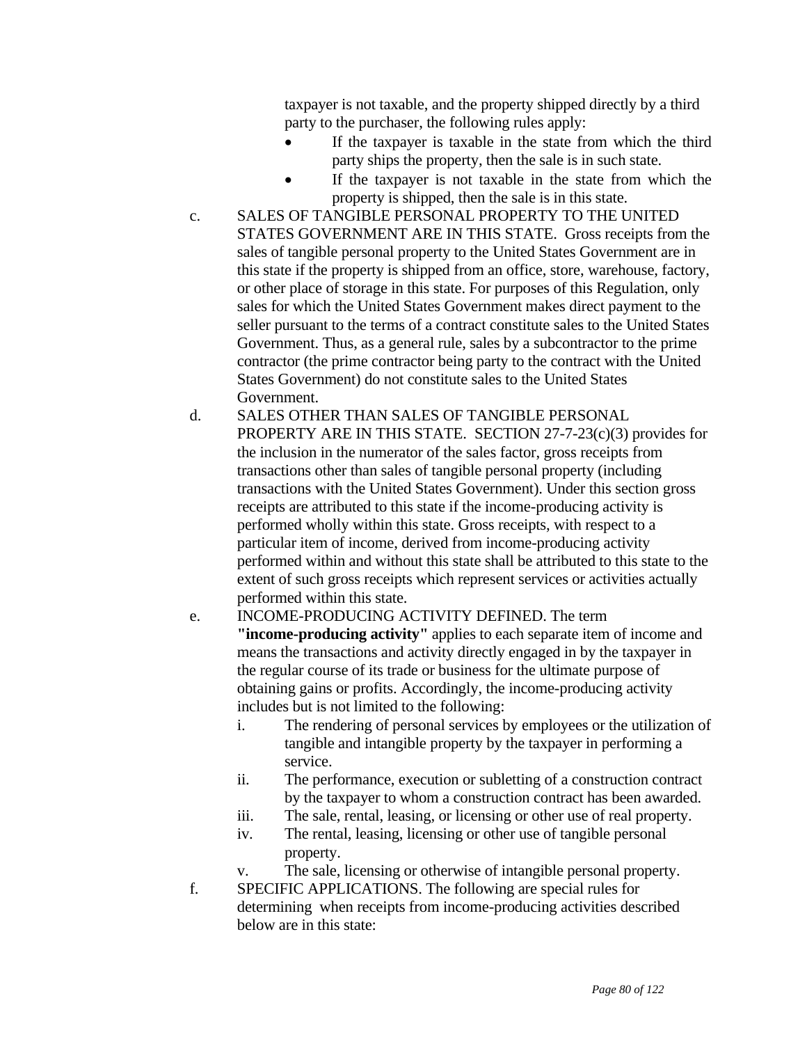taxpayer is not taxable, and the property shipped directly by a third party to the purchaser, the following rules apply:

- If the taxpayer is taxable in the state from which the third party ships the property, then the sale is in such state.
- If the taxpayer is not taxable in the state from which the property is shipped, then the sale is in this state.

c. SALES OF TANGIBLE PERSONAL PROPERTY TO THE UNITED STATES GOVERNMENT ARE IN THIS STATE. Gross receipts from the sales of tangible personal property to the United States Government are in this state if the property is shipped from an office, store, warehouse, factory, or other place of storage in this state. For purposes of this Regulation, only sales for which the United States Government makes direct payment to the seller pursuant to the terms of a contract constitute sales to the United States Government. Thus, as a general rule, sales by a subcontractor to the prime contractor (the prime contractor being party to the contract with the United States Government) do not constitute sales to the United States Government.

d. SALES OTHER THAN SALES OF TANGIBLE PERSONAL PROPERTY ARE IN THIS STATE. SECTION 27-7-23(c)(3) provides for the inclusion in the numerator of the sales factor, gross receipts from transactions other than sales of tangible personal property (including transactions with the United States Government). Under this section gross receipts are attributed to this state if the income-producing activity is performed wholly within this state. Gross receipts, with respect to a particular item of income, derived from income-producing activity performed within and without this state shall be attributed to this state to the extent of such gross receipts which represent services or activities actually performed within this state.

e. INCOME-PRODUCING ACTIVITY DEFINED. The term **"income-producing activity"** applies to each separate item of income and means the transactions and activity directly engaged in by the taxpayer in the regular course of its trade or business for the ultimate purpose of obtaining gains or profits. Accordingly, the income-producing activity includes but is not limited to the following:

   i. The rendering of personal services by employees or the utilization of tangible and intangible property by the taxpayer in performing a service.

   ii. The performance, execution or subletting of a construction contract by the taxpayer to whom a construction contract has been awarded.

   iii. The sale, rental, leasing, or licensing or other use of real property.

   iv. The rental, leasing, licensing or other use of tangible personal property.

   v. The sale, licensing or otherwise of intangible personal property.

f. SPECIFIC APPLICATIONS. The following are special rules for determining when receipts from income-producing activities described below are in this state: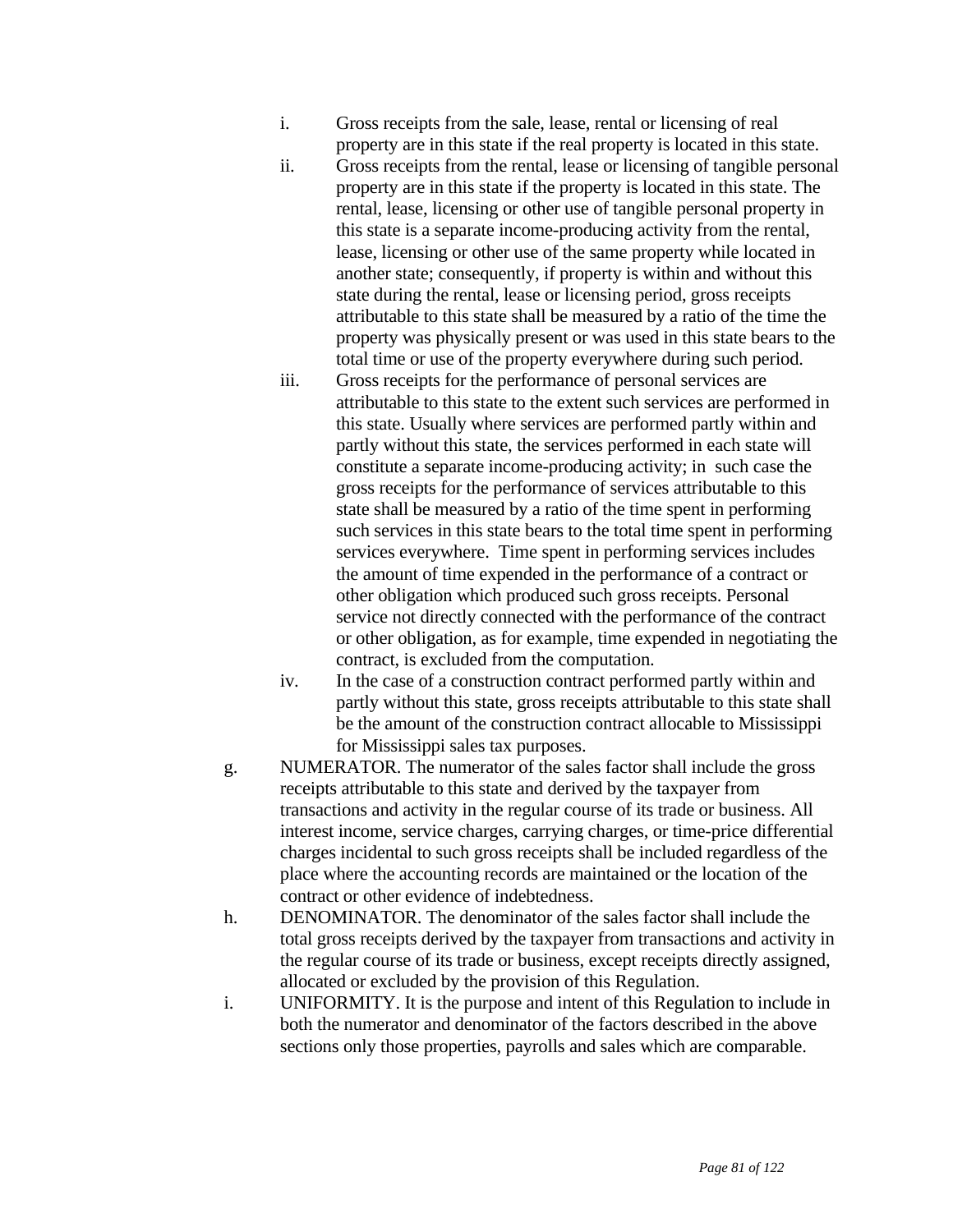i. Gross receipts from the sale, lease, rental or licensing of real property are in this state if the real property is located in this state.

ii. Gross receipts from the rental, lease or licensing of tangible personal property are in this state if the property is located in this state. The rental, lease, licensing or other use of tangible personal property in this state is a separate income-producing activity from the rental, lease, licensing or other use of the same property while located in another state; consequently, if property is within and without this state during the rental, lease or licensing period, gross receipts attributable to this state shall be measured by a ratio of the time the property was physically present or was used in this state bears to the total time or use of the property everywhere during such period.

iii. Gross receipts for the performance of personal services are attributable to this state to the extent such services are performed in this state. Usually where services are performed partly within and partly without this state, the services performed in each state will constitute a separate income-producing activity; in such case the gross receipts for the performance of services attributable to this state shall be measured by a ratio of the time spent in performing such services in this state bears to the total time spent in performing services everywhere. Time spent in performing services includes the amount of time expended in the performance of a contract or other obligation which produced such gross receipts. Personal service not directly connected with the performance of the contract or other obligation, as for example, time expended in negotiating the contract, is excluded from the computation.

iv. In the case of a construction contract performed partly within and partly without this state, gross receipts attributable to this state shall be the amount of the construction contract allocable to Mississippi for Mississippi sales tax purposes.

g. NUMERATOR. The numerator of the sales factor shall include the gross receipts attributable to this state and derived by the taxpayer from transactions and activity in the regular course of its trade or business. All interest income, service charges, carrying charges, or time-price differential charges incidental to such gross receipts shall be included regardless of the place where the accounting records are maintained or the location of the contract or other evidence of indebtedness.

h. DENOMINATOR. The denominator of the sales factor shall include the total gross receipts derived by the taxpayer from transactions and activity in the regular course of its trade or business, except receipts directly assigned, allocated or excluded by the provision of this Regulation.

i. UNIFORMITY. It is the purpose and intent of this Regulation to include in both the numerator and denominator of the factors described in the above sections only those properties, payrolls and sales which are comparable.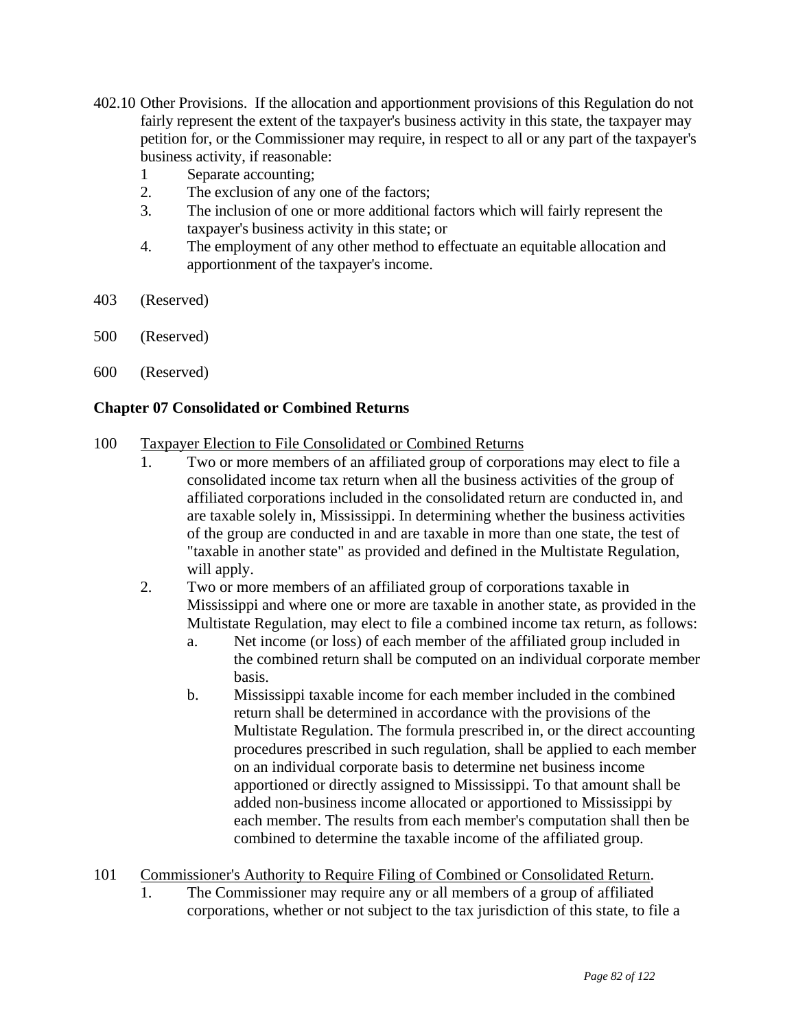402.10 Other Provisions. If the allocation and apportionment provisions of this Regulation do not fairly represent the extent of the taxpayer's business activity in this state, the taxpayer may petition for, or the Commissioner may require, in respect to all or any part of the taxpayer's business activity, if reasonable:

1 Separate accounting;
2. The exclusion of any one of the factors;
3. The inclusion of one or more additional factors which will fairly represent the taxpayer's business activity in this state; or
4. The employment of any other method to effectuate an equitable allocation and apportionment of the taxpayer's income.

403 (Reserved)

500 (Reserved)

600 (Reserved)

**Chapter 07 Consolidated or Combined Returns**

100 Taxpayer Election to File Consolidated or Combined Returns

1. Two or more members of an affiliated group of corporations may elect to file a consolidated income tax return when all the business activities of the group of affiliated corporations included in the consolidated return are conducted in, and are taxable solely in, Mississippi. In determining whether the business activities of the group are conducted in and are taxable in more than one state, the test of "taxable in another state" as provided and defined in the Multistate Regulation, will apply.
2. Two or more members of an affiliated group of corporations taxable in Mississippi and where one or more are taxable in another state, as provided in the Multistate Regulation, may elect to file a combined income tax return, as follows:
   a. Net income (or loss) of each member of the affiliated group included in the combined return shall be computed on an individual corporate member basis.
   b. Mississippi taxable income for each member included in the combined return shall be determined in accordance with the provisions of the Multistate Regulation. The formula prescribed in, or the direct accounting procedures prescribed in such regulation, shall be applied to each member on an individual corporate basis to determine net business income apportioned or directly assigned to Mississippi. To that amount shall be added non-business income allocated or apportioned to Mississippi by each member. The results from each member's computation shall then be combined to determine the taxable income of the affiliated group.

101 Commissioner's Authority to Require Filing of Combined or Consolidated Return.

1. The Commissioner may require any or all members of a group of affiliated corporations, whether or not subject to the tax jurisdiction of this state, to file a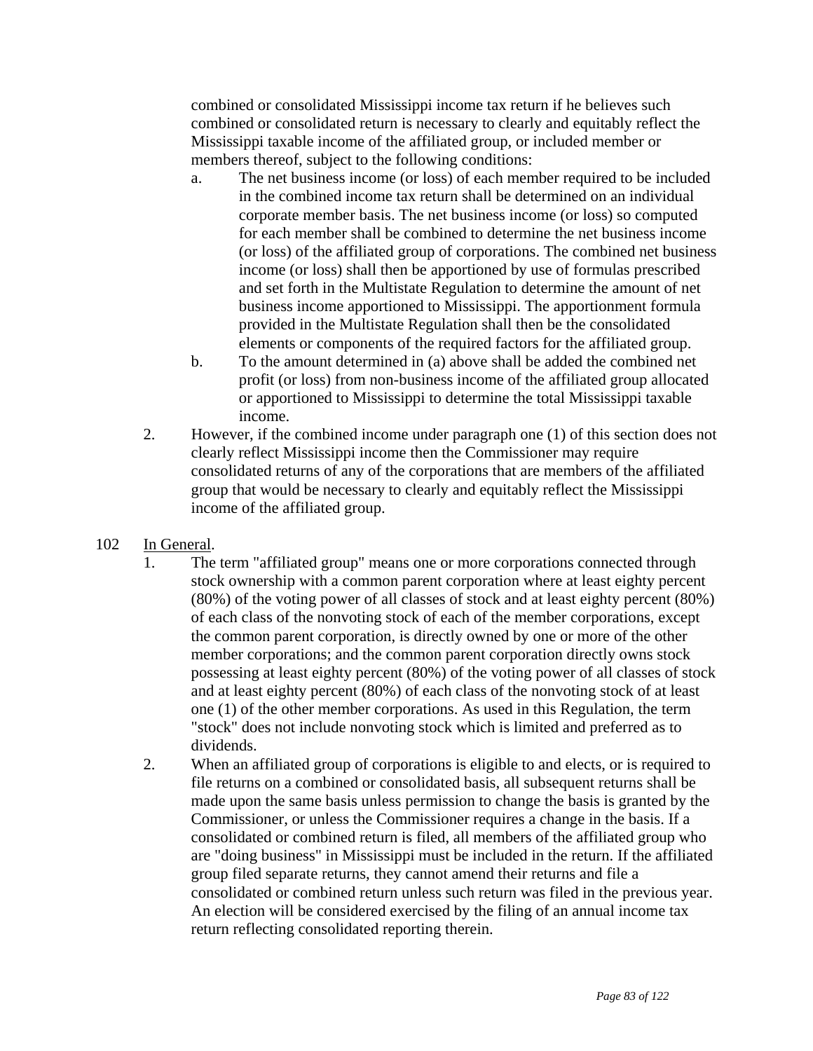combined or consolidated Mississippi income tax return if he believes such combined or consolidated return is necessary to clearly and equitably reflect the Mississippi taxable income of the affiliated group, or included member or members thereof, subject to the following conditions:

   a. The net business income (or loss) of each member required to be included in the combined income tax return shall be determined on an individual corporate member basis. The net business income (or loss) so computed for each member shall be combined to determine the net business income (or loss) of the affiliated group of corporations. The combined net business income (or loss) shall then be apportioned by use of formulas prescribed and set forth in the Multistate Regulation to determine the amount of net business income apportioned to Mississippi. The apportionment formula provided in the Multistate Regulation shall then be the consolidated elements or components of the required factors for the affiliated group.
   b. To the amount determined in (a) above shall be added the combined net profit (or loss) from non-business income of the affiliated group allocated or apportioned to Mississippi to determine the total Mississippi taxable income.

2. However, if the combined income under paragraph one (1) of this section does not clearly reflect Mississippi income then the Commissioner may require consolidated returns of any of the corporations that are members of the affiliated group that would be necessary to clearly and equitably reflect the Mississippi income of the affiliated group.

102 In General.

1. The term "affiliated group" means one or more corporations connected through stock ownership with a common parent corporation where at least eighty percent (80%) of the voting power of all classes of stock and at least eighty percent (80%) of each class of the nonvoting stock of each of the member corporations, except the common parent corporation, is directly owned by one or more of the other member corporations; and the common parent corporation directly owns stock possessing at least eighty percent (80%) of the voting power of all classes of stock and at least eighty percent (80%) of each class of the nonvoting stock of at least one (1) of the other member corporations. As used in this Regulation, the term "stock" does not include nonvoting stock which is limited and preferred as to dividends.
2. When an affiliated group of corporations is eligible to and elects, or is required to file returns on a combined or consolidated basis, all subsequent returns shall be made upon the same basis unless permission to change the basis is granted by the Commissioner, or unless the Commissioner requires a change in the basis. If a consolidated or combined return is filed, all members of the affiliated group who are "doing business" in Mississippi must be included in the return. If the affiliated group filed separate returns, they cannot amend their returns and file a consolidated or combined return unless such return was filed in the previous year. An election will be considered exercised by the filing of an annual income tax return reflecting consolidated reporting therein.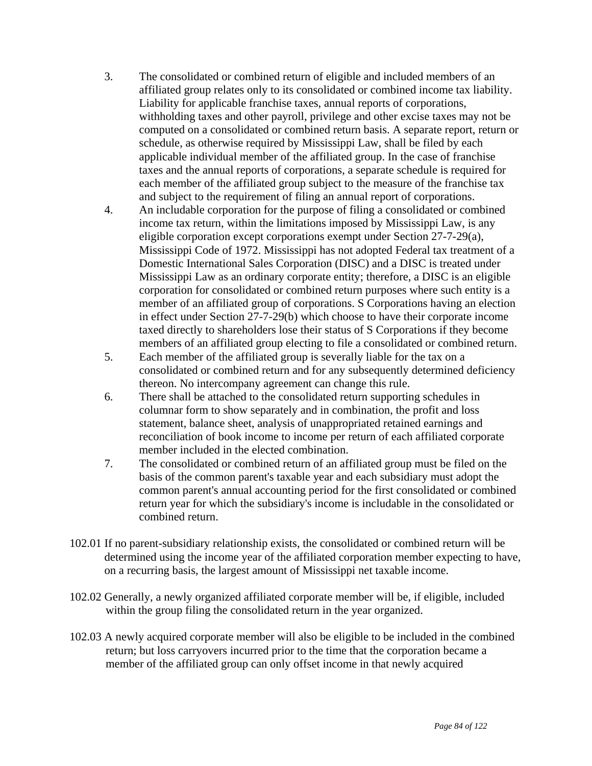3. The consolidated or combined return of eligible and included members of an affiliated group relates only to its consolidated or combined income tax liability. Liability for applicable franchise taxes, annual reports of corporations, withholding taxes and other payroll, privilege and other excise taxes may not be computed on a consolidated or combined return basis. A separate report, return or schedule, as otherwise required by Mississippi Law, shall be filed by each applicable individual member of the affiliated group. In the case of franchise taxes and the annual reports of corporations, a separate schedule is required for each member of the affiliated group subject to the measure of the franchise tax and subject to the requirement of filing an annual report of corporations.
4. An includable corporation for the purpose of filing a consolidated or combined income tax return, within the limitations imposed by Mississippi Law, is any eligible corporation except corporations exempt under Section 27-7-29(a), Mississippi Code of 1972. Mississippi has not adopted Federal tax treatment of a Domestic International Sales Corporation (DISC) and a DISC is treated under Mississippi Law as an ordinary corporate entity; therefore, a DISC is an eligible corporation for consolidated or combined return purposes where such entity is a member of an affiliated group of corporations. S Corporations having an election in effect under Section 27-7-29(b) which choose to have their corporate income taxed directly to shareholders lose their status of S Corporations if they become members of an affiliated group electing to file a consolidated or combined return.
5. Each member of the affiliated group is severally liable for the tax on a consolidated or combined return and for any subsequently determined deficiency thereon. No intercompany agreement can change this rule.
6. There shall be attached to the consolidated return supporting schedules in columnar form to show separately and in combination, the profit and loss statement, balance sheet, analysis of unappropriated retained earnings and reconciliation of book income to income per return of each affiliated corporate member included in the elected combination.
7. The consolidated or combined return of an affiliated group must be filed on the basis of the common parent's taxable year and each subsidiary must adopt the common parent's annual accounting period for the first consolidated or combined return year for which the subsidiary's income is includable in the consolidated or combined return.

102.01 If no parent-subsidiary relationship exists, the consolidated or combined return will be determined using the income year of the affiliated corporation member expecting to have, on a recurring basis, the largest amount of Mississippi net taxable income.

102.02 Generally, a newly organized affiliated corporate member will be, if eligible, included within the group filing the consolidated return in the year organized.

102.03 A newly acquired corporate member will also be eligible to be included in the combined return; but loss carryovers incurred prior to the time that the corporation became a member of the affiliated group can only offset income in that newly acquired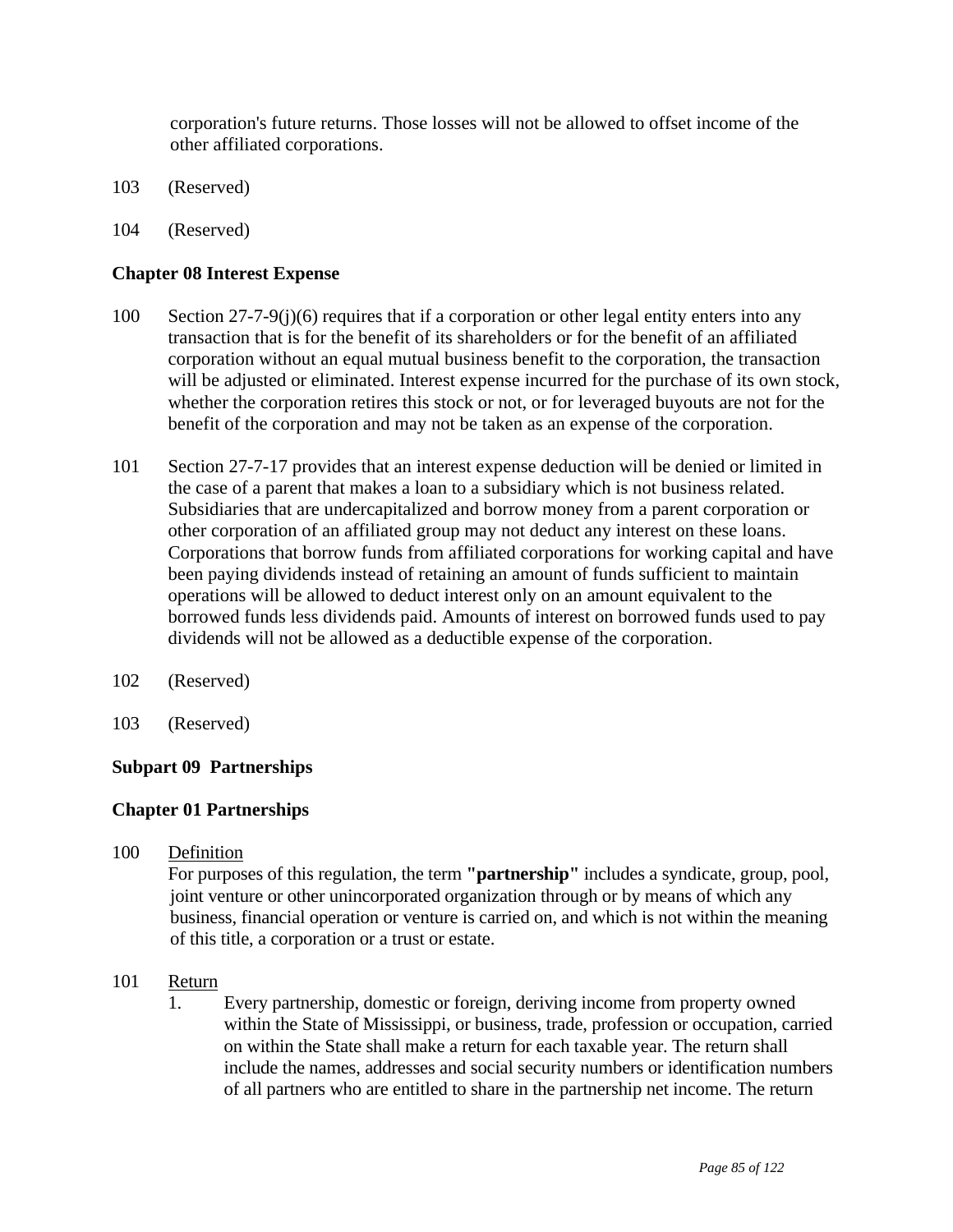corporation's future returns. Those losses will not be allowed to offset income of the other affiliated corporations.

103 (Reserved)

104 (Reserved)

**Chapter 08 Interest Expense**

100 Section 27-7-9(j)(6) requires that if a corporation or other legal entity enters into any transaction that is for the benefit of its shareholders or for the benefit of an affiliated corporation without an equal mutual business benefit to the corporation, the transaction will be adjusted or eliminated. Interest expense incurred for the purchase of its own stock, whether the corporation retires this stock or not, or for leveraged buyouts are not for the benefit of the corporation and may not be taken as an expense of the corporation.

101 Section 27-7-17 provides that an interest expense deduction will be denied or limited in the case of a parent that makes a loan to a subsidiary which is not business related. Subsidiaries that are undercapitalized and borrow money from a parent corporation or other corporation of an affiliated group may not deduct any interest on these loans. Corporations that borrow funds from affiliated corporations for working capital and have been paying dividends instead of retaining an amount of funds sufficient to maintain operations will be allowed to deduct interest only on an amount equivalent to the borrowed funds less dividends paid. Amounts of interest on borrowed funds used to pay dividends will not be allowed as a deductible expense of the corporation.

102 (Reserved)

103 (Reserved)

**Subpart 09 Partnerships**

**Chapter 01 Partnerships**

100 Definition

For purposes of this regulation, the term **"partnership"** includes a syndicate, group, pool, joint venture or other unincorporated organization through or by means of which any business, financial operation or venture is carried on, and which is not within the meaning of this title, a corporation or a trust or estate.

101 Return

1. Every partnership, domestic or foreign, deriving income from property owned within the State of Mississippi, or business, trade, profession or occupation, carried on within the State shall make a return for each taxable year. The return shall include the names, addresses and social security numbers or identification numbers of all partners who are entitled to share in the partnership net income. The return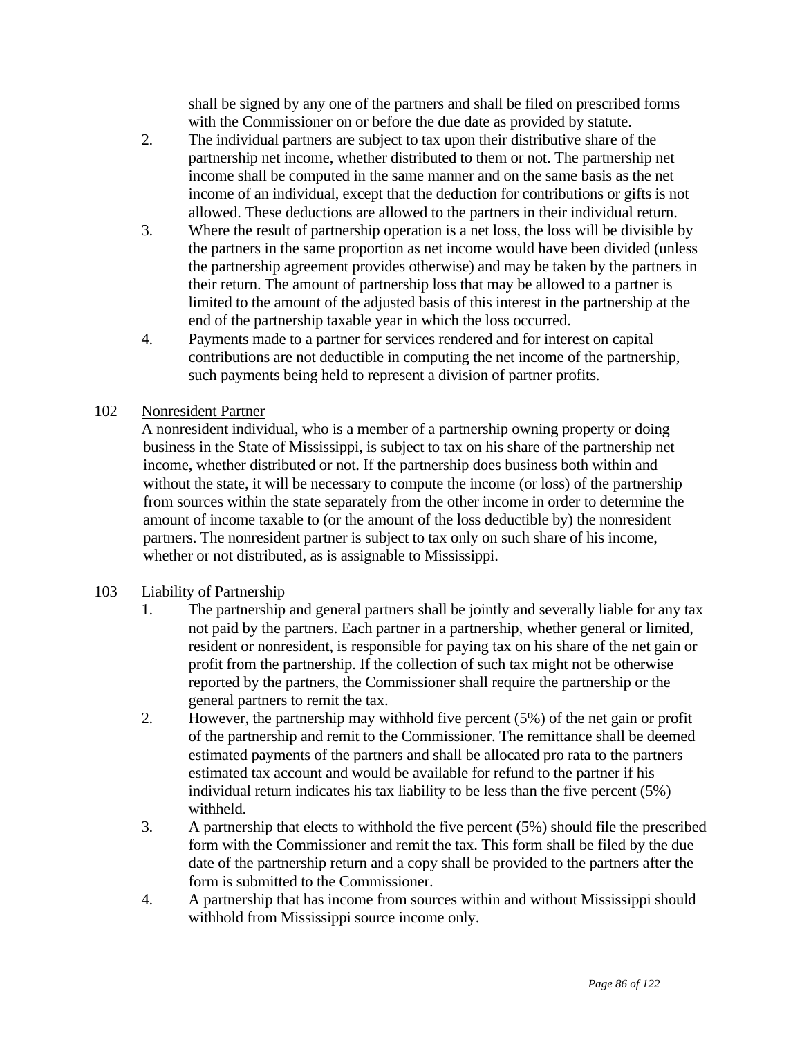shall be signed by any one of the partners and shall be filed on prescribed forms with the Commissioner on or before the due date as provided by statute.

2. The individual partners are subject to tax upon their distributive share of the partnership net income, whether distributed to them or not. The partnership net income shall be computed in the same manner and on the same basis as the net income of an individual, except that the deduction for contributions or gifts is not allowed. These deductions are allowed to the partners in their individual return.
3. Where the result of partnership operation is a net loss, the loss will be divisible by the partners in the same proportion as net income would have been divided (unless the partnership agreement provides otherwise) and may be taken by the partners in their return. The amount of partnership loss that may be allowed to a partner is limited to the amount of the adjusted basis of this interest in the partnership at the end of the partnership taxable year in which the loss occurred.
4. Payments made to a partner for services rendered and for interest on capital contributions are not deductible in computing the net income of the partnership, such payments being held to represent a division of partner profits.

102 <u>Nonresident Partner</u>

A nonresident individual, who is a member of a partnership owning property or doing business in the State of Mississippi, is subject to tax on his share of the partnership net income, whether distributed or not. If the partnership does business both within and without the state, it will be necessary to compute the income (or loss) of the partnership from sources within the state separately from the other income in order to determine the amount of income taxable to (or the amount of the loss deductible by) the nonresident partners. The nonresident partner is subject to tax only on such share of his income, whether or not distributed, as is assignable to Mississippi.

103 <u>Liability of Partnership</u>

1. The partnership and general partners shall be jointly and severally liable for any tax not paid by the partners. Each partner in a partnership, whether general or limited, resident or nonresident, is responsible for paying tax on his share of the net gain or profit from the partnership. If the collection of such tax might not be otherwise reported by the partners, the Commissioner shall require the partnership or the general partners to remit the tax.
2. However, the partnership may withhold five percent (5%) of the net gain or profit of the partnership and remit to the Commissioner. The remittance shall be deemed estimated payments of the partners and shall be allocated pro rata to the partners estimated tax account and would be available for refund to the partner if his individual return indicates his tax liability to be less than the five percent (5%) withheld.
3. A partnership that elects to withhold the five percent (5%) should file the prescribed form with the Commissioner and remit the tax. This form shall be filed by the due date of the partnership return and a copy shall be provided to the partners after the form is submitted to the Commissioner.
4. A partnership that has income from sources within and without Mississippi should withhold from Mississippi source income only.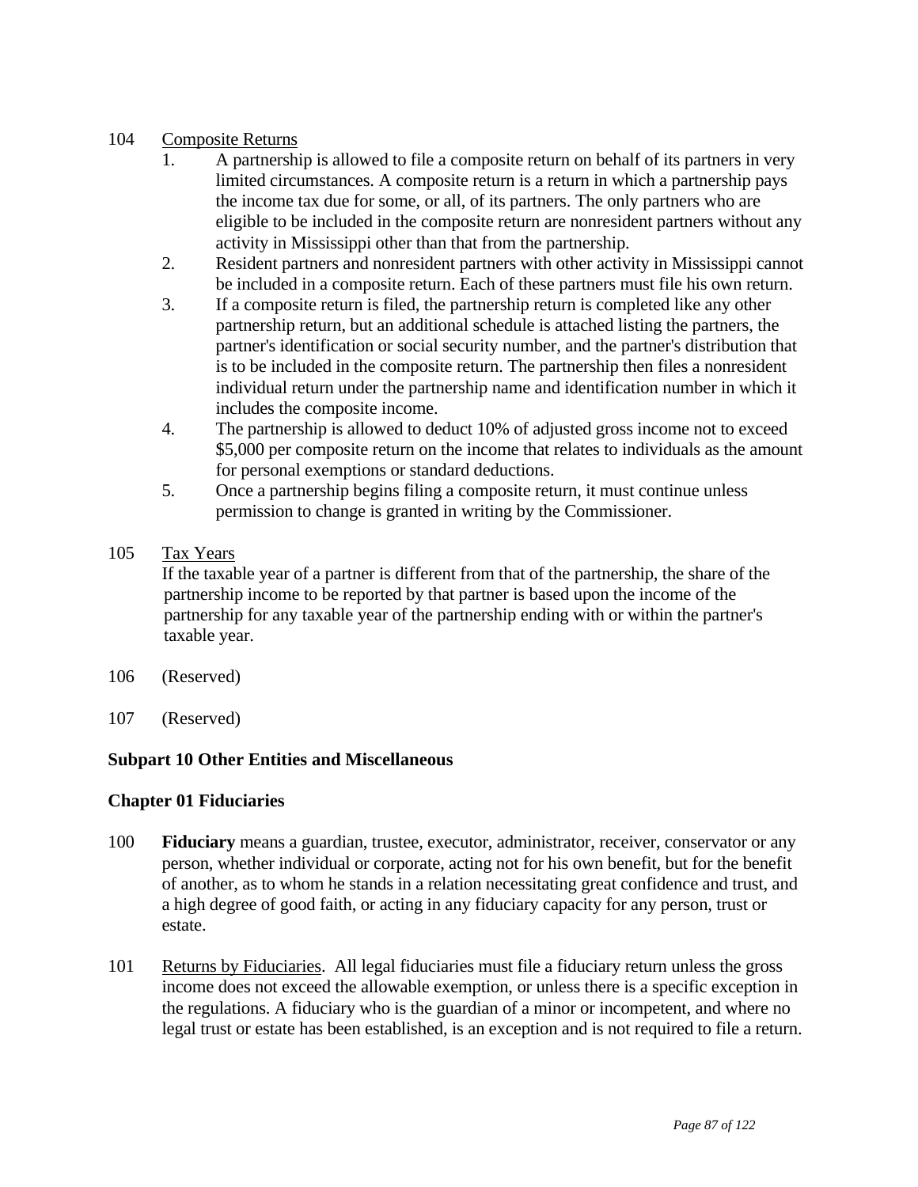104 Composite Returns

1. A partnership is allowed to file a composite return on behalf of its partners in very limited circumstances. A composite return is a return in which a partnership pays the income tax due for some, or all, of its partners. The only partners who are eligible to be included in the composite return are nonresident partners without any activity in Mississippi other than that from the partnership.
2. Resident partners and nonresident partners with other activity in Mississippi cannot be included in a composite return. Each of these partners must file his own return.
3. If a composite return is filed, the partnership return is completed like any other partnership return, but an additional schedule is attached listing the partners, the partner's identification or social security number, and the partner's distribution that is to be included in the composite return. The partnership then files a nonresident individual return under the partnership name and identification number in which it includes the composite income.
4. The partnership is allowed to deduct 10% of adjusted gross income not to exceed $5,000 per composite return on the income that relates to individuals as the amount for personal exemptions or standard deductions.
5. Once a partnership begins filing a composite return, it must continue unless permission to change is granted in writing by the Commissioner.

105 Tax Years

If the taxable year of a partner is different from that of the partnership, the share of the partnership income to be reported by that partner is based upon the income of the partnership for any taxable year of the partnership ending with or within the partner's taxable year.

106 (Reserved)

107 (Reserved)

**Subpart 10 Other Entities and Miscellaneous**

**Chapter 01 Fiduciaries**

100 **Fiduciary** means a guardian, trustee, executor, administrator, receiver, conservator or any person, whether individual or corporate, acting not for his own benefit, but for the benefit of another, as to whom he stands in a relation necessitating great confidence and trust, and a high degree of good faith, or acting in any fiduciary capacity for any person, trust or estate.

101 Returns by Fiduciaries. All legal fiduciaries must file a fiduciary return unless the gross income does not exceed the allowable exemption, or unless there is a specific exception in the regulations. A fiduciary who is the guardian of a minor or incompetent, and where no legal trust or estate has been established, is an exception and is not required to file a return.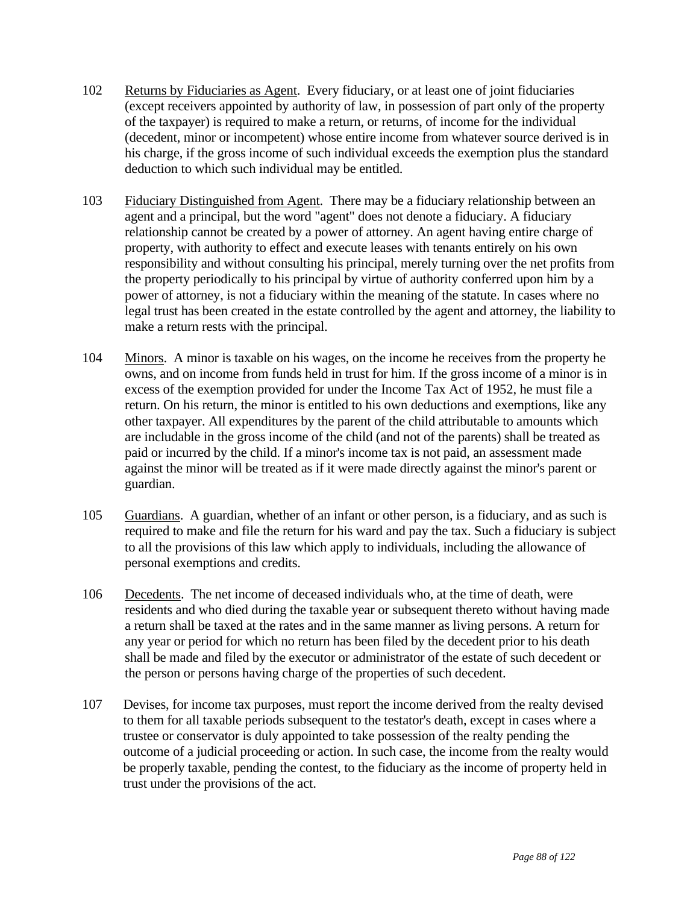102 Returns by Fiduciaries as Agent. Every fiduciary, or at least one of joint fiduciaries (except receivers appointed by authority of law, in possession of part only of the property of the taxpayer) is required to make a return, or returns, of income for the individual (decedent, minor or incompetent) whose entire income from whatever source derived is in his charge, if the gross income of such individual exceeds the exemption plus the standard deduction to which such individual may be entitled.

103 Fiduciary Distinguished from Agent. There may be a fiduciary relationship between an agent and a principal, but the word "agent" does not denote a fiduciary. A fiduciary relationship cannot be created by a power of attorney. An agent having entire charge of property, with authority to effect and execute leases with tenants entirely on his own responsibility and without consulting his principal, merely turning over the net profits from the property periodically to his principal by virtue of authority conferred upon him by a power of attorney, is not a fiduciary within the meaning of the statute. In cases where no legal trust has been created in the estate controlled by the agent and attorney, the liability to make a return rests with the principal.

104 Minors. A minor is taxable on his wages, on the income he receives from the property he owns, and on income from funds held in trust for him. If the gross income of a minor is in excess of the exemption provided for under the Income Tax Act of 1952, he must file a return. On his return, the minor is entitled to his own deductions and exemptions, like any other taxpayer. All expenditures by the parent of the child attributable to amounts which are includable in the gross income of the child (and not of the parents) shall be treated as paid or incurred by the child. If a minor's income tax is not paid, an assessment made against the minor will be treated as if it were made directly against the minor's parent or guardian.

105 Guardians. A guardian, whether of an infant or other person, is a fiduciary, and as such is required to make and file the return for his ward and pay the tax. Such a fiduciary is subject to all the provisions of this law which apply to individuals, including the allowance of personal exemptions and credits.

106 Decedents. The net income of deceased individuals who, at the time of death, were residents and who died during the taxable year or subsequent thereto without having made a return shall be taxed at the rates and in the same manner as living persons. A return for any year or period for which no return has been filed by the decedent prior to his death shall be made and filed by the executor or administrator of the estate of such decedent or the person or persons having charge of the properties of such decedent.

107 Devises, for income tax purposes, must report the income derived from the realty devised to them for all taxable periods subsequent to the testator's death, except in cases where a trustee or conservator is duly appointed to take possession of the realty pending the outcome of a judicial proceeding or action. In such case, the income from the realty would be properly taxable, pending the contest, to the fiduciary as the income of property held in trust under the provisions of the act.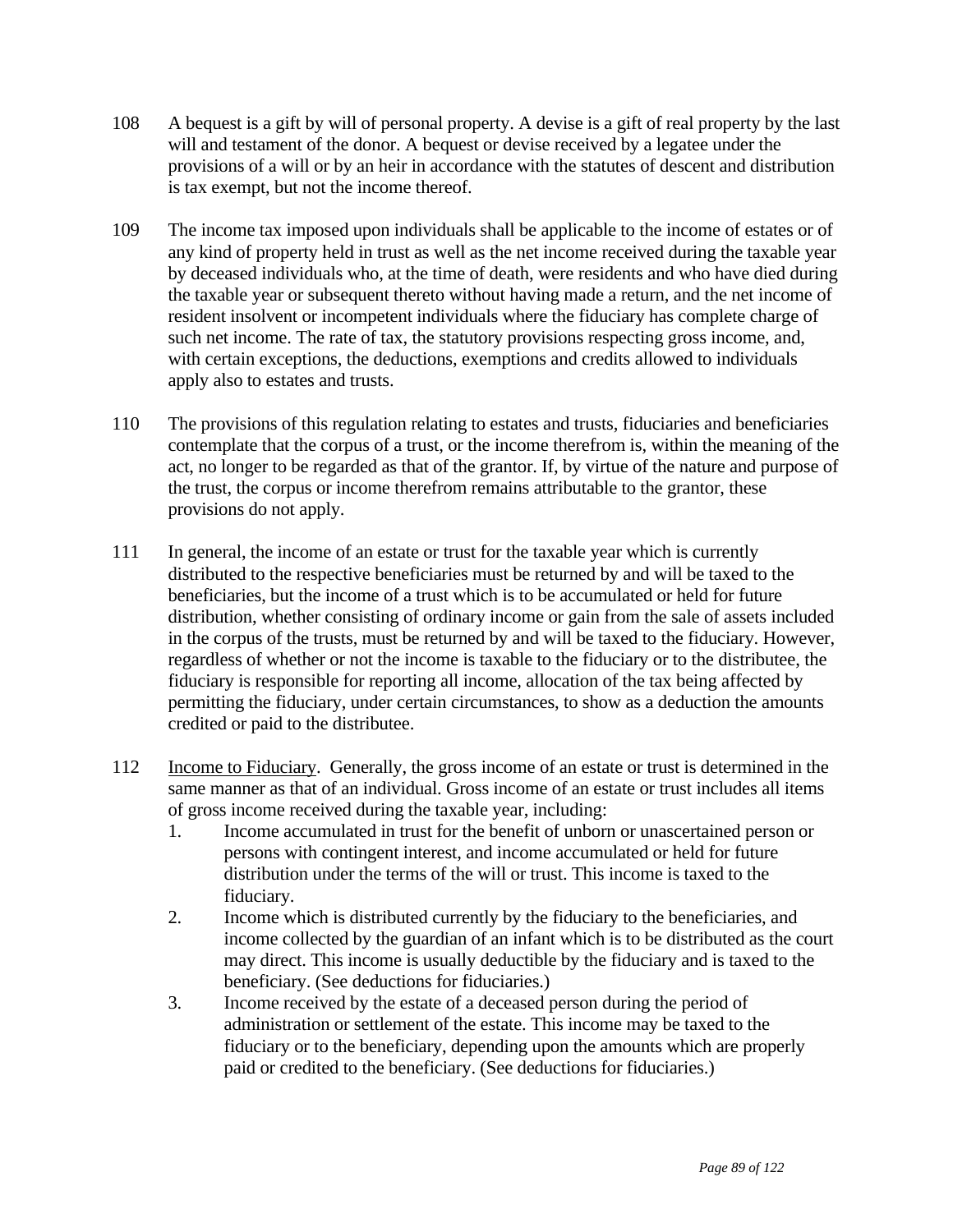108 A bequest is a gift by will of personal property. A devise is a gift of real property by the last will and testament of the donor. A bequest or devise received by a legatee under the provisions of a will or by an heir in accordance with the statutes of descent and distribution is tax exempt, but not the income thereof.

109 The income tax imposed upon individuals shall be applicable to the income of estates or of any kind of property held in trust as well as the net income received during the taxable year by deceased individuals who, at the time of death, were residents and who have died during the taxable year or subsequent thereto without having made a return, and the net income of resident insolvent or incompetent individuals where the fiduciary has complete charge of such net income. The rate of tax, the statutory provisions respecting gross income, and, with certain exceptions, the deductions, exemptions and credits allowed to individuals apply also to estates and trusts.

110 The provisions of this regulation relating to estates and trusts, fiduciaries and beneficiaries contemplate that the corpus of a trust, or the income therefrom is, within the meaning of the act, no longer to be regarded as that of the grantor. If, by virtue of the nature and purpose of the trust, the corpus or income therefrom remains attributable to the grantor, these provisions do not apply.

111 In general, the income of an estate or trust for the taxable year which is currently distributed to the respective beneficiaries must be returned by and will be taxed to the beneficiaries, but the income of a trust which is to be accumulated or held for future distribution, whether consisting of ordinary income or gain from the sale of assets included in the corpus of the trusts, must be returned by and will be taxed to the fiduciary. However, regardless of whether or not the income is taxable to the fiduciary or to the distributee, the fiduciary is responsible for reporting all income, allocation of the tax being affected by permitting the fiduciary, under certain circumstances, to show as a deduction the amounts credited or paid to the distributee.

112 <u>Income to Fiduciary</u>. Generally, the gross income of an estate or trust is determined in the same manner as that of an individual. Gross income of an estate or trust includes all items of gross income received during the taxable year, including:

1. Income accumulated in trust for the benefit of unborn or unascertained person or persons with contingent interest, and income accumulated or held for future distribution under the terms of the will or trust. This income is taxed to the fiduciary.
2. Income which is distributed currently by the fiduciary to the beneficiaries, and income collected by the guardian of an infant which is to be distributed as the court may direct. This income is usually deductible by the fiduciary and is taxed to the beneficiary. (See deductions for fiduciaries.)
3. Income received by the estate of a deceased person during the period of administration or settlement of the estate. This income may be taxed to the fiduciary or to the beneficiary, depending upon the amounts which are properly paid or credited to the beneficiary. (See deductions for fiduciaries.)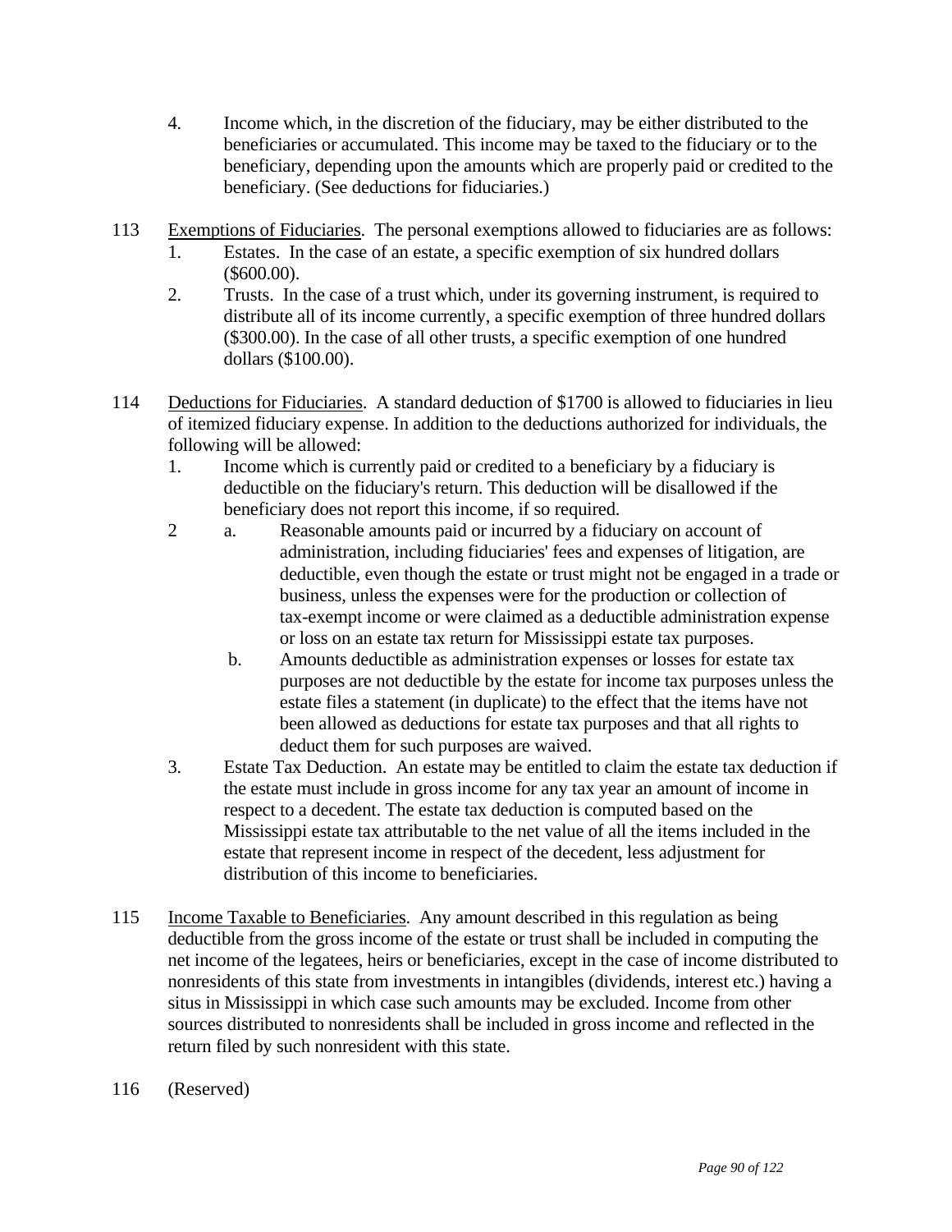4. Income which, in the discretion of the fiduciary, may be either distributed to the beneficiaries or accumulated. This income may be taxed to the fiduciary or to the beneficiary, depending upon the amounts which are properly paid or credited to the beneficiary. (See deductions for fiduciaries.)

113 Exemptions of Fiduciaries. The personal exemptions allowed to fiduciaries are as follows:

1. Estates. In the case of an estate, a specific exemption of six hundred dollars ($600.00).
2. Trusts. In the case of a trust which, under its governing instrument, is required to distribute all of its income currently, a specific exemption of three hundred dollars ($300.00). In the case of all other trusts, a specific exemption of one hundred dollars ($100.00).

114 Deductions for Fiduciaries. A standard deduction of $1700 is allowed to fiduciaries in lieu of itemized fiduciary expense. In addition to the deductions authorized for individuals, the following will be allowed:

1. Income which is currently paid or credited to a beneficiary by a fiduciary is deductible on the fiduciary's return. This deduction will be disallowed if the beneficiary does not report this income, if so required.
2. a. Reasonable amounts paid or incurred by a fiduciary on account of administration, including fiduciaries' fees and expenses of litigation, are deductible, even though the estate or trust might not be engaged in a trade or business, unless the expenses were for the production or collection of tax-exempt income or were claimed as a deductible administration expense or loss on an estate tax return for Mississippi estate tax purposes.

   b. Amounts deductible as administration expenses or losses for estate tax purposes are not deductible by the estate for income tax purposes unless the estate files a statement (in duplicate) to the effect that the items have not been allowed as deductions for estate tax purposes and that all rights to deduct them for such purposes are waived.
3. Estate Tax Deduction. An estate may be entitled to claim the estate tax deduction if the estate must include in gross income for any tax year an amount of income in respect to a decedent. The estate tax deduction is computed based on the Mississippi estate tax attributable to the net value of all the items included in the estate that represent income in respect of the decedent, less adjustment for distribution of this income to beneficiaries.

115 Income Taxable to Beneficiaries. Any amount described in this regulation as being deductible from the gross income of the estate or trust shall be included in computing the net income of the legatees, heirs or beneficiaries, except in the case of income distributed to nonresidents of this state from investments in intangibles (dividends, interest etc.) having a situs in Mississippi in which case such amounts may be excluded. Income from other sources distributed to nonresidents shall be included in gross income and reflected in the return filed by such nonresident with this state.

116 (Reserved)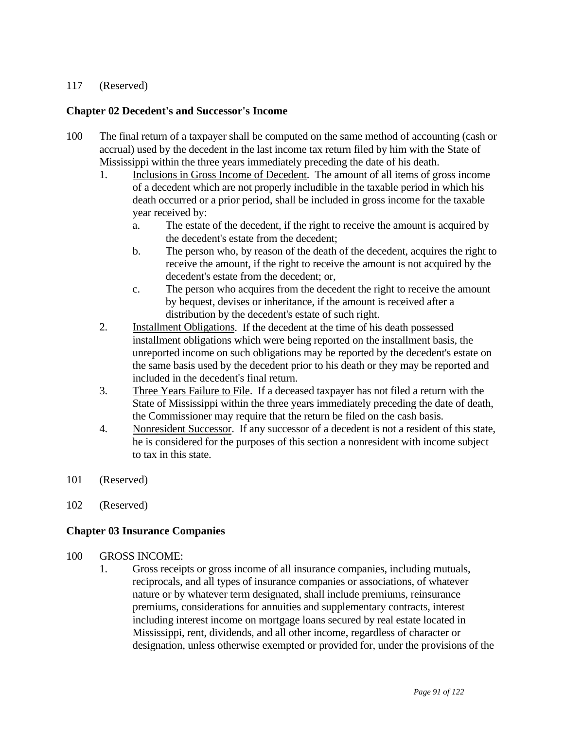117 (Reserved)

**Chapter 02 Decedent's and Successor's Income**

100 The final return of a taxpayer shall be computed on the same method of accounting (cash or accrual) used by the decedent in the last income tax return filed by him with the State of Mississippi within the three years immediately preceding the date of his death.

1. Inclusions in Gross Income of Decedent. The amount of all items of gross income of a decedent which are not properly includible in the taxable period in which his death occurred or a prior period, shall be included in gross income for the taxable year received by:
   a. The estate of the decedent, if the right to receive the amount is acquired by the decedent's estate from the decedent;
   b. The person who, by reason of the death of the decedent, acquires the right to receive the amount, if the right to receive the amount is not acquired by the decedent's estate from the decedent; or,
   c. The person who acquires from the decedent the right to receive the amount by bequest, devises or inheritance, if the amount is received after a distribution by the decedent's estate of such right.
2. Installment Obligations. If the decedent at the time of his death possessed installment obligations which were being reported on the installment basis, the unreported income on such obligations may be reported by the decedent's estate on the same basis used by the decedent prior to his death or they may be reported and included in the decedent's final return.
3. Three Years Failure to File. If a deceased taxpayer has not filed a return with the State of Mississippi within the three years immediately preceding the date of death, the Commissioner may require that the return be filed on the cash basis.
4. Nonresident Successor. If any successor of a decedent is not a resident of this state, he is considered for the purposes of this section a nonresident with income subject to tax in this state.

101 (Reserved)

102 (Reserved)

**Chapter 03 Insurance Companies**

100 GROSS INCOME:

1. Gross receipts or gross income of all insurance companies, including mutuals, reciprocals, and all types of insurance companies or associations, of whatever nature or by whatever term designated, shall include premiums, reinsurance premiums, considerations for annuities and supplementary contracts, interest including interest income on mortgage loans secured by real estate located in Mississippi, rent, dividends, and all other income, regardless of character or designation, unless otherwise exempted or provided for, under the provisions of the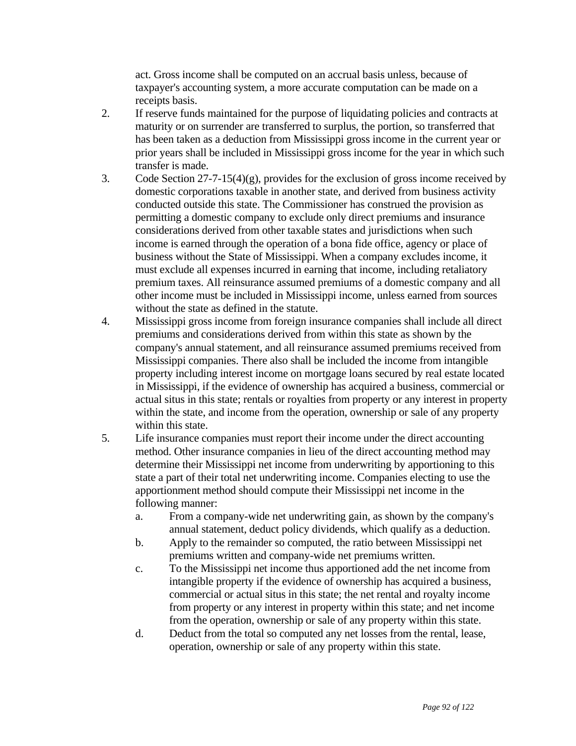act. Gross income shall be computed on an accrual basis unless, because of taxpayer's accounting system, a more accurate computation can be made on a receipts basis.

2. If reserve funds maintained for the purpose of liquidating policies and contracts at maturity or on surrender are transferred to surplus, the portion, so transferred that has been taken as a deduction from Mississippi gross income in the current year or prior years shall be included in Mississippi gross income for the year in which such transfer is made.
3. Code Section 27-7-15(4)(g), provides for the exclusion of gross income received by domestic corporations taxable in another state, and derived from business activity conducted outside this state. The Commissioner has construed the provision as permitting a domestic company to exclude only direct premiums and insurance considerations derived from other taxable states and jurisdictions when such income is earned through the operation of a bona fide office, agency or place of business without the State of Mississippi. When a company excludes income, it must exclude all expenses incurred in earning that income, including retaliatory premium taxes. All reinsurance assumed premiums of a domestic company and all other income must be included in Mississippi income, unless earned from sources without the state as defined in the statute.
4. Mississippi gross income from foreign insurance companies shall include all direct premiums and considerations derived from within this state as shown by the company's annual statement, and all reinsurance assumed premiums received from Mississippi companies. There also shall be included the income from intangible property including interest income on mortgage loans secured by real estate located in Mississippi, if the evidence of ownership has acquired a business, commercial or actual situs in this state; rentals or royalties from property or any interest in property within the state, and income from the operation, ownership or sale of any property within this state.
5. Life insurance companies must report their income under the direct accounting method. Other insurance companies in lieu of the direct accounting method may determine their Mississippi net income from underwriting by apportioning to this state a part of their total net underwriting income. Companies electing to use the apportionment method should compute their Mississippi net income in the following manner:
   a. From a company-wide net underwriting gain, as shown by the company's annual statement, deduct policy dividends, which qualify as a deduction.
   b. Apply to the remainder so computed, the ratio between Mississippi net premiums written and company-wide net premiums written.
   c. To the Mississippi net income thus apportioned add the net income from intangible property if the evidence of ownership has acquired a business, commercial or actual situs in this state; the net rental and royalty income from property or any interest in property within this state; and net income from the operation, ownership or sale of any property within this state.
   d. Deduct from the total so computed any net losses from the rental, lease, operation, ownership or sale of any property within this state.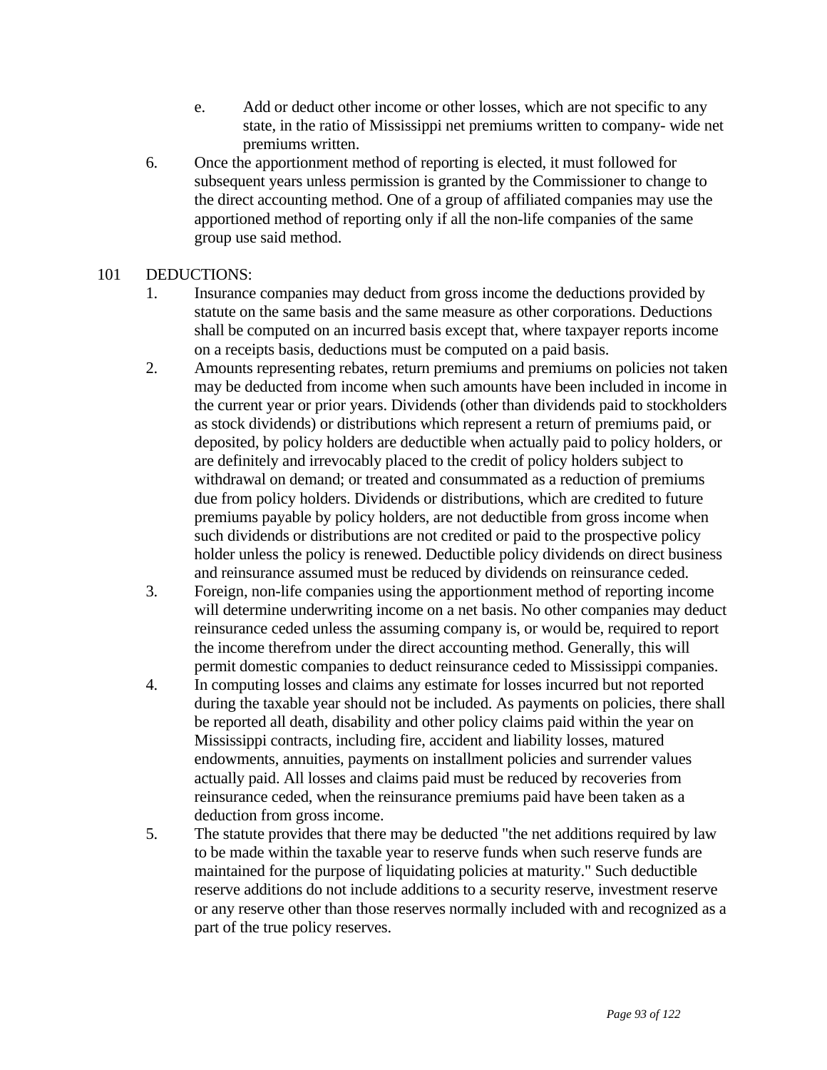e. Add or deduct other income or other losses, which are not specific to any state, in the ratio of Mississippi net premiums written to company- wide net premiums written.

6. Once the apportionment method of reporting is elected, it must followed for subsequent years unless permission is granted by the Commissioner to change to the direct accounting method. One of a group of affiliated companies may use the apportioned method of reporting only if all the non-life companies of the same group use said method.

101 DEDUCTIONS:

1. Insurance companies may deduct from gross income the deductions provided by statute on the same basis and the same measure as other corporations. Deductions shall be computed on an incurred basis except that, where taxpayer reports income on a receipts basis, deductions must be computed on a paid basis.
2. Amounts representing rebates, return premiums and premiums on policies not taken may be deducted from income when such amounts have been included in income in the current year or prior years. Dividends (other than dividends paid to stockholders as stock dividends) or distributions which represent a return of premiums paid, or deposited, by policy holders are deductible when actually paid to policy holders, or are definitely and irrevocably placed to the credit of policy holders subject to withdrawal on demand; or treated and consummated as a reduction of premiums due from policy holders. Dividends or distributions, which are credited to future premiums payable by policy holders, are not deductible from gross income when such dividends or distributions are not credited or paid to the prospective policy holder unless the policy is renewed. Deductible policy dividends on direct business and reinsurance assumed must be reduced by dividends on reinsurance ceded.
3. Foreign, non-life companies using the apportionment method of reporting income will determine underwriting income on a net basis. No other companies may deduct reinsurance ceded unless the assuming company is, or would be, required to report the income therefrom under the direct accounting method. Generally, this will permit domestic companies to deduct reinsurance ceded to Mississippi companies.
4. In computing losses and claims any estimate for losses incurred but not reported during the taxable year should not be included. As payments on policies, there shall be reported all death, disability and other policy claims paid within the year on Mississippi contracts, including fire, accident and liability losses, matured endowments, annuities, payments on installment policies and surrender values actually paid. All losses and claims paid must be reduced by recoveries from reinsurance ceded, when the reinsurance premiums paid have been taken as a deduction from gross income.
5. The statute provides that there may be deducted "the net additions required by law to be made within the taxable year to reserve funds when such reserve funds are maintained for the purpose of liquidating policies at maturity." Such deductible reserve additions do not include additions to a security reserve, investment reserve or any reserve other than those reserves normally included with and recognized as a part of the true policy reserves.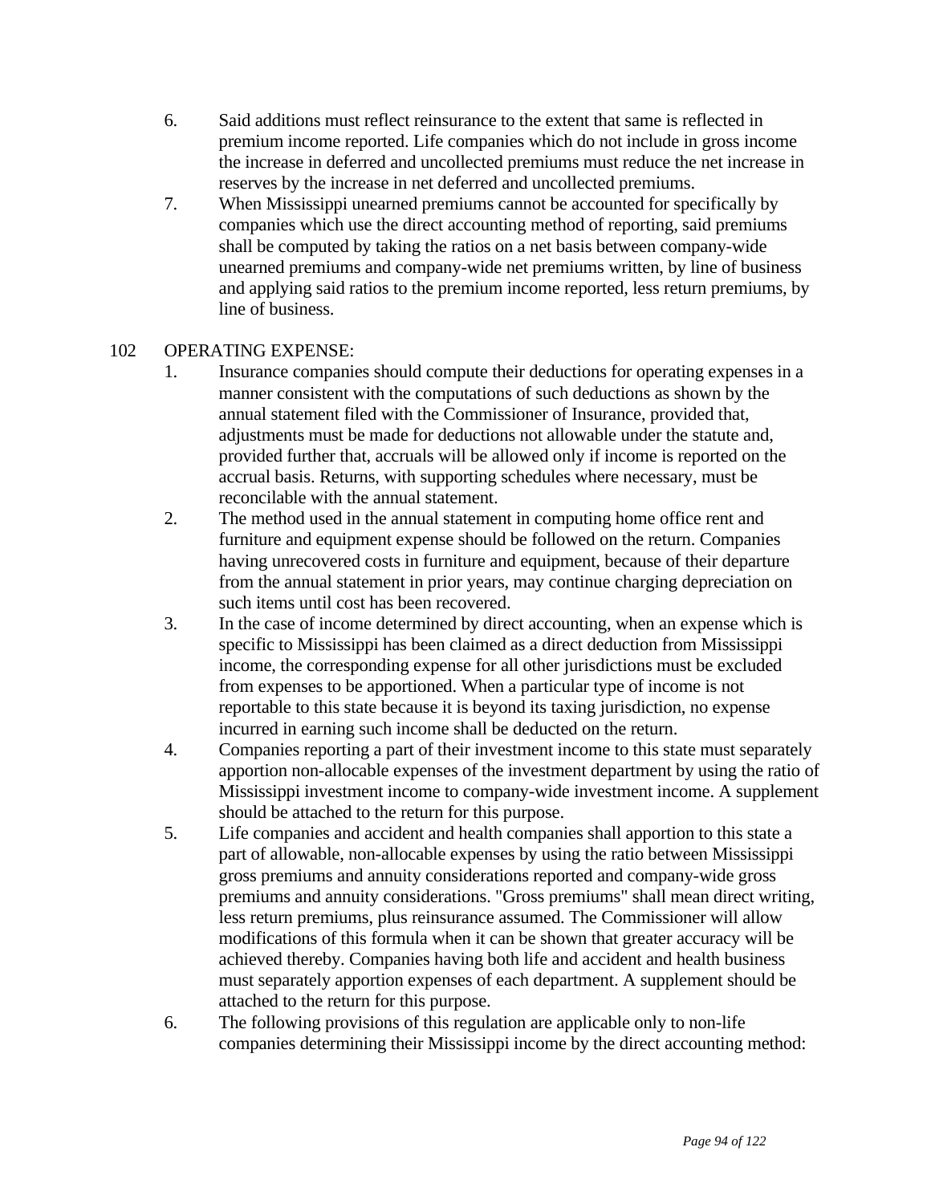6. Said additions must reflect reinsurance to the extent that same is reflected in premium income reported. Life companies which do not include in gross income the increase in deferred and uncollected premiums must reduce the net increase in reserves by the increase in net deferred and uncollected premiums.
7. When Mississippi unearned premiums cannot be accounted for specifically by companies which use the direct accounting method of reporting, said premiums shall be computed by taking the ratios on a net basis between company-wide unearned premiums and company-wide net premiums written, by line of business and applying said ratios to the premium income reported, less return premiums, by line of business.

102 OPERATING EXPENSE:

1. Insurance companies should compute their deductions for operating expenses in a manner consistent with the computations of such deductions as shown by the annual statement filed with the Commissioner of Insurance, provided that, adjustments must be made for deductions not allowable under the statute and, provided further that, accruals will be allowed only if income is reported on the accrual basis. Returns, with supporting schedules where necessary, must be reconcilable with the annual statement.
2. The method used in the annual statement in computing home office rent and furniture and equipment expense should be followed on the return. Companies having unrecovered costs in furniture and equipment, because of their departure from the annual statement in prior years, may continue charging depreciation on such items until cost has been recovered.
3. In the case of income determined by direct accounting, when an expense which is specific to Mississippi has been claimed as a direct deduction from Mississippi income, the corresponding expense for all other jurisdictions must be excluded from expenses to be apportioned. When a particular type of income is not reportable to this state because it is beyond its taxing jurisdiction, no expense incurred in earning such income shall be deducted on the return.
4. Companies reporting a part of their investment income to this state must separately apportion non-allocable expenses of the investment department by using the ratio of Mississippi investment income to company-wide investment income. A supplement should be attached to the return for this purpose.
5. Life companies and accident and health companies shall apportion to this state a part of allowable, non-allocable expenses by using the ratio between Mississippi gross premiums and annuity considerations reported and company-wide gross premiums and annuity considerations. "Gross premiums" shall mean direct writing, less return premiums, plus reinsurance assumed. The Commissioner will allow modifications of this formula when it can be shown that greater accuracy will be achieved thereby. Companies having both life and accident and health business must separately apportion expenses of each department. A supplement should be attached to the return for this purpose.
6. The following provisions of this regulation are applicable only to non-life companies determining their Mississippi income by the direct accounting method: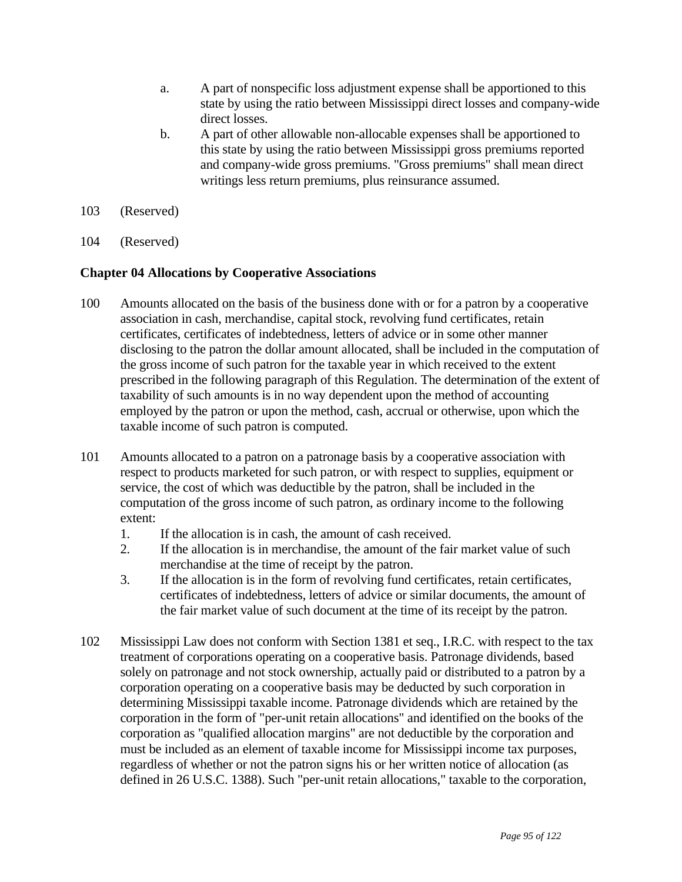a. A part of nonspecific loss adjustment expense shall be apportioned to this state by using the ratio between Mississippi direct losses and company-wide direct losses.

b. A part of other allowable non-allocable expenses shall be apportioned to this state by using the ratio between Mississippi gross premiums reported and company-wide gross premiums. "Gross premiums" shall mean direct writings less return premiums, plus reinsurance assumed.

103 (Reserved)

104 (Reserved)

**Chapter 04 Allocations by Cooperative Associations**

100 Amounts allocated on the basis of the business done with or for a patron by a cooperative association in cash, merchandise, capital stock, revolving fund certificates, retain certificates, certificates of indebtedness, letters of advice or in some other manner disclosing to the patron the dollar amount allocated, shall be included in the computation of the gross income of such patron for the taxable year in which received to the extent prescribed in the following paragraph of this Regulation. The determination of the extent of taxability of such amounts is in no way dependent upon the method of accounting employed by the patron or upon the method, cash, accrual or otherwise, upon which the taxable income of such patron is computed.

101 Amounts allocated to a patron on a patronage basis by a cooperative association with respect to products marketed for such patron, or with respect to supplies, equipment or service, the cost of which was deductible by the patron, shall be included in the computation of the gross income of such patron, as ordinary income to the following extent:

1. If the allocation is in cash, the amount of cash received.
2. If the allocation is in merchandise, the amount of the fair market value of such merchandise at the time of receipt by the patron.
3. If the allocation is in the form of revolving fund certificates, retain certificates, certificates of indebtedness, letters of advice or similar documents, the amount of the fair market value of such document at the time of its receipt by the patron.

102 Mississippi Law does not conform with Section 1381 et seq., I.R.C. with respect to the tax treatment of corporations operating on a cooperative basis. Patronage dividends, based solely on patronage and not stock ownership, actually paid or distributed to a patron by a corporation operating on a cooperative basis may be deducted by such corporation in determining Mississippi taxable income. Patronage dividends which are retained by the corporation in the form of "per-unit retain allocations" and identified on the books of the corporation as "qualified allocation margins" are not deductible by the corporation and must be included as an element of taxable income for Mississippi income tax purposes, regardless of whether or not the patron signs his or her written notice of allocation (as defined in 26 U.S.C. 1388). Such "per-unit retain allocations," taxable to the corporation,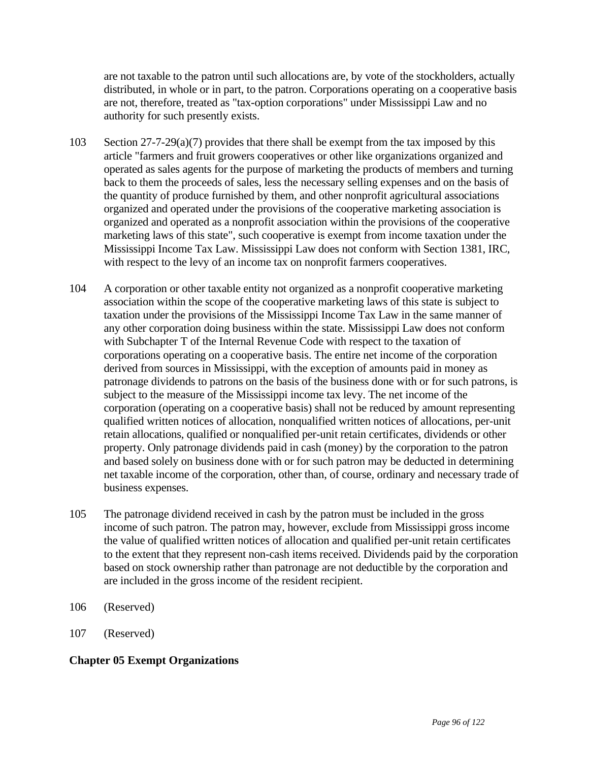are not taxable to the patron until such allocations are, by vote of the stockholders, actually distributed, in whole or in part, to the patron. Corporations operating on a cooperative basis are not, therefore, treated as "tax-option corporations" under Mississippi Law and no authority for such presently exists.

103 Section 27-7-29(a)(7) provides that there shall be exempt from the tax imposed by this article "farmers and fruit growers cooperatives or other like organizations organized and operated as sales agents for the purpose of marketing the products of members and turning back to them the proceeds of sales, less the necessary selling expenses and on the basis of the quantity of produce furnished by them, and other nonprofit agricultural associations organized and operated under the provisions of the cooperative marketing association is organized and operated as a nonprofit association within the provisions of the cooperative marketing laws of this state", such cooperative is exempt from income taxation under the Mississippi Income Tax Law. Mississippi Law does not conform with Section 1381, IRC, with respect to the levy of an income tax on nonprofit farmers cooperatives.

104 A corporation or other taxable entity not organized as a nonprofit cooperative marketing association within the scope of the cooperative marketing laws of this state is subject to taxation under the provisions of the Mississippi Income Tax Law in the same manner of any other corporation doing business within the state. Mississippi Law does not conform with Subchapter T of the Internal Revenue Code with respect to the taxation of corporations operating on a cooperative basis. The entire net income of the corporation derived from sources in Mississippi, with the exception of amounts paid in money as patronage dividends to patrons on the basis of the business done with or for such patrons, is subject to the measure of the Mississippi income tax levy. The net income of the corporation (operating on a cooperative basis) shall not be reduced by amount representing qualified written notices of allocation, nonqualified written notices of allocations, per-unit retain allocations, qualified or nonqualified per-unit retain certificates, dividends or other property. Only patronage dividends paid in cash (money) by the corporation to the patron and based solely on business done with or for such patron may be deducted in determining net taxable income of the corporation, other than, of course, ordinary and necessary trade of business expenses.

105 The patronage dividend received in cash by the patron must be included in the gross income of such patron. The patron may, however, exclude from Mississippi gross income the value of qualified written notices of allocation and qualified per-unit retain certificates to the extent that they represent non-cash items received. Dividends paid by the corporation based on stock ownership rather than patronage are not deductible by the corporation and are included in the gross income of the resident recipient.

106 (Reserved)

107 (Reserved)

## Chapter 05 Exempt Organizations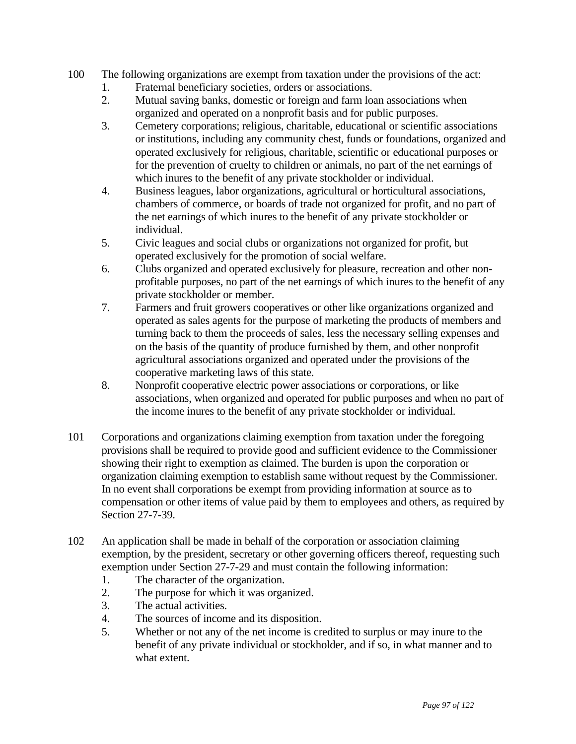100 The following organizations are exempt from taxation under the provisions of the act:

1. Fraternal beneficiary societies, orders or associations.
2. Mutual saving banks, domestic or foreign and farm loan associations when organized and operated on a nonprofit basis and for public purposes.
3. Cemetery corporations; religious, charitable, educational or scientific associations or institutions, including any community chest, funds or foundations, organized and operated exclusively for religious, charitable, scientific or educational purposes or for the prevention of cruelty to children or animals, no part of the net earnings of which inures to the benefit of any private stockholder or individual.
4. Business leagues, labor organizations, agricultural or horticultural associations, chambers of commerce, or boards of trade not organized for profit, and no part of the net earnings of which inures to the benefit of any private stockholder or individual.
5. Civic leagues and social clubs or organizations not organized for profit, but operated exclusively for the promotion of social welfare.
6. Clubs organized and operated exclusively for pleasure, recreation and other non-profitable purposes, no part of the net earnings of which inures to the benefit of any private stockholder or member.
7. Farmers and fruit growers cooperatives or other like organizations organized and operated as sales agents for the purpose of marketing the products of members and turning back to them the proceeds of sales, less the necessary selling expenses and on the basis of the quantity of produce furnished by them, and other nonprofit agricultural associations organized and operated under the provisions of the cooperative marketing laws of this state.
8. Nonprofit cooperative electric power associations or corporations, or like associations, when organized and operated for public purposes and when no part of the income inures to the benefit of any private stockholder or individual.

101 Corporations and organizations claiming exemption from taxation under the foregoing provisions shall be required to provide good and sufficient evidence to the Commissioner showing their right to exemption as claimed. The burden is upon the corporation or organization claiming exemption to establish same without request by the Commissioner. In no event shall corporations be exempt from providing information at source as to compensation or other items of value paid by them to employees and others, as required by Section 27-7-39.

102 An application shall be made in behalf of the corporation or association claiming exemption, by the president, secretary or other governing officers thereof, requesting such exemption under Section 27-7-29 and must contain the following information:

1. The character of the organization.
2. The purpose for which it was organized.
3. The actual activities.
4. The sources of income and its disposition.
5. Whether or not any of the net income is credited to surplus or may inure to the benefit of any private individual or stockholder, and if so, in what manner and to what extent.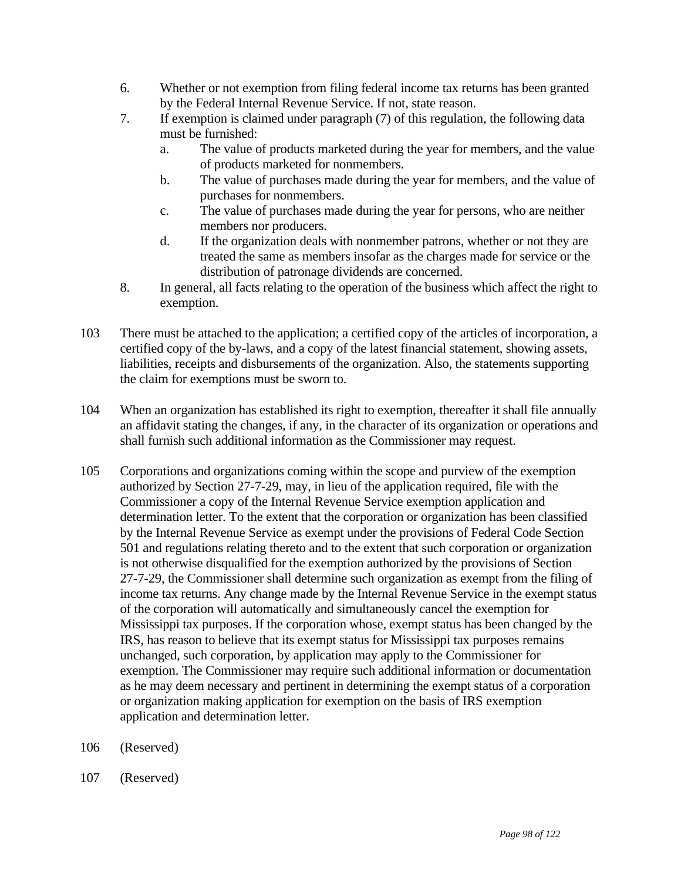6. Whether or not exemption from filing federal income tax returns has been granted by the Federal Internal Revenue Service. If not, state reason.
7. If exemption is claimed under paragraph (7) of this regulation, the following data must be furnished:
   a. The value of products marketed during the year for members, and the value of products marketed for nonmembers.
   b. The value of purchases made during the year for members, and the value of purchases for nonmembers.
   c. The value of purchases made during the year for persons, who are neither members nor producers.
   d. If the organization deals with nonmember patrons, whether or not they are treated the same as members insofar as the charges made for service or the distribution of patronage dividends are concerned.
8. In general, all facts relating to the operation of the business which affect the right to exemption.

103 There must be attached to the application; a certified copy of the articles of incorporation, a certified copy of the by-laws, and a copy of the latest financial statement, showing assets, liabilities, receipts and disbursements of the organization. Also, the statements supporting the claim for exemptions must be sworn to.

104 When an organization has established its right to exemption, thereafter it shall file annually an affidavit stating the changes, if any, in the character of its organization or operations and shall furnish such additional information as the Commissioner may request.

105 Corporations and organizations coming within the scope and purview of the exemption authorized by Section 27-7-29, may, in lieu of the application required, file with the Commissioner a copy of the Internal Revenue Service exemption application and determination letter. To the extent that the corporation or organization has been classified by the Internal Revenue Service as exempt under the provisions of Federal Code Section 501 and regulations relating thereto and to the extent that such corporation or organization is not otherwise disqualified for the exemption authorized by the provisions of Section 27-7-29, the Commissioner shall determine such organization as exempt from the filing of income tax returns. Any change made by the Internal Revenue Service in the exempt status of the corporation will automatically and simultaneously cancel the exemption for Mississippi tax purposes. If the corporation whose, exempt status has been changed by the IRS, has reason to believe that its exempt status for Mississippi tax purposes remains unchanged, such corporation, by application may apply to the Commissioner for exemption. The Commissioner may require such additional information or documentation as he may deem necessary and pertinent in determining the exempt status of a corporation or organization making application for exemption on the basis of IRS exemption application and determination letter.

106 (Reserved)

107 (Reserved)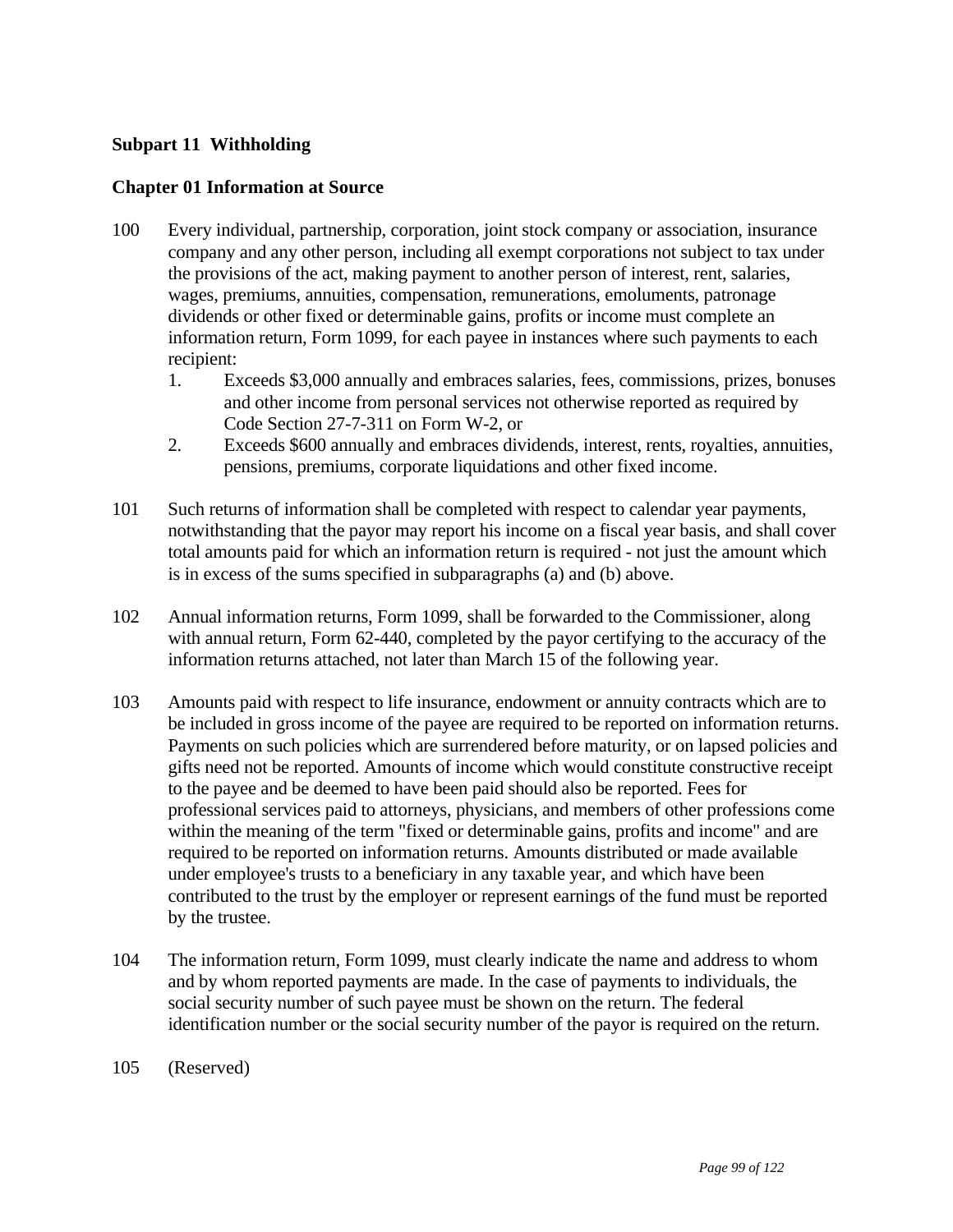## Subpart 11 Withholding

### Chapter 01 Information at Source

100 Every individual, partnership, corporation, joint stock company or association, insurance company and any other person, including all exempt corporations not subject to tax under the provisions of the act, making payment to another person of interest, rent, salaries, wages, premiums, annuities, compensation, remunerations, emoluments, patronage dividends or other fixed or determinable gains, profits or income must complete an information return, Form 1099, for each payee in instances where such payments to each recipient:

1. Exceeds $3,000 annually and embraces salaries, fees, commissions, prizes, bonuses and other income from personal services not otherwise reported as required by Code Section 27-7-311 on Form W-2, or
2. Exceeds $600 annually and embraces dividends, interest, rents, royalties, annuities, pensions, premiums, corporate liquidations and other fixed income.

101 Such returns of information shall be completed with respect to calendar year payments, notwithstanding that the payor may report his income on a fiscal year basis, and shall cover total amounts paid for which an information return is required - not just the amount which is in excess of the sums specified in subparagraphs (a) and (b) above.

102 Annual information returns, Form 1099, shall be forwarded to the Commissioner, along with annual return, Form 62-440, completed by the payor certifying to the accuracy of the information returns attached, not later than March 15 of the following year.

103 Amounts paid with respect to life insurance, endowment or annuity contracts which are to be included in gross income of the payee are required to be reported on information returns. Payments on such policies which are surrendered before maturity, or on lapsed policies and gifts need not be reported. Amounts of income which would constitute constructive receipt to the payee and be deemed to have been paid should also be reported. Fees for professional services paid to attorneys, physicians, and members of other professions come within the meaning of the term "fixed or determinable gains, profits and income" and are required to be reported on information returns. Amounts distributed or made available under employee's trusts to a beneficiary in any taxable year, and which have been contributed to the trust by the employer or represent earnings of the fund must be reported by the trustee.

104 The information return, Form 1099, must clearly indicate the name and address to whom and by whom reported payments are made. In the case of payments to individuals, the social security number of such payee must be shown on the return. The federal identification number or the social security number of the payor is required on the return.

105 (Reserved)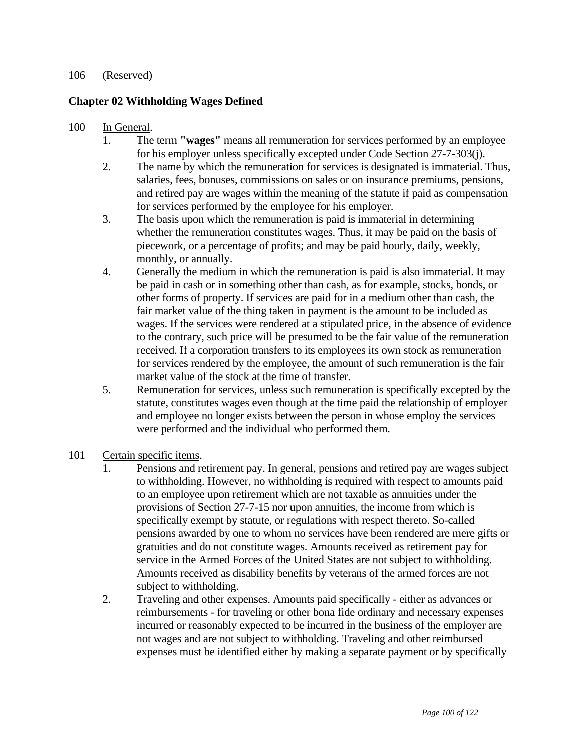106 (Reserved)

## Chapter 02 Withholding Wages Defined

100 In General.

1. The term **"wages"** means all remuneration for services performed by an employee for his employer unless specifically excepted under Code Section 27-7-303(j).
2. The name by which the remuneration for services is designated is immaterial. Thus, salaries, fees, bonuses, commissions on sales or on insurance premiums, pensions, and retired pay are wages within the meaning of the statute if paid as compensation for services performed by the employee for his employer.
3. The basis upon which the remuneration is paid is immaterial in determining whether the remuneration constitutes wages. Thus, it may be paid on the basis of piecework, or a percentage of profits; and may be paid hourly, daily, weekly, monthly, or annually.
4. Generally the medium in which the remuneration is paid is also immaterial. It may be paid in cash or in something other than cash, as for example, stocks, bonds, or other forms of property. If services are paid for in a medium other than cash, the fair market value of the thing taken in payment is the amount to be included as wages. If the services were rendered at a stipulated price, in the absence of evidence to the contrary, such price will be presumed to be the fair value of the remuneration received. If a corporation transfers to its employees its own stock as remuneration for services rendered by the employee, the amount of such remuneration is the fair market value of the stock at the time of transfer.
5. Remuneration for services, unless such remuneration is specifically excepted by the statute, constitutes wages even though at the time paid the relationship of employer and employee no longer exists between the person in whose employ the services were performed and the individual who performed them.

101 Certain specific items.

1. Pensions and retirement pay. In general, pensions and retired pay are wages subject to withholding. However, no withholding is required with respect to amounts paid to an employee upon retirement which are not taxable as annuities under the provisions of Section 27-7-15 nor upon annuities, the income from which is specifically exempt by statute, or regulations with respect thereto. So-called pensions awarded by one to whom no services have been rendered are mere gifts or gratuities and do not constitute wages. Amounts received as retirement pay for service in the Armed Forces of the United States are not subject to withholding. Amounts received as disability benefits by veterans of the armed forces are not subject to withholding.
2. Traveling and other expenses. Amounts paid specifically - either as advances or reimbursements - for traveling or other bona fide ordinary and necessary expenses incurred or reasonably expected to be incurred in the business of the employer are not wages and are not subject to withholding. Traveling and other reimbursed expenses must be identified either by making a separate payment or by specifically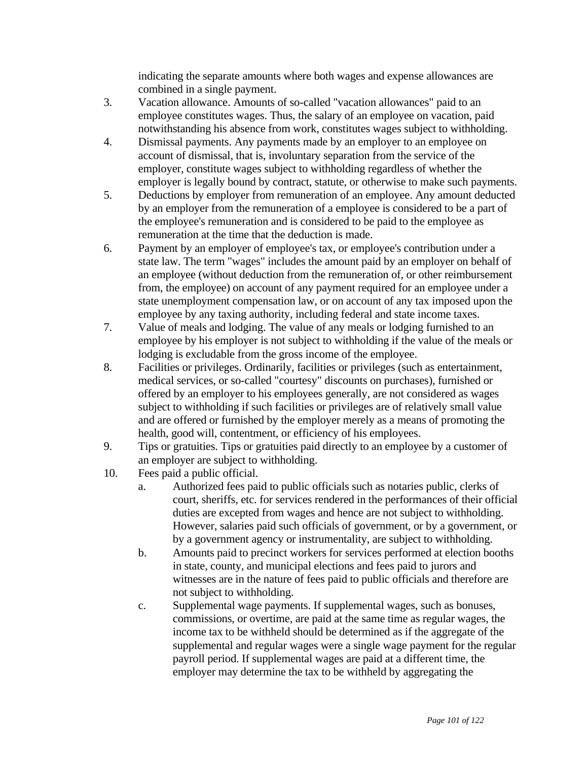indicating the separate amounts where both wages and expense allowances are combined in a single payment.

3. Vacation allowance. Amounts of so-called "vacation allowances" paid to an employee constitutes wages. Thus, the salary of an employee on vacation, paid notwithstanding his absence from work, constitutes wages subject to withholding.
4. Dismissal payments. Any payments made by an employer to an employee on account of dismissal, that is, involuntary separation from the service of the employer, constitute wages subject to withholding regardless of whether the employer is legally bound by contract, statute, or otherwise to make such payments.
5. Deductions by employer from remuneration of an employee. Any amount deducted by an employer from the remuneration of a employee is considered to be a part of the employee's remuneration and is considered to be paid to the employee as remuneration at the time that the deduction is made.
6. Payment by an employer of employee's tax, or employee's contribution under a state law. The term "wages" includes the amount paid by an employer on behalf of an employee (without deduction from the remuneration of, or other reimbursement from, the employee) on account of any payment required for an employee under a state unemployment compensation law, or on account of any tax imposed upon the employee by any taxing authority, including federal and state income taxes.
7. Value of meals and lodging. The value of any meals or lodging furnished to an employee by his employer is not subject to withholding if the value of the meals or lodging is excludable from the gross income of the employee.
8. Facilities or privileges. Ordinarily, facilities or privileges (such as entertainment, medical services, or so-called "courtesy" discounts on purchases), furnished or offered by an employer to his employees generally, are not considered as wages subject to withholding if such facilities or privileges are of relatively small value and are offered or furnished by the employer merely as a means of promoting the health, good will, contentment, or efficiency of his employees.
9. Tips or gratuities. Tips or gratuities paid directly to an employee by a customer of an employer are subject to withholding.
10. Fees paid a public official.
    a. Authorized fees paid to public officials such as notaries public, clerks of court, sheriffs, etc. for services rendered in the performances of their official duties are excepted from wages and hence are not subject to withholding. However, salaries paid such officials of government, or by a government, or by a government agency or instrumentality, are subject to withholding.
    b. Amounts paid to precinct workers for services performed at election booths in state, county, and municipal elections and fees paid to jurors and witnesses are in the nature of fees paid to public officials and therefore are not subject to withholding.
    c. Supplemental wage payments. If supplemental wages, such as bonuses, commissions, or overtime, are paid at the same time as regular wages, the income tax to be withheld should be determined as if the aggregate of the supplemental and regular wages were a single wage payment for the regular payroll period. If supplemental wages are paid at a different time, the employer may determine the tax to be withheld by aggregating the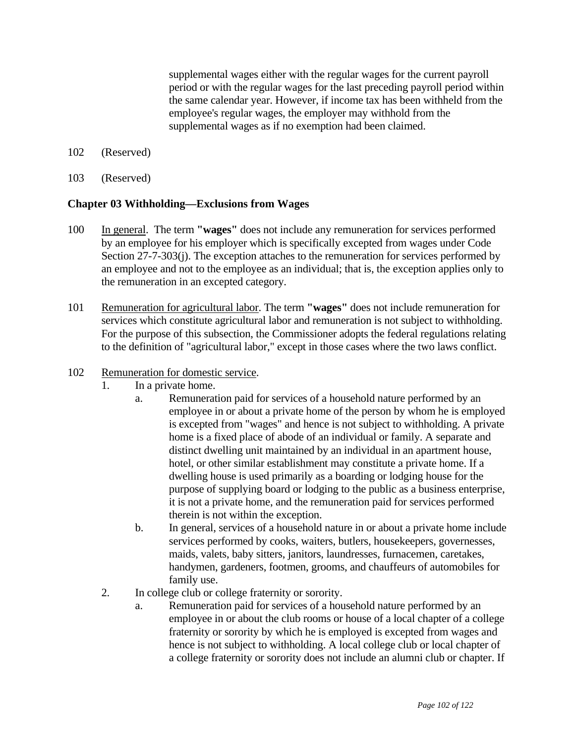supplemental wages either with the regular wages for the current payroll period or with the regular wages for the last preceding payroll period within the same calendar year. However, if income tax has been withheld from the employee's regular wages, the employer may withhold from the supplemental wages as if no exemption had been claimed.

102 (Reserved)

103 (Reserved)

**Chapter 03 Withholding—Exclusions from Wages**

100 In general. The term **"wages"** does not include any remuneration for services performed by an employee for his employer which is specifically excepted from wages under Code Section 27-7-303(j). The exception attaches to the remuneration for services performed by an employee and not to the employee as an individual; that is, the exception applies only to the remuneration in an excepted category.

101 Remuneration for agricultural labor. The term **"wages"** does not include remuneration for services which constitute agricultural labor and remuneration is not subject to withholding. For the purpose of this subsection, the Commissioner adopts the federal regulations relating to the definition of "agricultural labor," except in those cases where the two laws conflict.

102 Remuneration for domestic service.

1. In a private home.
    a. Remuneration paid for services of a household nature performed by an employee in or about a private home of the person by whom he is employed is excepted from "wages" and hence is not subject to withholding. A private home is a fixed place of abode of an individual or family. A separate and distinct dwelling unit maintained by an individual in an apartment house, hotel, or other similar establishment may constitute a private home. If a dwelling house is used primarily as a boarding or lodging house for the purpose of supplying board or lodging to the public as a business enterprise, it is not a private home, and the remuneration paid for services performed therein is not within the exception.
    b. In general, services of a household nature in or about a private home include services performed by cooks, waiters, butlers, housekeepers, governesses, maids, valets, baby sitters, janitors, laundresses, furnacemen, caretakes, handymen, gardeners, footmen, grooms, and chauffeurs of automobiles for family use.
2. In college club or college fraternity or sorority.
    a. Remuneration paid for services of a household nature performed by an employee in or about the club rooms or house of a local chapter of a college fraternity or sorority by which he is employed is excepted from wages and hence is not subject to withholding. A local college club or local chapter of a college fraternity or sorority does not include an alumni club or chapter. If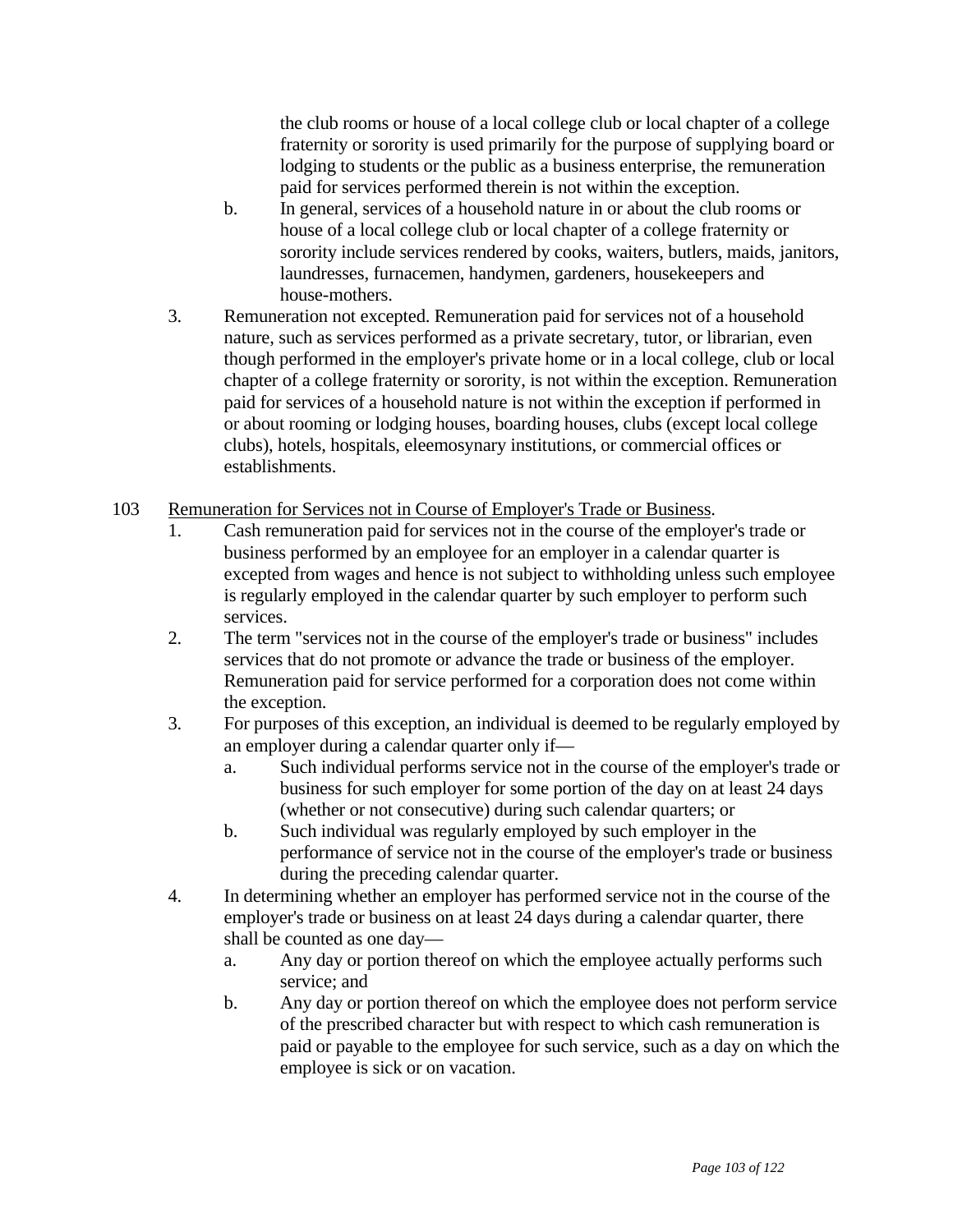the club rooms or house of a local college club or local chapter of a college fraternity or sorority is used primarily for the purpose of supplying board or lodging to students or the public as a business enterprise, the remuneration paid for services performed therein is not within the exception.

   b. In general, services of a household nature in or about the club rooms or house of a local college club or local chapter of a college fraternity or sorority include services rendered by cooks, waiters, butlers, maids, janitors, laundresses, furnacemen, handymen, gardeners, housekeepers and house-mothers.

3. Remuneration not excepted. Remuneration paid for services not of a household nature, such as services performed as a private secretary, tutor, or librarian, even though performed in the employer's private home or in a local college, club or local chapter of a college fraternity or sorority, is not within the exception. Remuneration paid for services of a household nature is not within the exception if performed in or about rooming or lodging houses, boarding houses, clubs (except local college clubs), hotels, hospitals, eleemosynary institutions, or commercial offices or establishments.

103 <u>Remuneration for Services not in Course of Employer's Trade or Business</u>.

1. Cash remuneration paid for services not in the course of the employer's trade or business performed by an employee for an employer in a calendar quarter is excepted from wages and hence is not subject to withholding unless such employee is regularly employed in the calendar quarter by such employer to perform such services.
2. The term "services not in the course of the employer's trade or business" includes services that do not promote or advance the trade or business of the employer. Remuneration paid for service performed for a corporation does not come within the exception.
3. For purposes of this exception, an individual is deemed to be regularly employed by an employer during a calendar quarter only if—
   a. Such individual performs service not in the course of the employer's trade or business for such employer for some portion of the day on at least 24 days (whether or not consecutive) during such calendar quarters; or
   b. Such individual was regularly employed by such employer in the performance of service not in the course of the employer's trade or business during the preceding calendar quarter.
4. In determining whether an employer has performed service not in the course of the employer's trade or business on at least 24 days during a calendar quarter, there shall be counted as one day—
   a. Any day or portion thereof on which the employee actually performs such service; and
   b. Any day or portion thereof on which the employee does not perform service of the prescribed character but with respect to which cash remuneration is paid or payable to the employee for such service, such as a day on which the employee is sick or on vacation.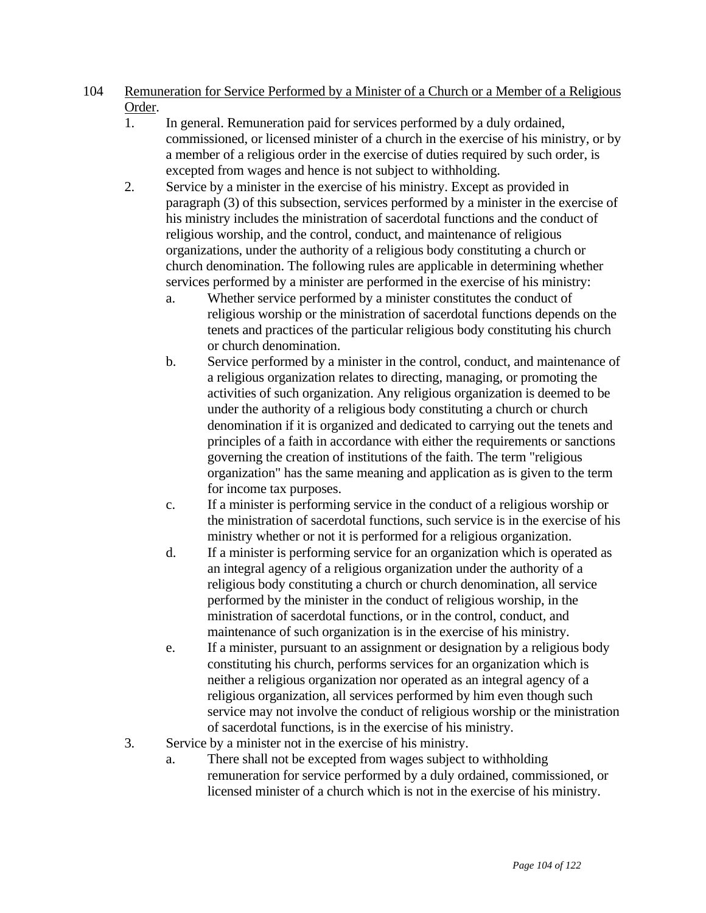104 <u>Remuneration for Service Performed by a Minister of a Church or a Member of a Religious Order</u>.

1. In general. Remuneration paid for services performed by a duly ordained, commissioned, or licensed minister of a church in the exercise of his ministry, or by a member of a religious order in the exercise of duties required by such order, is excepted from wages and hence is not subject to withholding.
2. Service by a minister in the exercise of his ministry. Except as provided in paragraph (3) of this subsection, services performed by a minister in the exercise of his ministry includes the ministration of sacerdotal functions and the conduct of religious worship, and the control, conduct, and maintenance of religious organizations, under the authority of a religious body constituting a church or church denomination. The following rules are applicable in determining whether services performed by a minister are performed in the exercise of his ministry:
   a. Whether service performed by a minister constitutes the conduct of religious worship or the ministration of sacerdotal functions depends on the tenets and practices of the particular religious body constituting his church or church denomination.
   b. Service performed by a minister in the control, conduct, and maintenance of a religious organization relates to directing, managing, or promoting the activities of such organization. Any religious organization is deemed to be under the authority of a religious body constituting a church or church denomination if it is organized and dedicated to carrying out the tenets and principles of a faith in accordance with either the requirements or sanctions governing the creation of institutions of the faith. The term "religious organization" has the same meaning and application as is given to the term for income tax purposes.
   c. If a minister is performing service in the conduct of a religious worship or the ministration of sacerdotal functions, such service is in the exercise of his ministry whether or not it is performed for a religious organization.
   d. If a minister is performing service for an organization which is operated as an integral agency of a religious organization under the authority of a religious body constituting a church or church denomination, all service performed by the minister in the conduct of religious worship, in the ministration of sacerdotal functions, or in the control, conduct, and maintenance of such organization is in the exercise of his ministry.
   e. If a minister, pursuant to an assignment or designation by a religious body constituting his church, performs services for an organization which is neither a religious organization nor operated as an integral agency of a religious organization, all services performed by him even though such service may not involve the conduct of religious worship or the ministration of sacerdotal functions, is in the exercise of his ministry.
3. Service by a minister not in the exercise of his ministry.
   a. There shall not be excepted from wages subject to withholding remuneration for service performed by a duly ordained, commissioned, or licensed minister of a church which is not in the exercise of his ministry.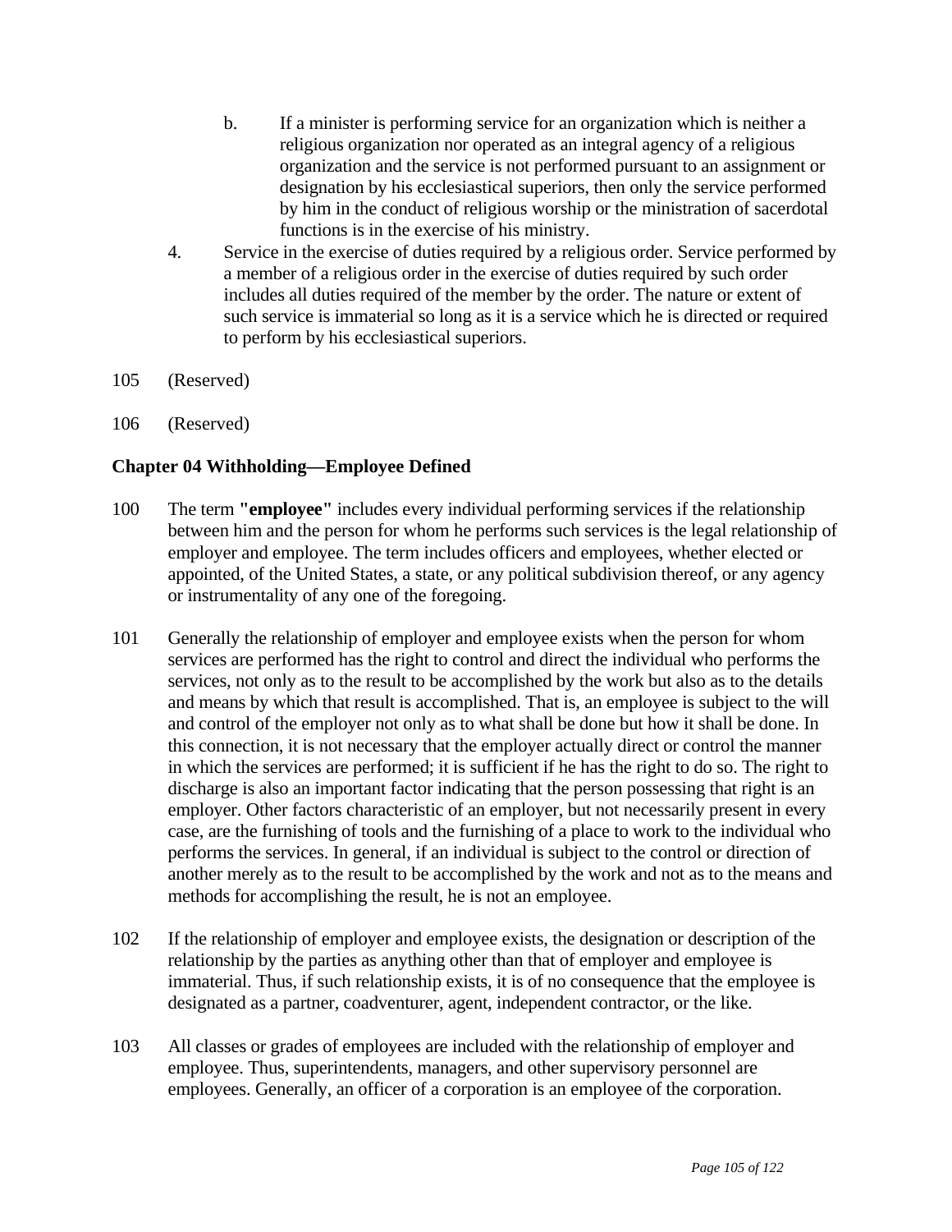b. If a minister is performing service for an organization which is neither a religious organization nor operated as an integral agency of a religious organization and the service is not performed pursuant to an assignment or designation by his ecclesiastical superiors, then only the service performed by him in the conduct of religious worship or the ministration of sacerdotal functions is in the exercise of his ministry.

4. Service in the exercise of duties required by a religious order. Service performed by a member of a religious order in the exercise of duties required by such order includes all duties required of the member by the order. The nature or extent of such service is immaterial so long as it is a service which he is directed or required to perform by his ecclesiastical superiors.

105 (Reserved)

106 (Reserved)

### Chapter 04 Withholding—Employee Defined

100 The term **"employee"** includes every individual performing services if the relationship between him and the person for whom he performs such services is the legal relationship of employer and employee. The term includes officers and employees, whether elected or appointed, of the United States, a state, or any political subdivision thereof, or any agency or instrumentality of any one of the foregoing.

101 Generally the relationship of employer and employee exists when the person for whom services are performed has the right to control and direct the individual who performs the services, not only as to the result to be accomplished by the work but also as to the details and means by which that result is accomplished. That is, an employee is subject to the will and control of the employer not only as to what shall be done but how it shall be done. In this connection, it is not necessary that the employer actually direct or control the manner in which the services are performed; it is sufficient if he has the right to do so. The right to discharge is also an important factor indicating that the person possessing that right is an employer. Other factors characteristic of an employer, but not necessarily present in every case, are the furnishing of tools and the furnishing of a place to work to the individual who performs the services. In general, if an individual is subject to the control or direction of another merely as to the result to be accomplished by the work and not as to the means and methods for accomplishing the result, he is not an employee.

102 If the relationship of employer and employee exists, the designation or description of the relationship by the parties as anything other than that of employer and employee is immaterial. Thus, if such relationship exists, it is of no consequence that the employee is designated as a partner, coadventurer, agent, independent contractor, or the like.

103 All classes or grades of employees are included with the relationship of employer and employee. Thus, superintendents, managers, and other supervisory personnel are employees. Generally, an officer of a corporation is an employee of the corporation.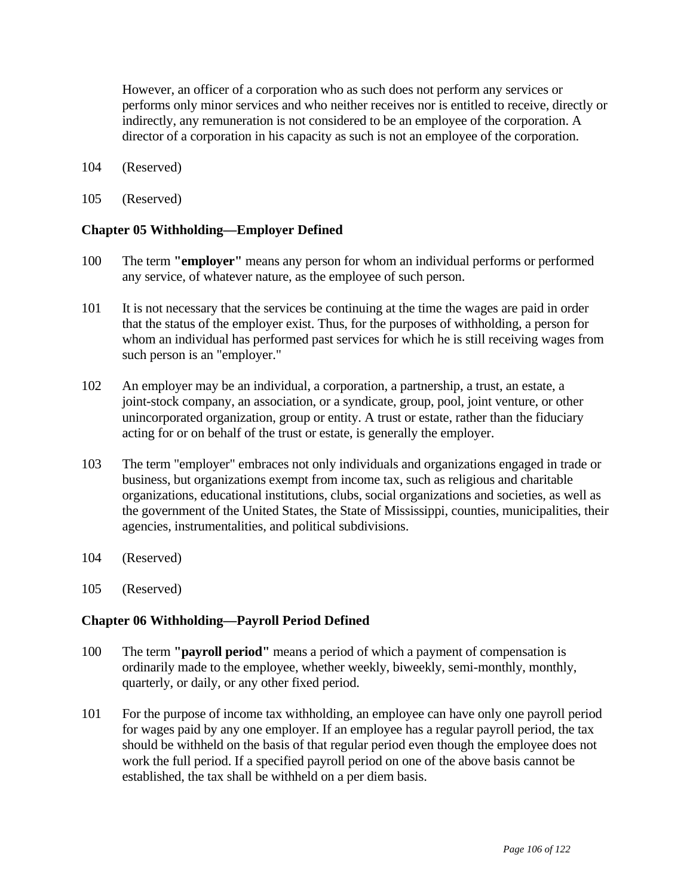However, an officer of a corporation who as such does not perform any services or performs only minor services and who neither receives nor is entitled to receive, directly or indirectly, any remuneration is not considered to be an employee of the corporation. A director of a corporation in his capacity as such is not an employee of the corporation.

104 (Reserved)

105 (Reserved)

### Chapter 05 Withholding—Employer Defined

100 The term **"employer"** means any person for whom an individual performs or performed any service, of whatever nature, as the employee of such person.

101 It is not necessary that the services be continuing at the time the wages are paid in order that the status of the employer exist. Thus, for the purposes of withholding, a person for whom an individual has performed past services for which he is still receiving wages from such person is an "employer."

102 An employer may be an individual, a corporation, a partnership, a trust, an estate, a joint-stock company, an association, or a syndicate, group, pool, joint venture, or other unincorporated organization, group or entity. A trust or estate, rather than the fiduciary acting for or on behalf of the trust or estate, is generally the employer.

103 The term "employer" embraces not only individuals and organizations engaged in trade or business, but organizations exempt from income tax, such as religious and charitable organizations, educational institutions, clubs, social organizations and societies, as well as the government of the United States, the State of Mississippi, counties, municipalities, their agencies, instrumentalities, and political subdivisions.

104 (Reserved)

105 (Reserved)

### Chapter 06 Withholding—Payroll Period Defined

100 The term **"payroll period"** means a period of which a payment of compensation is ordinarily made to the employee, whether weekly, biweekly, semi-monthly, monthly, quarterly, or daily, or any other fixed period.

101 For the purpose of income tax withholding, an employee can have only one payroll period for wages paid by any one employer. If an employee has a regular payroll period, the tax should be withheld on the basis of that regular period even though the employee does not work the full period. If a specified payroll period on one of the above basis cannot be established, the tax shall be withheld on a per diem basis.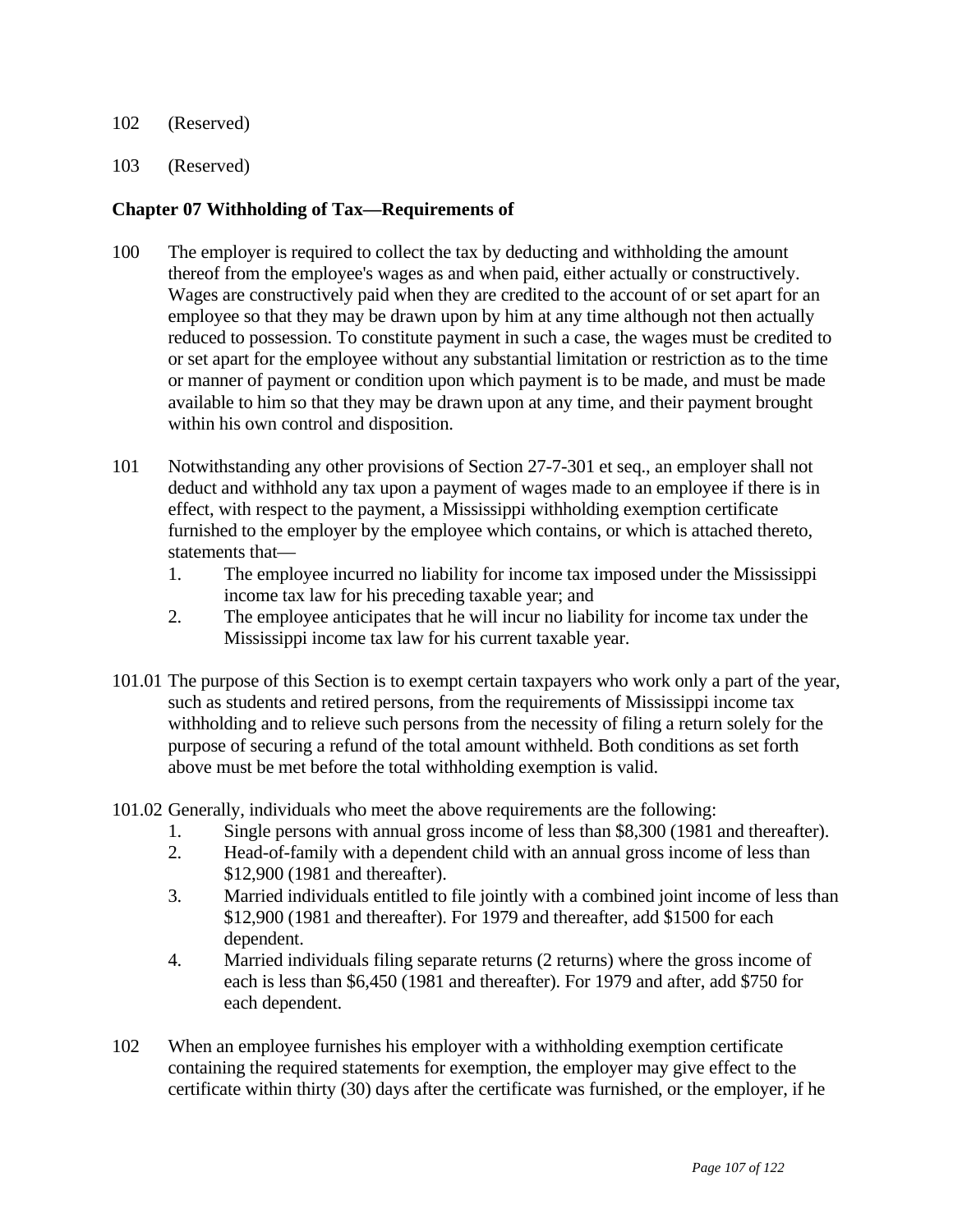102 (Reserved)

103 (Reserved)

**Chapter 07 Withholding of Tax—Requirements of**

100 The employer is required to collect the tax by deducting and withholding the amount thereof from the employee's wages as and when paid, either actually or constructively. Wages are constructively paid when they are credited to the account of or set apart for an employee so that they may be drawn upon by him at any time although not then actually reduced to possession. To constitute payment in such a case, the wages must be credited to or set apart for the employee without any substantial limitation or restriction as to the time or manner of payment or condition upon which payment is to be made, and must be made available to him so that they may be drawn upon at any time, and their payment brought within his own control and disposition.

101 Notwithstanding any other provisions of Section 27-7-301 et seq., an employer shall not deduct and withhold any tax upon a payment of wages made to an employee if there is in effect, with respect to the payment, a Mississippi withholding exemption certificate furnished to the employer by the employee which contains, or which is attached thereto, statements that—

1. The employee incurred no liability for income tax imposed under the Mississippi income tax law for his preceding taxable year; and
2. The employee anticipates that he will incur no liability for income tax under the Mississippi income tax law for his current taxable year.

101.01 The purpose of this Section is to exempt certain taxpayers who work only a part of the year, such as students and retired persons, from the requirements of Mississippi income tax withholding and to relieve such persons from the necessity of filing a return solely for the purpose of securing a refund of the total amount withheld. Both conditions as set forth above must be met before the total withholding exemption is valid.

101.02 Generally, individuals who meet the above requirements are the following:

1. Single persons with annual gross income of less than $8,300 (1981 and thereafter).
2. Head-of-family with a dependent child with an annual gross income of less than $12,900 (1981 and thereafter).
3. Married individuals entitled to file jointly with a combined joint income of less than $12,900 (1981 and thereafter). For 1979 and thereafter, add $1500 for each dependent.
4. Married individuals filing separate returns (2 returns) where the gross income of each is less than $6,450 (1981 and thereafter). For 1979 and after, add $750 for each dependent.

102 When an employee furnishes his employer with a withholding exemption certificate containing the required statements for exemption, the employer may give effect to the certificate within thirty (30) days after the certificate was furnished, or the employer, if he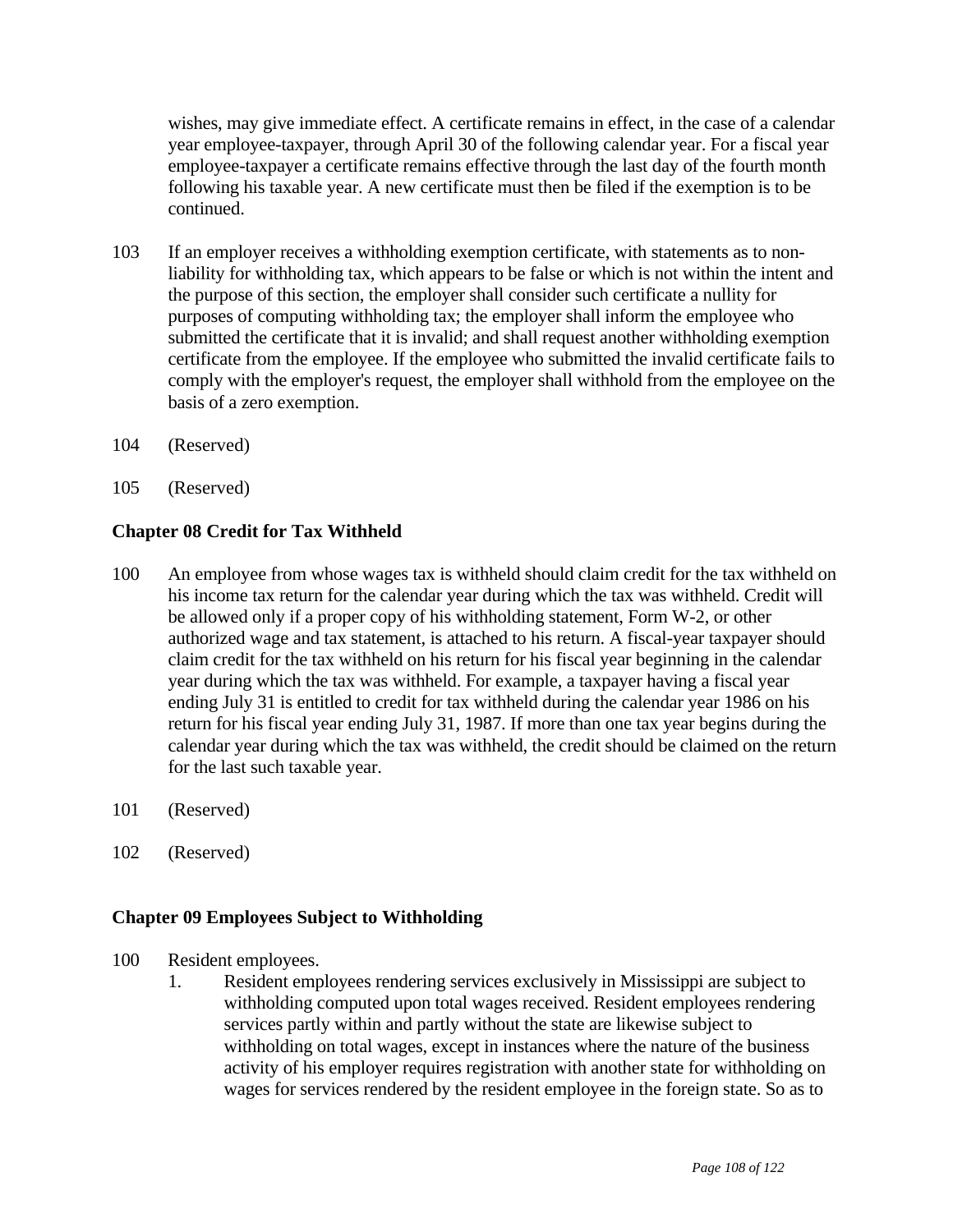wishes, may give immediate effect. A certificate remains in effect, in the case of a calendar year employee-taxpayer, through April 30 of the following calendar year. For a fiscal year employee-taxpayer a certificate remains effective through the last day of the fourth month following his taxable year. A new certificate must then be filed if the exemption is to be continued.

103 If an employer receives a withholding exemption certificate, with statements as to non-liability for withholding tax, which appears to be false or which is not within the intent and the purpose of this section, the employer shall consider such certificate a nullity for purposes of computing withholding tax; the employer shall inform the employee who submitted the certificate that it is invalid; and shall request another withholding exemption certificate from the employee. If the employee who submitted the invalid certificate fails to comply with the employer's request, the employer shall withhold from the employee on the basis of a zero exemption.

104 (Reserved)

105 (Reserved)

### Chapter 08 Credit for Tax Withheld

100 An employee from whose wages tax is withheld should claim credit for the tax withheld on his income tax return for the calendar year during which the tax was withheld. Credit will be allowed only if a proper copy of his withholding statement, Form W-2, or other authorized wage and tax statement, is attached to his return. A fiscal-year taxpayer should claim credit for the tax withheld on his return for his fiscal year beginning in the calendar year during which the tax was withheld. For example, a taxpayer having a fiscal year ending July 31 is entitled to credit for tax withheld during the calendar year 1986 on his return for his fiscal year ending July 31, 1987. If more than one tax year begins during the calendar year during which the tax was withheld, the credit should be claimed on the return for the last such taxable year.

101 (Reserved)

102 (Reserved)

### Chapter 09 Employees Subject to Withholding

100 Resident employees.

1. Resident employees rendering services exclusively in Mississippi are subject to withholding computed upon total wages received. Resident employees rendering services partly within and partly without the state are likewise subject to withholding on total wages, except in instances where the nature of the business activity of his employer requires registration with another state for withholding on wages for services rendered by the resident employee in the foreign state. So as to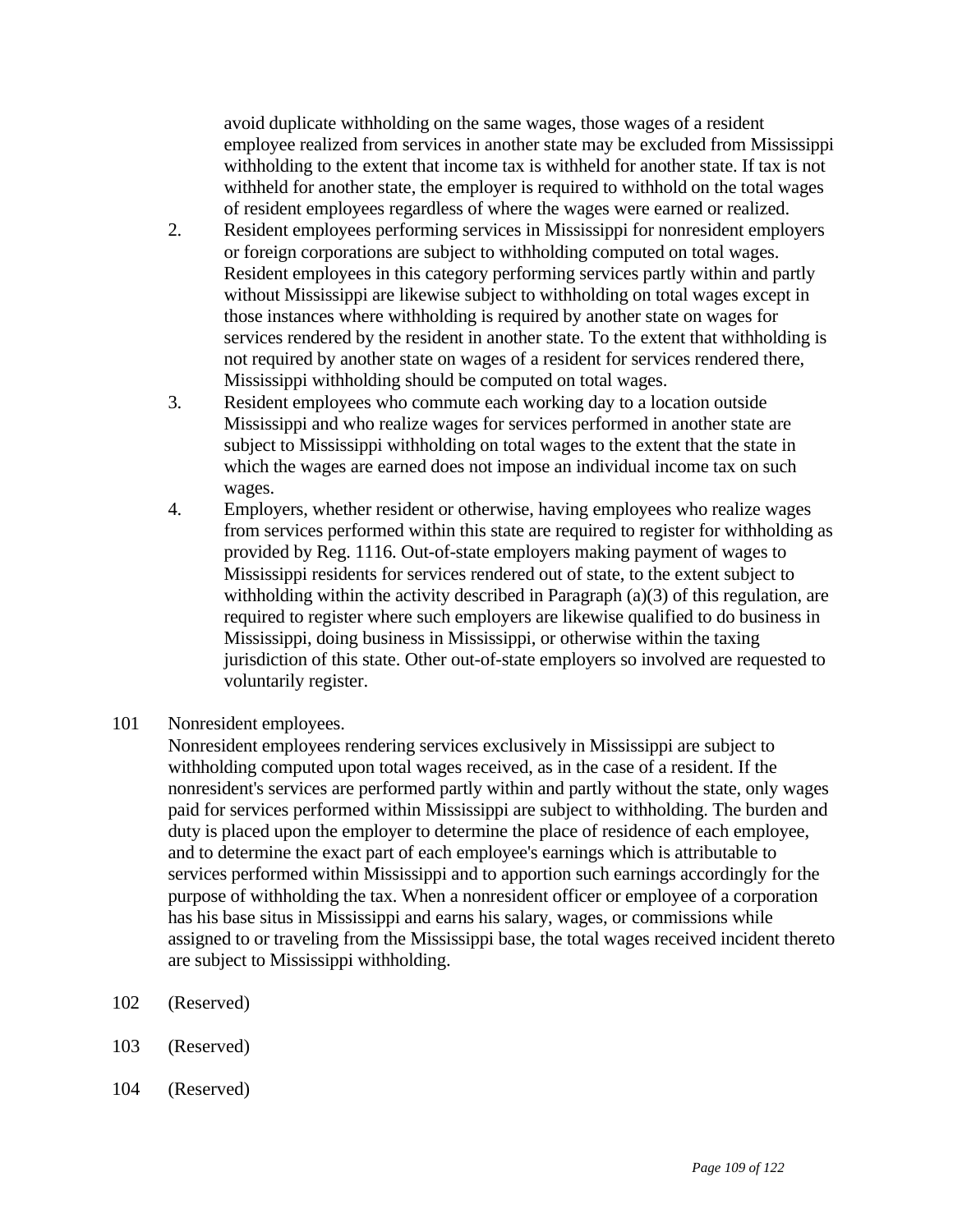avoid duplicate withholding on the same wages, those wages of a resident employee realized from services in another state may be excluded from Mississippi withholding to the extent that income tax is withheld for another state. If tax is not withheld for another state, the employer is required to withhold on the total wages of resident employees regardless of where the wages were earned or realized.

2. Resident employees performing services in Mississippi for nonresident employers or foreign corporations are subject to withholding computed on total wages. Resident employees in this category performing services partly within and partly without Mississippi are likewise subject to withholding on total wages except in those instances where withholding is required by another state on wages for services rendered by the resident in another state. To the extent that withholding is not required by another state on wages of a resident for services rendered there, Mississippi withholding should be computed on total wages.
3. Resident employees who commute each working day to a location outside Mississippi and who realize wages for services performed in another state are subject to Mississippi withholding on total wages to the extent that the state in which the wages are earned does not impose an individual income tax on such wages.
4. Employers, whether resident or otherwise, having employees who realize wages from services performed within this state are required to register for withholding as provided by Reg. 1116. Out-of-state employers making payment of wages to Mississippi residents for services rendered out of state, to the extent subject to withholding within the activity described in Paragraph (a)(3) of this regulation, are required to register where such employers are likewise qualified to do business in Mississippi, doing business in Mississippi, or otherwise within the taxing jurisdiction of this state. Other out-of-state employers so involved are requested to voluntarily register.

101 Nonresident employees.

Nonresident employees rendering services exclusively in Mississippi are subject to withholding computed upon total wages received, as in the case of a resident. If the nonresident's services are performed partly within and partly without the state, only wages paid for services performed within Mississippi are subject to withholding. The burden and duty is placed upon the employer to determine the place of residence of each employee, and to determine the exact part of each employee's earnings which is attributable to services performed within Mississippi and to apportion such earnings accordingly for the purpose of withholding the tax. When a nonresident officer or employee of a corporation has his base situs in Mississippi and earns his salary, wages, or commissions while assigned to or traveling from the Mississippi base, the total wages received incident thereto are subject to Mississippi withholding.

102 (Reserved)

103 (Reserved)

104 (Reserved)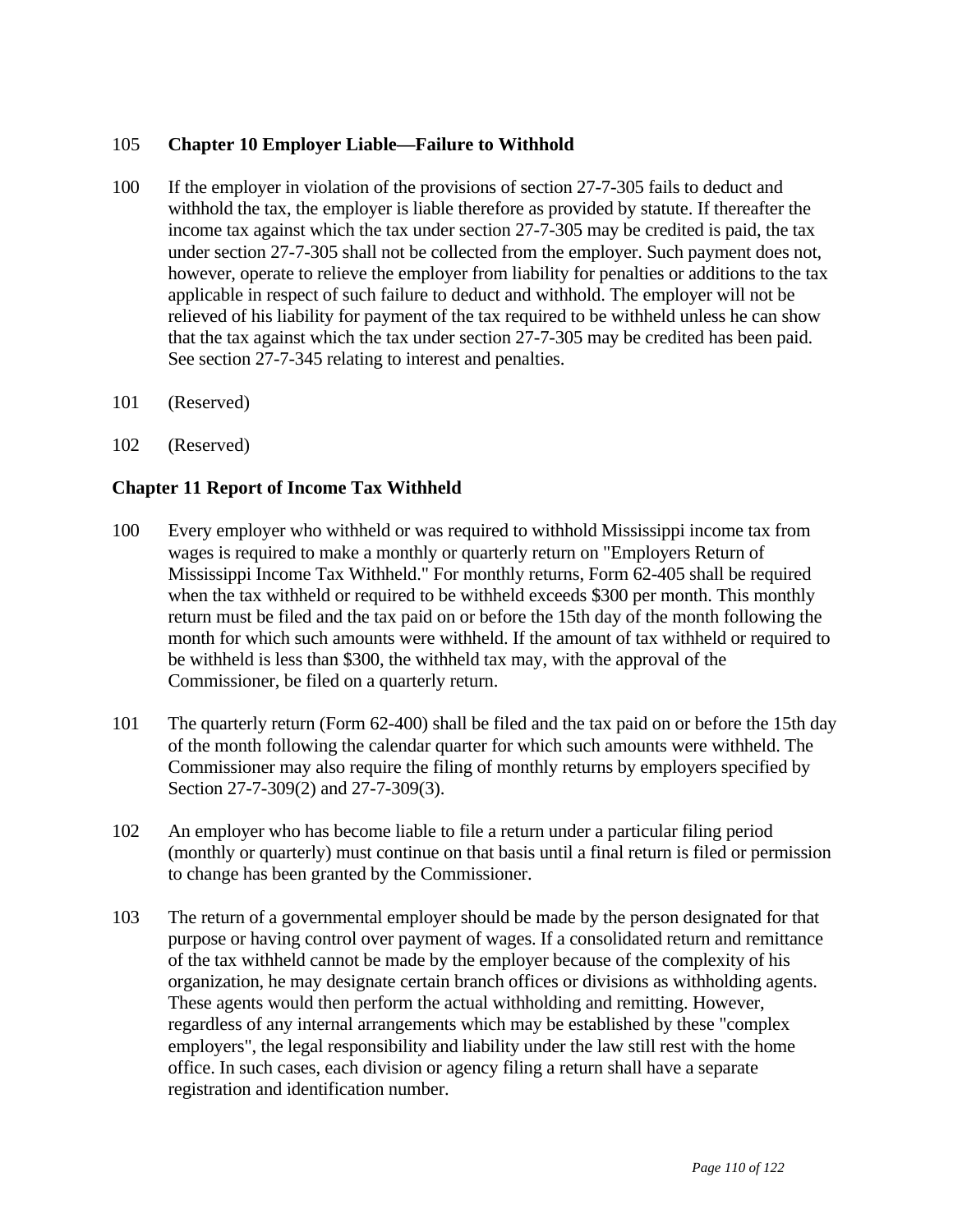105 **Chapter 10 Employer Liable—Failure to Withhold**

100 If the employer in violation of the provisions of section 27-7-305 fails to deduct and withhold the tax, the employer is liable therefore as provided by statute. If thereafter the income tax against which the tax under section 27-7-305 may be credited is paid, the tax under section 27-7-305 shall not be collected from the employer. Such payment does not, however, operate to relieve the employer from liability for penalties or additions to the tax applicable in respect of such failure to deduct and withhold. The employer will not be relieved of his liability for payment of the tax required to be withheld unless he can show that the tax against which the tax under section 27-7-305 may be credited has been paid. See section 27-7-345 relating to interest and penalties.

101 (Reserved)

102 (Reserved)

**Chapter 11 Report of Income Tax Withheld**

100 Every employer who withheld or was required to withhold Mississippi income tax from wages is required to make a monthly or quarterly return on "Employers Return of Mississippi Income Tax Withheld." For monthly returns, Form 62-405 shall be required when the tax withheld or required to be withheld exceeds $300 per month. This monthly return must be filed and the tax paid on or before the 15th day of the month following the month for which such amounts were withheld. If the amount of tax withheld or required to be withheld is less than $300, the withheld tax may, with the approval of the Commissioner, be filed on a quarterly return.

101 The quarterly return (Form 62-400) shall be filed and the tax paid on or before the 15th day of the month following the calendar quarter for which such amounts were withheld. The Commissioner may also require the filing of monthly returns by employers specified by Section 27-7-309(2) and 27-7-309(3).

102 An employer who has become liable to file a return under a particular filing period (monthly or quarterly) must continue on that basis until a final return is filed or permission to change has been granted by the Commissioner.

103 The return of a governmental employer should be made by the person designated for that purpose or having control over payment of wages. If a consolidated return and remittance of the tax withheld cannot be made by the employer because of the complexity of his organization, he may designate certain branch offices or divisions as withholding agents. These agents would then perform the actual withholding and remitting. However, regardless of any internal arrangements which may be established by these "complex employers", the legal responsibility and liability under the law still rest with the home office. In such cases, each division or agency filing a return shall have a separate registration and identification number.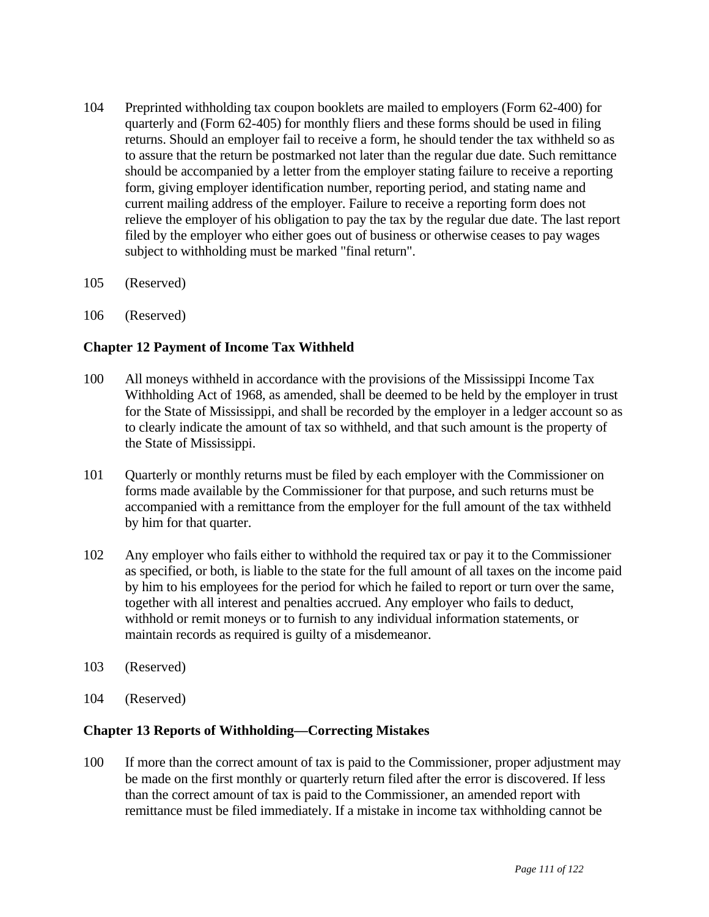104 Preprinted withholding tax coupon booklets are mailed to employers (Form 62-400) for quarterly and (Form 62-405) for monthly fliers and these forms should be used in filing returns. Should an employer fail to receive a form, he should tender the tax withheld so as to assure that the return be postmarked not later than the regular due date. Such remittance should be accompanied by a letter from the employer stating failure to receive a reporting form, giving employer identification number, reporting period, and stating name and current mailing address of the employer. Failure to receive a reporting form does not relieve the employer of his obligation to pay the tax by the regular due date. The last report filed by the employer who either goes out of business or otherwise ceases to pay wages subject to withholding must be marked "final return".

105 (Reserved)

106 (Reserved)

### Chapter 12 Payment of Income Tax Withheld

100 All moneys withheld in accordance with the provisions of the Mississippi Income Tax Withholding Act of 1968, as amended, shall be deemed to be held by the employer in trust for the State of Mississippi, and shall be recorded by the employer in a ledger account so as to clearly indicate the amount of tax so withheld, and that such amount is the property of the State of Mississippi.

101 Quarterly or monthly returns must be filed by each employer with the Commissioner on forms made available by the Commissioner for that purpose, and such returns must be accompanied with a remittance from the employer for the full amount of the tax withheld by him for that quarter.

102 Any employer who fails either to withhold the required tax or pay it to the Commissioner as specified, or both, is liable to the state for the full amount of all taxes on the income paid by him to his employees for the period for which he failed to report or turn over the same, together with all interest and penalties accrued. Any employer who fails to deduct, withhold or remit moneys or to furnish to any individual information statements, or maintain records as required is guilty of a misdemeanor.

103 (Reserved)

104 (Reserved)

### Chapter 13 Reports of Withholding—Correcting Mistakes

100 If more than the correct amount of tax is paid to the Commissioner, proper adjustment may be made on the first monthly or quarterly return filed after the error is discovered. If less than the correct amount of tax is paid to the Commissioner, an amended report with remittance must be filed immediately. If a mistake in income tax withholding cannot be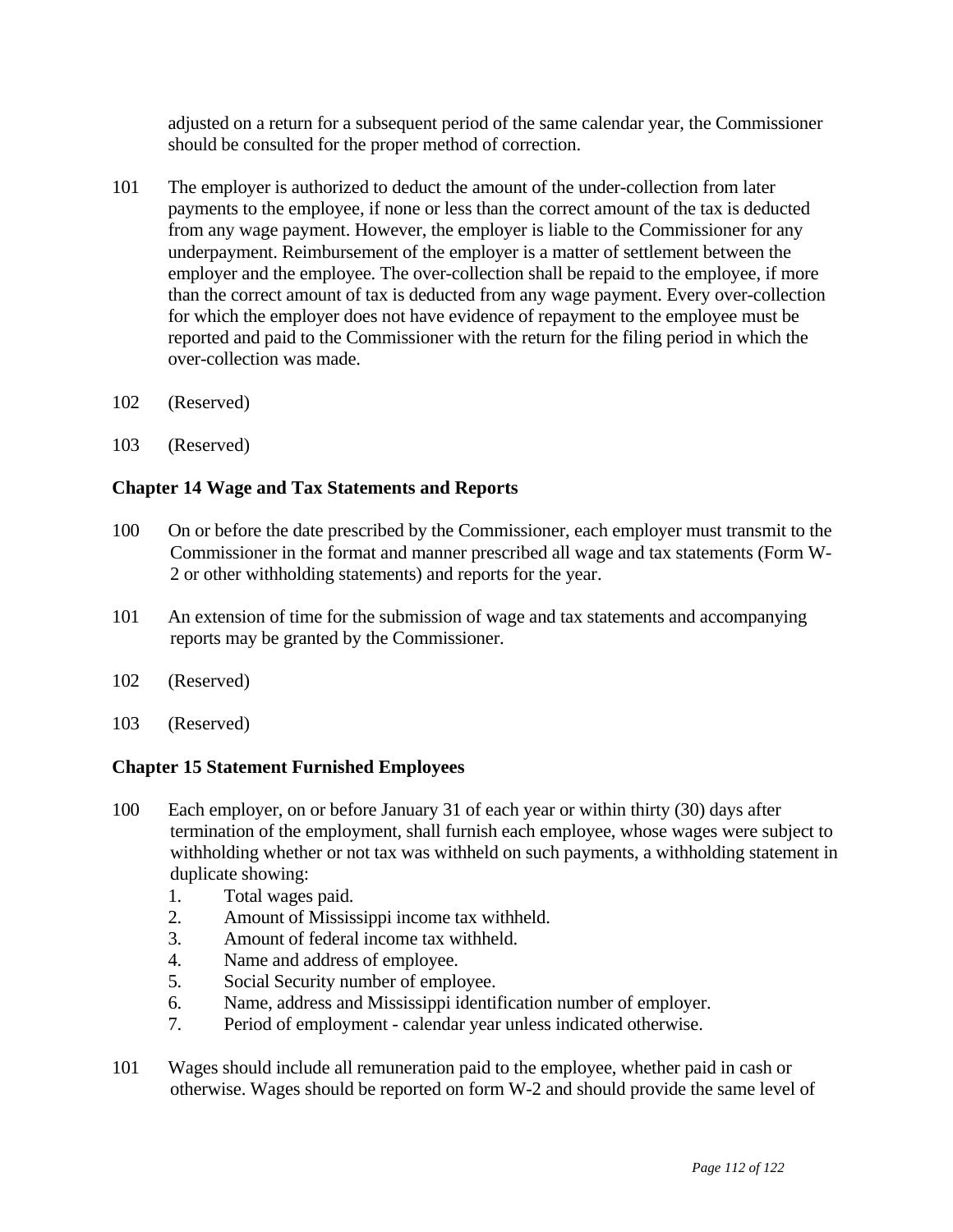adjusted on a return for a subsequent period of the same calendar year, the Commissioner should be consulted for the proper method of correction.

101 The employer is authorized to deduct the amount of the under-collection from later payments to the employee, if none or less than the correct amount of the tax is deducted from any wage payment. However, the employer is liable to the Commissioner for any underpayment. Reimbursement of the employer is a matter of settlement between the employer and the employee. The over-collection shall be repaid to the employee, if more than the correct amount of tax is deducted from any wage payment. Every over-collection for which the employer does not have evidence of repayment to the employee must be reported and paid to the Commissioner with the return for the filing period in which the over-collection was made.

102 (Reserved)

103 (Reserved)

**Chapter 14 Wage and Tax Statements and Reports**

100 On or before the date prescribed by the Commissioner, each employer must transmit to the Commissioner in the format and manner prescribed all wage and tax statements (Form W-2 or other withholding statements) and reports for the year.

101 An extension of time for the submission of wage and tax statements and accompanying reports may be granted by the Commissioner.

102 (Reserved)

103 (Reserved)

**Chapter 15 Statement Furnished Employees**

100 Each employer, on or before January 31 of each year or within thirty (30) days after termination of the employment, shall furnish each employee, whose wages were subject to withholding whether or not tax was withheld on such payments, a withholding statement in duplicate showing:

1. Total wages paid.
2. Amount of Mississippi income tax withheld.
3. Amount of federal income tax withheld.
4. Name and address of employee.
5. Social Security number of employee.
6. Name, address and Mississippi identification number of employer.
7. Period of employment - calendar year unless indicated otherwise.

101 Wages should include all remuneration paid to the employee, whether paid in cash or otherwise. Wages should be reported on form W-2 and should provide the same level of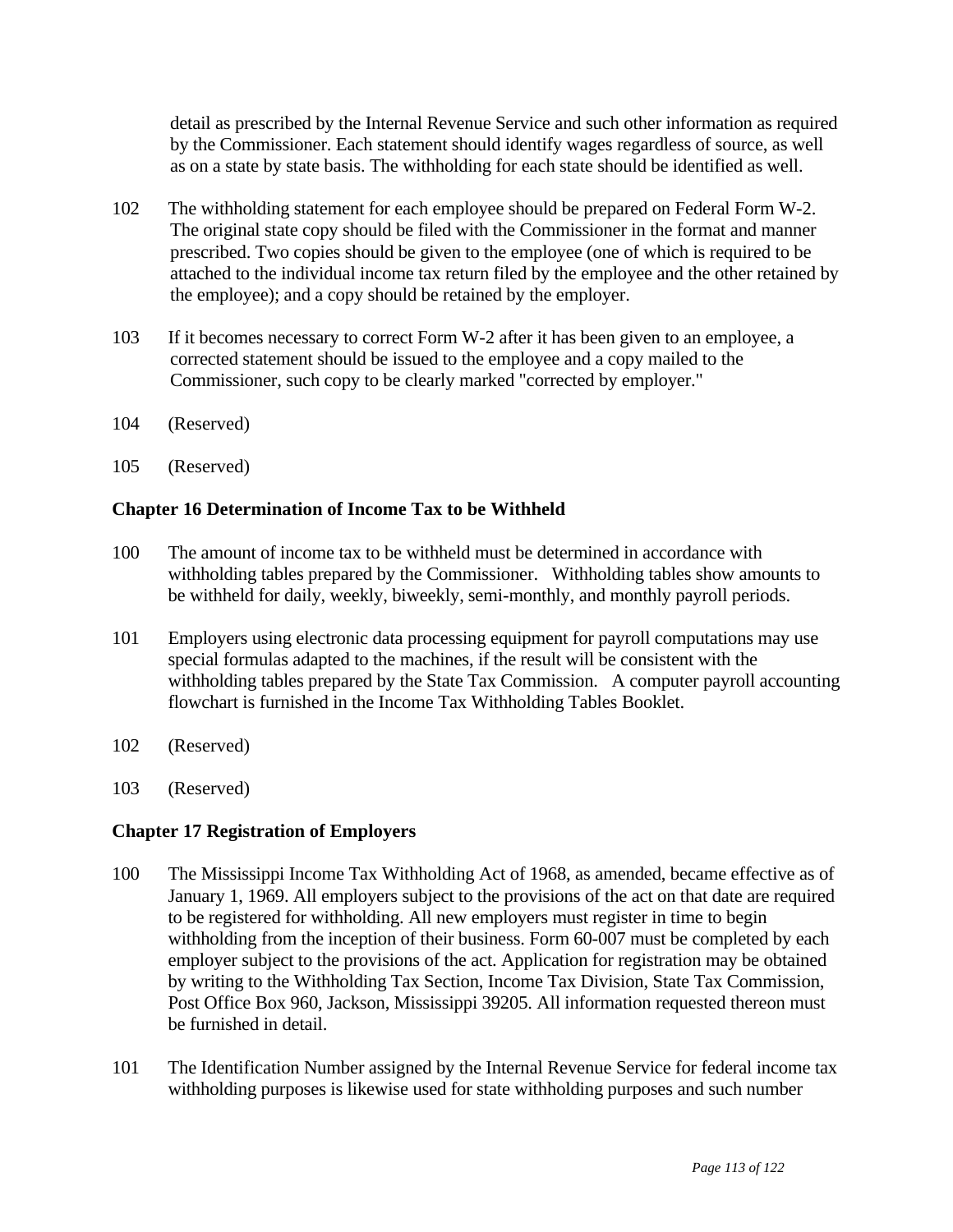detail as prescribed by the Internal Revenue Service and such other information as required by the Commissioner. Each statement should identify wages regardless of source, as well as on a state by state basis. The withholding for each state should be identified as well.

102 The withholding statement for each employee should be prepared on Federal Form W-2. The original state copy should be filed with the Commissioner in the format and manner prescribed. Two copies should be given to the employee (one of which is required to be attached to the individual income tax return filed by the employee and the other retained by the employee); and a copy should be retained by the employer.

103 If it becomes necessary to correct Form W-2 after it has been given to an employee, a corrected statement should be issued to the employee and a copy mailed to the Commissioner, such copy to be clearly marked "corrected by employer."

104 (Reserved)

105 (Reserved)

**Chapter 16 Determination of Income Tax to be Withheld**

100 The amount of income tax to be withheld must be determined in accordance with withholding tables prepared by the Commissioner. Withholding tables show amounts to be withheld for daily, weekly, biweekly, semi-monthly, and monthly payroll periods.

101 Employers using electronic data processing equipment for payroll computations may use special formulas adapted to the machines, if the result will be consistent with the withholding tables prepared by the State Tax Commission. A computer payroll accounting flowchart is furnished in the Income Tax Withholding Tables Booklet.

102 (Reserved)

103 (Reserved)

**Chapter 17 Registration of Employers**

100 The Mississippi Income Tax Withholding Act of 1968, as amended, became effective as of January 1, 1969. All employers subject to the provisions of the act on that date are required to be registered for withholding. All new employers must register in time to begin withholding from the inception of their business. Form 60-007 must be completed by each employer subject to the provisions of the act. Application for registration may be obtained by writing to the Withholding Tax Section, Income Tax Division, State Tax Commission, Post Office Box 960, Jackson, Mississippi 39205. All information requested thereon must be furnished in detail.

101 The Identification Number assigned by the Internal Revenue Service for federal income tax withholding purposes is likewise used for state withholding purposes and such number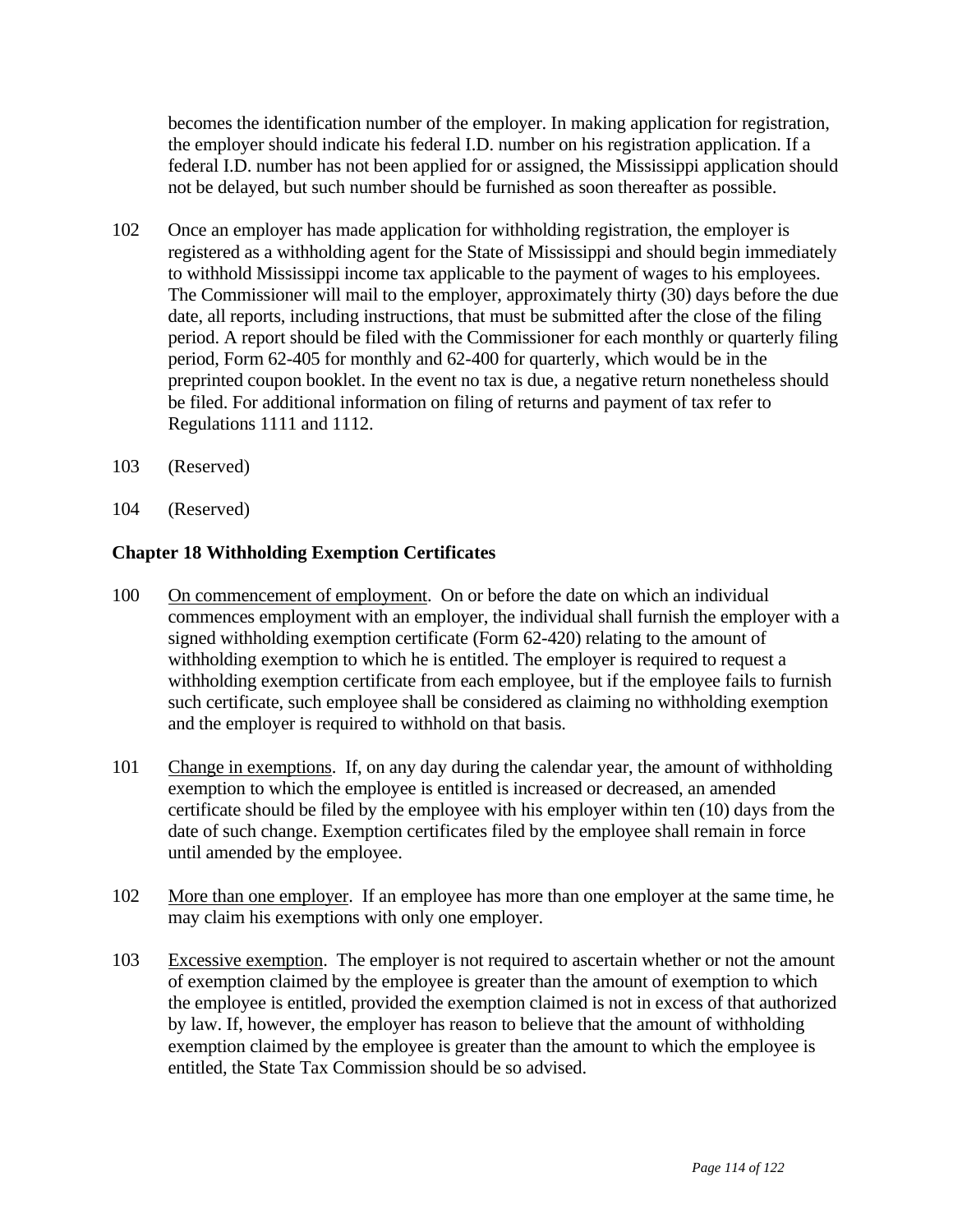becomes the identification number of the employer. In making application for registration, the employer should indicate his federal I.D. number on his registration application. If a federal I.D. number has not been applied for or assigned, the Mississippi application should not be delayed, but such number should be furnished as soon thereafter as possible.

102 Once an employer has made application for withholding registration, the employer is registered as a withholding agent for the State of Mississippi and should begin immediately to withhold Mississippi income tax applicable to the payment of wages to his employees. The Commissioner will mail to the employer, approximately thirty (30) days before the due date, all reports, including instructions, that must be submitted after the close of the filing period. A report should be filed with the Commissioner for each monthly or quarterly filing period, Form 62-405 for monthly and 62-400 for quarterly, which would be in the preprinted coupon booklet. In the event no tax is due, a negative return nonetheless should be filed. For additional information on filing of returns and payment of tax refer to Regulations 1111 and 1112.

103 (Reserved)

104 (Reserved)

## Chapter 18 Withholding Exemption Certificates

100 On commencement of employment. On or before the date on which an individual commences employment with an employer, the individual shall furnish the employer with a signed withholding exemption certificate (Form 62-420) relating to the amount of withholding exemption to which he is entitled. The employer is required to request a withholding exemption certificate from each employee, but if the employee fails to furnish such certificate, such employee shall be considered as claiming no withholding exemption and the employer is required to withhold on that basis.

101 Change in exemptions. If, on any day during the calendar year, the amount of withholding exemption to which the employee is entitled is increased or decreased, an amended certificate should be filed by the employee with his employer within ten (10) days from the date of such change. Exemption certificates filed by the employee shall remain in force until amended by the employee.

102 More than one employer. If an employee has more than one employer at the same time, he may claim his exemptions with only one employer.

103 Excessive exemption. The employer is not required to ascertain whether or not the amount of exemption claimed by the employee is greater than the amount of exemption to which the employee is entitled, provided the exemption claimed is not in excess of that authorized by law. If, however, the employer has reason to believe that the amount of withholding exemption claimed by the employee is greater than the amount to which the employee is entitled, the State Tax Commission should be so advised.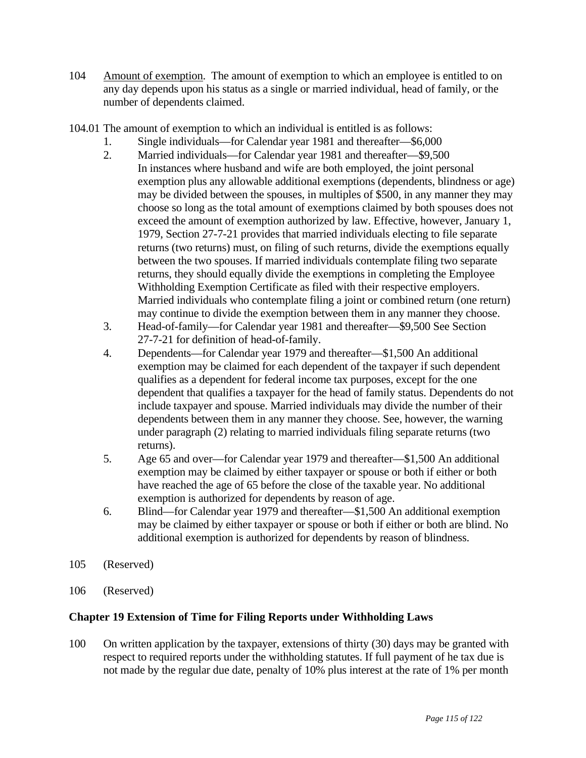104 Amount of exemption. The amount of exemption to which an employee is entitled to on any day depends upon his status as a single or married individual, head of family, or the number of dependents claimed.

104.01 The amount of exemption to which an individual is entitled is as follows:

1. Single individuals—for Calendar year 1981 and thereafter—$6,000
2. Married individuals—for Calendar year 1981 and thereafter—$9,500
   In instances where husband and wife are both employed, the joint personal exemption plus any allowable additional exemptions (dependents, blindness or age) may be divided between the spouses, in multiples of $500, in any manner they may choose so long as the total amount of exemptions claimed by both spouses does not exceed the amount of exemption authorized by law. Effective, however, January 1, 1979, Section 27-7-21 provides that married individuals electing to file separate returns (two returns) must, on filing of such returns, divide the exemptions equally between the two spouses. If married individuals contemplate filing two separate returns, they should equally divide the exemptions in completing the Employee Withholding Exemption Certificate as filed with their respective employers. Married individuals who contemplate filing a joint or combined return (one return) may continue to divide the exemption between them in any manner they choose.
3. Head-of-family—for Calendar year 1981 and thereafter—$9,500 See Section 27-7-21 for definition of head-of-family.
4. Dependents—for Calendar year 1979 and thereafter—$1,500 An additional exemption may be claimed for each dependent of the taxpayer if such dependent qualifies as a dependent for federal income tax purposes, except for the one dependent that qualifies a taxpayer for the head of family status. Dependents do not include taxpayer and spouse. Married individuals may divide the number of their dependents between them in any manner they choose. See, however, the warning under paragraph (2) relating to married individuals filing separate returns (two returns).
5. Age 65 and over—for Calendar year 1979 and thereafter—$1,500 An additional exemption may be claimed by either taxpayer or spouse or both if either or both have reached the age of 65 before the close of the taxable year. No additional exemption is authorized for dependents by reason of age.
6. Blind—for Calendar year 1979 and thereafter—$1,500 An additional exemption may be claimed by either taxpayer or spouse or both if either or both are blind. No additional exemption is authorized for dependents by reason of blindness.

105 (Reserved)

106 (Reserved)

**Chapter 19 Extension of Time for Filing Reports under Withholding Laws**

100 On written application by the taxpayer, extensions of thirty (30) days may be granted with respect to required reports under the withholding statutes. If full payment of he tax due is not made by the regular due date, penalty of 10% plus interest at the rate of 1% per month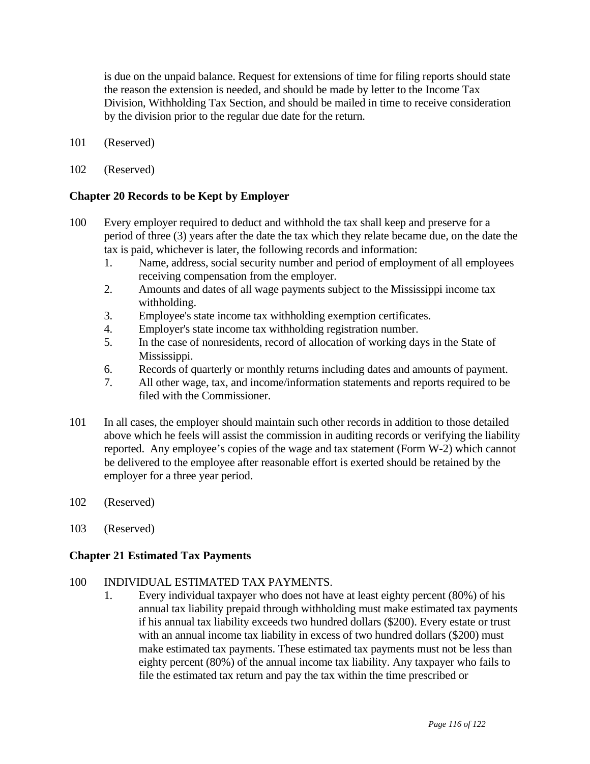is due on the unpaid balance. Request for extensions of time for filing reports should state the reason the extension is needed, and should be made by letter to the Income Tax Division, Withholding Tax Section, and should be mailed in time to receive consideration by the division prior to the regular due date for the return.

101 (Reserved)

102 (Reserved)

**Chapter 20 Records to be Kept by Employer**

100 Every employer required to deduct and withhold the tax shall keep and preserve for a period of three (3) years after the date the tax which they relate became due, on the date the tax is paid, whichever is later, the following records and information:

1. Name, address, social security number and period of employment of all employees receiving compensation from the employer.
2. Amounts and dates of all wage payments subject to the Mississippi income tax withholding.
3. Employee's state income tax withholding exemption certificates.
4. Employer's state income tax withholding registration number.
5. In the case of nonresidents, record of allocation of working days in the State of Mississippi.
6. Records of quarterly or monthly returns including dates and amounts of payment.
7. All other wage, tax, and income/information statements and reports required to be filed with the Commissioner.

101 In all cases, the employer should maintain such other records in addition to those detailed above which he feels will assist the commission in auditing records or verifying the liability reported. Any employee's copies of the wage and tax statement (Form W-2) which cannot be delivered to the employee after reasonable effort is exerted should be retained by the employer for a three year period.

102 (Reserved)

103 (Reserved)

**Chapter 21 Estimated Tax Payments**

100 INDIVIDUAL ESTIMATED TAX PAYMENTS.

1. Every individual taxpayer who does not have at least eighty percent (80%) of his annual tax liability prepaid through withholding must make estimated tax payments if his annual tax liability exceeds two hundred dollars ($200). Every estate or trust with an annual income tax liability in excess of two hundred dollars ($200) must make estimated tax payments. These estimated tax payments must not be less than eighty percent (80%) of the annual income tax liability. Any taxpayer who fails to file the estimated tax return and pay the tax within the time prescribed or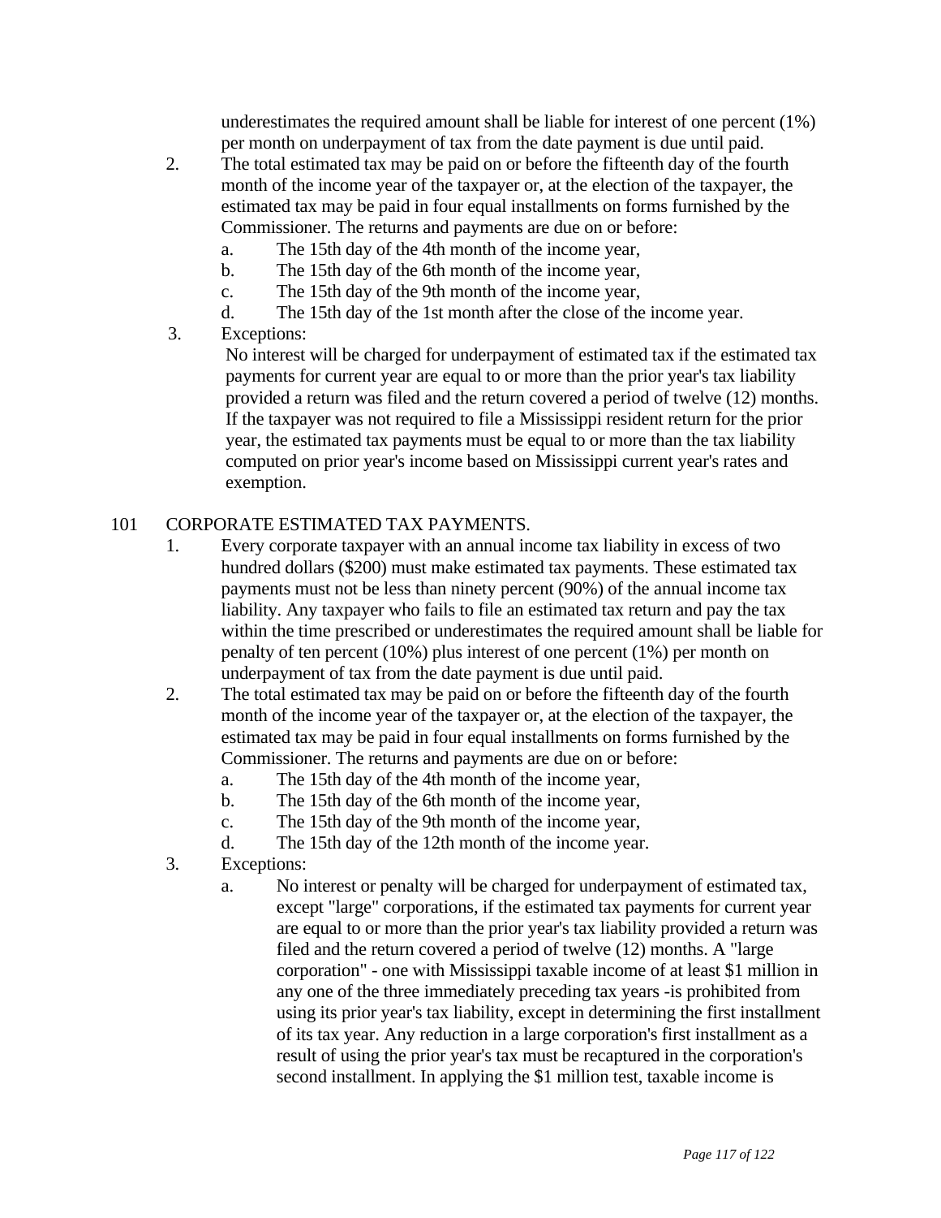underestimates the required amount shall be liable for interest of one percent (1%) per month on underpayment of tax from the date payment is due until paid.

2. The total estimated tax may be paid on or before the fifteenth day of the fourth month of the income year of the taxpayer or, at the election of the taxpayer, the estimated tax may be paid in four equal installments on forms furnished by the Commissioner. The returns and payments are due on or before:
   a. The 15th day of the 4th month of the income year,
   b. The 15th day of the 6th month of the income year,
   c. The 15th day of the 9th month of the income year,
   d. The 15th day of the 1st month after the close of the income year.
3. Exceptions:

   No interest will be charged for underpayment of estimated tax if the estimated tax payments for current year are equal to or more than the prior year's tax liability provided a return was filed and the return covered a period of twelve (12) months. If the taxpayer was not required to file a Mississippi resident return for the prior year, the estimated tax payments must be equal to or more than the tax liability computed on prior year's income based on Mississippi current year's rates and exemption.

101 CORPORATE ESTIMATED TAX PAYMENTS.

1. Every corporate taxpayer with an annual income tax liability in excess of two hundred dollars ($200) must make estimated tax payments. These estimated tax payments must not be less than ninety percent (90%) of the annual income tax liability. Any taxpayer who fails to file an estimated tax return and pay the tax within the time prescribed or underestimates the required amount shall be liable for penalty of ten percent (10%) plus interest of one percent (1%) per month on underpayment of tax from the date payment is due until paid.
2. The total estimated tax may be paid on or before the fifteenth day of the fourth month of the income year of the taxpayer or, at the election of the taxpayer, the estimated tax may be paid in four equal installments on forms furnished by the Commissioner. The returns and payments are due on or before:
   a. The 15th day of the 4th month of the income year,
   b. The 15th day of the 6th month of the income year,
   c. The 15th day of the 9th month of the income year,
   d. The 15th day of the 12th month of the income year.
3. Exceptions:
   a. No interest or penalty will be charged for underpayment of estimated tax, except "large" corporations, if the estimated tax payments for current year are equal to or more than the prior year's tax liability provided a return was filed and the return covered a period of twelve (12) months. A "large corporation" - one with Mississippi taxable income of at least $1 million in any one of the three immediately preceding tax years -is prohibited from using its prior year's tax liability, except in determining the first installment of its tax year. Any reduction in a large corporation's first installment as a result of using the prior year's tax must be recaptured in the corporation's second installment. In applying the $1 million test, taxable income is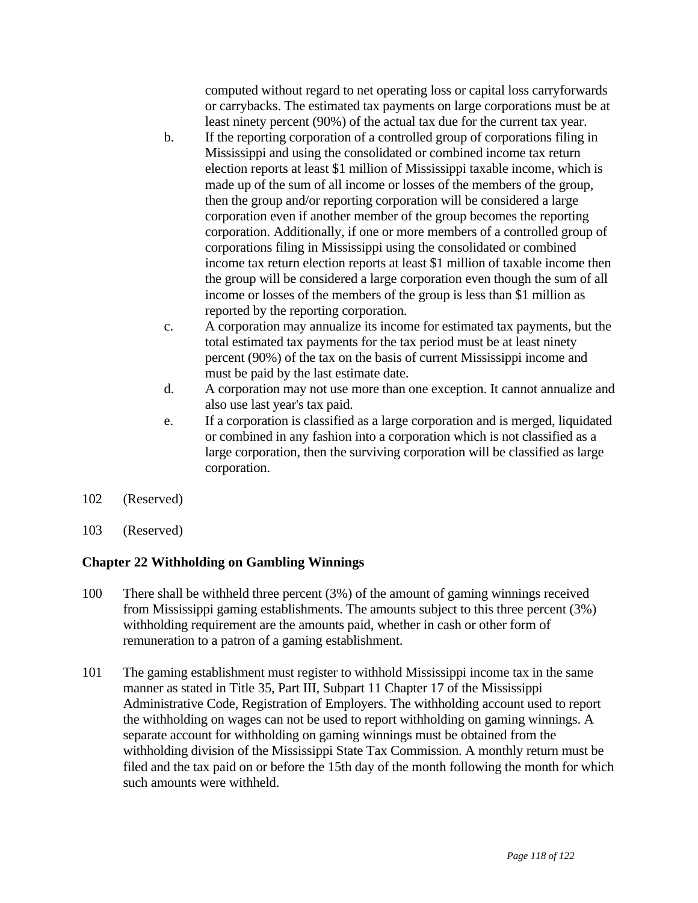computed without regard to net operating loss or capital loss carryforwards or carrybacks. The estimated tax payments on large corporations must be at least ninety percent (90%) of the actual tax due for the current tax year.

b. If the reporting corporation of a controlled group of corporations filing in Mississippi and using the consolidated or combined income tax return election reports at least $1 million of Mississippi taxable income, which is made up of the sum of all income or losses of the members of the group, then the group and/or reporting corporation will be considered a large corporation even if another member of the group becomes the reporting corporation. Additionally, if one or more members of a controlled group of corporations filing in Mississippi using the consolidated or combined income tax return election reports at least $1 million of taxable income then the group will be considered a large corporation even though the sum of all income or losses of the members of the group is less than $1 million as reported by the reporting corporation.

c. A corporation may annualize its income for estimated tax payments, but the total estimated tax payments for the tax period must be at least ninety percent (90%) of the tax on the basis of current Mississippi income and must be paid by the last estimate date.

d. A corporation may not use more than one exception. It cannot annualize and also use last year's tax paid.

e. If a corporation is classified as a large corporation and is merged, liquidated or combined in any fashion into a corporation which is not classified as a large corporation, then the surviving corporation will be classified as large corporation.

102 (Reserved)

103 (Reserved)

## Chapter 22 Withholding on Gambling Winnings

100 There shall be withheld three percent (3%) of the amount of gaming winnings received from Mississippi gaming establishments. The amounts subject to this three percent (3%) withholding requirement are the amounts paid, whether in cash or other form of remuneration to a patron of a gaming establishment.

101 The gaming establishment must register to withhold Mississippi income tax in the same manner as stated in Title 35, Part III, Subpart 11 Chapter 17 of the Mississippi Administrative Code, Registration of Employers. The withholding account used to report the withholding on wages can not be used to report withholding on gaming winnings. A separate account for withholding on gaming winnings must be obtained from the withholding division of the Mississippi State Tax Commission. A monthly return must be filed and the tax paid on or before the 15th day of the month following the month for which such amounts were withheld.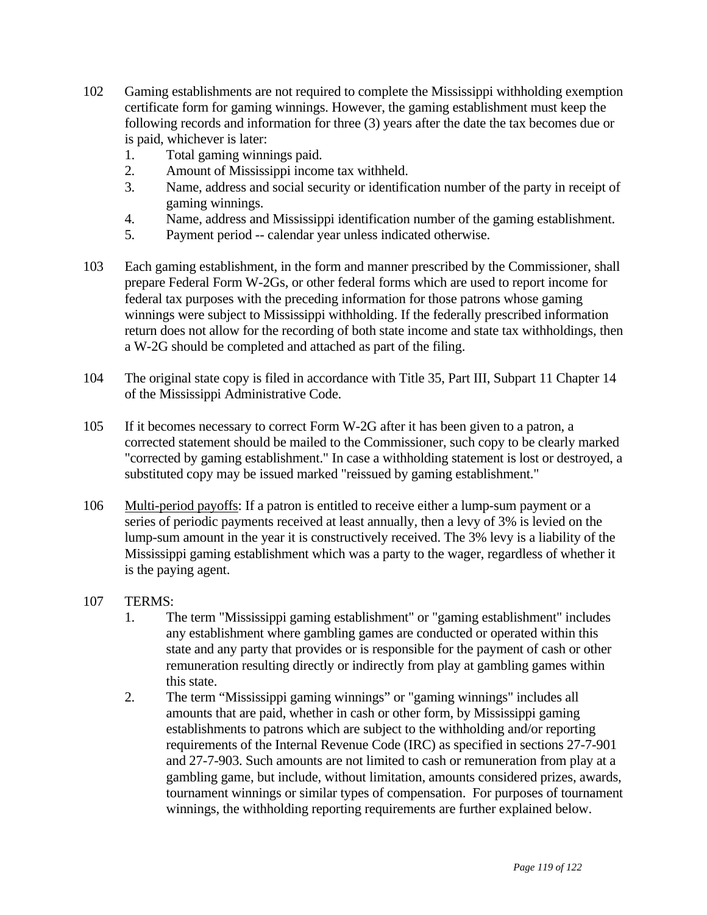102 Gaming establishments are not required to complete the Mississippi withholding exemption certificate form for gaming winnings. However, the gaming establishment must keep the following records and information for three (3) years after the date the tax becomes due or is paid, whichever is later:

1. Total gaming winnings paid.
2. Amount of Mississippi income tax withheld.
3. Name, address and social security or identification number of the party in receipt of gaming winnings.
4. Name, address and Mississippi identification number of the gaming establishment.
5. Payment period -- calendar year unless indicated otherwise.

103 Each gaming establishment, in the form and manner prescribed by the Commissioner, shall prepare Federal Form W-2Gs, or other federal forms which are used to report income for federal tax purposes with the preceding information for those patrons whose gaming winnings were subject to Mississippi withholding. If the federally prescribed information return does not allow for the recording of both state income and state tax withholdings, then a W-2G should be completed and attached as part of the filing.

104 The original state copy is filed in accordance with Title 35, Part III, Subpart 11 Chapter 14 of the Mississippi Administrative Code.

105 If it becomes necessary to correct Form W-2G after it has been given to a patron, a corrected statement should be mailed to the Commissioner, such copy to be clearly marked "corrected by gaming establishment." In case a withholding statement is lost or destroyed, a substituted copy may be issued marked "reissued by gaming establishment."

106 Multi-period payoffs: If a patron is entitled to receive either a lump-sum payment or a series of periodic payments received at least annually, then a levy of 3% is levied on the lump-sum amount in the year it is constructively received. The 3% levy is a liability of the Mississippi gaming establishment which was a party to the wager, regardless of whether it is the paying agent.

107 TERMS:

1. The term "Mississippi gaming establishment" or "gaming establishment" includes any establishment where gambling games are conducted or operated within this state and any party that provides or is responsible for the payment of cash or other remuneration resulting directly or indirectly from play at gambling games within this state.
2. The term "Mississippi gaming winnings" or "gaming winnings" includes all amounts that are paid, whether in cash or other form, by Mississippi gaming establishments to patrons which are subject to the withholding and/or reporting requirements of the Internal Revenue Code (IRC) as specified in sections 27-7-901 and 27-7-903. Such amounts are not limited to cash or remuneration from play at a gambling game, but include, without limitation, amounts considered prizes, awards, tournament winnings or similar types of compensation. For purposes of tournament winnings, the withholding reporting requirements are further explained below.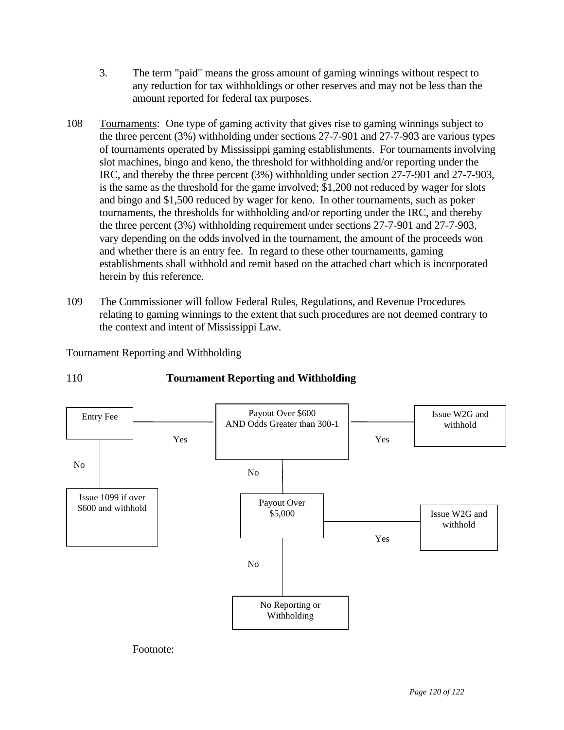3. The term "paid" means the gross amount of gaming winnings without respect to any reduction for tax withholdings or other reserves and may not be less than the amount reported for federal tax purposes.

108 Tournaments: One type of gaming activity that gives rise to gaming winnings subject to the three percent (3%) withholding under sections 27-7-901 and 27-7-903 are various types of tournaments operated by Mississippi gaming establishments. For tournaments involving slot machines, bingo and keno, the threshold for withholding and/or reporting under the IRC, and thereby the three percent (3%) withholding under section 27-7-901 and 27-7-903, is the same as the threshold for the game involved; $1,200 not reduced by wager for slots and bingo and $1,500 reduced by wager for keno. In other tournaments, such as poker tournaments, the thresholds for withholding and/or reporting under the IRC, and thereby the three percent (3%) withholding requirement under sections 27-7-901 and 27-7-903, vary depending on the odds involved in the tournament, the amount of the proceeds won and whether there is an entry fee. In regard to these other tournaments, gaming establishments shall withhold and remit based on the attached chart which is incorporated herein by this reference.

109 The Commissioner will follow Federal Rules, Regulations, and Revenue Procedures relating to gaming winnings to the extent that such procedures are not deemed contrary to the context and intent of Mississippi Law.

Tournament Reporting and Withholding

## 110 **Tournament Reporting and Withholding**

- Entry Fee
  - Yes → Payout Over $600 AND Odds Greater than 300-1
    - Yes → Issue W2G and withhold
    - No → Payout Over $5,000
      - Yes → Issue W2G and withhold
      - No → No Reporting or Withholding
  - No → Issue 1099 if over $600 and withhold

Footnote: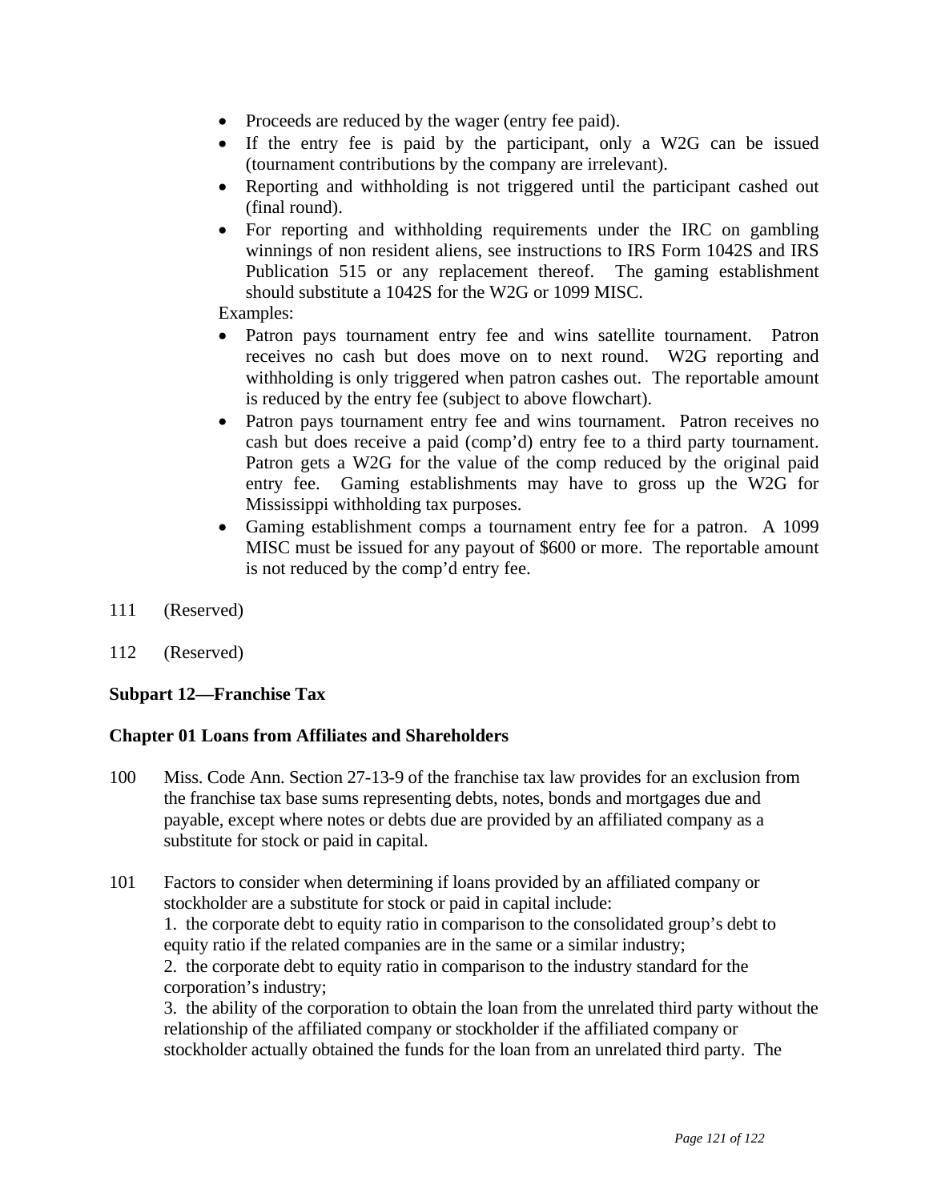- Proceeds are reduced by the wager (entry fee paid).
- If the entry fee is paid by the participant, only a W2G can be issued (tournament contributions by the company are irrelevant).
- Reporting and withholding is not triggered until the participant cashed out (final round).
- For reporting and withholding requirements under the IRC on gambling winnings of non resident aliens, see instructions to IRS Form 1042S and IRS Publication 515 or any replacement thereof. The gaming establishment should substitute a 1042S for the W2G or 1099 MISC.

Examples:

- Patron pays tournament entry fee and wins satellite tournament. Patron receives no cash but does move on to next round. W2G reporting and withholding is only triggered when patron cashes out. The reportable amount is reduced by the entry fee (subject to above flowchart).
- Patron pays tournament entry fee and wins tournament. Patron receives no cash but does receive a paid (comp'd) entry fee to a third party tournament. Patron gets a W2G for the value of the comp reduced by the original paid entry fee. Gaming establishments may have to gross up the W2G for Mississippi withholding tax purposes.
- Gaming establishment comps a tournament entry fee for a patron. A 1099 MISC must be issued for any payout of $600 or more. The reportable amount is not reduced by the comp'd entry fee.

111 (Reserved)

112 (Reserved)

**Subpart 12—Franchise Tax**

**Chapter 01 Loans from Affiliates and Shareholders**

100 Miss. Code Ann. Section 27-13-9 of the franchise tax law provides for an exclusion from the franchise tax base sums representing debts, notes, bonds and mortgages due and payable, except where notes or debts due are provided by an affiliated company as a substitute for stock or paid in capital.

101 Factors to consider when determining if loans provided by an affiliated company or stockholder are a substitute for stock or paid in capital include:
1. the corporate debt to equity ratio in comparison to the consolidated group's debt to equity ratio if the related companies are in the same or a similar industry;
2. the corporate debt to equity ratio in comparison to the industry standard for the corporation's industry;
3. the ability of the corporation to obtain the loan from the unrelated third party without the relationship of the affiliated company or stockholder if the affiliated company or stockholder actually obtained the funds for the loan from an unrelated third party. The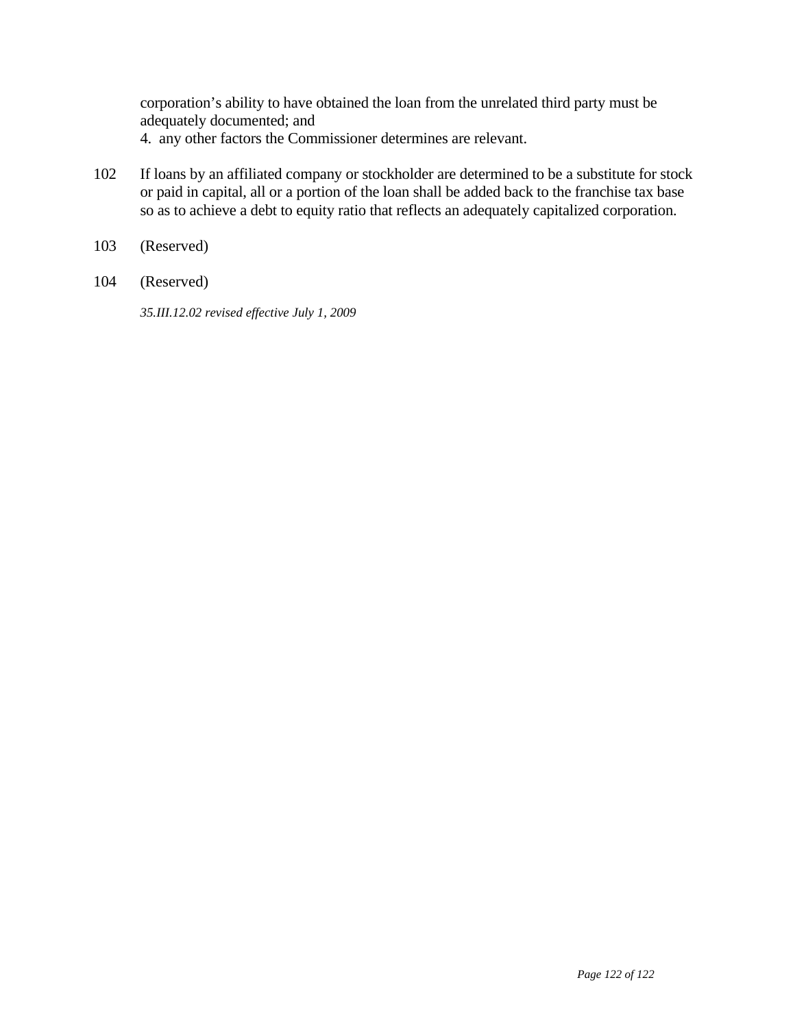corporation's ability to have obtained the loan from the unrelated third party must be adequately documented; and

4. any other factors the Commissioner determines are relevant.

102 If loans by an affiliated company or stockholder are determined to be a substitute for stock or paid in capital, all or a portion of the loan shall be added back to the franchise tax base so as to achieve a debt to equity ratio that reflects an adequately capitalized corporation.

103 (Reserved)

104 (Reserved)

*35.III.12.02 revised effective July 1, 2009*